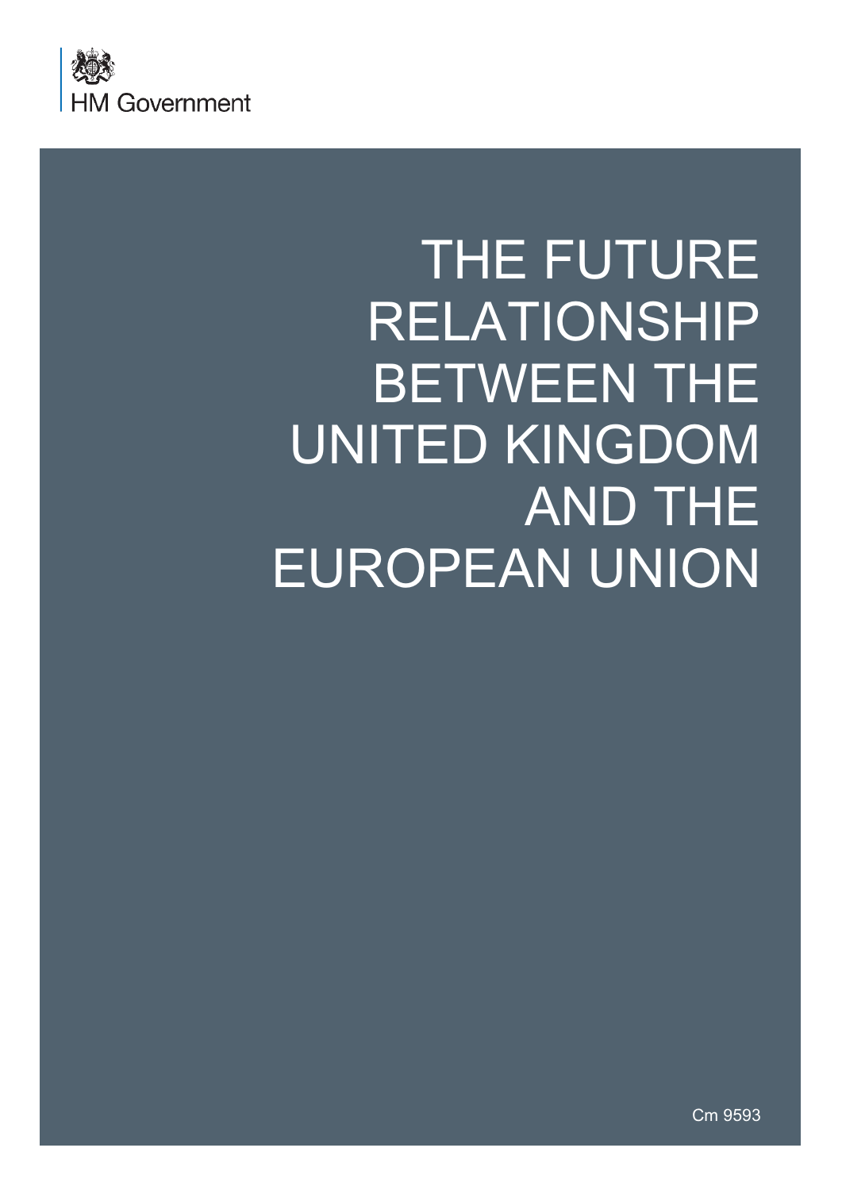HM Government

# THE FUTURE RELATIONSHIP BETWEEN THE UNITED KINGDOM AND THE EUROPEAN UNION

Cm 9593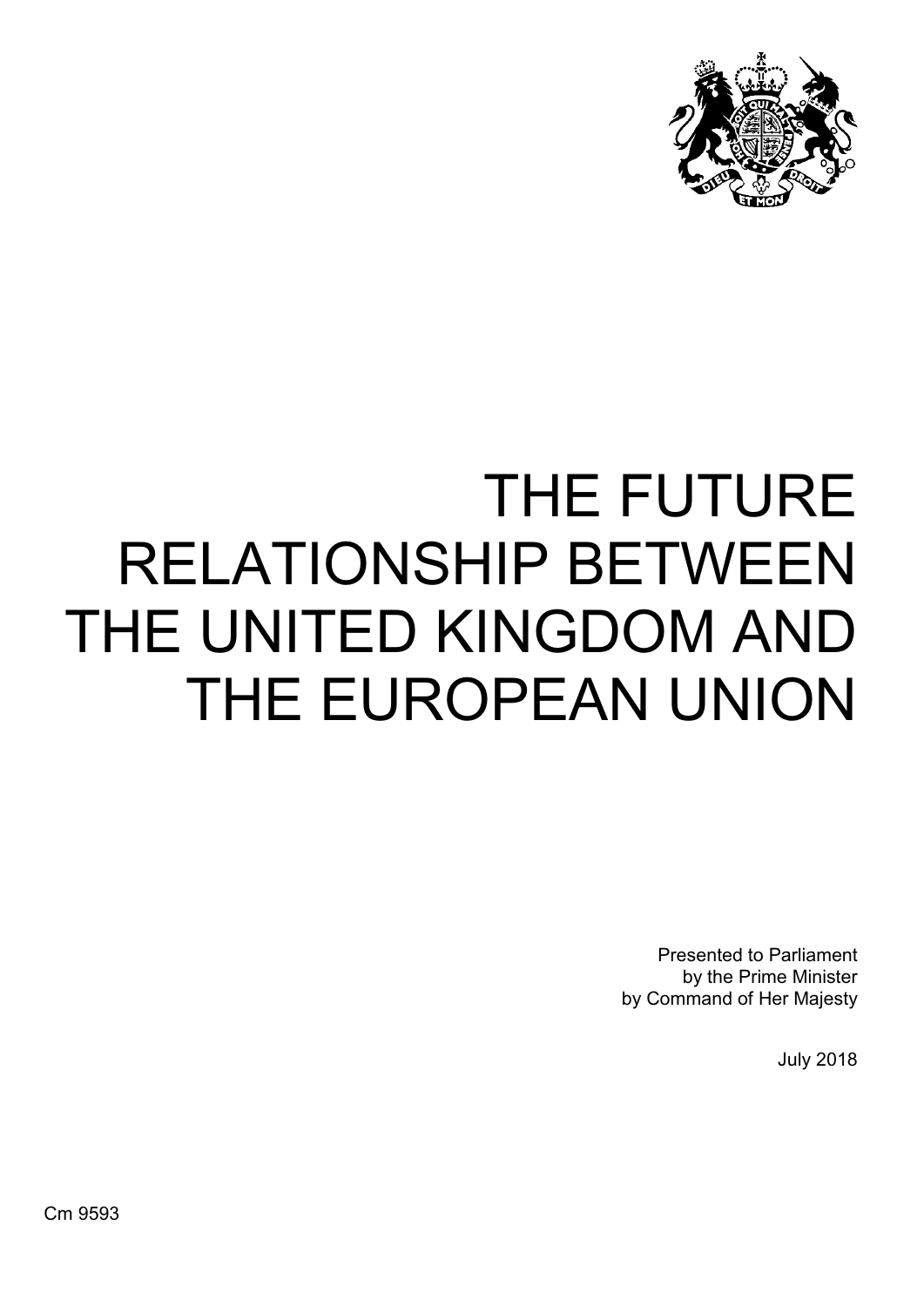# THE FUTURE RELATIONSHIP BETWEEN THE UNITED KINGDOM AND THE EUROPEAN UNION

Presented to Parliament
by the Prime Minister
by Command of Her Majesty

July 2018

Cm 9593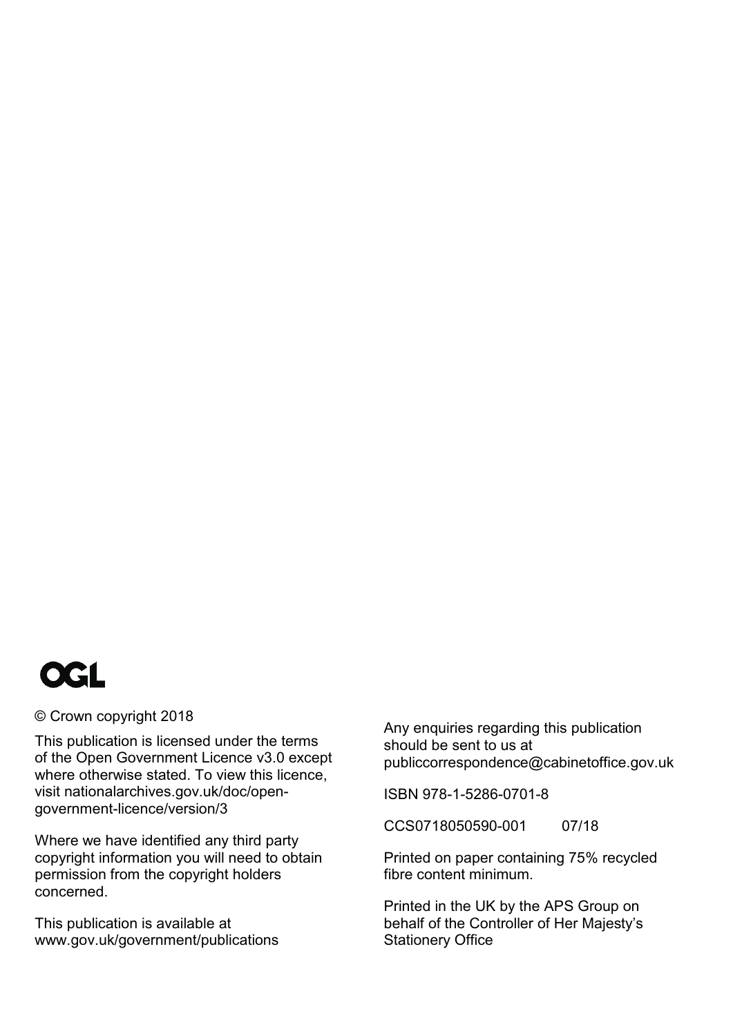OGL

© Crown copyright 2018

This publication is licensed under the terms of the Open Government Licence v3.0 except where otherwise stated. To view this licence, visit nationalarchives.gov.uk/doc/open-government-licence/version/3

Where we have identified any third party copyright information you will need to obtain permission from the copyright holders concerned.

This publication is available at www.gov.uk/government/publications

Any enquiries regarding this publication should be sent to us at publiccorrespondence@cabinetoffice.gov.uk

ISBN 978-1-5286-0701-8

CCS0718050590-001 07/18

Printed on paper containing 75% recycled fibre content minimum.

Printed in the UK by the APS Group on behalf of the Controller of Her Majesty's Stationery Office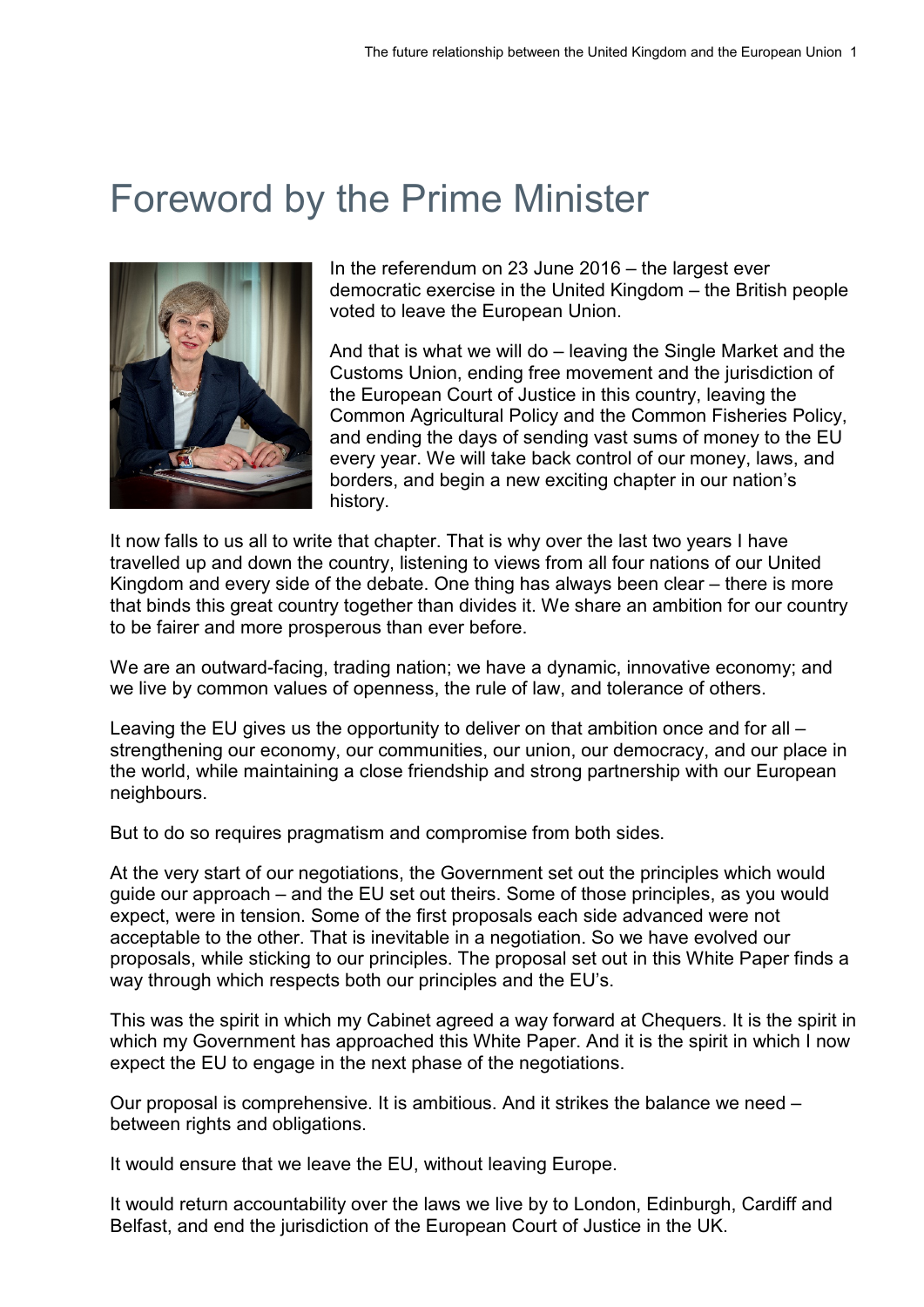# Foreword by the Prime Minister

In the referendum on 23 June 2016 – the largest ever democratic exercise in the United Kingdom – the British people voted to leave the European Union.

And that is what we will do – leaving the Single Market and the Customs Union, ending free movement and the jurisdiction of the European Court of Justice in this country, leaving the Common Agricultural Policy and the Common Fisheries Policy, and ending the days of sending vast sums of money to the EU every year. We will take back control of our money, laws, and borders, and begin a new exciting chapter in our nation's history.

It now falls to us all to write that chapter. That is why over the last two years I have travelled up and down the country, listening to views from all four nations of our United Kingdom and every side of the debate. One thing has always been clear – there is more that binds this great country together than divides it. We share an ambition for our country to be fairer and more prosperous than ever before.

We are an outward-facing, trading nation; we have a dynamic, innovative economy; and we live by common values of openness, the rule of law, and tolerance of others.

Leaving the EU gives us the opportunity to deliver on that ambition once and for all – strengthening our economy, our communities, our union, our democracy, and our place in the world, while maintaining a close friendship and strong partnership with our European neighbours.

But to do so requires pragmatism and compromise from both sides.

At the very start of our negotiations, the Government set out the principles which would guide our approach – and the EU set out theirs. Some of those principles, as you would expect, were in tension. Some of the first proposals each side advanced were not acceptable to the other. That is inevitable in a negotiation. So we have evolved our proposals, while sticking to our principles. The proposal set out in this White Paper finds a way through which respects both our principles and the EU's.

This was the spirit in which my Cabinet agreed a way forward at Chequers. It is the spirit in which my Government has approached this White Paper. And it is the spirit in which I now expect the EU to engage in the next phase of the negotiations.

Our proposal is comprehensive. It is ambitious. And it strikes the balance we need – between rights and obligations.

It would ensure that we leave the EU, without leaving Europe.

It would return accountability over the laws we live by to London, Edinburgh, Cardiff and Belfast, and end the jurisdiction of the European Court of Justice in the UK.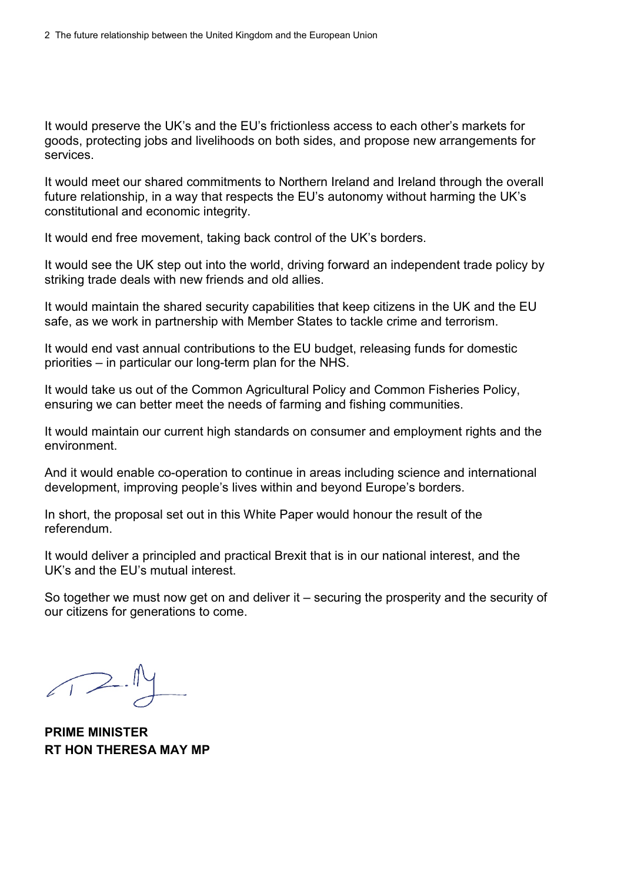It would preserve the UK's and the EU's frictionless access to each other's markets for goods, protecting jobs and livelihoods on both sides, and propose new arrangements for services.

It would meet our shared commitments to Northern Ireland and Ireland through the overall future relationship, in a way that respects the EU's autonomy without harming the UK's constitutional and economic integrity.

It would end free movement, taking back control of the UK's borders.

It would see the UK step out into the world, driving forward an independent trade policy by striking trade deals with new friends and old allies.

It would maintain the shared security capabilities that keep citizens in the UK and the EU safe, as we work in partnership with Member States to tackle crime and terrorism.

It would end vast annual contributions to the EU budget, releasing funds for domestic priorities – in particular our long-term plan for the NHS.

It would take us out of the Common Agricultural Policy and Common Fisheries Policy, ensuring we can better meet the needs of farming and fishing communities.

It would maintain our current high standards on consumer and employment rights and the environment.

And it would enable co-operation to continue in areas including science and international development, improving people's lives within and beyond Europe's borders.

In short, the proposal set out in this White Paper would honour the result of the referendum.

It would deliver a principled and practical Brexit that is in our national interest, and the UK's and the EU's mutual interest.

So together we must now get on and deliver it – securing the prosperity and the security of our citizens for generations to come.

**PRIME MINISTER**
**RT HON THERESA MAY MP**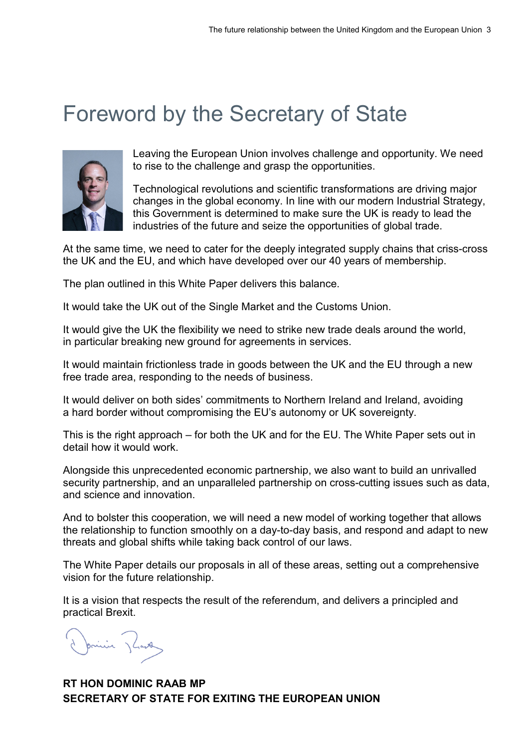# Foreword by the Secretary of State

Leaving the European Union involves challenge and opportunity. We need to rise to the challenge and grasp the opportunities.

Technological revolutions and scientific transformations are driving major changes in the global economy. In line with our modern Industrial Strategy, this Government is determined to make sure the UK is ready to lead the industries of the future and seize the opportunities of global trade.

At the same time, we need to cater for the deeply integrated supply chains that criss-cross the UK and the EU, and which have developed over our 40 years of membership.

The plan outlined in this White Paper delivers this balance.

It would take the UK out of the Single Market and the Customs Union.

It would give the UK the flexibility we need to strike new trade deals around the world, in particular breaking new ground for agreements in services.

It would maintain frictionless trade in goods between the UK and the EU through a new free trade area, responding to the needs of business.

It would deliver on both sides' commitments to Northern Ireland and Ireland, avoiding a hard border without compromising the EU's autonomy or UK sovereignty.

This is the right approach – for both the UK and for the EU. The White Paper sets out in detail how it would work.

Alongside this unprecedented economic partnership, we also want to build an unrivalled security partnership, and an unparalleled partnership on cross-cutting issues such as data, and science and innovation.

And to bolster this cooperation, we will need a new model of working together that allows the relationship to function smoothly on a day-to-day basis, and respond and adapt to new threats and global shifts while taking back control of our laws.

The White Paper details our proposals in all of these areas, setting out a comprehensive vision for the future relationship.

It is a vision that respects the result of the referendum, and delivers a principled and practical Brexit.

**RT HON DOMINIC RAAB MP**
**SECRETARY OF STATE FOR EXITING THE EUROPEAN UNION**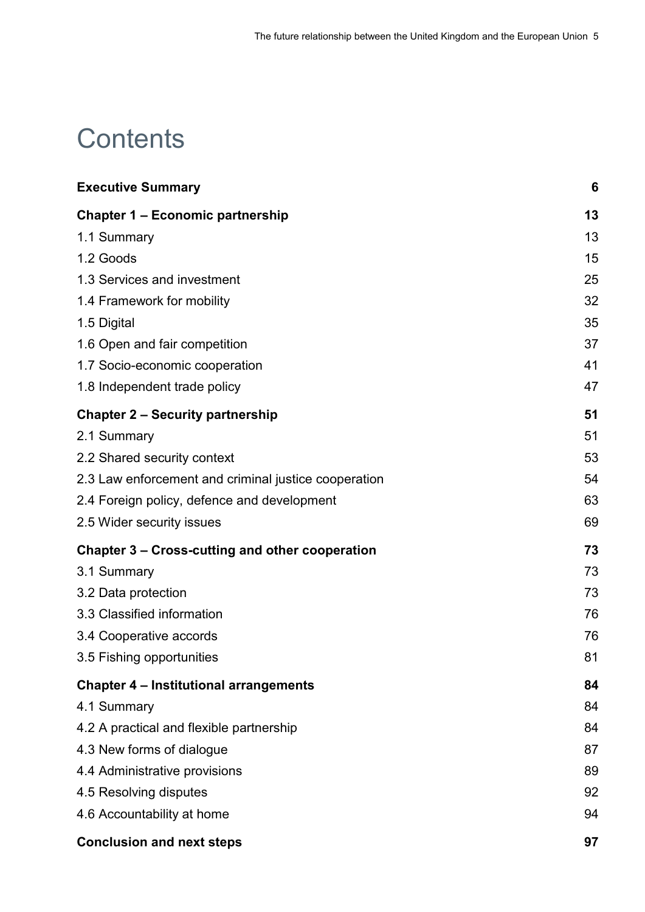# Contents

| | |
|---|---|
| **Executive Summary** | **6** |
| **Chapter 1 – Economic partnership** | **13** |
| 1.1 Summary | 13 |
| 1.2 Goods | 15 |
| 1.3 Services and investment | 25 |
| 1.4 Framework for mobility | 32 |
| 1.5 Digital | 35 |
| 1.6 Open and fair competition | 37 |
| 1.7 Socio-economic cooperation | 41 |
| 1.8 Independent trade policy | 47 |
| **Chapter 2 – Security partnership** | **51** |
| 2.1 Summary | 51 |
| 2.2 Shared security context | 53 |
| 2.3 Law enforcement and criminal justice cooperation | 54 |
| 2.4 Foreign policy, defence and development | 63 |
| 2.5 Wider security issues | 69 |
| **Chapter 3 – Cross-cutting and other cooperation** | **73** |
| 3.1 Summary | 73 |
| 3.2 Data protection | 73 |
| 3.3 Classified information | 76 |
| 3.4 Cooperative accords | 76 |
| 3.5 Fishing opportunities | 81 |
| **Chapter 4 – Institutional arrangements** | **84** |
| 4.1 Summary | 84 |
| 4.2 A practical and flexible partnership | 84 |
| 4.3 New forms of dialogue | 87 |
| 4.4 Administrative provisions | 89 |
| 4.5 Resolving disputes | 92 |
| 4.6 Accountability at home | 94 |
| **Conclusion and next steps** | **97** |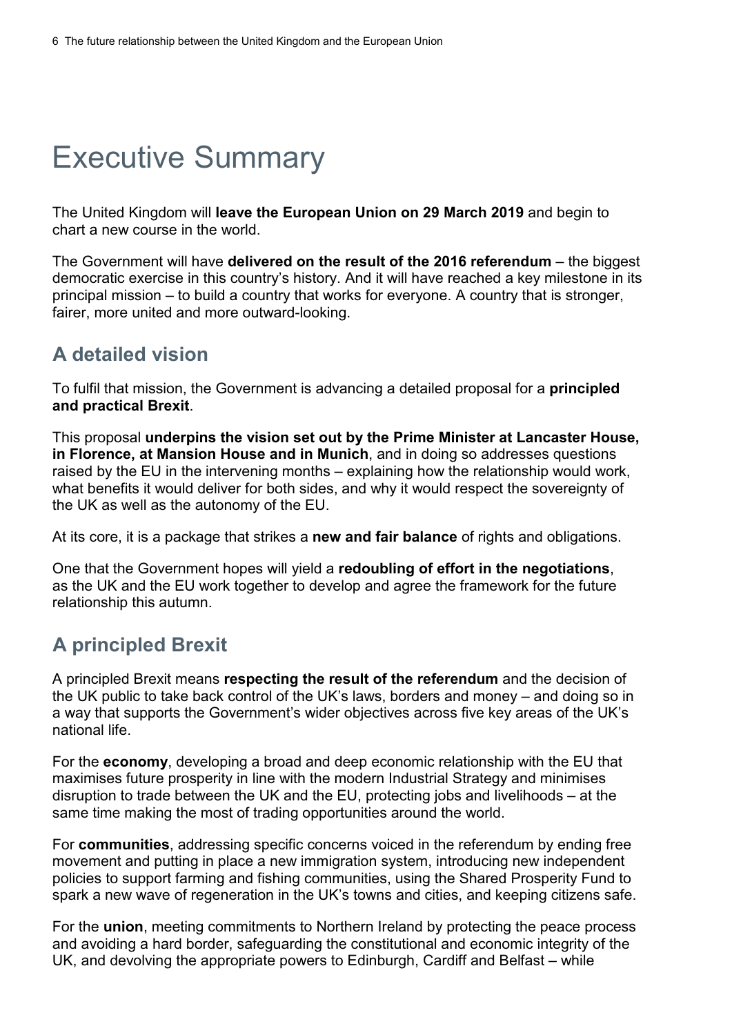# Executive Summary

The United Kingdom will **leave the European Union on 29 March 2019** and begin to chart a new course in the world.

The Government will have **delivered on the result of the 2016 referendum** – the biggest democratic exercise in this country's history. And it will have reached a key milestone in its principal mission – to build a country that works for everyone. A country that is stronger, fairer, more united and more outward-looking.

## A detailed vision

To fulfil that mission, the Government is advancing a detailed proposal for a **principled and practical Brexit**.

This proposal **underpins the vision set out by the Prime Minister at Lancaster House, in Florence, at Mansion House and in Munich**, and in doing so addresses questions raised by the EU in the intervening months – explaining how the relationship would work, what benefits it would deliver for both sides, and why it would respect the sovereignty of the UK as well as the autonomy of the EU.

At its core, it is a package that strikes a **new and fair balance** of rights and obligations.

One that the Government hopes will yield a **redoubling of effort in the negotiations**, as the UK and the EU work together to develop and agree the framework for the future relationship this autumn.

## A principled Brexit

A principled Brexit means **respecting the result of the referendum** and the decision of the UK public to take back control of the UK's laws, borders and money – and doing so in a way that supports the Government's wider objectives across five key areas of the UK's national life.

For the **economy**, developing a broad and deep economic relationship with the EU that maximises future prosperity in line with the modern Industrial Strategy and minimises disruption to trade between the UK and the EU, protecting jobs and livelihoods – at the same time making the most of trading opportunities around the world.

For **communities**, addressing specific concerns voiced in the referendum by ending free movement and putting in place a new immigration system, introducing new independent policies to support farming and fishing communities, using the Shared Prosperity Fund to spark a new wave of regeneration in the UK's towns and cities, and keeping citizens safe.

For the **union**, meeting commitments to Northern Ireland by protecting the peace process and avoiding a hard border, safeguarding the constitutional and economic integrity of the UK, and devolving the appropriate powers to Edinburgh, Cardiff and Belfast – while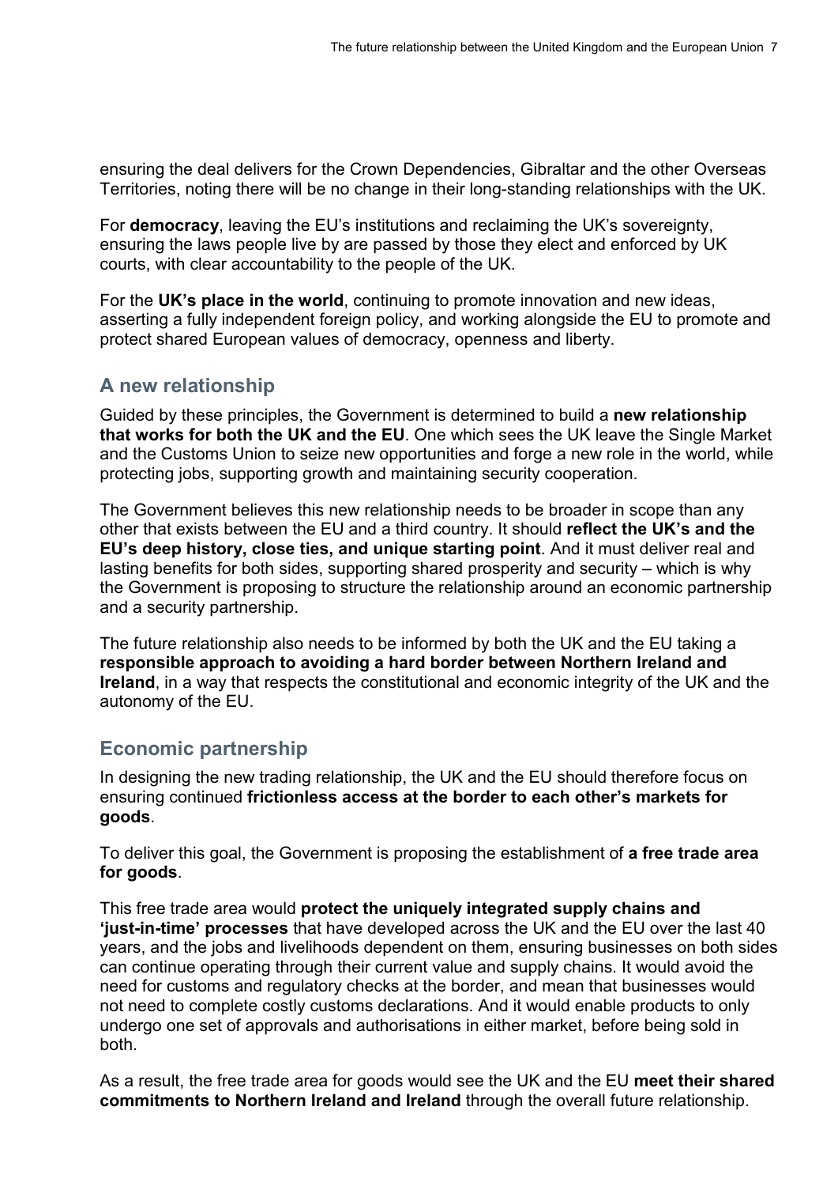ensuring the deal delivers for the Crown Dependencies, Gibraltar and the other Overseas Territories, noting there will be no change in their long-standing relationships with the UK.

For **democracy**, leaving the EU's institutions and reclaiming the UK's sovereignty, ensuring the laws people live by are passed by those they elect and enforced by UK courts, with clear accountability to the people of the UK.

For the **UK's place in the world**, continuing to promote innovation and new ideas, asserting a fully independent foreign policy, and working alongside the EU to promote and protect shared European values of democracy, openness and liberty.

## A new relationship

Guided by these principles, the Government is determined to build a **new relationship that works for both the UK and the EU**. One which sees the UK leave the Single Market and the Customs Union to seize new opportunities and forge a new role in the world, while protecting jobs, supporting growth and maintaining security cooperation.

The Government believes this new relationship needs to be broader in scope than any other that exists between the EU and a third country. It should **reflect the UK's and the EU's deep history, close ties, and unique starting point**. And it must deliver real and lasting benefits for both sides, supporting shared prosperity and security – which is why the Government is proposing to structure the relationship around an economic partnership and a security partnership.

The future relationship also needs to be informed by both the UK and the EU taking a **responsible approach to avoiding a hard border between Northern Ireland and Ireland**, in a way that respects the constitutional and economic integrity of the UK and the autonomy of the EU.

## Economic partnership

In designing the new trading relationship, the UK and the EU should therefore focus on ensuring continued **frictionless access at the border to each other's markets for goods**.

To deliver this goal, the Government is proposing the establishment of **a free trade area for goods**.

This free trade area would **protect the uniquely integrated supply chains and 'just-in-time' processes** that have developed across the UK and the EU over the last 40 years, and the jobs and livelihoods dependent on them, ensuring businesses on both sides can continue operating through their current value and supply chains. It would avoid the need for customs and regulatory checks at the border, and mean that businesses would not need to complete costly customs declarations. And it would enable products to only undergo one set of approvals and authorisations in either market, before being sold in both.

As a result, the free trade area for goods would see the UK and the EU **meet their shared commitments to Northern Ireland and Ireland** through the overall future relationship.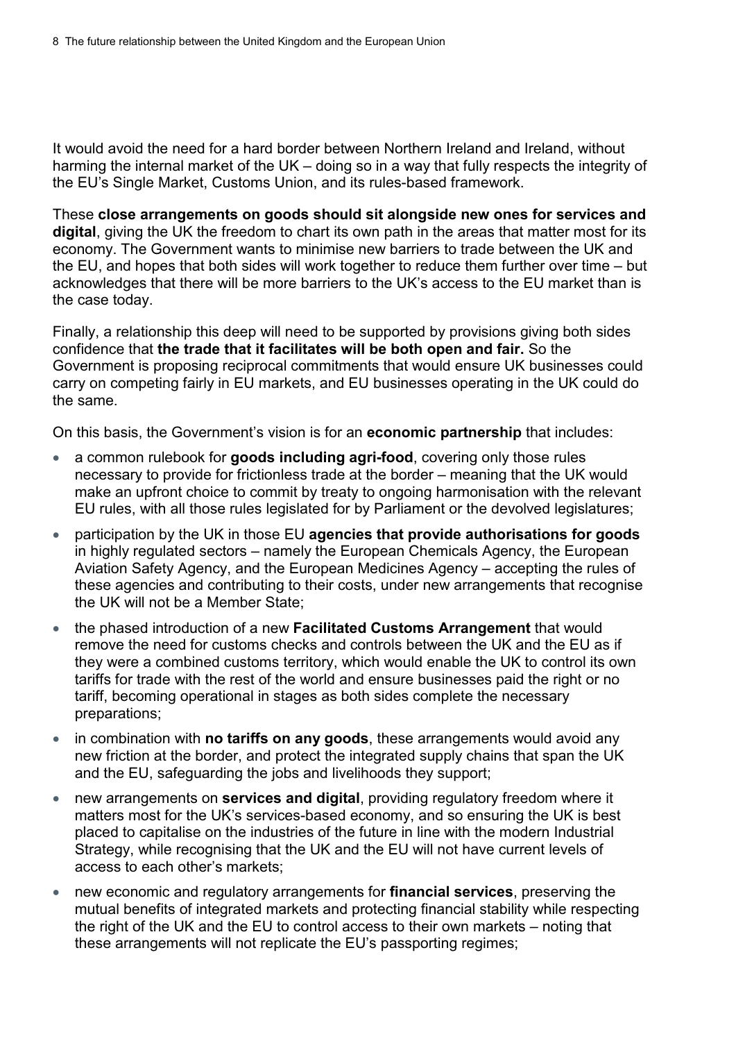It would avoid the need for a hard border between Northern Ireland and Ireland, without harming the internal market of the UK – doing so in a way that fully respects the integrity of the EU's Single Market, Customs Union, and its rules-based framework.

These **close arrangements on goods should sit alongside new ones for services and digital**, giving the UK the freedom to chart its own path in the areas that matter most for its economy. The Government wants to minimise new barriers to trade between the UK and the EU, and hopes that both sides will work together to reduce them further over time – but acknowledges that there will be more barriers to the UK's access to the EU market than is the case today.

Finally, a relationship this deep will need to be supported by provisions giving both sides confidence that **the trade that it facilitates will be both open and fair.** So the Government is proposing reciprocal commitments that would ensure UK businesses could carry on competing fairly in EU markets, and EU businesses operating in the UK could do the same.

On this basis, the Government's vision is for an **economic partnership** that includes:

- a common rulebook for **goods including agri-food**, covering only those rules necessary to provide for frictionless trade at the border – meaning that the UK would make an upfront choice to commit by treaty to ongoing harmonisation with the relevant EU rules, with all those rules legislated for by Parliament or the devolved legislatures;
- participation by the UK in those EU **agencies that provide authorisations for goods** in highly regulated sectors – namely the European Chemicals Agency, the European Aviation Safety Agency, and the European Medicines Agency – accepting the rules of these agencies and contributing to their costs, under new arrangements that recognise the UK will not be a Member State;
- the phased introduction of a new **Facilitated Customs Arrangement** that would remove the need for customs checks and controls between the UK and the EU as if they were a combined customs territory, which would enable the UK to control its own tariffs for trade with the rest of the world and ensure businesses paid the right or no tariff, becoming operational in stages as both sides complete the necessary preparations;
- in combination with **no tariffs on any goods**, these arrangements would avoid any new friction at the border, and protect the integrated supply chains that span the UK and the EU, safeguarding the jobs and livelihoods they support;
- new arrangements on **services and digital**, providing regulatory freedom where it matters most for the UK's services-based economy, and so ensuring the UK is best placed to capitalise on the industries of the future in line with the modern Industrial Strategy, while recognising that the UK and the EU will not have current levels of access to each other's markets;
- new economic and regulatory arrangements for **financial services**, preserving the mutual benefits of integrated markets and protecting financial stability while respecting the right of the UK and the EU to control access to their own markets – noting that these arrangements will not replicate the EU's passporting regimes;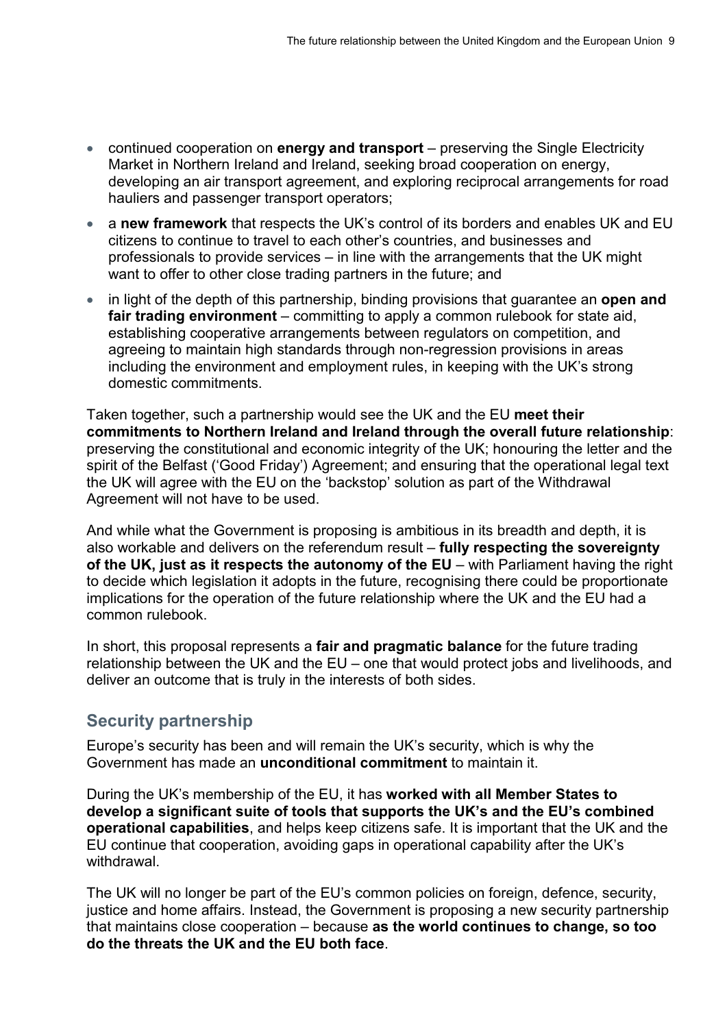- continued cooperation on **energy and transport** – preserving the Single Electricity Market in Northern Ireland and Ireland, seeking broad cooperation on energy, developing an air transport agreement, and exploring reciprocal arrangements for road hauliers and passenger transport operators;
- a **new framework** that respects the UK's control of its borders and enables UK and EU citizens to continue to travel to each other's countries, and businesses and professionals to provide services – in line with the arrangements that the UK might want to offer to other close trading partners in the future; and
- in light of the depth of this partnership, binding provisions that guarantee an **open and fair trading environment** – committing to apply a common rulebook for state aid, establishing cooperative arrangements between regulators on competition, and agreeing to maintain high standards through non-regression provisions in areas including the environment and employment rules, in keeping with the UK's strong domestic commitments.

Taken together, such a partnership would see the UK and the EU **meet their commitments to Northern Ireland and Ireland through the overall future relationship**: preserving the constitutional and economic integrity of the UK; honouring the letter and the spirit of the Belfast ('Good Friday') Agreement; and ensuring that the operational legal text the UK will agree with the EU on the 'backstop' solution as part of the Withdrawal Agreement will not have to be used.

And while what the Government is proposing is ambitious in its breadth and depth, it is also workable and delivers on the referendum result – **fully respecting the sovereignty of the UK, just as it respects the autonomy of the EU** – with Parliament having the right to decide which legislation it adopts in the future, recognising there could be proportionate implications for the operation of the future relationship where the UK and the EU had a common rulebook.

In short, this proposal represents a **fair and pragmatic balance** for the future trading relationship between the UK and the EU – one that would protect jobs and livelihoods, and deliver an outcome that is truly in the interests of both sides.

## Security partnership

Europe's security has been and will remain the UK's security, which is why the Government has made an **unconditional commitment** to maintain it.

During the UK's membership of the EU, it has **worked with all Member States to develop a significant suite of tools that supports the UK's and the EU's combined operational capabilities**, and helps keep citizens safe. It is important that the UK and the EU continue that cooperation, avoiding gaps in operational capability after the UK's withdrawal.

The UK will no longer be part of the EU's common policies on foreign, defence, security, justice and home affairs. Instead, the Government is proposing a new security partnership that maintains close cooperation – because **as the world continues to change, so too do the threats the UK and the EU both face**.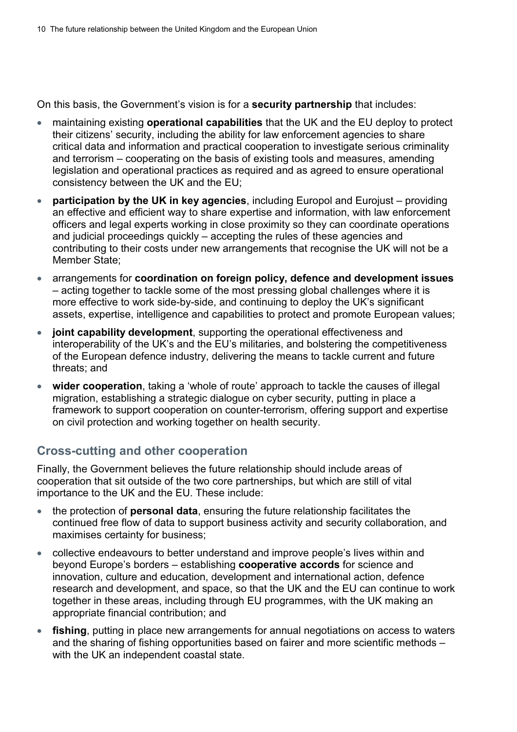On this basis, the Government's vision is for a **security partnership** that includes:

- maintaining existing **operational capabilities** that the UK and the EU deploy to protect their citizens' security, including the ability for law enforcement agencies to share critical data and information and practical cooperation to investigate serious criminality and terrorism – cooperating on the basis of existing tools and measures, amending legislation and operational practices as required and as agreed to ensure operational consistency between the UK and the EU;
- **participation by the UK in key agencies**, including Europol and Eurojust – providing an effective and efficient way to share expertise and information, with law enforcement officers and legal experts working in close proximity so they can coordinate operations and judicial proceedings quickly – accepting the rules of these agencies and contributing to their costs under new arrangements that recognise the UK will not be a Member State;
- arrangements for **coordination on foreign policy, defence and development issues** – acting together to tackle some of the most pressing global challenges where it is more effective to work side-by-side, and continuing to deploy the UK's significant assets, expertise, intelligence and capabilities to protect and promote European values;
- **joint capability development**, supporting the operational effectiveness and interoperability of the UK's and the EU's militaries, and bolstering the competitiveness of the European defence industry, delivering the means to tackle current and future threats; and
- **wider cooperation**, taking a 'whole of route' approach to tackle the causes of illegal migration, establishing a strategic dialogue on cyber security, putting in place a framework to support cooperation on counter-terrorism, offering support and expertise on civil protection and working together on health security.

## Cross-cutting and other cooperation

Finally, the Government believes the future relationship should include areas of cooperation that sit outside of the two core partnerships, but which are still of vital importance to the UK and the EU. These include:

- the protection of **personal data**, ensuring the future relationship facilitates the continued free flow of data to support business activity and security collaboration, and maximises certainty for business;
- collective endeavours to better understand and improve people's lives within and beyond Europe's borders – establishing **cooperative accords** for science and innovation, culture and education, development and international action, defence research and development, and space, so that the UK and the EU can continue to work together in these areas, including through EU programmes, with the UK making an appropriate financial contribution; and
- **fishing**, putting in place new arrangements for annual negotiations on access to waters and the sharing of fishing opportunities based on fairer and more scientific methods – with the UK an independent coastal state.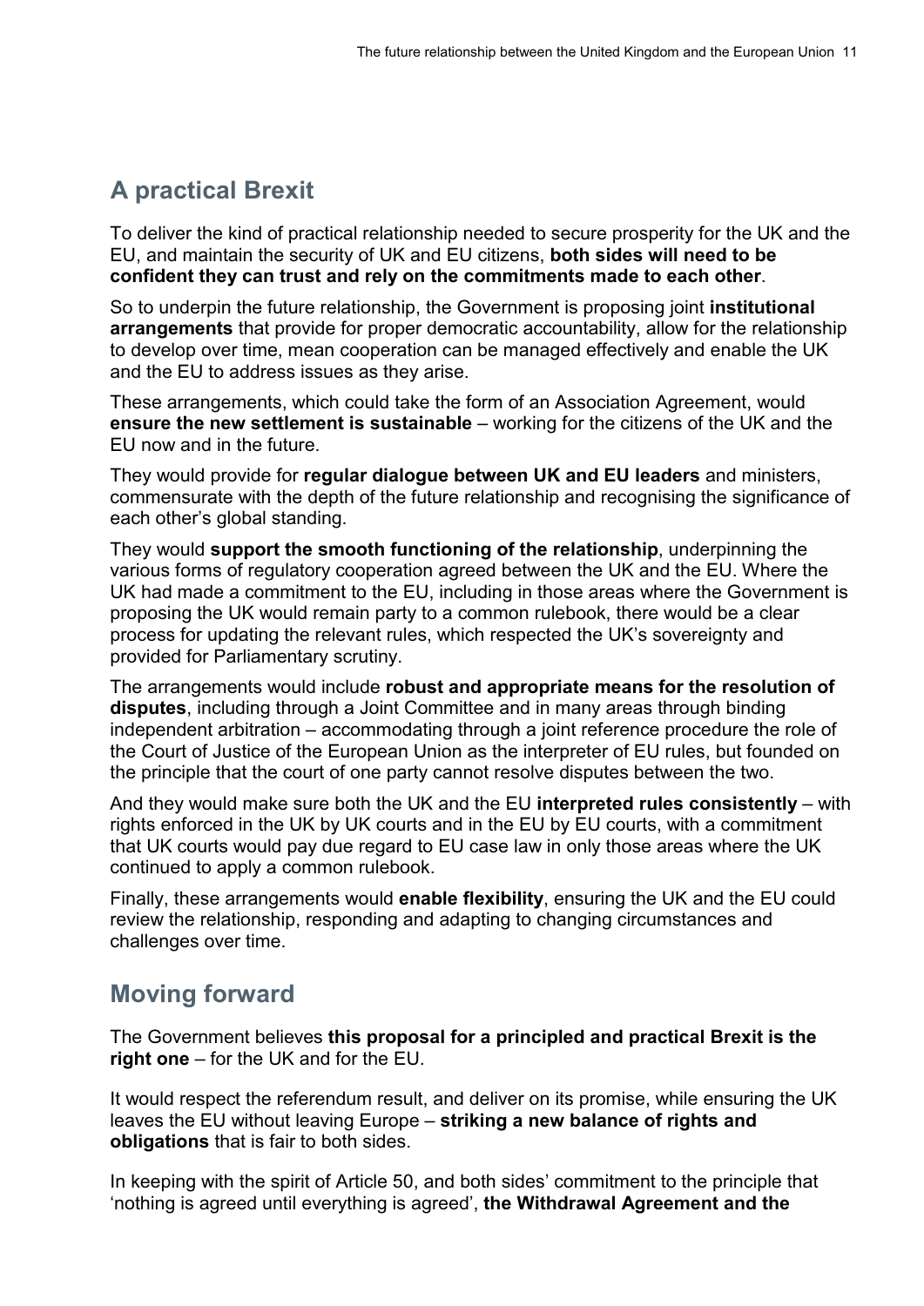## A practical Brexit

To deliver the kind of practical relationship needed to secure prosperity for the UK and the EU, and maintain the security of UK and EU citizens, **both sides will need to be confident they can trust and rely on the commitments made to each other**.

So to underpin the future relationship, the Government is proposing joint **institutional arrangements** that provide for proper democratic accountability, allow for the relationship to develop over time, mean cooperation can be managed effectively and enable the UK and the EU to address issues as they arise.

These arrangements, which could take the form of an Association Agreement, would **ensure the new settlement is sustainable** – working for the citizens of the UK and the EU now and in the future.

They would provide for **regular dialogue between UK and EU leaders** and ministers, commensurate with the depth of the future relationship and recognising the significance of each other's global standing.

They would **support the smooth functioning of the relationship**, underpinning the various forms of regulatory cooperation agreed between the UK and the EU. Where the UK had made a commitment to the EU, including in those areas where the Government is proposing the UK would remain party to a common rulebook, there would be a clear process for updating the relevant rules, which respected the UK's sovereignty and provided for Parliamentary scrutiny.

The arrangements would include **robust and appropriate means for the resolution of disputes**, including through a Joint Committee and in many areas through binding independent arbitration – accommodating through a joint reference procedure the role of the Court of Justice of the European Union as the interpreter of EU rules, but founded on the principle that the court of one party cannot resolve disputes between the two.

And they would make sure both the UK and the EU **interpreted rules consistently** – with rights enforced in the UK by UK courts and in the EU by EU courts, with a commitment that UK courts would pay due regard to EU case law in only those areas where the UK continued to apply a common rulebook.

Finally, these arrangements would **enable flexibility**, ensuring the UK and the EU could review the relationship, responding and adapting to changing circumstances and challenges over time.

## Moving forward

The Government believes **this proposal for a principled and practical Brexit is the right one** – for the UK and for the EU.

It would respect the referendum result, and deliver on its promise, while ensuring the UK leaves the EU without leaving Europe – **striking a new balance of rights and obligations** that is fair to both sides.

In keeping with the spirit of Article 50, and both sides' commitment to the principle that 'nothing is agreed until everything is agreed', **the Withdrawal Agreement and the**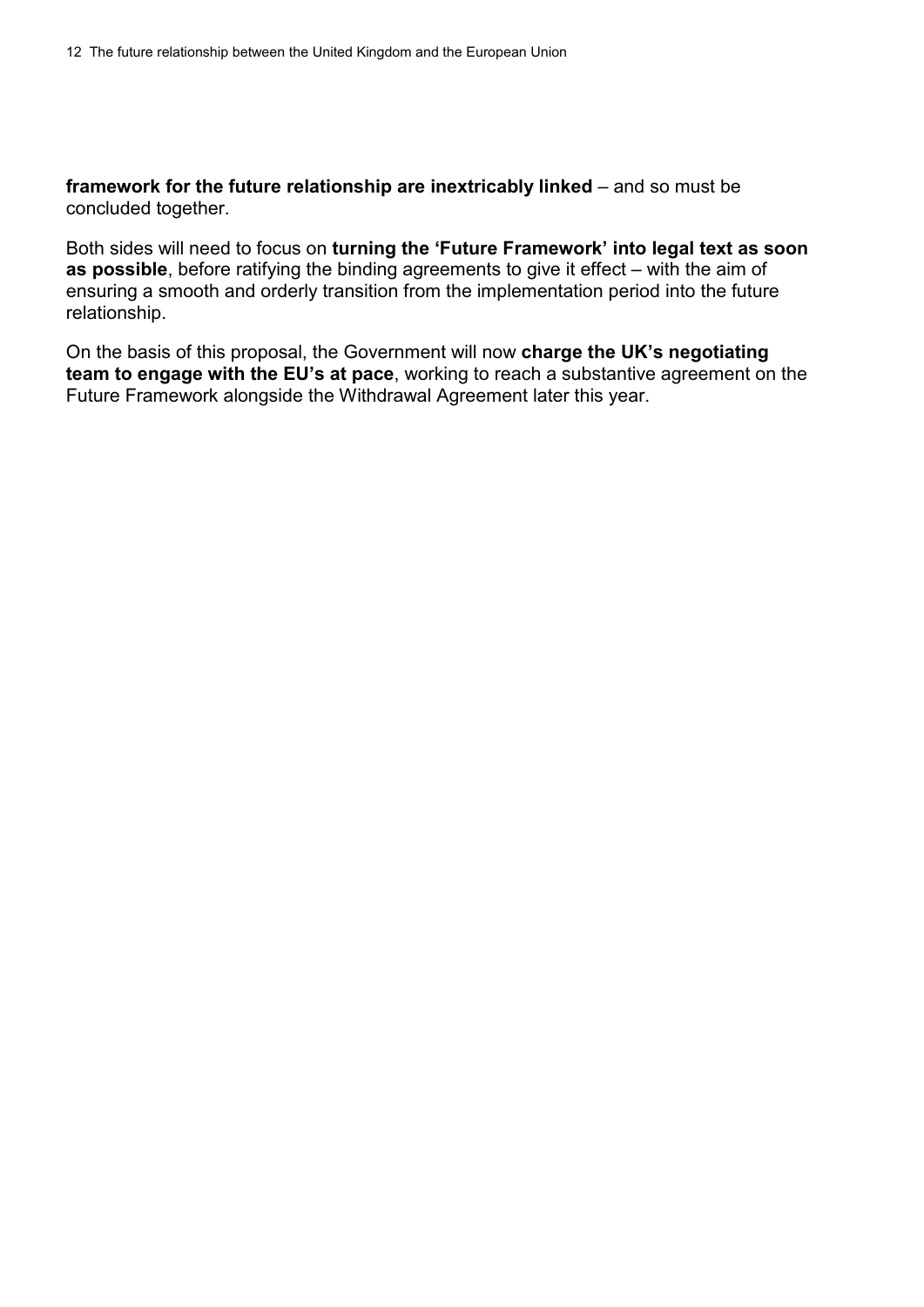**framework for the future relationship are inextricably linked** – and so must be concluded together.

Both sides will need to focus on **turning the 'Future Framework' into legal text as soon as possible**, before ratifying the binding agreements to give it effect – with the aim of ensuring a smooth and orderly transition from the implementation period into the future relationship.

On the basis of this proposal, the Government will now **charge the UK's negotiating team to engage with the EU's at pace**, working to reach a substantive agreement on the Future Framework alongside the Withdrawal Agreement later this year.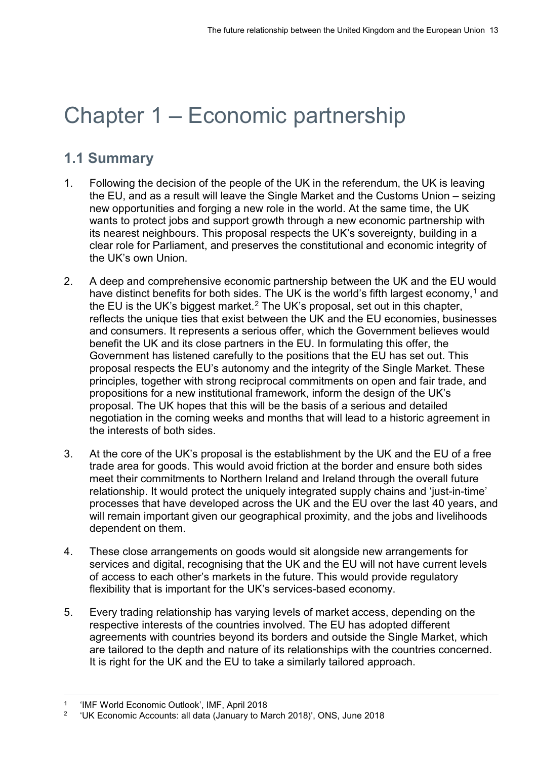# Chapter 1 – Economic partnership

## 1.1 Summary

1. Following the decision of the people of the UK in the referendum, the UK is leaving the EU, and as a result will leave the Single Market and the Customs Union – seizing new opportunities and forging a new role in the world. At the same time, the UK wants to protect jobs and support growth through a new economic partnership with its nearest neighbours. This proposal respects the UK's sovereignty, building in a clear role for Parliament, and preserves the constitutional and economic integrity of the UK's own Union.

2. A deep and comprehensive economic partnership between the UK and the EU would have distinct benefits for both sides. The UK is the world's fifth largest economy,[1] and the EU is the UK's biggest market.[2] The UK's proposal, set out in this chapter, reflects the unique ties that exist between the UK and the EU economies, businesses and consumers. It represents a serious offer, which the Government believes would benefit the UK and its close partners in the EU. In formulating this offer, the Government has listened carefully to the positions that the EU has set out. This proposal respects the EU's autonomy and the integrity of the Single Market. These principles, together with strong reciprocal commitments on open and fair trade, and propositions for a new institutional framework, inform the design of the UK's proposal. The UK hopes that this will be the basis of a serious and detailed negotiation in the coming weeks and months that will lead to a historic agreement in the interests of both sides.

3. At the core of the UK's proposal is the establishment by the UK and the EU of a free trade area for goods. This would avoid friction at the border and ensure both sides meet their commitments to Northern Ireland and Ireland through the overall future relationship. It would protect the uniquely integrated supply chains and 'just-in-time' processes that have developed across the UK and the EU over the last 40 years, and will remain important given our geographical proximity, and the jobs and livelihoods dependent on them.

4. These close arrangements on goods would sit alongside new arrangements for services and digital, recognising that the UK and the EU will not have current levels of access to each other's markets in the future. This would provide regulatory flexibility that is important for the UK's services-based economy.

5. Every trading relationship has varying levels of market access, depending on the respective interests of the countries involved. The EU has adopted different agreements with countries beyond its borders and outside the Single Market, which are tailored to the depth and nature of its relationships with the countries concerned. It is right for the UK and the EU to take a similarly tailored approach.

---

[1] 'IMF World Economic Outlook', IMF, April 2018

[2] 'UK Economic Accounts: all data (January to March 2018)', ONS, June 2018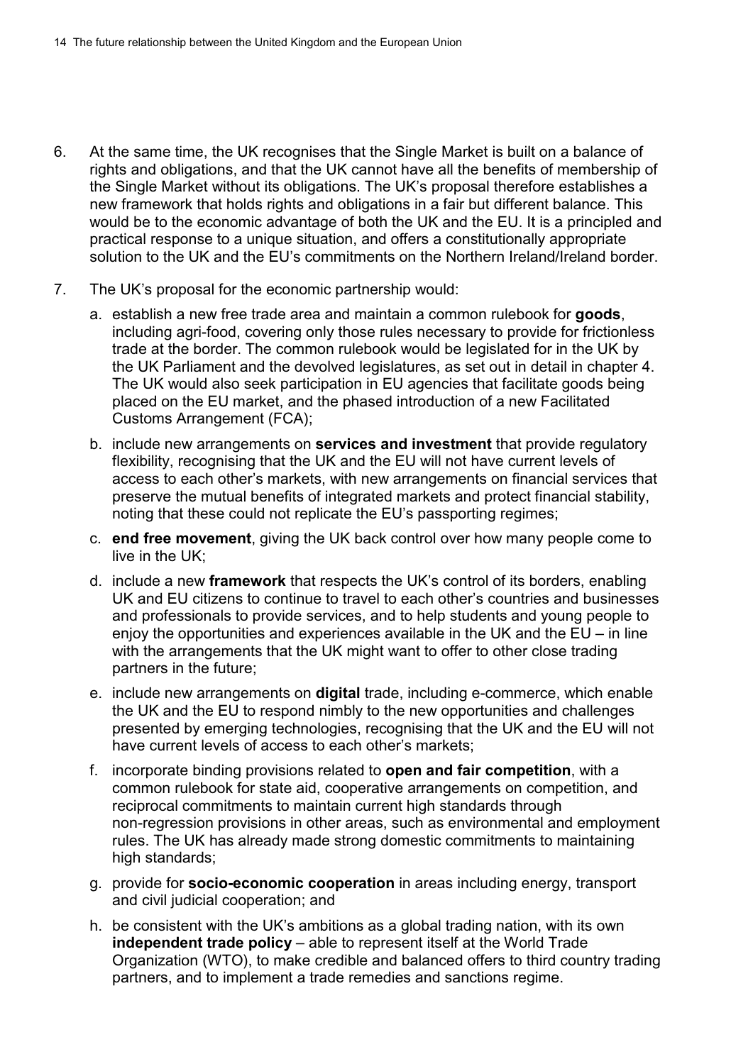6. At the same time, the UK recognises that the Single Market is built on a balance of rights and obligations, and that the UK cannot have all the benefits of membership of the Single Market without its obligations. The UK's proposal therefore establishes a new framework that holds rights and obligations in a fair but different balance. This would be to the economic advantage of both the UK and the EU. It is a principled and practical response to a unique situation, and offers a constitutionally appropriate solution to the UK and the EU's commitments on the Northern Ireland/Ireland border.

7. The UK's proposal for the economic partnership would:

   a. establish a new free trade area and maintain a common rulebook for **goods**, including agri-food, covering only those rules necessary to provide for frictionless trade at the border. The common rulebook would be legislated for in the UK by the UK Parliament and the devolved legislatures, as set out in detail in chapter 4. The UK would also seek participation in EU agencies that facilitate goods being placed on the EU market, and the phased introduction of a new Facilitated Customs Arrangement (FCA);

   b. include new arrangements on **services and investment** that provide regulatory flexibility, recognising that the UK and the EU will not have current levels of access to each other's markets, with new arrangements on financial services that preserve the mutual benefits of integrated markets and protect financial stability, noting that these could not replicate the EU's passporting regimes;

   c. **end free movement**, giving the UK back control over how many people come to live in the UK;

   d. include a new **framework** that respects the UK's control of its borders, enabling UK and EU citizens to continue to travel to each other's countries and businesses and professionals to provide services, and to help students and young people to enjoy the opportunities and experiences available in the UK and the EU – in line with the arrangements that the UK might want to offer to other close trading partners in the future;

   e. include new arrangements on **digital** trade, including e-commerce, which enable the UK and the EU to respond nimbly to the new opportunities and challenges presented by emerging technologies, recognising that the UK and the EU will not have current levels of access to each other's markets;

   f. incorporate binding provisions related to **open and fair competition**, with a common rulebook for state aid, cooperative arrangements on competition, and reciprocal commitments to maintain current high standards through non-regression provisions in other areas, such as environmental and employment rules. The UK has already made strong domestic commitments to maintaining high standards;

   g. provide for **socio-economic cooperation** in areas including energy, transport and civil judicial cooperation; and

   h. be consistent with the UK's ambitions as a global trading nation, with its own **independent trade policy** – able to represent itself at the World Trade Organization (WTO), to make credible and balanced offers to third country trading partners, and to implement a trade remedies and sanctions regime.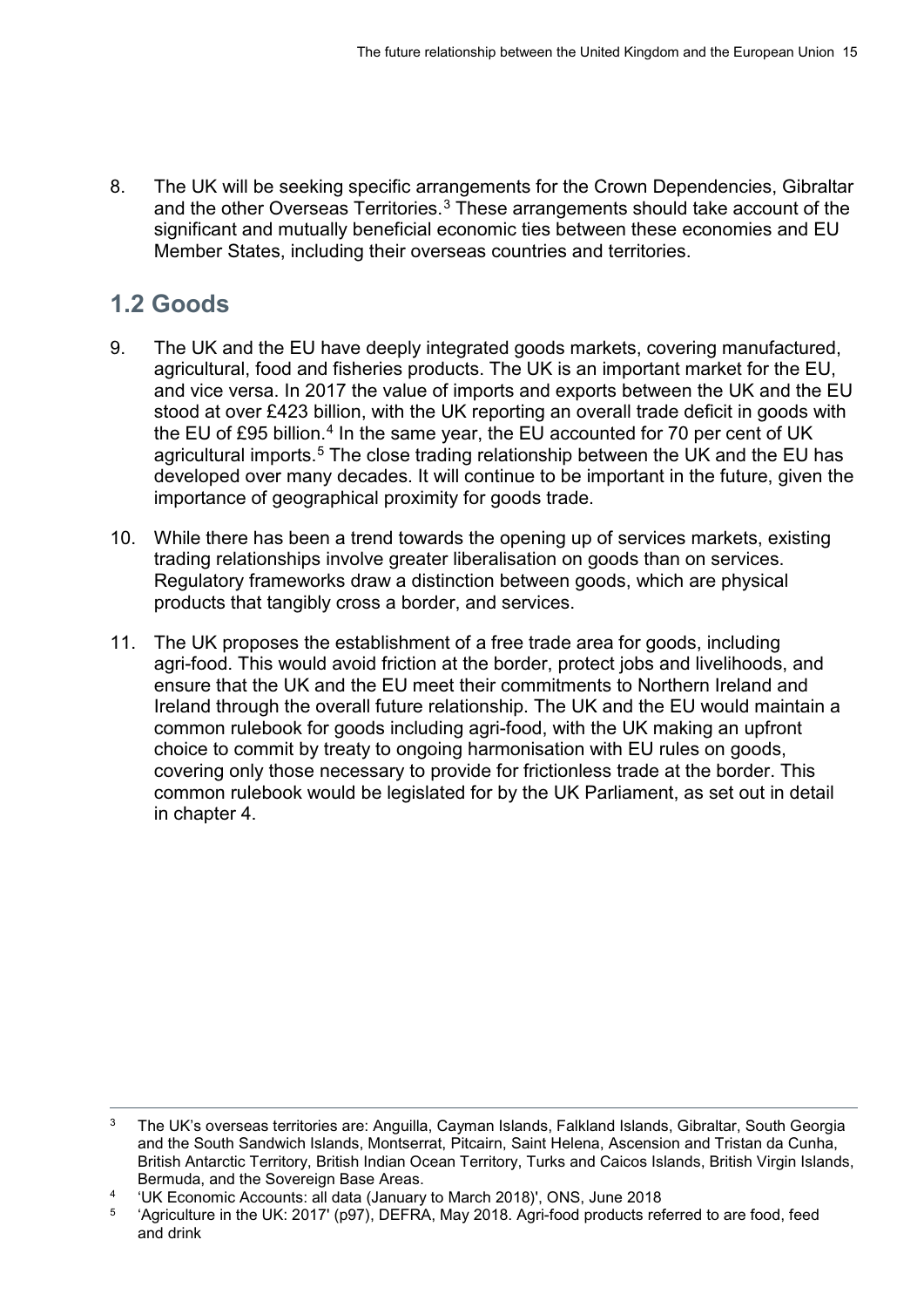8. The UK will be seeking specific arrangements for the Crown Dependencies, Gibraltar and the other Overseas Territories.[3] These arrangements should take account of the significant and mutually beneficial economic ties between these economies and EU Member States, including their overseas countries and territories.

## 1.2 Goods

9. The UK and the EU have deeply integrated goods markets, covering manufactured, agricultural, food and fisheries products. The UK is an important market for the EU, and vice versa. In 2017 the value of imports and exports between the UK and the EU stood at over £423 billion, with the UK reporting an overall trade deficit in goods with the EU of £95 billion.[4] In the same year, the EU accounted for 70 per cent of UK agricultural imports.[5] The close trading relationship between the UK and the EU has developed over many decades. It will continue to be important in the future, given the importance of geographical proximity for goods trade.

10. While there has been a trend towards the opening up of services markets, existing trading relationships involve greater liberalisation on goods than on services. Regulatory frameworks draw a distinction between goods, which are physical products that tangibly cross a border, and services.

11. The UK proposes the establishment of a free trade area for goods, including agri-food. This would avoid friction at the border, protect jobs and livelihoods, and ensure that the UK and the EU meet their commitments to Northern Ireland and Ireland through the overall future relationship. The UK and the EU would maintain a common rulebook for goods including agri-food, with the UK making an upfront choice to commit by treaty to ongoing harmonisation with EU rules on goods, covering only those necessary to provide for frictionless trade at the border. This common rulebook would be legislated for by the UK Parliament, as set out in detail in chapter 4.

---

[3] The UK's overseas territories are: Anguilla, Cayman Islands, Falkland Islands, Gibraltar, South Georgia and the South Sandwich Islands, Montserrat, Pitcairn, Saint Helena, Ascension and Tristan da Cunha, British Antarctic Territory, British Indian Ocean Territory, Turks and Caicos Islands, British Virgin Islands, Bermuda, and the Sovereign Base Areas.

[4] 'UK Economic Accounts: all data (January to March 2018)', ONS, June 2018

[5] 'Agriculture in the UK: 2017' (p97), DEFRA, May 2018. Agri-food products referred to are food, feed and drink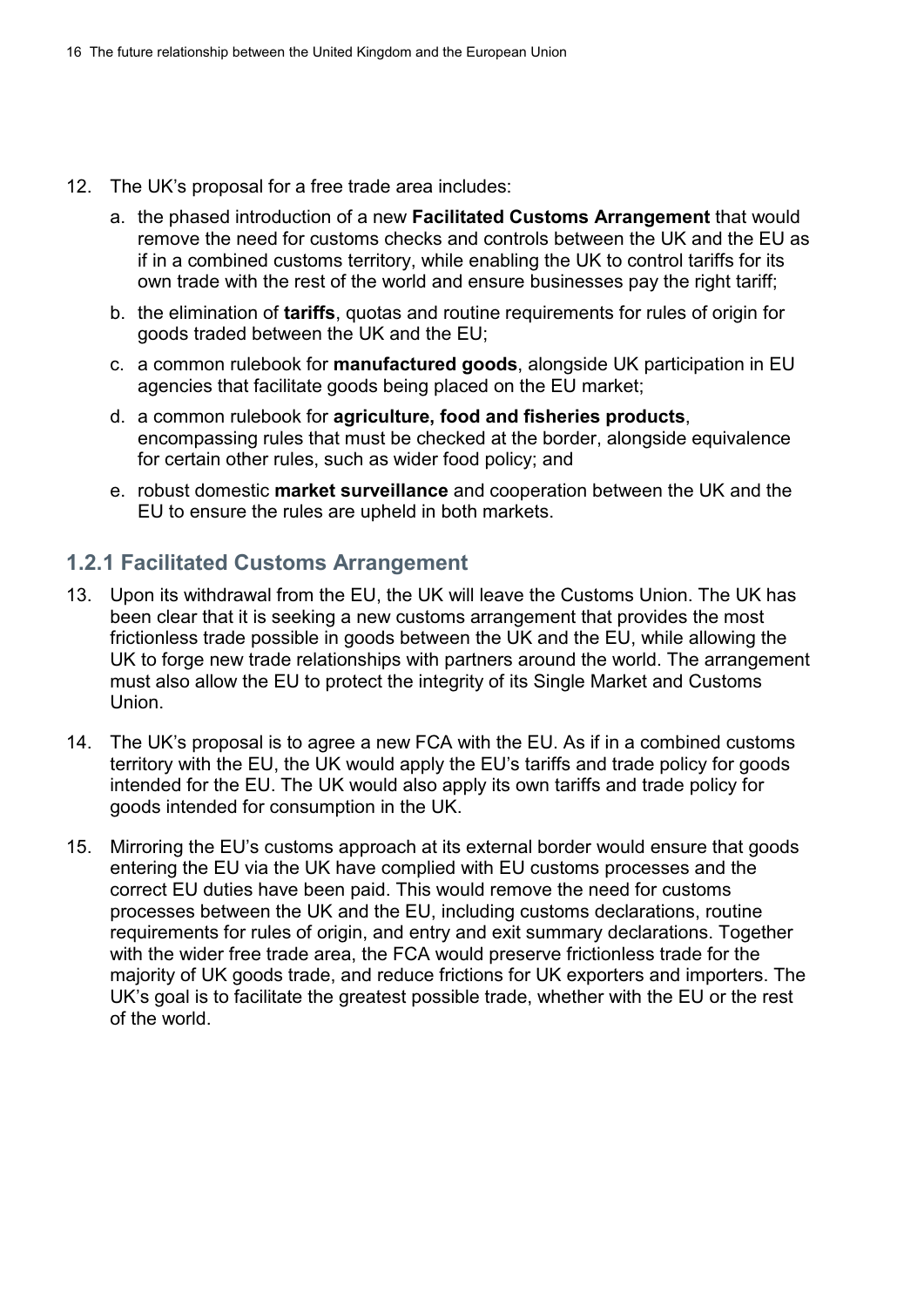12. The UK's proposal for a free trade area includes:

    a. the phased introduction of a new **Facilitated Customs Arrangement** that would remove the need for customs checks and controls between the UK and the EU as if in a combined customs territory, while enabling the UK to control tariffs for its own trade with the rest of the world and ensure businesses pay the right tariff;

    b. the elimination of **tariffs**, quotas and routine requirements for rules of origin for goods traded between the UK and the EU;

    c. a common rulebook for **manufactured goods**, alongside UK participation in EU agencies that facilitate goods being placed on the EU market;

    d. a common rulebook for **agriculture, food and fisheries products**, encompassing rules that must be checked at the border, alongside equivalence for certain other rules, such as wider food policy; and

    e. robust domestic **market surveillance** and cooperation between the UK and the EU to ensure the rules are upheld in both markets.

### 1.2.1 Facilitated Customs Arrangement

13. Upon its withdrawal from the EU, the UK will leave the Customs Union. The UK has been clear that it is seeking a new customs arrangement that provides the most frictionless trade possible in goods between the UK and the EU, while allowing the UK to forge new trade relationships with partners around the world. The arrangement must also allow the EU to protect the integrity of its Single Market and Customs Union.

14. The UK's proposal is to agree a new FCA with the EU. As if in a combined customs territory with the EU, the UK would apply the EU's tariffs and trade policy for goods intended for the EU. The UK would also apply its own tariffs and trade policy for goods intended for consumption in the UK.

15. Mirroring the EU's customs approach at its external border would ensure that goods entering the EU via the UK have complied with EU customs processes and the correct EU duties have been paid. This would remove the need for customs processes between the UK and the EU, including customs declarations, routine requirements for rules of origin, and entry and exit summary declarations. Together with the wider free trade area, the FCA would preserve frictionless trade for the majority of UK goods trade, and reduce frictions for UK exporters and importers. The UK's goal is to facilitate the greatest possible trade, whether with the EU or the rest of the world.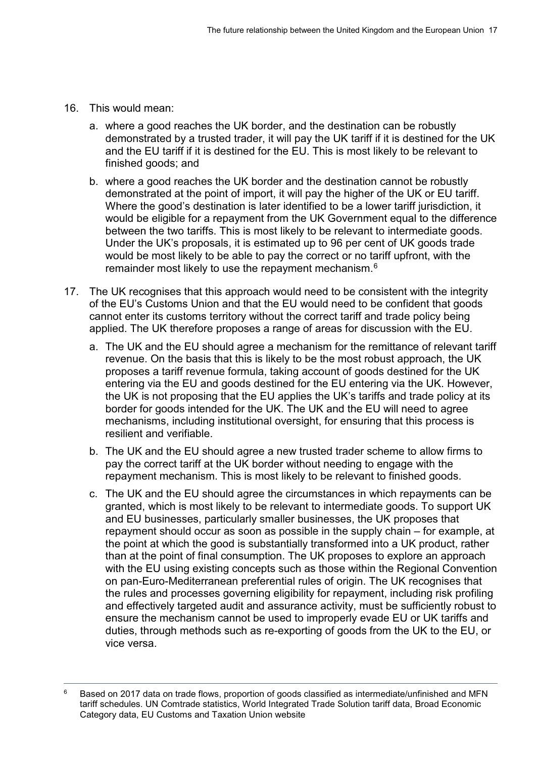16. This would mean:

    a. where a good reaches the UK border, and the destination can be robustly demonstrated by a trusted trader, it will pay the UK tariff if it is destined for the UK and the EU tariff if it is destined for the EU. This is most likely to be relevant to finished goods; and

    b. where a good reaches the UK border and the destination cannot be robustly demonstrated at the point of import, it will pay the higher of the UK or EU tariff. Where the good's destination is later identified to be a lower tariff jurisdiction, it would be eligible for a repayment from the UK Government equal to the difference between the two tariffs. This is most likely to be relevant to intermediate goods. Under the UK's proposals, it is estimated up to 96 per cent of UK goods trade would be most likely to be able to pay the correct or no tariff upfront, with the remainder most likely to use the repayment mechanism.[6]

17. The UK recognises that this approach would need to be consistent with the integrity of the EU's Customs Union and that the EU would need to be confident that goods cannot enter its customs territory without the correct tariff and trade policy being applied. The UK therefore proposes a range of areas for discussion with the EU.

    a. The UK and the EU should agree a mechanism for the remittance of relevant tariff revenue. On the basis that this is likely to be the most robust approach, the UK proposes a tariff revenue formula, taking account of goods destined for the UK entering via the EU and goods destined for the EU entering via the UK. However, the UK is not proposing that the EU applies the UK's tariffs and trade policy at its border for goods intended for the UK. The UK and the EU will need to agree mechanisms, including institutional oversight, for ensuring that this process is resilient and verifiable.

    b. The UK and the EU should agree a new trusted trader scheme to allow firms to pay the correct tariff at the UK border without needing to engage with the repayment mechanism. This is most likely to be relevant to finished goods.

    c. The UK and the EU should agree the circumstances in which repayments can be granted, which is most likely to be relevant to intermediate goods. To support UK and EU businesses, particularly smaller businesses, the UK proposes that repayment should occur as soon as possible in the supply chain – for example, at the point at which the good is substantially transformed into a UK product, rather than at the point of final consumption. The UK proposes to explore an approach with the EU using existing concepts such as those within the Regional Convention on pan-Euro-Mediterranean preferential rules of origin. The UK recognises that the rules and processes governing eligibility for repayment, including risk profiling and effectively targeted audit and assurance activity, must be sufficiently robust to ensure the mechanism cannot be used to improperly evade EU or UK tariffs and duties, through methods such as re-exporting of goods from the UK to the EU, or vice versa.

---

[6] Based on 2017 data on trade flows, proportion of goods classified as intermediate/unfinished and MFN tariff schedules. UN Comtrade statistics, World Integrated Trade Solution tariff data, Broad Economic Category data, EU Customs and Taxation Union website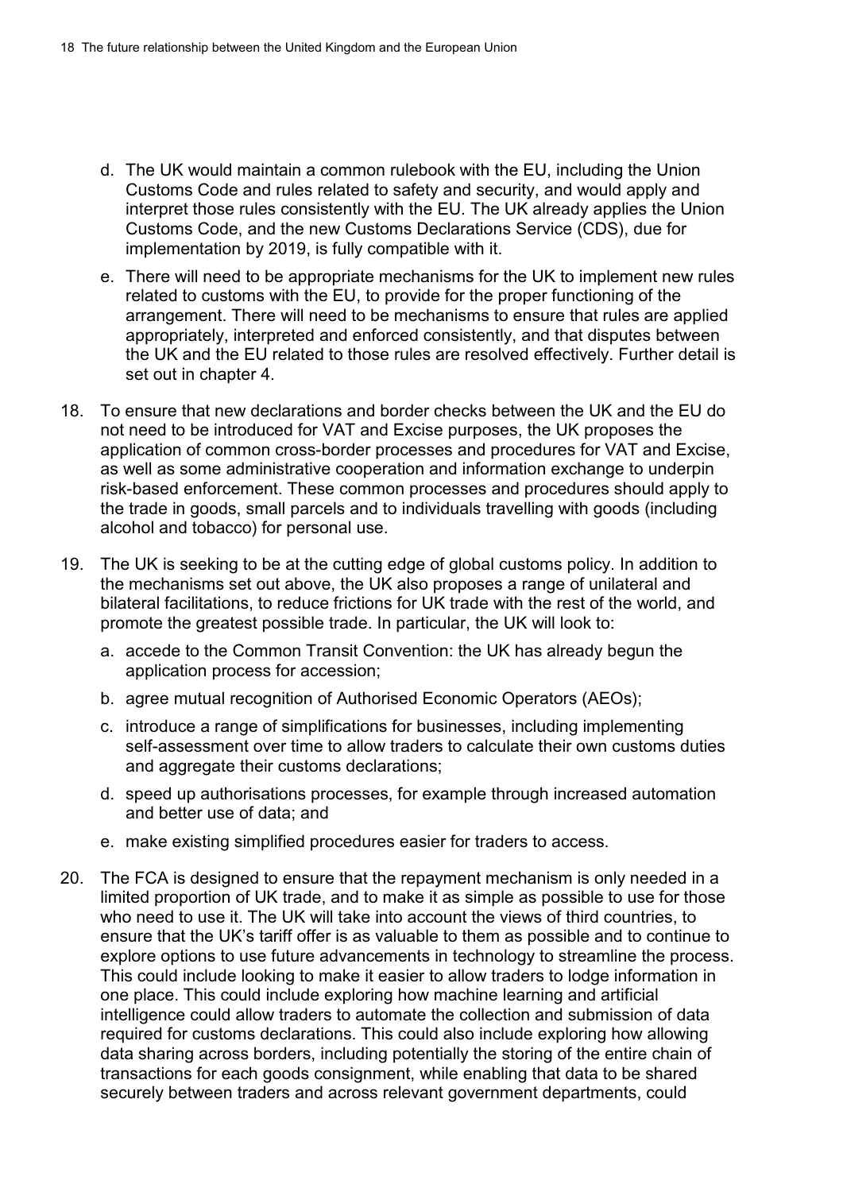d. The UK would maintain a common rulebook with the EU, including the Union Customs Code and rules related to safety and security, and would apply and interpret those rules consistently with the EU. The UK already applies the Union Customs Code, and the new Customs Declarations Service (CDS), due for implementation by 2019, is fully compatible with it.

e. There will need to be appropriate mechanisms for the UK to implement new rules related to customs with the EU, to provide for the proper functioning of the arrangement. There will need to be mechanisms to ensure that rules are applied appropriately, interpreted and enforced consistently, and that disputes between the UK and the EU related to those rules are resolved effectively. Further detail is set out in chapter 4.

18. To ensure that new declarations and border checks between the UK and the EU do not need to be introduced for VAT and Excise purposes, the UK proposes the application of common cross-border processes and procedures for VAT and Excise, as well as some administrative cooperation and information exchange to underpin risk-based enforcement. These common processes and procedures should apply to the trade in goods, small parcels and to individuals travelling with goods (including alcohol and tobacco) for personal use.

19. The UK is seeking to be at the cutting edge of global customs policy. In addition to the mechanisms set out above, the UK also proposes a range of unilateral and bilateral facilitations, to reduce frictions for UK trade with the rest of the world, and promote the greatest possible trade. In particular, the UK will look to:

   a. accede to the Common Transit Convention: the UK has already begun the application process for accession;

   b. agree mutual recognition of Authorised Economic Operators (AEOs);

   c. introduce a range of simplifications for businesses, including implementing self-assessment over time to allow traders to calculate their own customs duties and aggregate their customs declarations;

   d. speed up authorisations processes, for example through increased automation and better use of data; and

   e. make existing simplified procedures easier for traders to access.

20. The FCA is designed to ensure that the repayment mechanism is only needed in a limited proportion of UK trade, and to make it as simple as possible to use for those who need to use it. The UK will take into account the views of third countries, to ensure that the UK's tariff offer is as valuable to them as possible and to continue to explore options to use future advancements in technology to streamline the process. This could include looking to make it easier to allow traders to lodge information in one place. This could include exploring how machine learning and artificial intelligence could allow traders to automate the collection and submission of data required for customs declarations. This could also include exploring how allowing data sharing across borders, including potentially the storing of the entire chain of transactions for each goods consignment, while enabling that data to be shared securely between traders and across relevant government departments, could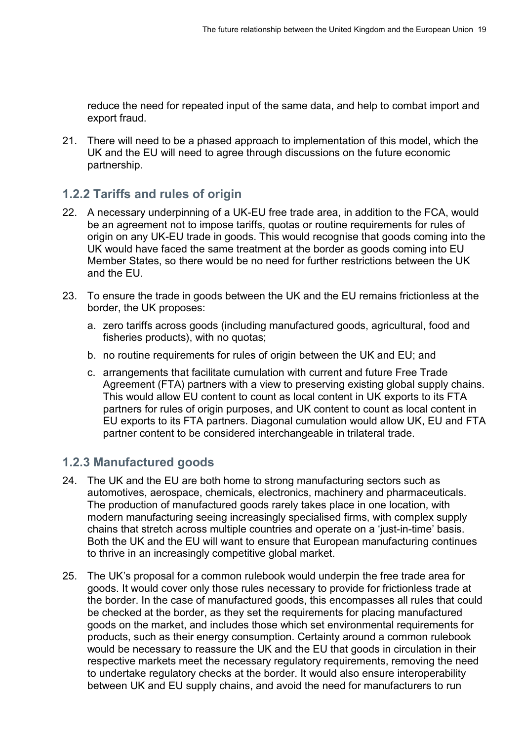reduce the need for repeated input of the same data, and help to combat import and export fraud.

21. There will need to be a phased approach to implementation of this model, which the UK and the EU will need to agree through discussions on the future economic partnership.

### 1.2.2 Tariffs and rules of origin

22. A necessary underpinning of a UK-EU free trade area, in addition to the FCA, would be an agreement not to impose tariffs, quotas or routine requirements for rules of origin on any UK-EU trade in goods. This would recognise that goods coming into the UK would have faced the same treatment at the border as goods coming into EU Member States, so there would be no need for further restrictions between the UK and the EU.

23. To ensure the trade in goods between the UK and the EU remains frictionless at the border, the UK proposes:

    a. zero tariffs across goods (including manufactured goods, agricultural, food and fisheries products), with no quotas;

    b. no routine requirements for rules of origin between the UK and EU; and

    c. arrangements that facilitate cumulation with current and future Free Trade Agreement (FTA) partners with a view to preserving existing global supply chains. This would allow EU content to count as local content in UK exports to its FTA partners for rules of origin purposes, and UK content to count as local content in EU exports to its FTA partners. Diagonal cumulation would allow UK, EU and FTA partner content to be considered interchangeable in trilateral trade.

### 1.2.3 Manufactured goods

24. The UK and the EU are both home to strong manufacturing sectors such as automotives, aerospace, chemicals, electronics, machinery and pharmaceuticals. The production of manufactured goods rarely takes place in one location, with modern manufacturing seeing increasingly specialised firms, with complex supply chains that stretch across multiple countries and operate on a 'just-in-time' basis. Both the UK and the EU will want to ensure that European manufacturing continues to thrive in an increasingly competitive global market.

25. The UK's proposal for a common rulebook would underpin the free trade area for goods. It would cover only those rules necessary to provide for frictionless trade at the border. In the case of manufactured goods, this encompasses all rules that could be checked at the border, as they set the requirements for placing manufactured goods on the market, and includes those which set environmental requirements for products, such as their energy consumption. Certainty around a common rulebook would be necessary to reassure the UK and the EU that goods in circulation in their respective markets meet the necessary regulatory requirements, removing the need to undertake regulatory checks at the border. It would also ensure interoperability between UK and EU supply chains, and avoid the need for manufacturers to run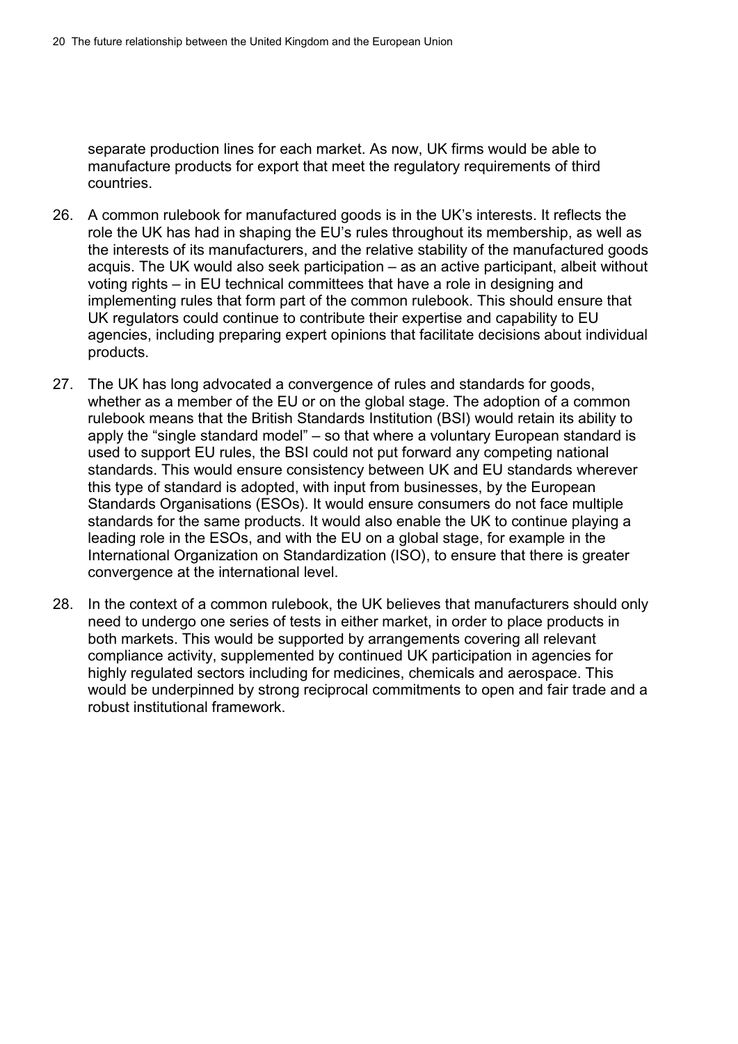separate production lines for each market. As now, UK firms would be able to manufacture products for export that meet the regulatory requirements of third countries.

26. A common rulebook for manufactured goods is in the UK's interests. It reflects the role the UK has had in shaping the EU's rules throughout its membership, as well as the interests of its manufacturers, and the relative stability of the manufactured goods acquis. The UK would also seek participation – as an active participant, albeit without voting rights – in EU technical committees that have a role in designing and implementing rules that form part of the common rulebook. This should ensure that UK regulators could continue to contribute their expertise and capability to EU agencies, including preparing expert opinions that facilitate decisions about individual products.

27. The UK has long advocated a convergence of rules and standards for goods, whether as a member of the EU or on the global stage. The adoption of a common rulebook means that the British Standards Institution (BSI) would retain its ability to apply the "single standard model" – so that where a voluntary European standard is used to support EU rules, the BSI could not put forward any competing national standards. This would ensure consistency between UK and EU standards wherever this type of standard is adopted, with input from businesses, by the European Standards Organisations (ESOs). It would ensure consumers do not face multiple standards for the same products. It would also enable the UK to continue playing a leading role in the ESOs, and with the EU on a global stage, for example in the International Organization on Standardization (ISO), to ensure that there is greater convergence at the international level.

28. In the context of a common rulebook, the UK believes that manufacturers should only need to undergo one series of tests in either market, in order to place products in both markets. This would be supported by arrangements covering all relevant compliance activity, supplemented by continued UK participation in agencies for highly regulated sectors including for medicines, chemicals and aerospace. This would be underpinned by strong reciprocal commitments to open and fair trade and a robust institutional framework.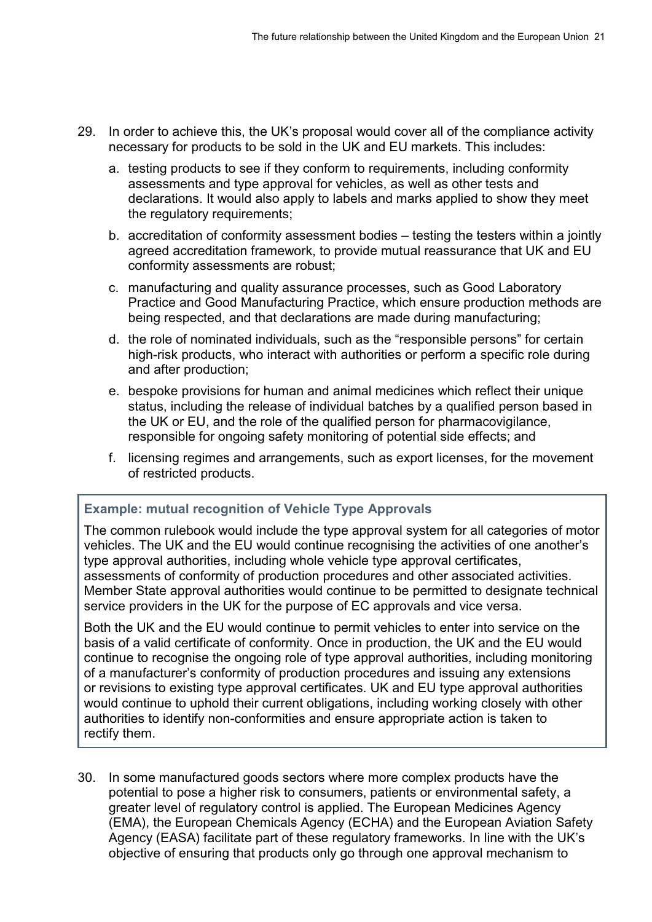29. In order to achieve this, the UK's proposal would cover all of the compliance activity necessary for products to be sold in the UK and EU markets. This includes:

    a. testing products to see if they conform to requirements, including conformity assessments and type approval for vehicles, as well as other tests and declarations. It would also apply to labels and marks applied to show they meet the regulatory requirements;

    b. accreditation of conformity assessment bodies – testing the testers within a jointly agreed accreditation framework, to provide mutual reassurance that UK and EU conformity assessments are robust;

    c. manufacturing and quality assurance processes, such as Good Laboratory Practice and Good Manufacturing Practice, which ensure production methods are being respected, and that declarations are made during manufacturing;

    d. the role of nominated individuals, such as the "responsible persons" for certain high-risk products, who interact with authorities or perform a specific role during and after production;

    e. bespoke provisions for human and animal medicines which reflect their unique status, including the release of individual batches by a qualified person based in the UK or EU, and the role of the qualified person for pharmacovigilance, responsible for ongoing safety monitoring of potential side effects; and

    f. licensing regimes and arrangements, such as export licenses, for the movement of restricted products.

> **Example: mutual recognition of Vehicle Type Approvals**
>
> The common rulebook would include the type approval system for all categories of motor vehicles. The UK and the EU would continue recognising the activities of one another's type approval authorities, including whole vehicle type approval certificates, assessments of conformity of production procedures and other associated activities. Member State approval authorities would continue to be permitted to designate technical service providers in the UK for the purpose of EC approvals and vice versa.
>
> Both the UK and the EU would continue to permit vehicles to enter into service on the basis of a valid certificate of conformity. Once in production, the UK and the EU would continue to recognise the ongoing role of type approval authorities, including monitoring of a manufacturer's conformity of production procedures and issuing any extensions or revisions to existing type approval certificates. UK and EU type approval authorities would continue to uphold their current obligations, including working closely with other authorities to identify non-conformities and ensure appropriate action is taken to rectify them.

30. In some manufactured goods sectors where more complex products have the potential to pose a higher risk to consumers, patients or environmental safety, a greater level of regulatory control is applied. The European Medicines Agency (EMA), the European Chemicals Agency (ECHA) and the European Aviation Safety Agency (EASA) facilitate part of these regulatory frameworks. In line with the UK's objective of ensuring that products only go through one approval mechanism to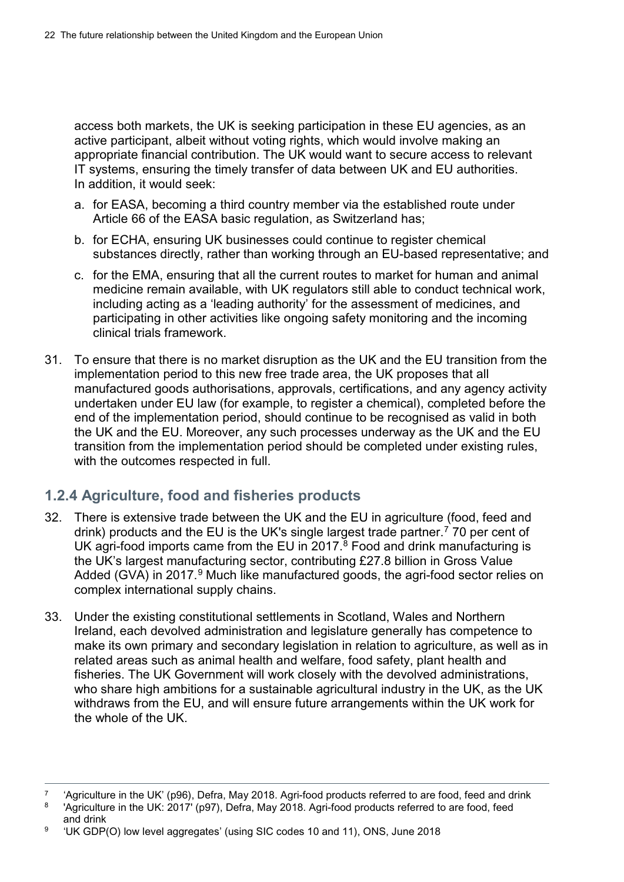access both markets, the UK is seeking participation in these EU agencies, as an active participant, albeit without voting rights, which would involve making an appropriate financial contribution. The UK would want to secure access to relevant IT systems, ensuring the timely transfer of data between UK and EU authorities. In addition, it would seek:

a. for EASA, becoming a third country member via the established route under Article 66 of the EASA basic regulation, as Switzerland has;

b. for ECHA, ensuring UK businesses could continue to register chemical substances directly, rather than working through an EU-based representative; and

c. for the EMA, ensuring that all the current routes to market for human and animal medicine remain available, with UK regulators still able to conduct technical work, including acting as a 'leading authority' for the assessment of medicines, and participating in other activities like ongoing safety monitoring and the incoming clinical trials framework.

31. To ensure that there is no market disruption as the UK and the EU transition from the implementation period to this new free trade area, the UK proposes that all manufactured goods authorisations, approvals, certifications, and any agency activity undertaken under EU law (for example, to register a chemical), completed before the end of the implementation period, should continue to be recognised as valid in both the UK and the EU. Moreover, any such processes underway as the UK and the EU transition from the implementation period should be completed under existing rules, with the outcomes respected in full.

### 1.2.4 Agriculture, food and fisheries products

32. There is extensive trade between the UK and the EU in agriculture (food, feed and drink) products and the EU is the UK's single largest trade partner.[7] 70 per cent of UK agri-food imports came from the EU in 2017.[8] Food and drink manufacturing is the UK's largest manufacturing sector, contributing £27.8 billion in Gross Value Added (GVA) in 2017.[9] Much like manufactured goods, the agri-food sector relies on complex international supply chains.

33. Under the existing constitutional settlements in Scotland, Wales and Northern Ireland, each devolved administration and legislature generally has competence to make its own primary and secondary legislation in relation to agriculture, as well as in related areas such as animal health and welfare, food safety, plant health and fisheries. The UK Government will work closely with the devolved administrations, who share high ambitions for a sustainable agricultural industry in the UK, as the UK withdraws from the EU, and will ensure future arrangements within the UK work for the whole of the UK.

---

[7] 'Agriculture in the UK' (p96), Defra, May 2018. Agri-food products referred to are food, feed and drink

[8] 'Agriculture in the UK: 2017' (p97), Defra, May 2018. Agri-food products referred to are food, feed and drink

[9] 'UK GDP(O) low level aggregates' (using SIC codes 10 and 11), ONS, June 2018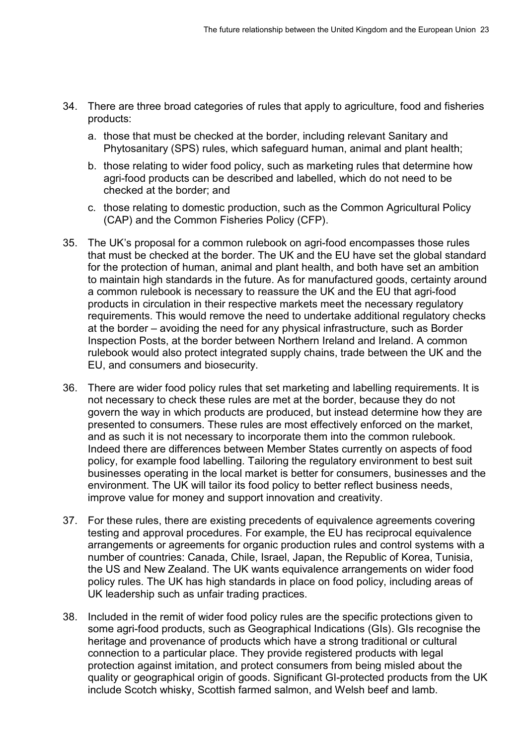34. There are three broad categories of rules that apply to agriculture, food and fisheries products:

    a. those that must be checked at the border, including relevant Sanitary and Phytosanitary (SPS) rules, which safeguard human, animal and plant health;

    b. those relating to wider food policy, such as marketing rules that determine how agri-food products can be described and labelled, which do not need to be checked at the border; and

    c. those relating to domestic production, such as the Common Agricultural Policy (CAP) and the Common Fisheries Policy (CFP).

35. The UK's proposal for a common rulebook on agri-food encompasses those rules that must be checked at the border. The UK and the EU have set the global standard for the protection of human, animal and plant health, and both have set an ambition to maintain high standards in the future. As for manufactured goods, certainty around a common rulebook is necessary to reassure the UK and the EU that agri-food products in circulation in their respective markets meet the necessary regulatory requirements. This would remove the need to undertake additional regulatory checks at the border – avoiding the need for any physical infrastructure, such as Border Inspection Posts, at the border between Northern Ireland and Ireland. A common rulebook would also protect integrated supply chains, trade between the UK and the EU, and consumers and biosecurity.

36. There are wider food policy rules that set marketing and labelling requirements. It is not necessary to check these rules are met at the border, because they do not govern the way in which products are produced, but instead determine how they are presented to consumers. These rules are most effectively enforced on the market, and as such it is not necessary to incorporate them into the common rulebook. Indeed there are differences between Member States currently on aspects of food policy, for example food labelling. Tailoring the regulatory environment to best suit businesses operating in the local market is better for consumers, businesses and the environment. The UK will tailor its food policy to better reflect business needs, improve value for money and support innovation and creativity.

37. For these rules, there are existing precedents of equivalence agreements covering testing and approval procedures. For example, the EU has reciprocal equivalence arrangements or agreements for organic production rules and control systems with a number of countries: Canada, Chile, Israel, Japan, the Republic of Korea, Tunisia, the US and New Zealand. The UK wants equivalence arrangements on wider food policy rules. The UK has high standards in place on food policy, including areas of UK leadership such as unfair trading practices.

38. Included in the remit of wider food policy rules are the specific protections given to some agri-food products, such as Geographical Indications (GIs). GIs recognise the heritage and provenance of products which have a strong traditional or cultural connection to a particular place. They provide registered products with legal protection against imitation, and protect consumers from being misled about the quality or geographical origin of goods. Significant GI-protected products from the UK include Scotch whisky, Scottish farmed salmon, and Welsh beef and lamb.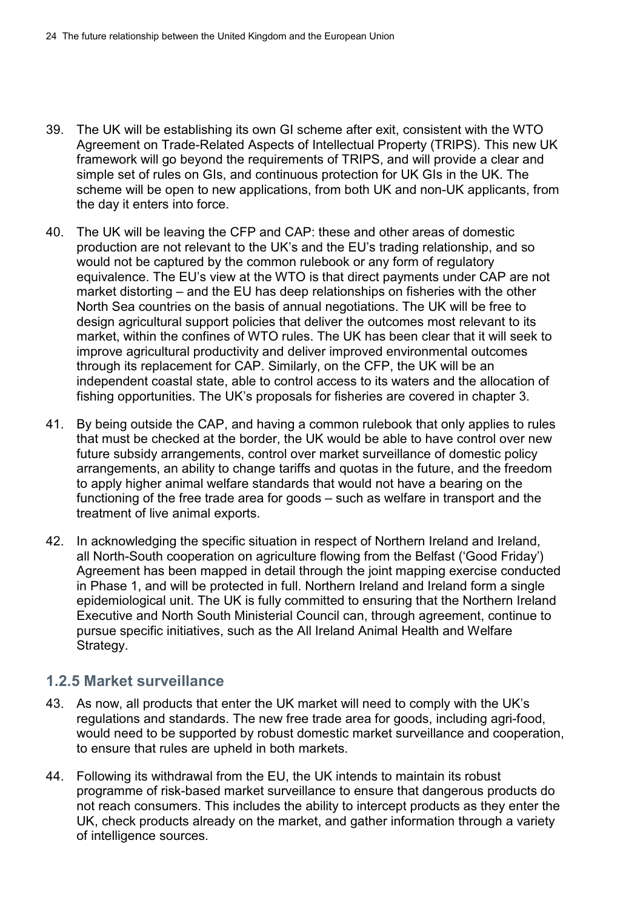39. The UK will be establishing its own GI scheme after exit, consistent with the WTO Agreement on Trade-Related Aspects of Intellectual Property (TRIPS). This new UK framework will go beyond the requirements of TRIPS, and will provide a clear and simple set of rules on GIs, and continuous protection for UK GIs in the UK. The scheme will be open to new applications, from both UK and non-UK applicants, from the day it enters into force.

40. The UK will be leaving the CFP and CAP: these and other areas of domestic production are not relevant to the UK's and the EU's trading relationship, and so would not be captured by the common rulebook or any form of regulatory equivalence. The EU's view at the WTO is that direct payments under CAP are not market distorting – and the EU has deep relationships on fisheries with the other North Sea countries on the basis of annual negotiations. The UK will be free to design agricultural support policies that deliver the outcomes most relevant to its market, within the confines of WTO rules. The UK has been clear that it will seek to improve agricultural productivity and deliver improved environmental outcomes through its replacement for CAP. Similarly, on the CFP, the UK will be an independent coastal state, able to control access to its waters and the allocation of fishing opportunities. The UK's proposals for fisheries are covered in chapter 3.

41. By being outside the CAP, and having a common rulebook that only applies to rules that must be checked at the border, the UK would be able to have control over new future subsidy arrangements, control over market surveillance of domestic policy arrangements, an ability to change tariffs and quotas in the future, and the freedom to apply higher animal welfare standards that would not have a bearing on the functioning of the free trade area for goods – such as welfare in transport and the treatment of live animal exports.

42. In acknowledging the specific situation in respect of Northern Ireland and Ireland, all North-South cooperation on agriculture flowing from the Belfast ('Good Friday') Agreement has been mapped in detail through the joint mapping exercise conducted in Phase 1, and will be protected in full. Northern Ireland and Ireland form a single epidemiological unit. The UK is fully committed to ensuring that the Northern Ireland Executive and North South Ministerial Council can, through agreement, continue to pursue specific initiatives, such as the All Ireland Animal Health and Welfare Strategy.

### 1.2.5 Market surveillance

43. As now, all products that enter the UK market will need to comply with the UK's regulations and standards. The new free trade area for goods, including agri-food, would need to be supported by robust domestic market surveillance and cooperation, to ensure that rules are upheld in both markets.

44. Following its withdrawal from the EU, the UK intends to maintain its robust programme of risk-based market surveillance to ensure that dangerous products do not reach consumers. This includes the ability to intercept products as they enter the UK, check products already on the market, and gather information through a variety of intelligence sources.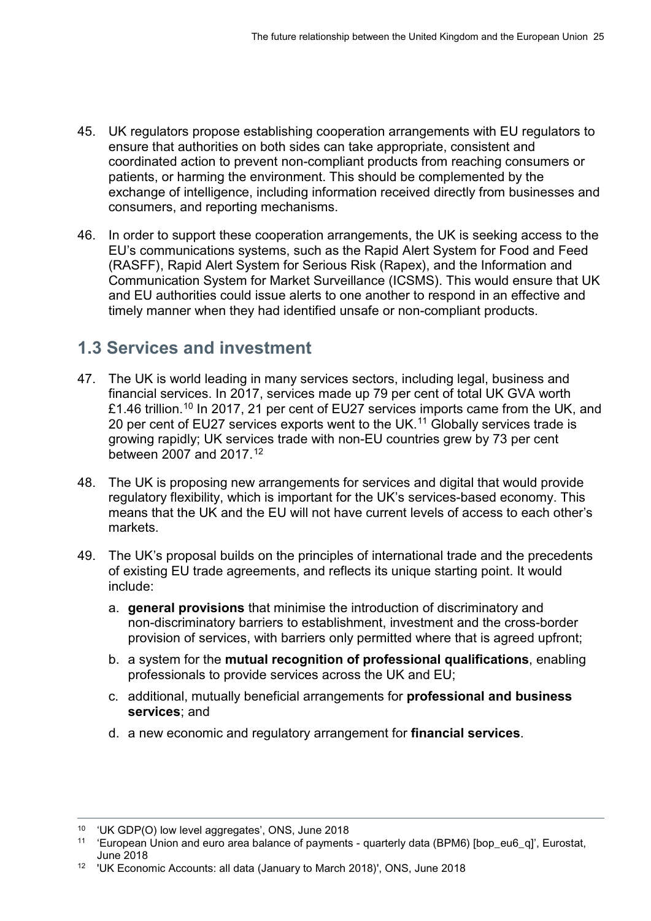45. UK regulators propose establishing cooperation arrangements with EU regulators to ensure that authorities on both sides can take appropriate, consistent and coordinated action to prevent non-compliant products from reaching consumers or patients, or harming the environment. This should be complemented by the exchange of intelligence, including information received directly from businesses and consumers, and reporting mechanisms.

46. In order to support these cooperation arrangements, the UK is seeking access to the EU's communications systems, such as the Rapid Alert System for Food and Feed (RASFF), Rapid Alert System for Serious Risk (Rapex), and the Information and Communication System for Market Surveillance (ICSMS). This would ensure that UK and EU authorities could issue alerts to one another to respond in an effective and timely manner when they had identified unsafe or non-compliant products.

## 1.3 Services and investment

47. The UK is world leading in many services sectors, including legal, business and financial services. In 2017, services made up 79 per cent of total UK GVA worth £1.46 trillion.[10] In 2017, 21 per cent of EU27 services imports came from the UK, and 20 per cent of EU27 services exports went to the UK.[11] Globally services trade is growing rapidly; UK services trade with non-EU countries grew by 73 per cent between 2007 and 2017.[12]

48. The UK is proposing new arrangements for services and digital that would provide regulatory flexibility, which is important for the UK's services-based economy. This means that the UK and the EU will not have current levels of access to each other's markets.

49. The UK's proposal builds on the principles of international trade and the precedents of existing EU trade agreements, and reflects its unique starting point. It would include:

    a. **general provisions** that minimise the introduction of discriminatory and non-discriminatory barriers to establishment, investment and the cross-border provision of services, with barriers only permitted where that is agreed upfront;

    b. a system for the **mutual recognition of professional qualifications**, enabling professionals to provide services across the UK and EU;

    c. additional, mutually beneficial arrangements for **professional and business services**; and

    d. a new economic and regulatory arrangement for **financial services**.

---

[10] 'UK GDP(O) low level aggregates', ONS, June 2018

[11] 'European Union and euro area balance of payments - quarterly data (BPM6) [bop_eu6_q]', Eurostat, June 2018

[12] 'UK Economic Accounts: all data (January to March 2018)', ONS, June 2018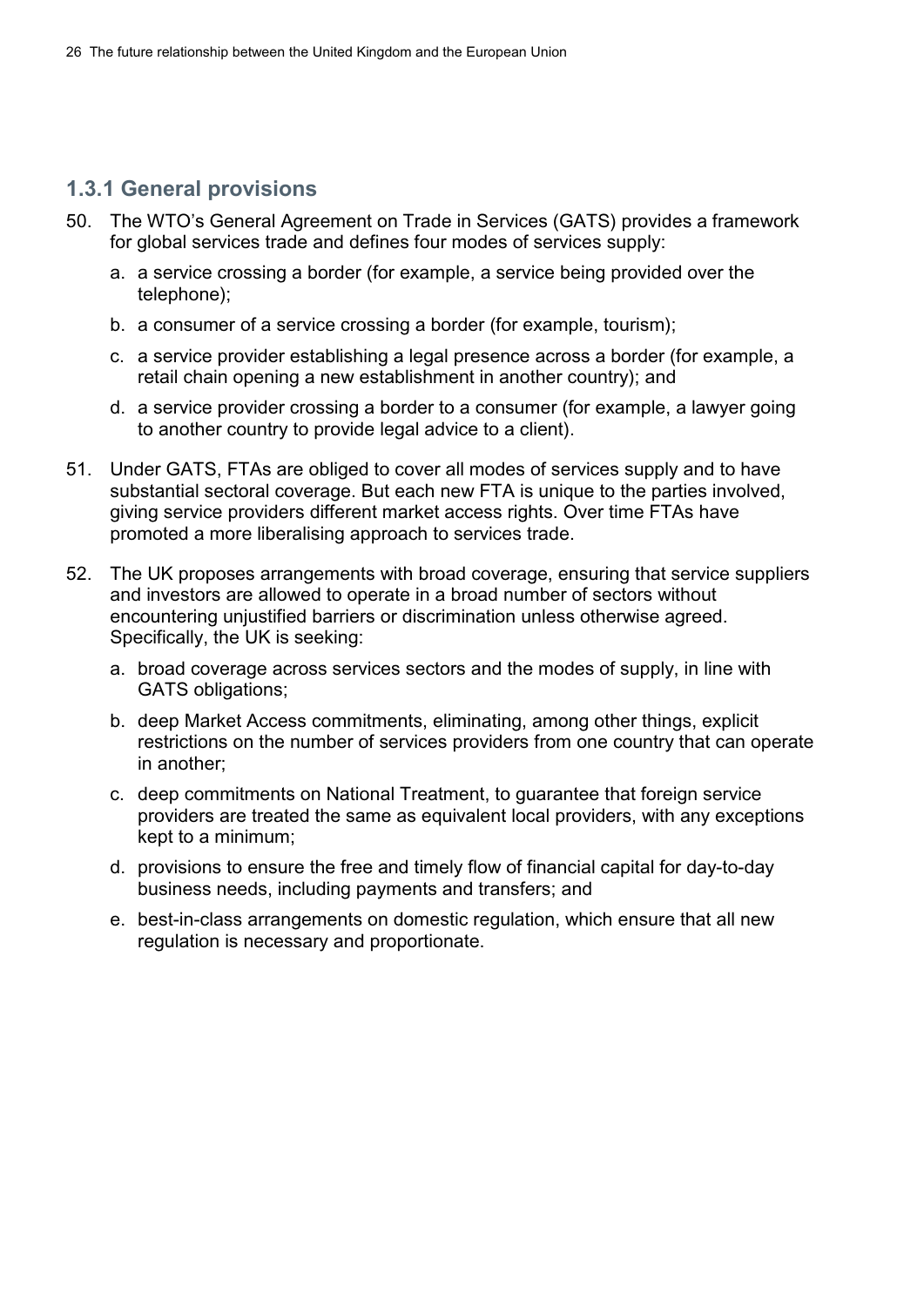### 1.3.1 General provisions

50. The WTO's General Agreement on Trade in Services (GATS) provides a framework for global services trade and defines four modes of services supply:

    a. a service crossing a border (for example, a service being provided over the telephone);

    b. a consumer of a service crossing a border (for example, tourism);

    c. a service provider establishing a legal presence across a border (for example, a retail chain opening a new establishment in another country); and

    d. a service provider crossing a border to a consumer (for example, a lawyer going to another country to provide legal advice to a client).

51. Under GATS, FTAs are obliged to cover all modes of services supply and to have substantial sectoral coverage. But each new FTA is unique to the parties involved, giving service providers different market access rights. Over time FTAs have promoted a more liberalising approach to services trade.

52. The UK proposes arrangements with broad coverage, ensuring that service suppliers and investors are allowed to operate in a broad number of sectors without encountering unjustified barriers or discrimination unless otherwise agreed. Specifically, the UK is seeking:

    a. broad coverage across services sectors and the modes of supply, in line with GATS obligations;

    b. deep Market Access commitments, eliminating, among other things, explicit restrictions on the number of services providers from one country that can operate in another;

    c. deep commitments on National Treatment, to guarantee that foreign service providers are treated the same as equivalent local providers, with any exceptions kept to a minimum;

    d. provisions to ensure the free and timely flow of financial capital for day-to-day business needs, including payments and transfers; and

    e. best-in-class arrangements on domestic regulation, which ensure that all new regulation is necessary and proportionate.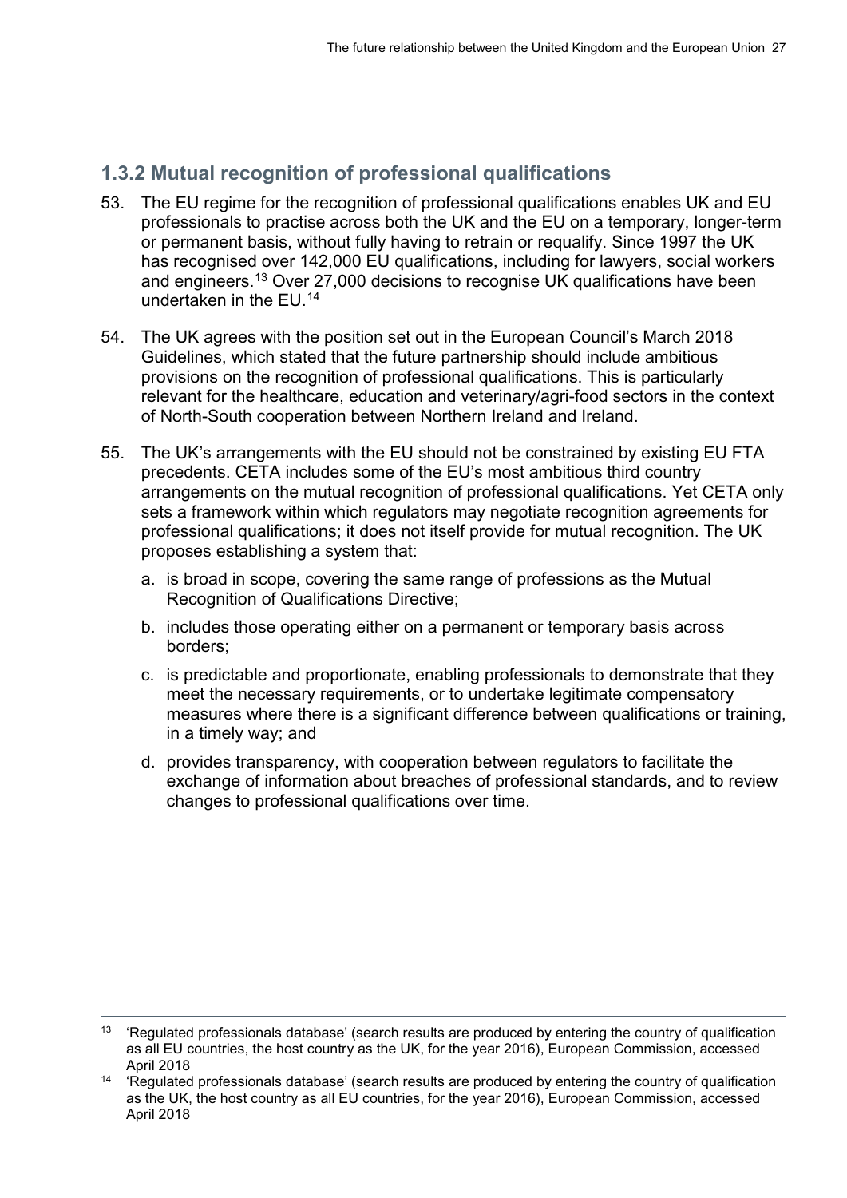### 1.3.2 Mutual recognition of professional qualifications

53. The EU regime for the recognition of professional qualifications enables UK and EU professionals to practise across both the UK and the EU on a temporary, longer-term or permanent basis, without fully having to retrain or requalify. Since 1997 the UK has recognised over 142,000 EU qualifications, including for lawyers, social workers and engineers.[13] Over 27,000 decisions to recognise UK qualifications have been undertaken in the EU.[14]

54. The UK agrees with the position set out in the European Council's March 2018 Guidelines, which stated that the future partnership should include ambitious provisions on the recognition of professional qualifications. This is particularly relevant for the healthcare, education and veterinary/agri-food sectors in the context of North-South cooperation between Northern Ireland and Ireland.

55. The UK's arrangements with the EU should not be constrained by existing EU FTA precedents. CETA includes some of the EU's most ambitious third country arrangements on the mutual recognition of professional qualifications. Yet CETA only sets a framework within which regulators may negotiate recognition agreements for professional qualifications; it does not itself provide for mutual recognition. The UK proposes establishing a system that:

    a. is broad in scope, covering the same range of professions as the Mutual Recognition of Qualifications Directive;

    b. includes those operating either on a permanent or temporary basis across borders;

    c. is predictable and proportionate, enabling professionals to demonstrate that they meet the necessary requirements, or to undertake legitimate compensatory measures where there is a significant difference between qualifications or training, in a timely way; and

    d. provides transparency, with cooperation between regulators to facilitate the exchange of information about breaches of professional standards, and to review changes to professional qualifications over time.

---

[13] 'Regulated professionals database' (search results are produced by entering the country of qualification as all EU countries, the host country as the UK, for the year 2016), European Commission, accessed April 2018

[14] 'Regulated professionals database' (search results are produced by entering the country of qualification as the UK, the host country as all EU countries, for the year 2016), European Commission, accessed April 2018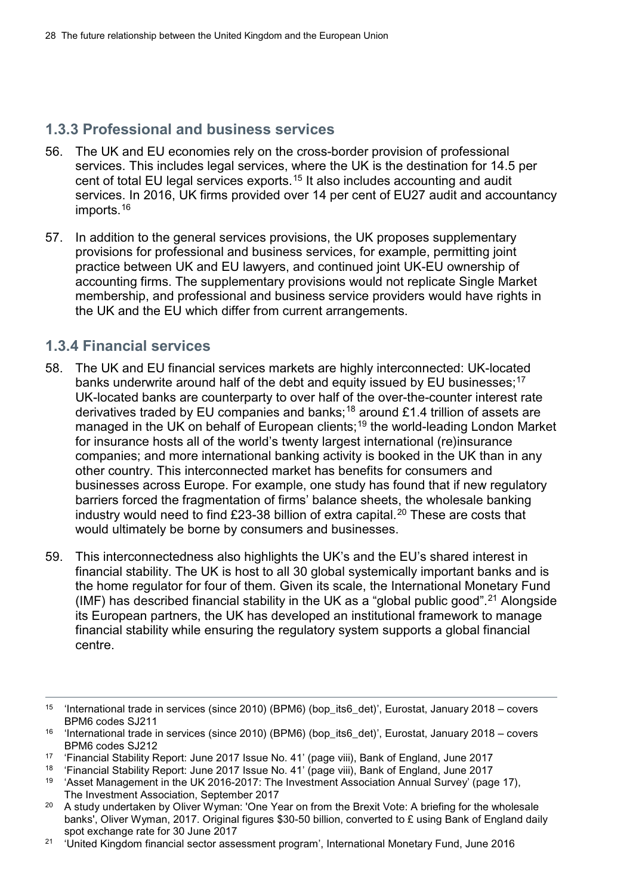### 1.3.3 Professional and business services

56. The UK and EU economies rely on the cross-border provision of professional services. This includes legal services, where the UK is the destination for 14.5 per cent of total EU legal services exports.[15] It also includes accounting and audit services. In 2016, UK firms provided over 14 per cent of EU27 audit and accountancy imports.[16]

57. In addition to the general services provisions, the UK proposes supplementary provisions for professional and business services, for example, permitting joint practice between UK and EU lawyers, and continued joint UK-EU ownership of accounting firms. The supplementary provisions would not replicate Single Market membership, and professional and business service providers would have rights in the UK and the EU which differ from current arrangements.

### 1.3.4 Financial services

58. The UK and EU financial services markets are highly interconnected: UK-located banks underwrite around half of the debt and equity issued by EU businesses;[17] UK-located banks are counterparty to over half of the over-the-counter interest rate derivatives traded by EU companies and banks;[18] around £1.4 trillion of assets are managed in the UK on behalf of European clients;[19] the world-leading London Market for insurance hosts all of the world's twenty largest international (re)insurance companies; and more international banking activity is booked in the UK than in any other country. This interconnected market has benefits for consumers and businesses across Europe. For example, one study has found that if new regulatory barriers forced the fragmentation of firms' balance sheets, the wholesale banking industry would need to find £23-38 billion of extra capital.[20] These are costs that would ultimately be borne by consumers and businesses.

59. This interconnectedness also highlights the UK's and the EU's shared interest in financial stability. The UK is host to all 30 global systemically important banks and is the home regulator for four of them. Given its scale, the International Monetary Fund (IMF) has described financial stability in the UK as a "global public good".[21] Alongside its European partners, the UK has developed an institutional framework to manage financial stability while ensuring the regulatory system supports a global financial centre.

---

[15] 'International trade in services (since 2010) (BPM6) (bop_its6_det)', Eurostat, January 2018 – covers BPM6 codes SJ211

[16] 'International trade in services (since 2010) (BPM6) (bop_its6_det)', Eurostat, January 2018 – covers BPM6 codes SJ212

[17] 'Financial Stability Report: June 2017 Issue No. 41' (page viii), Bank of England, June 2017

[18] 'Financial Stability Report: June 2017 Issue No. 41' (page viii), Bank of England, June 2017

[19] 'Asset Management in the UK 2016-2017: The Investment Association Annual Survey' (page 17), The Investment Association, September 2017

[20] A study undertaken by Oliver Wyman: 'One Year on from the Brexit Vote: A briefing for the wholesale banks', Oliver Wyman, 2017. Original figures $30-50 billion, converted to £ using Bank of England daily spot exchange rate for 30 June 2017

[21] 'United Kingdom financial sector assessment program', International Monetary Fund, June 2016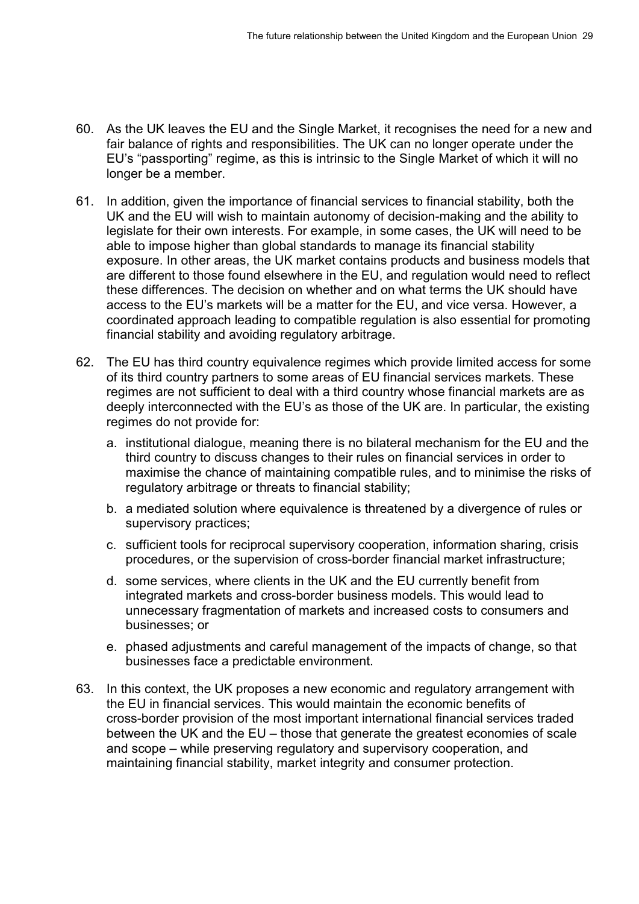60. As the UK leaves the EU and the Single Market, it recognises the need for a new and fair balance of rights and responsibilities. The UK can no longer operate under the EU's "passporting" regime, as this is intrinsic to the Single Market of which it will no longer be a member.

61. In addition, given the importance of financial services to financial stability, both the UK and the EU will wish to maintain autonomy of decision-making and the ability to legislate for their own interests. For example, in some cases, the UK will need to be able to impose higher than global standards to manage its financial stability exposure. In other areas, the UK market contains products and business models that are different to those found elsewhere in the EU, and regulation would need to reflect these differences. The decision on whether and on what terms the UK should have access to the EU's markets will be a matter for the EU, and vice versa. However, a coordinated approach leading to compatible regulation is also essential for promoting financial stability and avoiding regulatory arbitrage.

62. The EU has third country equivalence regimes which provide limited access for some of its third country partners to some areas of EU financial services markets. These regimes are not sufficient to deal with a third country whose financial markets are as deeply interconnected with the EU's as those of the UK are. In particular, the existing regimes do not provide for:

    a. institutional dialogue, meaning there is no bilateral mechanism for the EU and the third country to discuss changes to their rules on financial services in order to maximise the chance of maintaining compatible rules, and to minimise the risks of regulatory arbitrage or threats to financial stability;

    b. a mediated solution where equivalence is threatened by a divergence of rules or supervisory practices;

    c. sufficient tools for reciprocal supervisory cooperation, information sharing, crisis procedures, or the supervision of cross-border financial market infrastructure;

    d. some services, where clients in the UK and the EU currently benefit from integrated markets and cross-border business models. This would lead to unnecessary fragmentation of markets and increased costs to consumers and businesses; or

    e. phased adjustments and careful management of the impacts of change, so that businesses face a predictable environment.

63. In this context, the UK proposes a new economic and regulatory arrangement with the EU in financial services. This would maintain the economic benefits of cross-border provision of the most important international financial services traded between the UK and the EU – those that generate the greatest economies of scale and scope – while preserving regulatory and supervisory cooperation, and maintaining financial stability, market integrity and consumer protection.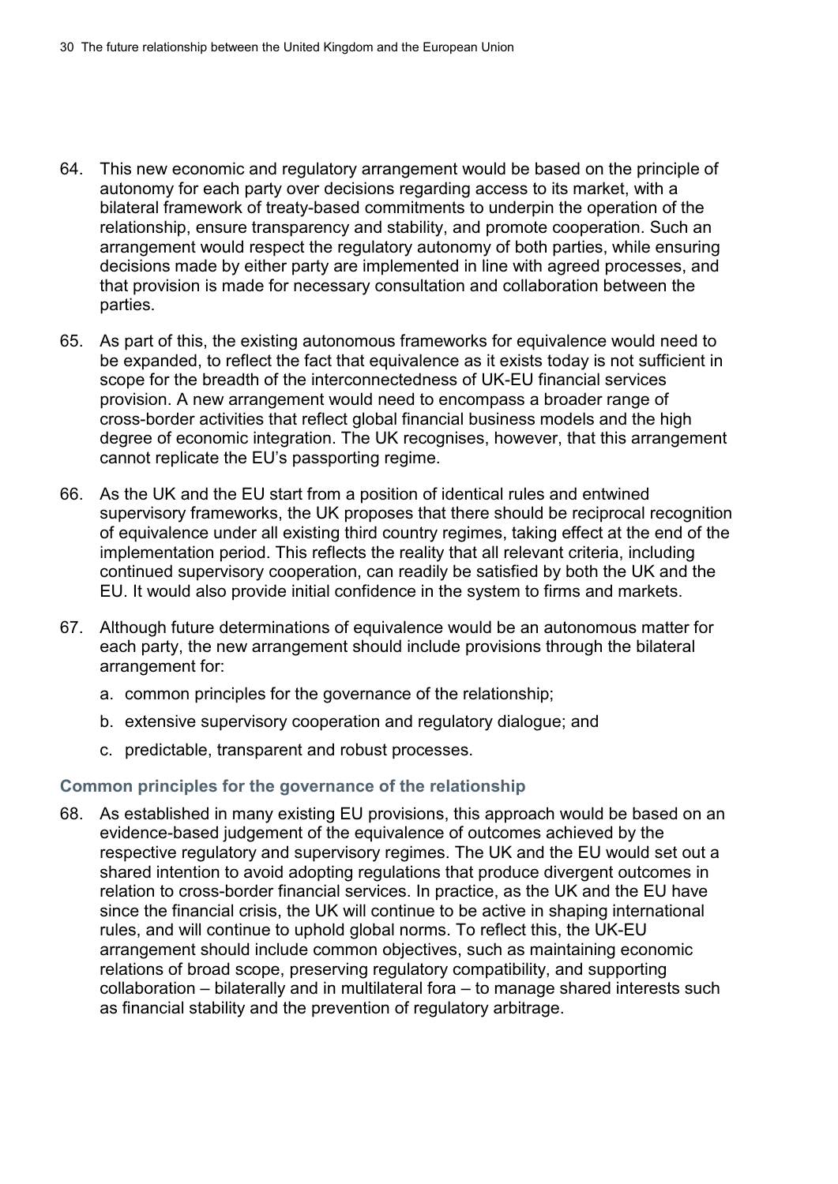64. This new economic and regulatory arrangement would be based on the principle of autonomy for each party over decisions regarding access to its market, with a bilateral framework of treaty-based commitments to underpin the operation of the relationship, ensure transparency and stability, and promote cooperation. Such an arrangement would respect the regulatory autonomy of both parties, while ensuring decisions made by either party are implemented in line with agreed processes, and that provision is made for necessary consultation and collaboration between the parties.

65. As part of this, the existing autonomous frameworks for equivalence would need to be expanded, to reflect the fact that equivalence as it exists today is not sufficient in scope for the breadth of the interconnectedness of UK-EU financial services provision. A new arrangement would need to encompass a broader range of cross-border activities that reflect global financial business models and the high degree of economic integration. The UK recognises, however, that this arrangement cannot replicate the EU's passporting regime.

66. As the UK and the EU start from a position of identical rules and entwined supervisory frameworks, the UK proposes that there should be reciprocal recognition of equivalence under all existing third country regimes, taking effect at the end of the implementation period. This reflects the reality that all relevant criteria, including continued supervisory cooperation, can readily be satisfied by both the UK and the EU. It would also provide initial confidence in the system to firms and markets.

67. Although future determinations of equivalence would be an autonomous matter for each party, the new arrangement should include provisions through the bilateral arrangement for:

    a. common principles for the governance of the relationship;

    b. extensive supervisory cooperation and regulatory dialogue; and

    c. predictable, transparent and robust processes.

### Common principles for the governance of the relationship

68. As established in many existing EU provisions, this approach would be based on an evidence-based judgement of the equivalence of outcomes achieved by the respective regulatory and supervisory regimes. The UK and the EU would set out a shared intention to avoid adopting regulations that produce divergent outcomes in relation to cross-border financial services. In practice, as the UK and the EU have since the financial crisis, the UK will continue to be active in shaping international rules, and will continue to uphold global norms. To reflect this, the UK-EU arrangement should include common objectives, such as maintaining economic relations of broad scope, preserving regulatory compatibility, and supporting collaboration – bilaterally and in multilateral fora – to manage shared interests such as financial stability and the prevention of regulatory arbitrage.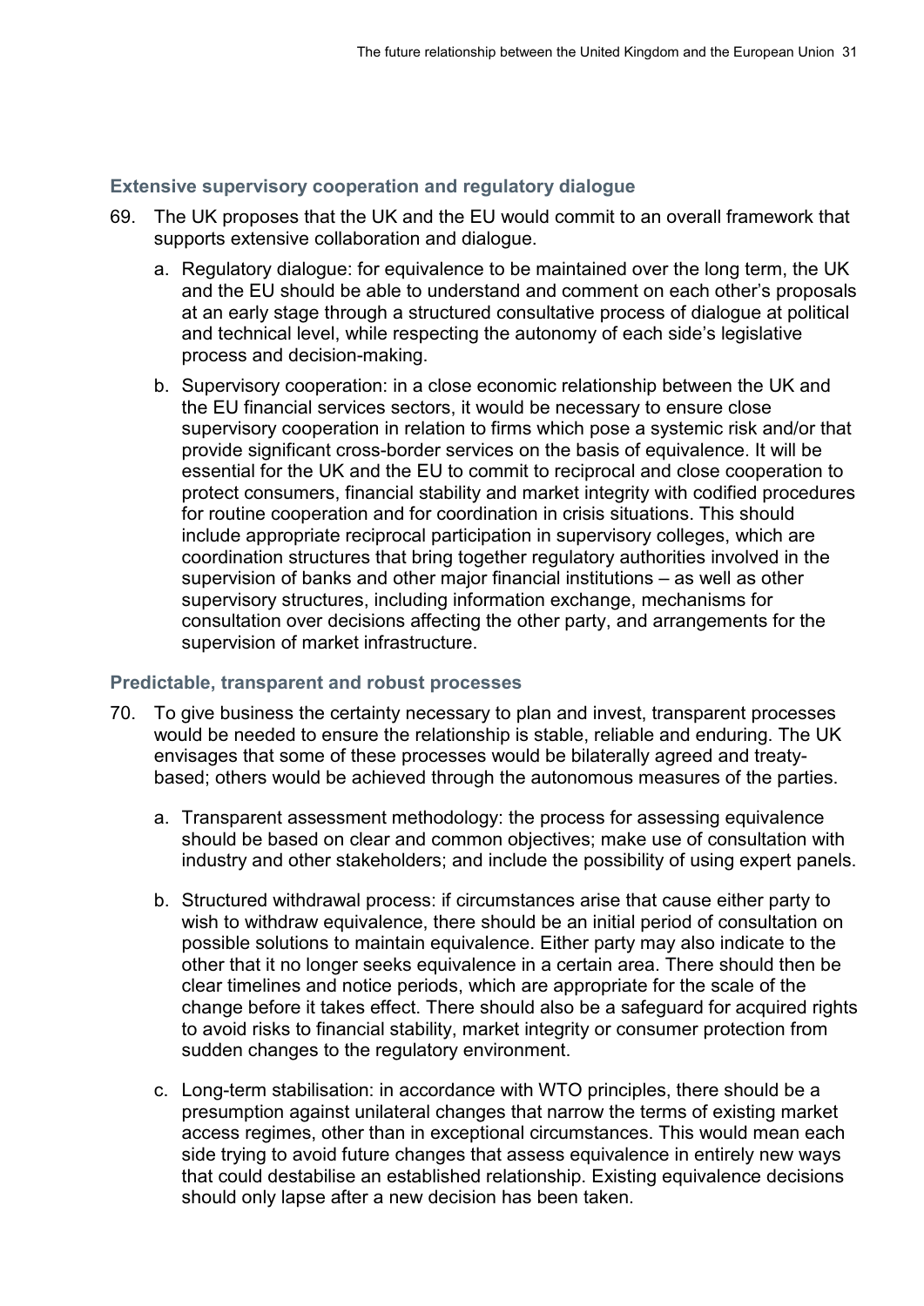### Extensive supervisory cooperation and regulatory dialogue

69. The UK proposes that the UK and the EU would commit to an overall framework that supports extensive collaboration and dialogue.

    a. Regulatory dialogue: for equivalence to be maintained over the long term, the UK and the EU should be able to understand and comment on each other's proposals at an early stage through a structured consultative process of dialogue at political and technical level, while respecting the autonomy of each side's legislative process and decision-making.

    b. Supervisory cooperation: in a close economic relationship between the UK and the EU financial services sectors, it would be necessary to ensure close supervisory cooperation in relation to firms which pose a systemic risk and/or that provide significant cross-border services on the basis of equivalence. It will be essential for the UK and the EU to commit to reciprocal and close cooperation to protect consumers, financial stability and market integrity with codified procedures for routine cooperation and for coordination in crisis situations. This should include appropriate reciprocal participation in supervisory colleges, which are coordination structures that bring together regulatory authorities involved in the supervision of banks and other major financial institutions – as well as other supervisory structures, including information exchange, mechanisms for consultation over decisions affecting the other party, and arrangements for the supervision of market infrastructure.

### Predictable, transparent and robust processes

70. To give business the certainty necessary to plan and invest, transparent processes would be needed to ensure the relationship is stable, reliable and enduring. The UK envisages that some of these processes would be bilaterally agreed and treaty-based; others would be achieved through the autonomous measures of the parties.

    a. Transparent assessment methodology: the process for assessing equivalence should be based on clear and common objectives; make use of consultation with industry and other stakeholders; and include the possibility of using expert panels.

    b. Structured withdrawal process: if circumstances arise that cause either party to wish to withdraw equivalence, there should be an initial period of consultation on possible solutions to maintain equivalence. Either party may also indicate to the other that it no longer seeks equivalence in a certain area. There should then be clear timelines and notice periods, which are appropriate for the scale of the change before it takes effect. There should also be a safeguard for acquired rights to avoid risks to financial stability, market integrity or consumer protection from sudden changes to the regulatory environment.

    c. Long-term stabilisation: in accordance with WTO principles, there should be a presumption against unilateral changes that narrow the terms of existing market access regimes, other than in exceptional circumstances. This would mean each side trying to avoid future changes that assess equivalence in entirely new ways that could destabilise an established relationship. Existing equivalence decisions should only lapse after a new decision has been taken.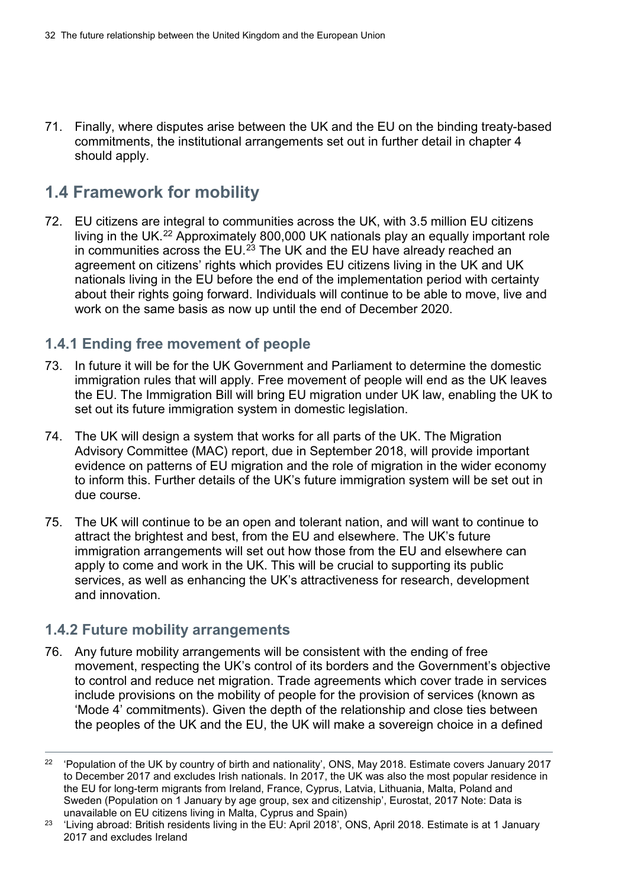71. Finally, where disputes arise between the UK and the EU on the binding treaty-based commitments, the institutional arrangements set out in further detail in chapter 4 should apply.

## 1.4 Framework for mobility

72. EU citizens are integral to communities across the UK, with 3.5 million EU citizens living in the UK.[22] Approximately 800,000 UK nationals play an equally important role in communities across the EU.[23] The UK and the EU have already reached an agreement on citizens' rights which provides EU citizens living in the UK and UK nationals living in the EU before the end of the implementation period with certainty about their rights going forward. Individuals will continue to be able to move, live and work on the same basis as now up until the end of December 2020.

### 1.4.1 Ending free movement of people

73. In future it will be for the UK Government and Parliament to determine the domestic immigration rules that will apply. Free movement of people will end as the UK leaves the EU. The Immigration Bill will bring EU migration under UK law, enabling the UK to set out its future immigration system in domestic legislation.

74. The UK will design a system that works for all parts of the UK. The Migration Advisory Committee (MAC) report, due in September 2018, will provide important evidence on patterns of EU migration and the role of migration in the wider economy to inform this. Further details of the UK's future immigration system will be set out in due course.

75. The UK will continue to be an open and tolerant nation, and will want to continue to attract the brightest and best, from the EU and elsewhere. The UK's future immigration arrangements will set out how those from the EU and elsewhere can apply to come and work in the UK. This will be crucial to supporting its public services, as well as enhancing the UK's attractiveness for research, development and innovation.

### 1.4.2 Future mobility arrangements

76. Any future mobility arrangements will be consistent with the ending of free movement, respecting the UK's control of its borders and the Government's objective to control and reduce net migration. Trade agreements which cover trade in services include provisions on the mobility of people for the provision of services (known as 'Mode 4' commitments). Given the depth of the relationship and close ties between the peoples of the UK and the EU, the UK will make a sovereign choice in a defined

---

[22] 'Population of the UK by country of birth and nationality', ONS, May 2018. Estimate covers January 2017 to December 2017 and excludes Irish nationals. In 2017, the UK was also the most popular residence in the EU for long-term migrants from Ireland, France, Cyprus, Latvia, Lithuania, Malta, Poland and Sweden (Population on 1 January by age group, sex and citizenship', Eurostat, 2017 Note: Data is unavailable on EU citizens living in Malta, Cyprus and Spain)

[23] 'Living abroad: British residents living in the EU: April 2018', ONS, April 2018. Estimate is at 1 January 2017 and excludes Ireland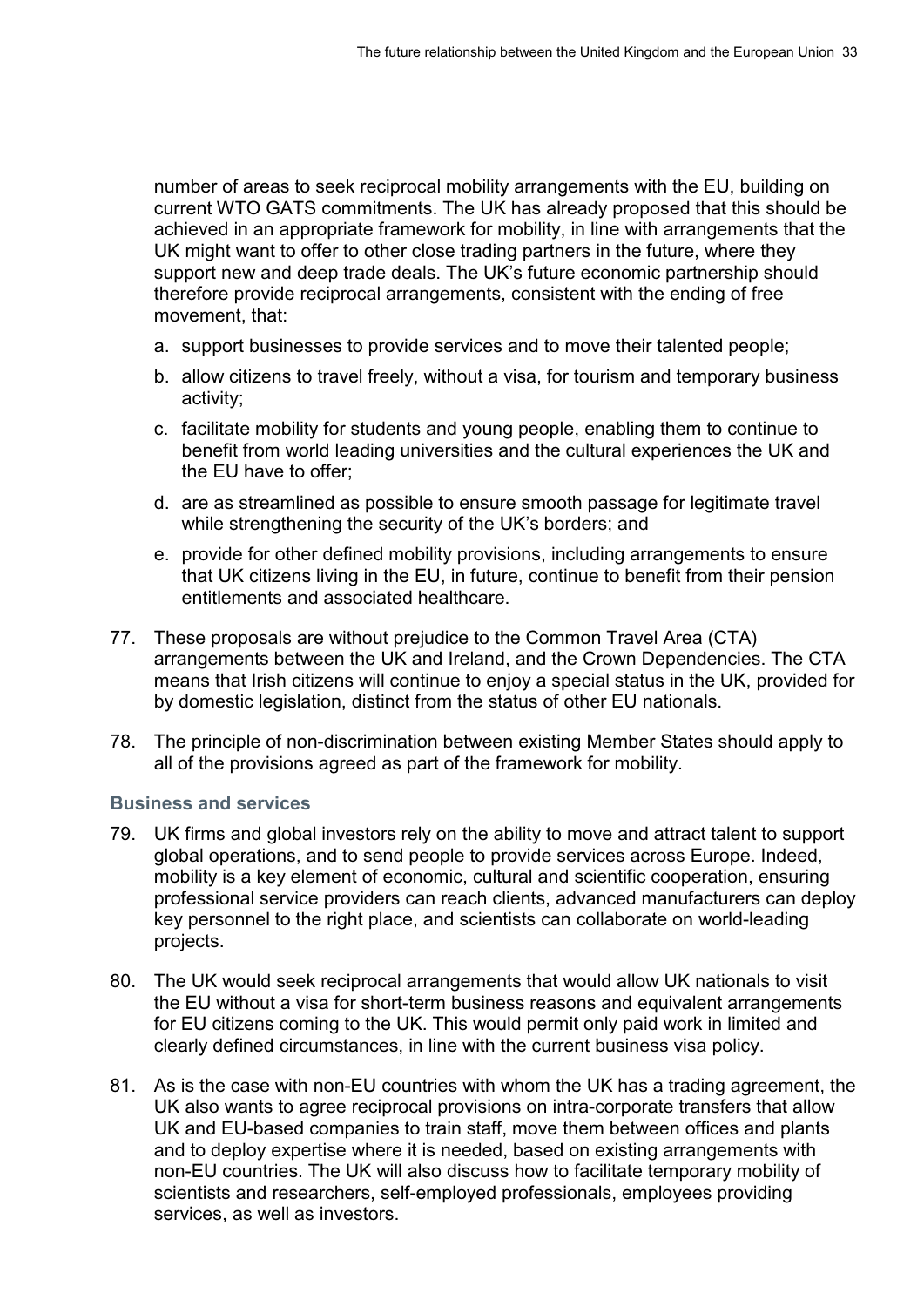number of areas to seek reciprocal mobility arrangements with the EU, building on current WTO GATS commitments. The UK has already proposed that this should be achieved in an appropriate framework for mobility, in line with arrangements that the UK might want to offer to other close trading partners in the future, where they support new and deep trade deals. The UK's future economic partnership should therefore provide reciprocal arrangements, consistent with the ending of free movement, that:

a. support businesses to provide services and to move their talented people;
b. allow citizens to travel freely, without a visa, for tourism and temporary business activity;
c. facilitate mobility for students and young people, enabling them to continue to benefit from world leading universities and the cultural experiences the UK and the EU have to offer;
d. are as streamlined as possible to ensure smooth passage for legitimate travel while strengthening the security of the UK's borders; and
e. provide for other defined mobility provisions, including arrangements to ensure that UK citizens living in the EU, in future, continue to benefit from their pension entitlements and associated healthcare.

77. These proposals are without prejudice to the Common Travel Area (CTA) arrangements between the UK and Ireland, and the Crown Dependencies. The CTA means that Irish citizens will continue to enjoy a special status in the UK, provided for by domestic legislation, distinct from the status of other EU nationals.

78. The principle of non-discrimination between existing Member States should apply to all of the provisions agreed as part of the framework for mobility.

### Business and services

79. UK firms and global investors rely on the ability to move and attract talent to support global operations, and to send people to provide services across Europe. Indeed, mobility is a key element of economic, cultural and scientific cooperation, ensuring professional service providers can reach clients, advanced manufacturers can deploy key personnel to the right place, and scientists can collaborate on world-leading projects.

80. The UK would seek reciprocal arrangements that would allow UK nationals to visit the EU without a visa for short-term business reasons and equivalent arrangements for EU citizens coming to the UK. This would permit only paid work in limited and clearly defined circumstances, in line with the current business visa policy.

81. As is the case with non-EU countries with whom the UK has a trading agreement, the UK also wants to agree reciprocal provisions on intra-corporate transfers that allow UK and EU-based companies to train staff, move them between offices and plants and to deploy expertise where it is needed, based on existing arrangements with non-EU countries. The UK will also discuss how to facilitate temporary mobility of scientists and researchers, self-employed professionals, employees providing services, as well as investors.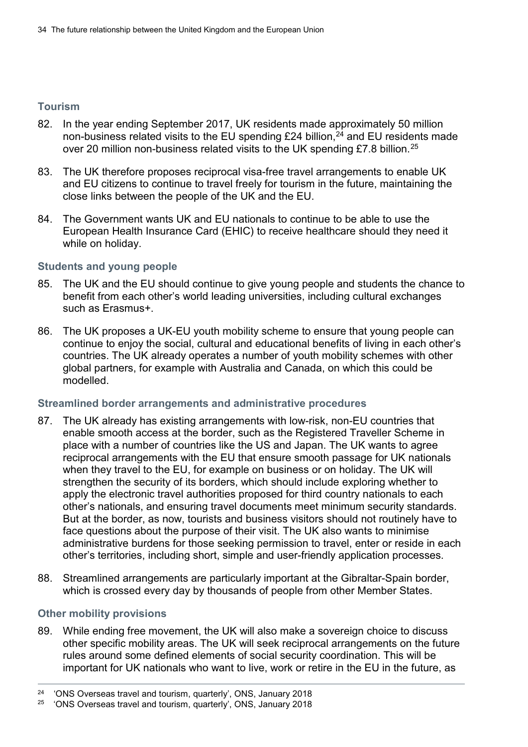### Tourism

82. In the year ending September 2017, UK residents made approximately 50 million non-business related visits to the EU spending £24 billion,[24] and EU residents made over 20 million non-business related visits to the UK spending £7.8 billion.[25]

83. The UK therefore proposes reciprocal visa-free travel arrangements to enable UK and EU citizens to continue to travel freely for tourism in the future, maintaining the close links between the people of the UK and the EU.

84. The Government wants UK and EU nationals to continue to be able to use the European Health Insurance Card (EHIC) to receive healthcare should they need it while on holiday.

### Students and young people

85. The UK and the EU should continue to give young people and students the chance to benefit from each other's world leading universities, including cultural exchanges such as Erasmus+.

86. The UK proposes a UK-EU youth mobility scheme to ensure that young people can continue to enjoy the social, cultural and educational benefits of living in each other's countries. The UK already operates a number of youth mobility schemes with other global partners, for example with Australia and Canada, on which this could be modelled.

### Streamlined border arrangements and administrative procedures

87. The UK already has existing arrangements with low-risk, non-EU countries that enable smooth access at the border, such as the Registered Traveller Scheme in place with a number of countries like the US and Japan. The UK wants to agree reciprocal arrangements with the EU that ensure smooth passage for UK nationals when they travel to the EU, for example on business or on holiday. The UK will strengthen the security of its borders, which should include exploring whether to apply the electronic travel authorities proposed for third country nationals to each other's nationals, and ensuring travel documents meet minimum security standards. But at the border, as now, tourists and business visitors should not routinely have to face questions about the purpose of their visit. The UK also wants to minimise administrative burdens for those seeking permission to travel, enter or reside in each other's territories, including short, simple and user-friendly application processes.

88. Streamlined arrangements are particularly important at the Gibraltar-Spain border, which is crossed every day by thousands of people from other Member States.

### Other mobility provisions

89. While ending free movement, the UK will also make a sovereign choice to discuss other specific mobility areas. The UK will seek reciprocal arrangements on the future rules around some defined elements of social security coordination. This will be important for UK nationals who want to live, work or retire in the EU in the future, as

---

[24] 'ONS Overseas travel and tourism, quarterly', ONS, January 2018

[25] 'ONS Overseas travel and tourism, quarterly', ONS, January 2018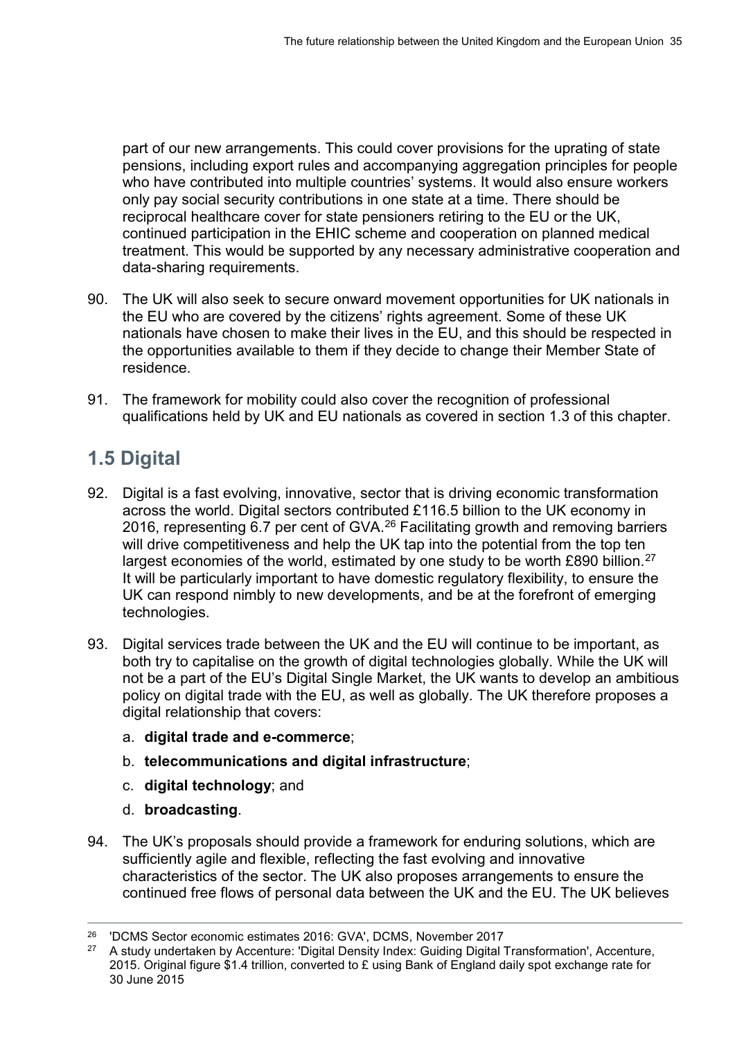part of our new arrangements. This could cover provisions for the uprating of state pensions, including export rules and accompanying aggregation principles for people who have contributed into multiple countries' systems. It would also ensure workers only pay social security contributions in one state at a time. There should be reciprocal healthcare cover for state pensioners retiring to the EU or the UK, continued participation in the EHIC scheme and cooperation on planned medical treatment. This would be supported by any necessary administrative cooperation and data-sharing requirements.

90. The UK will also seek to secure onward movement opportunities for UK nationals in the EU who are covered by the citizens' rights agreement. Some of these UK nationals have chosen to make their lives in the EU, and this should be respected in the opportunities available to them if they decide to change their Member State of residence.

91. The framework for mobility could also cover the recognition of professional qualifications held by UK and EU nationals as covered in section 1.3 of this chapter.

## 1.5 Digital

92. Digital is a fast evolving, innovative, sector that is driving economic transformation across the world. Digital sectors contributed £116.5 billion to the UK economy in 2016, representing 6.7 per cent of GVA.[26] Facilitating growth and removing barriers will drive competitiveness and help the UK tap into the potential from the top ten largest economies of the world, estimated by one study to be worth £890 billion.[27] It will be particularly important to have domestic regulatory flexibility, to ensure the UK can respond nimbly to new developments, and be at the forefront of emerging technologies.

93. Digital services trade between the UK and the EU will continue to be important, as both try to capitalise on the growth of digital technologies globally. While the UK will not be a part of the EU's Digital Single Market, the UK wants to develop an ambitious policy on digital trade with the EU, as well as globally. The UK therefore proposes a digital relationship that covers:

    a. **digital trade and e-commerce**;

    b. **telecommunications and digital infrastructure**;

    c. **digital technology**; and

    d. **broadcasting**.

94. The UK's proposals should provide a framework for enduring solutions, which are sufficiently agile and flexible, reflecting the fast evolving and innovative characteristics of the sector. The UK also proposes arrangements to ensure the continued free flows of personal data between the UK and the EU. The UK believes

---

[26] 'DCMS Sector economic estimates 2016: GVA', DCMS, November 2017

[27] A study undertaken by Accenture: 'Digital Density Index: Guiding Digital Transformation', Accenture, 2015. Original figure \$1.4 trillion, converted to £ using Bank of England daily spot exchange rate for 30 June 2015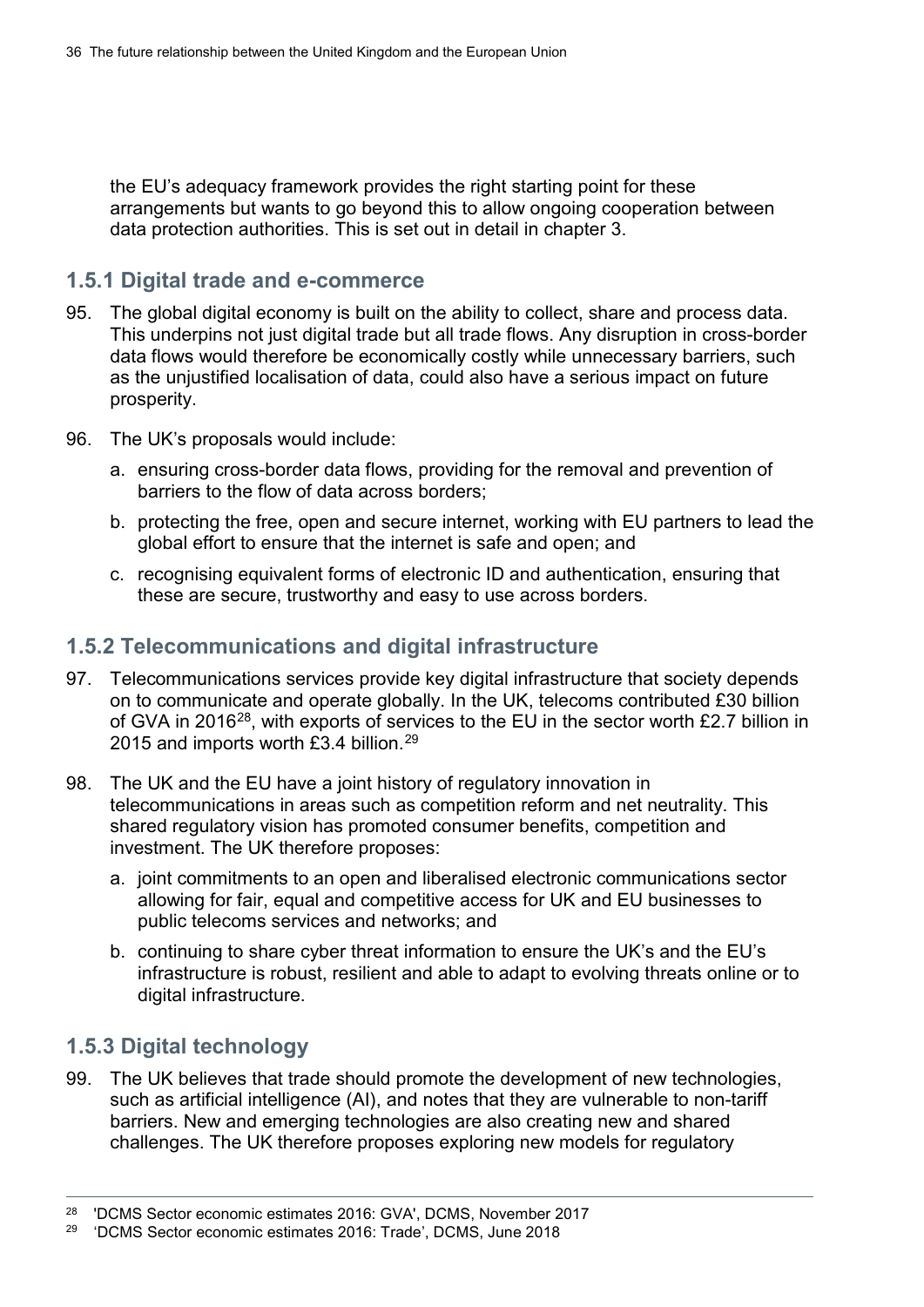the EU's adequacy framework provides the right starting point for these arrangements but wants to go beyond this to allow ongoing cooperation between data protection authorities. This is set out in detail in chapter 3.

### 1.5.1 Digital trade and e-commerce

95. The global digital economy is built on the ability to collect, share and process data. This underpins not just digital trade but all trade flows. Any disruption in cross-border data flows would therefore be economically costly while unnecessary barriers, such as the unjustified localisation of data, could also have a serious impact on future prosperity.

96. The UK's proposals would include:

    a. ensuring cross-border data flows, providing for the removal and prevention of barriers to the flow of data across borders;

    b. protecting the free, open and secure internet, working with EU partners to lead the global effort to ensure that the internet is safe and open; and

    c. recognising equivalent forms of electronic ID and authentication, ensuring that these are secure, trustworthy and easy to use across borders.

### 1.5.2 Telecommunications and digital infrastructure

97. Telecommunications services provide key digital infrastructure that society depends on to communicate and operate globally. In the UK, telecoms contributed £30 billion of GVA in 2016[28], with exports of services to the EU in the sector worth £2.7 billion in 2015 and imports worth £3.4 billion.[29]

98. The UK and the EU have a joint history of regulatory innovation in telecommunications in areas such as competition reform and net neutrality. This shared regulatory vision has promoted consumer benefits, competition and investment. The UK therefore proposes:

    a. joint commitments to an open and liberalised electronic communications sector allowing for fair, equal and competitive access for UK and EU businesses to public telecoms services and networks; and

    b. continuing to share cyber threat information to ensure the UK's and the EU's infrastructure is robust, resilient and able to adapt to evolving threats online or to digital infrastructure.

### 1.5.3 Digital technology

99. The UK believes that trade should promote the development of new technologies, such as artificial intelligence (AI), and notes that they are vulnerable to non-tariff barriers. New and emerging technologies are also creating new and shared challenges. The UK therefore proposes exploring new models for regulatory

---

[28] 'DCMS Sector economic estimates 2016: GVA', DCMS, November 2017

[29] 'DCMS Sector economic estimates 2016: Trade', DCMS, June 2018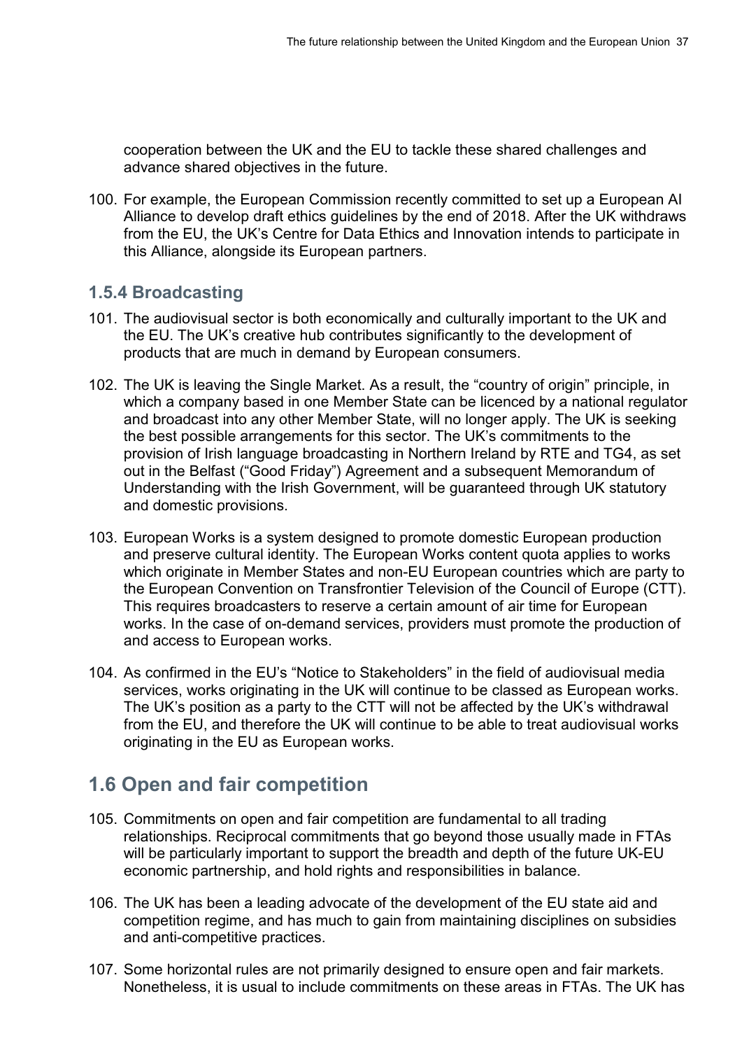cooperation between the UK and the EU to tackle these shared challenges and advance shared objectives in the future.

100. For example, the European Commission recently committed to set up a European AI Alliance to develop draft ethics guidelines by the end of 2018. After the UK withdraws from the EU, the UK's Centre for Data Ethics and Innovation intends to participate in this Alliance, alongside its European partners.

### 1.5.4 Broadcasting

101. The audiovisual sector is both economically and culturally important to the UK and the EU. The UK's creative hub contributes significantly to the development of products that are much in demand by European consumers.

102. The UK is leaving the Single Market. As a result, the "country of origin" principle, in which a company based in one Member State can be licenced by a national regulator and broadcast into any other Member State, will no longer apply. The UK is seeking the best possible arrangements for this sector. The UK's commitments to the provision of Irish language broadcasting in Northern Ireland by RTE and TG4, as set out in the Belfast ("Good Friday") Agreement and a subsequent Memorandum of Understanding with the Irish Government, will be guaranteed through UK statutory and domestic provisions.

103. European Works is a system designed to promote domestic European production and preserve cultural identity. The European Works content quota applies to works which originate in Member States and non-EU European countries which are party to the European Convention on Transfrontier Television of the Council of Europe (CTT). This requires broadcasters to reserve a certain amount of air time for European works. In the case of on-demand services, providers must promote the production of and access to European works.

104. As confirmed in the EU's "Notice to Stakeholders" in the field of audiovisual media services, works originating in the UK will continue to be classed as European works. The UK's position as a party to the CTT will not be affected by the UK's withdrawal from the EU, and therefore the UK will continue to be able to treat audiovisual works originating in the EU as European works.

## 1.6 Open and fair competition

105. Commitments on open and fair competition are fundamental to all trading relationships. Reciprocal commitments that go beyond those usually made in FTAs will be particularly important to support the breadth and depth of the future UK-EU economic partnership, and hold rights and responsibilities in balance.

106. The UK has been a leading advocate of the development of the EU state aid and competition regime, and has much to gain from maintaining disciplines on subsidies and anti-competitive practices.

107. Some horizontal rules are not primarily designed to ensure open and fair markets. Nonetheless, it is usual to include commitments on these areas in FTAs. The UK has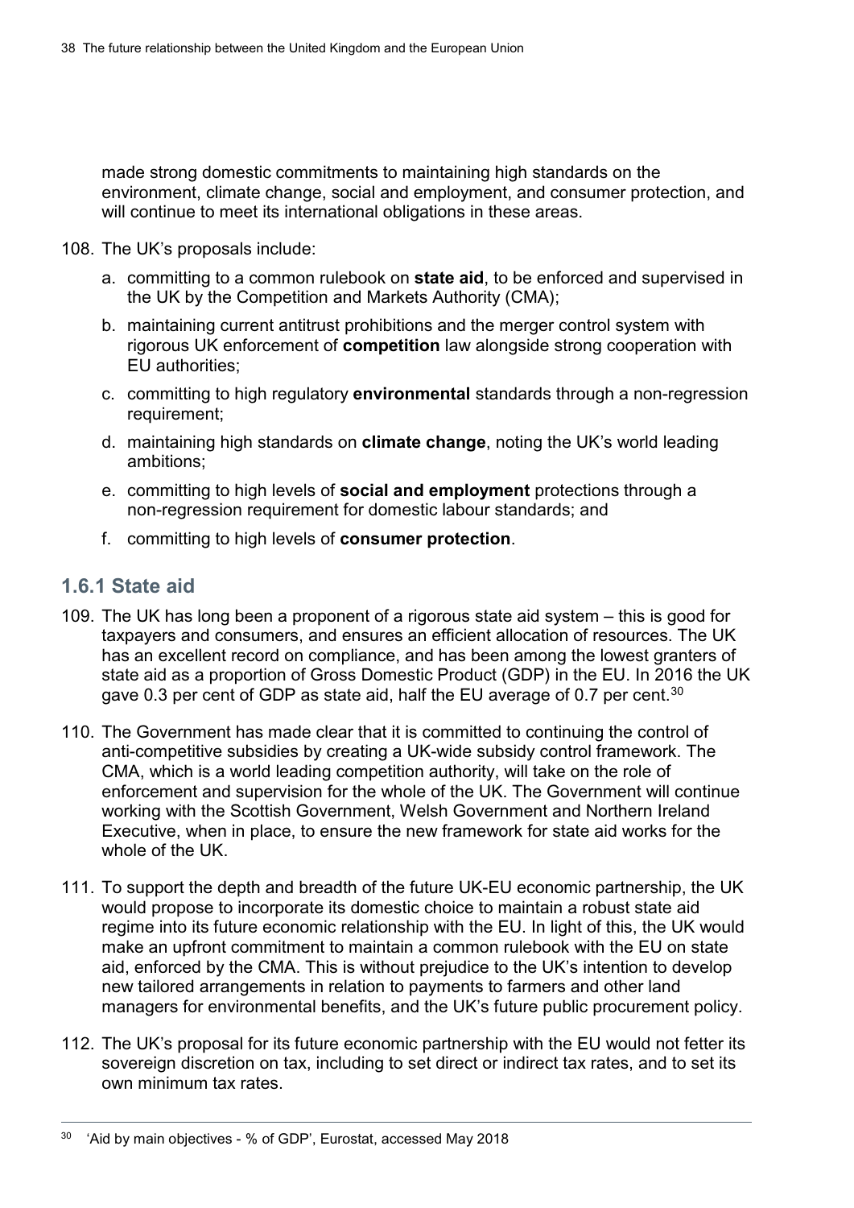made strong domestic commitments to maintaining high standards on the environment, climate change, social and employment, and consumer protection, and will continue to meet its international obligations in these areas.

108. The UK's proposals include:

    a. committing to a common rulebook on **state aid**, to be enforced and supervised in the UK by the Competition and Markets Authority (CMA);

    b. maintaining current antitrust prohibitions and the merger control system with rigorous UK enforcement of **competition** law alongside strong cooperation with EU authorities;

    c. committing to high regulatory **environmental** standards through a non-regression requirement;

    d. maintaining high standards on **climate change**, noting the UK's world leading ambitions;

    e. committing to high levels of **social and employment** protections through a non-regression requirement for domestic labour standards; and

    f. committing to high levels of **consumer protection**.

### 1.6.1 State aid

109. The UK has long been a proponent of a rigorous state aid system – this is good for taxpayers and consumers, and ensures an efficient allocation of resources. The UK has an excellent record on compliance, and has been among the lowest granters of state aid as a proportion of Gross Domestic Product (GDP) in the EU. In 2016 the UK gave 0.3 per cent of GDP as state aid, half the EU average of 0.7 per cent.[30]

110. The Government has made clear that it is committed to continuing the control of anti-competitive subsidies by creating a UK-wide subsidy control framework. The CMA, which is a world leading competition authority, will take on the role of enforcement and supervision for the whole of the UK. The Government will continue working with the Scottish Government, Welsh Government and Northern Ireland Executive, when in place, to ensure the new framework for state aid works for the whole of the UK.

111. To support the depth and breadth of the future UK-EU economic partnership, the UK would propose to incorporate its domestic choice to maintain a robust state aid regime into its future economic relationship with the EU. In light of this, the UK would make an upfront commitment to maintain a common rulebook with the EU on state aid, enforced by the CMA. This is without prejudice to the UK's intention to develop new tailored arrangements in relation to payments to farmers and other land managers for environmental benefits, and the UK's future public procurement policy.

112. The UK's proposal for its future economic partnership with the EU would not fetter its sovereign discretion on tax, including to set direct or indirect tax rates, and to set its own minimum tax rates.

---

[30] 'Aid by main objectives - % of GDP', Eurostat, accessed May 2018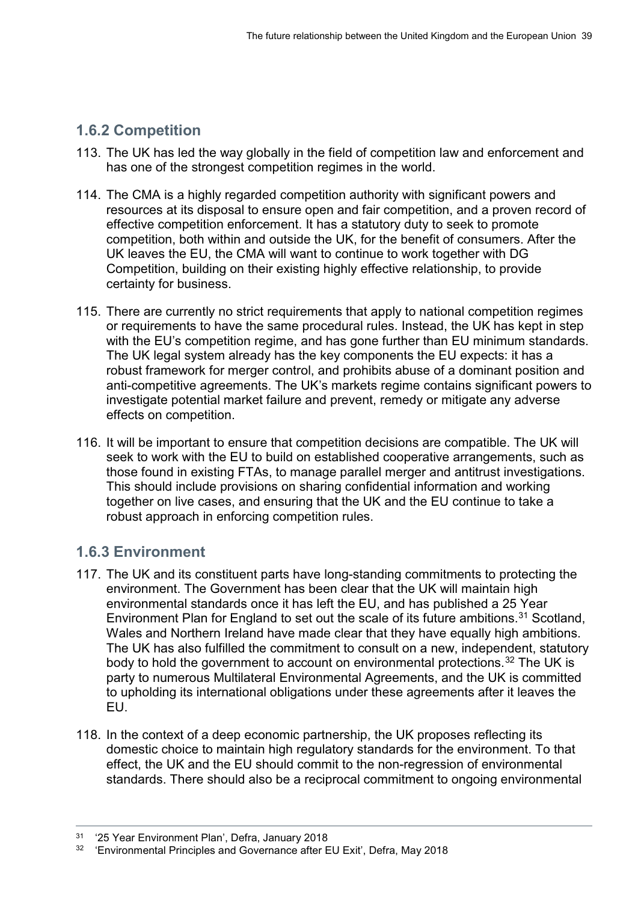### 1.6.2 Competition

113. The UK has led the way globally in the field of competition law and enforcement and has one of the strongest competition regimes in the world.

114. The CMA is a highly regarded competition authority with significant powers and resources at its disposal to ensure open and fair competition, and a proven record of effective competition enforcement. It has a statutory duty to seek to promote competition, both within and outside the UK, for the benefit of consumers. After the UK leaves the EU, the CMA will want to continue to work together with DG Competition, building on their existing highly effective relationship, to provide certainty for business.

115. There are currently no strict requirements that apply to national competition regimes or requirements to have the same procedural rules. Instead, the UK has kept in step with the EU's competition regime, and has gone further than EU minimum standards. The UK legal system already has the key components the EU expects: it has a robust framework for merger control, and prohibits abuse of a dominant position and anti-competitive agreements. The UK's markets regime contains significant powers to investigate potential market failure and prevent, remedy or mitigate any adverse effects on competition.

116. It will be important to ensure that competition decisions are compatible. The UK will seek to work with the EU to build on established cooperative arrangements, such as those found in existing FTAs, to manage parallel merger and antitrust investigations. This should include provisions on sharing confidential information and working together on live cases, and ensuring that the UK and the EU continue to take a robust approach in enforcing competition rules.

### 1.6.3 Environment

117. The UK and its constituent parts have long-standing commitments to protecting the environment. The Government has been clear that the UK will maintain high environmental standards once it has left the EU, and has published a 25 Year Environment Plan for England to set out the scale of its future ambitions.[31] Scotland, Wales and Northern Ireland have made clear that they have equally high ambitions. The UK has also fulfilled the commitment to consult on a new, independent, statutory body to hold the government to account on environmental protections.[32] The UK is party to numerous Multilateral Environmental Agreements, and the UK is committed to upholding its international obligations under these agreements after it leaves the EU.

118. In the context of a deep economic partnership, the UK proposes reflecting its domestic choice to maintain high regulatory standards for the environment. To that effect, the UK and the EU should commit to the non-regression of environmental standards. There should also be a reciprocal commitment to ongoing environmental

---

[31] '25 Year Environment Plan', Defra, January 2018

[32] 'Environmental Principles and Governance after EU Exit', Defra, May 2018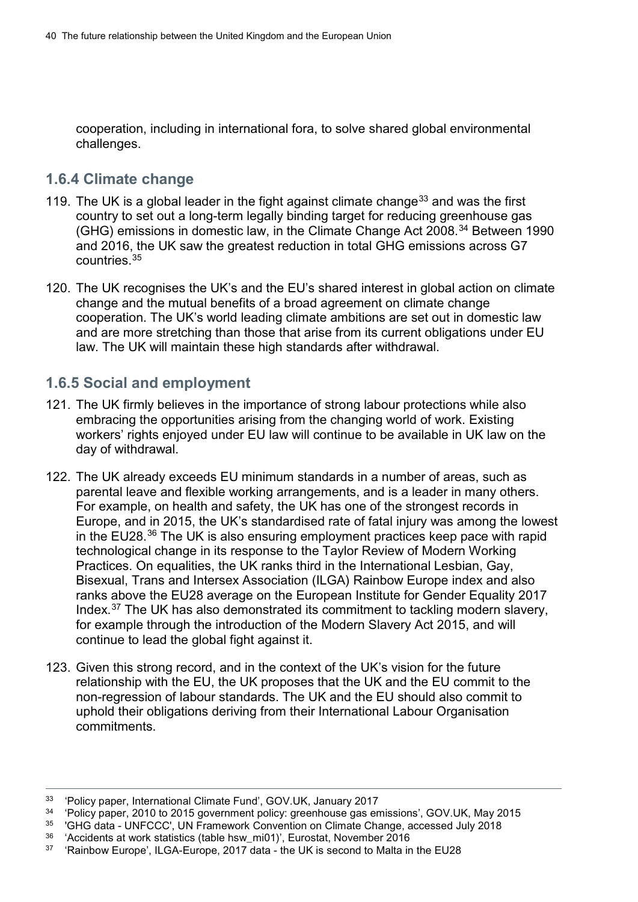cooperation, including in international fora, to solve shared global environmental challenges.

### 1.6.4 Climate change

119. The UK is a global leader in the fight against climate change[33] and was the first country to set out a long-term legally binding target for reducing greenhouse gas (GHG) emissions in domestic law, in the Climate Change Act 2008.[34] Between 1990 and 2016, the UK saw the greatest reduction in total GHG emissions across G7 countries.[35]

120. The UK recognises the UK's and the EU's shared interest in global action on climate change and the mutual benefits of a broad agreement on climate change cooperation. The UK's world leading climate ambitions are set out in domestic law and are more stretching than those that arise from its current obligations under EU law. The UK will maintain these high standards after withdrawal.

### 1.6.5 Social and employment

121. The UK firmly believes in the importance of strong labour protections while also embracing the opportunities arising from the changing world of work. Existing workers' rights enjoyed under EU law will continue to be available in UK law on the day of withdrawal.

122. The UK already exceeds EU minimum standards in a number of areas, such as parental leave and flexible working arrangements, and is a leader in many others. For example, on health and safety, the UK has one of the strongest records in Europe, and in 2015, the UK's standardised rate of fatal injury was among the lowest in the EU28.[36] The UK is also ensuring employment practices keep pace with rapid technological change in its response to the Taylor Review of Modern Working Practices. On equalities, the UK ranks third in the International Lesbian, Gay, Bisexual, Trans and Intersex Association (ILGA) Rainbow Europe index and also ranks above the EU28 average on the European Institute for Gender Equality 2017 Index.[37] The UK has also demonstrated its commitment to tackling modern slavery, for example through the introduction of the Modern Slavery Act 2015, and will continue to lead the global fight against it.

123. Given this strong record, and in the context of the UK's vision for the future relationship with the EU, the UK proposes that the UK and the EU commit to the non-regression of labour standards. The UK and the EU should also commit to uphold their obligations deriving from their International Labour Organisation commitments.

---

[33] 'Policy paper, International Climate Fund', GOV.UK, January 2017

[34] 'Policy paper, 2010 to 2015 government policy: greenhouse gas emissions', GOV.UK, May 2015

[35] 'GHG data - UNFCCC', UN Framework Convention on Climate Change, accessed July 2018

[36] 'Accidents at work statistics (table hsw_mi01)', Eurostat, November 2016

[37] 'Rainbow Europe', ILGA-Europe, 2017 data - the UK is second to Malta in the EU28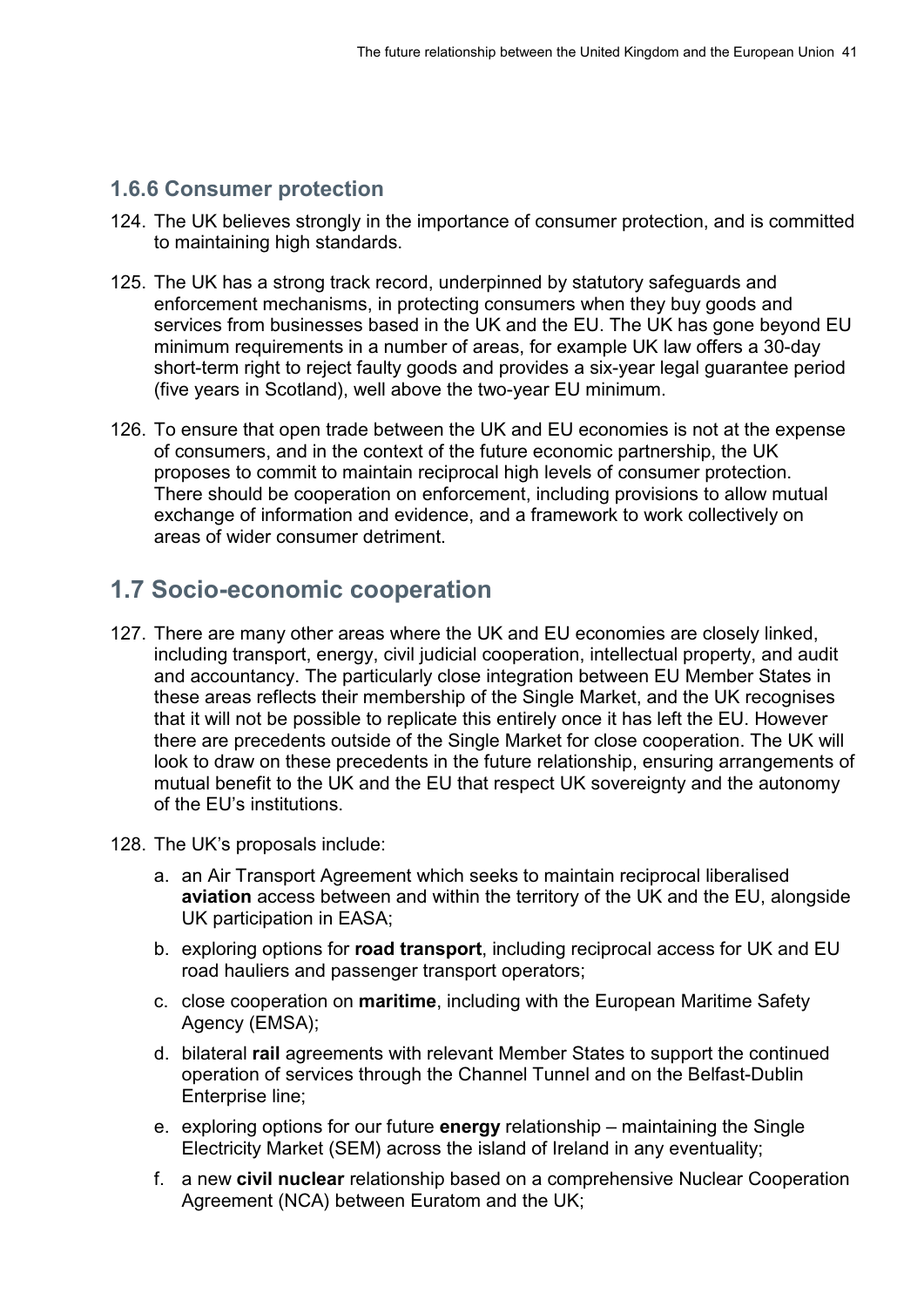### 1.6.6 Consumer protection

124. The UK believes strongly in the importance of consumer protection, and is committed to maintaining high standards.

125. The UK has a strong track record, underpinned by statutory safeguards and enforcement mechanisms, in protecting consumers when they buy goods and services from businesses based in the UK and the EU. The UK has gone beyond EU minimum requirements in a number of areas, for example UK law offers a 30-day short-term right to reject faulty goods and provides a six-year legal guarantee period (five years in Scotland), well above the two-year EU minimum.

126. To ensure that open trade between the UK and EU economies is not at the expense of consumers, and in the context of the future economic partnership, the UK proposes to commit to maintain reciprocal high levels of consumer protection. There should be cooperation on enforcement, including provisions to allow mutual exchange of information and evidence, and a framework to work collectively on areas of wider consumer detriment.

## 1.7 Socio-economic cooperation

127. There are many other areas where the UK and EU economies are closely linked, including transport, energy, civil judicial cooperation, intellectual property, and audit and accountancy. The particularly close integration between EU Member States in these areas reflects their membership of the Single Market, and the UK recognises that it will not be possible to replicate this entirely once it has left the EU. However there are precedents outside of the Single Market for close cooperation. The UK will look to draw on these precedents in the future relationship, ensuring arrangements of mutual benefit to the UK and the EU that respect UK sovereignty and the autonomy of the EU's institutions.

128. The UK's proposals include:

    a. an Air Transport Agreement which seeks to maintain reciprocal liberalised **aviation** access between and within the territory of the UK and the EU, alongside UK participation in EASA;

    b. exploring options for **road transport**, including reciprocal access for UK and EU road hauliers and passenger transport operators;

    c. close cooperation on **maritime**, including with the European Maritime Safety Agency (EMSA);

    d. bilateral **rail** agreements with relevant Member States to support the continued operation of services through the Channel Tunnel and on the Belfast-Dublin Enterprise line;

    e. exploring options for our future **energy** relationship – maintaining the Single Electricity Market (SEM) across the island of Ireland in any eventuality;

    f. a new **civil nuclear** relationship based on a comprehensive Nuclear Cooperation Agreement (NCA) between Euratom and the UK;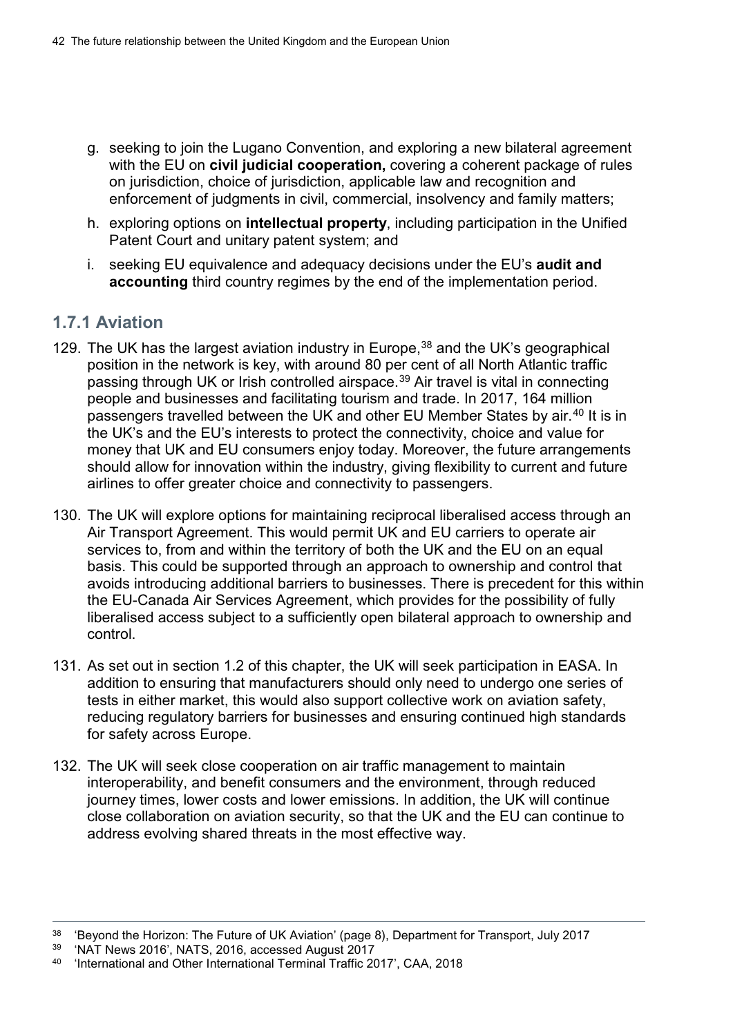g. seeking to join the Lugano Convention, and exploring a new bilateral agreement with the EU on **civil judicial cooperation,** covering a coherent package of rules on jurisdiction, choice of jurisdiction, applicable law and recognition and enforcement of judgments in civil, commercial, insolvency and family matters;

h. exploring options on **intellectual property**, including participation in the Unified Patent Court and unitary patent system; and

i. seeking EU equivalence and adequacy decisions under the EU's **audit and accounting** third country regimes by the end of the implementation period.

### 1.7.1 Aviation

129. The UK has the largest aviation industry in Europe,[38] and the UK's geographical position in the network is key, with around 80 per cent of all North Atlantic traffic passing through UK or Irish controlled airspace.[39] Air travel is vital in connecting people and businesses and facilitating tourism and trade. In 2017, 164 million passengers travelled between the UK and other EU Member States by air.[40] It is in the UK's and the EU's interests to protect the connectivity, choice and value for money that UK and EU consumers enjoy today. Moreover, the future arrangements should allow for innovation within the industry, giving flexibility to current and future airlines to offer greater choice and connectivity to passengers.

130. The UK will explore options for maintaining reciprocal liberalised access through an Air Transport Agreement. This would permit UK and EU carriers to operate air services to, from and within the territory of both the UK and the EU on an equal basis. This could be supported through an approach to ownership and control that avoids introducing additional barriers to businesses. There is precedent for this within the EU-Canada Air Services Agreement, which provides for the possibility of fully liberalised access subject to a sufficiently open bilateral approach to ownership and control.

131. As set out in section 1.2 of this chapter, the UK will seek participation in EASA. In addition to ensuring that manufacturers should only need to undergo one series of tests in either market, this would also support collective work on aviation safety, reducing regulatory barriers for businesses and ensuring continued high standards for safety across Europe.

132. The UK will seek close cooperation on air traffic management to maintain interoperability, and benefit consumers and the environment, through reduced journey times, lower costs and lower emissions. In addition, the UK will continue close collaboration on aviation security, so that the UK and the EU can continue to address evolving shared threats in the most effective way.

---

[38] 'Beyond the Horizon: The Future of UK Aviation' (page 8), Department for Transport, July 2017

[39] 'NAT News 2016', NATS, 2016, accessed August 2017

[40] 'International and Other International Terminal Traffic 2017', CAA, 2018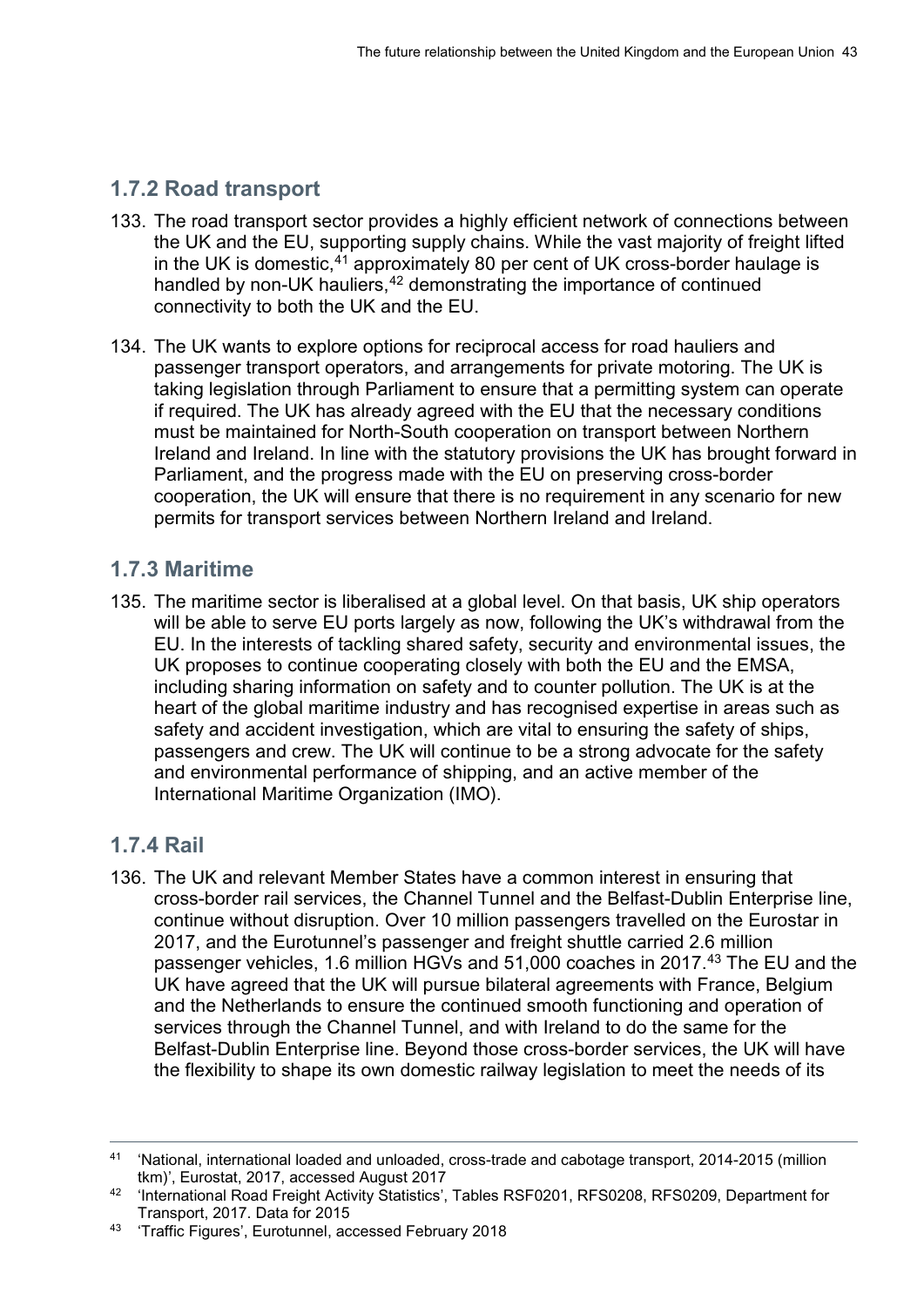### 1.7.2 Road transport

133. The road transport sector provides a highly efficient network of connections between the UK and the EU, supporting supply chains. While the vast majority of freight lifted in the UK is domestic,[41] approximately 80 per cent of UK cross-border haulage is handled by non-UK hauliers,[42] demonstrating the importance of continued connectivity to both the UK and the EU.

134. The UK wants to explore options for reciprocal access for road hauliers and passenger transport operators, and arrangements for private motoring. The UK is taking legislation through Parliament to ensure that a permitting system can operate if required. The UK has already agreed with the EU that the necessary conditions must be maintained for North-South cooperation on transport between Northern Ireland and Ireland. In line with the statutory provisions the UK has brought forward in Parliament, and the progress made with the EU on preserving cross-border cooperation, the UK will ensure that there is no requirement in any scenario for new permits for transport services between Northern Ireland and Ireland.

### 1.7.3 Maritime

135. The maritime sector is liberalised at a global level. On that basis, UK ship operators will be able to serve EU ports largely as now, following the UK's withdrawal from the EU. In the interests of tackling shared safety, security and environmental issues, the UK proposes to continue cooperating closely with both the EU and the EMSA, including sharing information on safety and to counter pollution. The UK is at the heart of the global maritime industry and has recognised expertise in areas such as safety and accident investigation, which are vital to ensuring the safety of ships, passengers and crew. The UK will continue to be a strong advocate for the safety and environmental performance of shipping, and an active member of the International Maritime Organization (IMO).

### 1.7.4 Rail

136. The UK and relevant Member States have a common interest in ensuring that cross-border rail services, the Channel Tunnel and the Belfast-Dublin Enterprise line, continue without disruption. Over 10 million passengers travelled on the Eurostar in 2017, and the Eurotunnel's passenger and freight shuttle carried 2.6 million passenger vehicles, 1.6 million HGVs and 51,000 coaches in 2017.[43] The EU and the UK have agreed that the UK will pursue bilateral agreements with France, Belgium and the Netherlands to ensure the continued smooth functioning and operation of services through the Channel Tunnel, and with Ireland to do the same for the Belfast-Dublin Enterprise line. Beyond those cross-border services, the UK will have the flexibility to shape its own domestic railway legislation to meet the needs of its

---

[41] 'National, international loaded and unloaded, cross-trade and cabotage transport, 2014-2015 (million tkm)', Eurostat, 2017, accessed August 2017

[42] 'International Road Freight Activity Statistics', Tables RSF0201, RFS0208, RFS0209, Department for Transport, 2017. Data for 2015

[43] 'Traffic Figures', Eurotunnel, accessed February 2018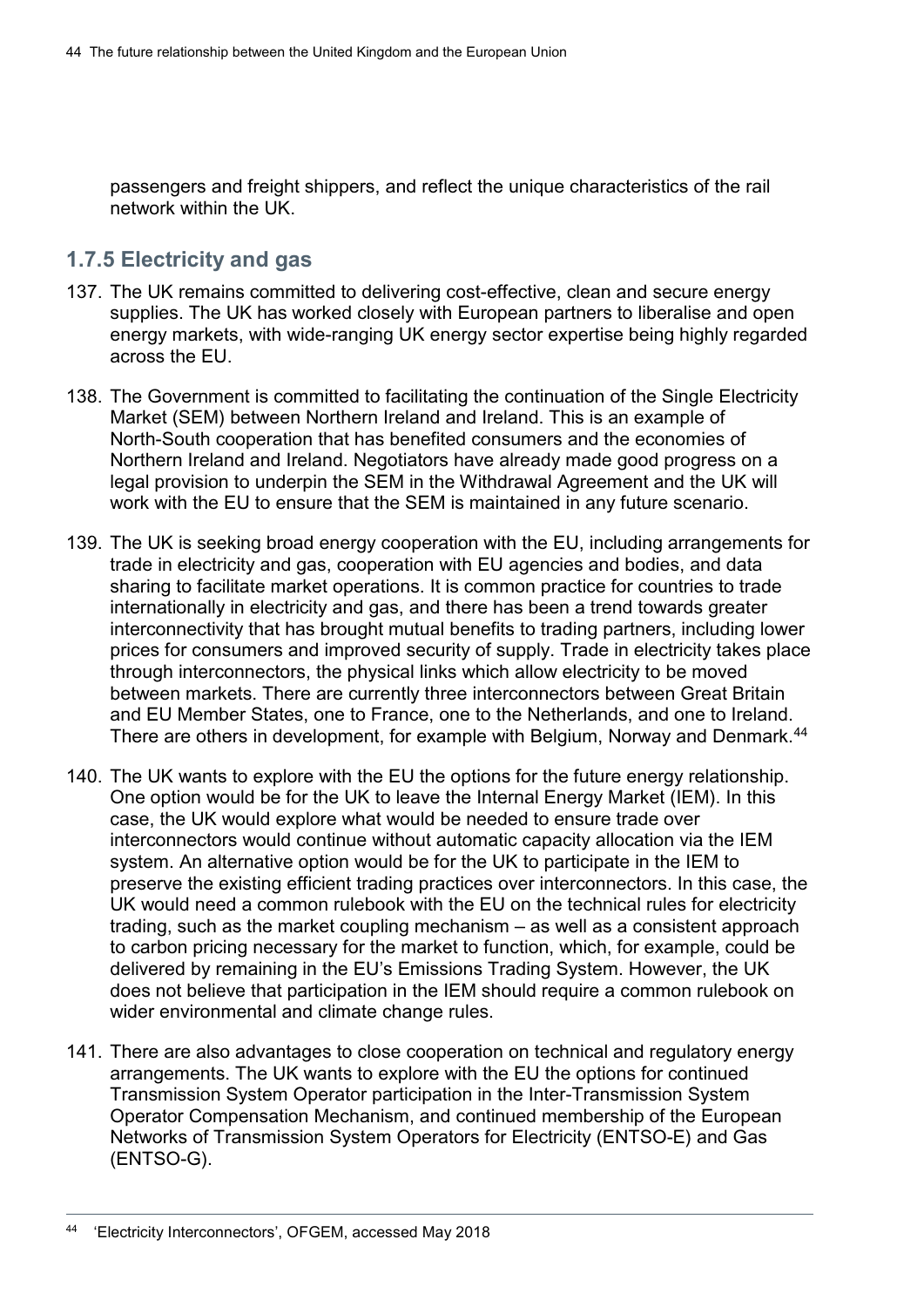passengers and freight shippers, and reflect the unique characteristics of the rail network within the UK.

### 1.7.5 Electricity and gas

137. The UK remains committed to delivering cost-effective, clean and secure energy supplies. The UK has worked closely with European partners to liberalise and open energy markets, with wide-ranging UK energy sector expertise being highly regarded across the EU.

138. The Government is committed to facilitating the continuation of the Single Electricity Market (SEM) between Northern Ireland and Ireland. This is an example of North-South cooperation that has benefited consumers and the economies of Northern Ireland and Ireland. Negotiators have already made good progress on a legal provision to underpin the SEM in the Withdrawal Agreement and the UK will work with the EU to ensure that the SEM is maintained in any future scenario.

139. The UK is seeking broad energy cooperation with the EU, including arrangements for trade in electricity and gas, cooperation with EU agencies and bodies, and data sharing to facilitate market operations. It is common practice for countries to trade internationally in electricity and gas, and there has been a trend towards greater interconnectivity that has brought mutual benefits to trading partners, including lower prices for consumers and improved security of supply. Trade in electricity takes place through interconnectors, the physical links which allow electricity to be moved between markets. There are currently three interconnectors between Great Britain and EU Member States, one to France, one to the Netherlands, and one to Ireland. There are others in development, for example with Belgium, Norway and Denmark.[44]

140. The UK wants to explore with the EU the options for the future energy relationship. One option would be for the UK to leave the Internal Energy Market (IEM). In this case, the UK would explore what would be needed to ensure trade over interconnectors would continue without automatic capacity allocation via the IEM system. An alternative option would be for the UK to participate in the IEM to preserve the existing efficient trading practices over interconnectors. In this case, the UK would need a common rulebook with the EU on the technical rules for electricity trading, such as the market coupling mechanism – as well as a consistent approach to carbon pricing necessary for the market to function, which, for example, could be delivered by remaining in the EU's Emissions Trading System. However, the UK does not believe that participation in the IEM should require a common rulebook on wider environmental and climate change rules.

141. There are also advantages to close cooperation on technical and regulatory energy arrangements. The UK wants to explore with the EU the options for continued Transmission System Operator participation in the Inter-Transmission System Operator Compensation Mechanism, and continued membership of the European Networks of Transmission System Operators for Electricity (ENTSO-E) and Gas (ENTSO-G).

---

[44] 'Electricity Interconnectors', OFGEM, accessed May 2018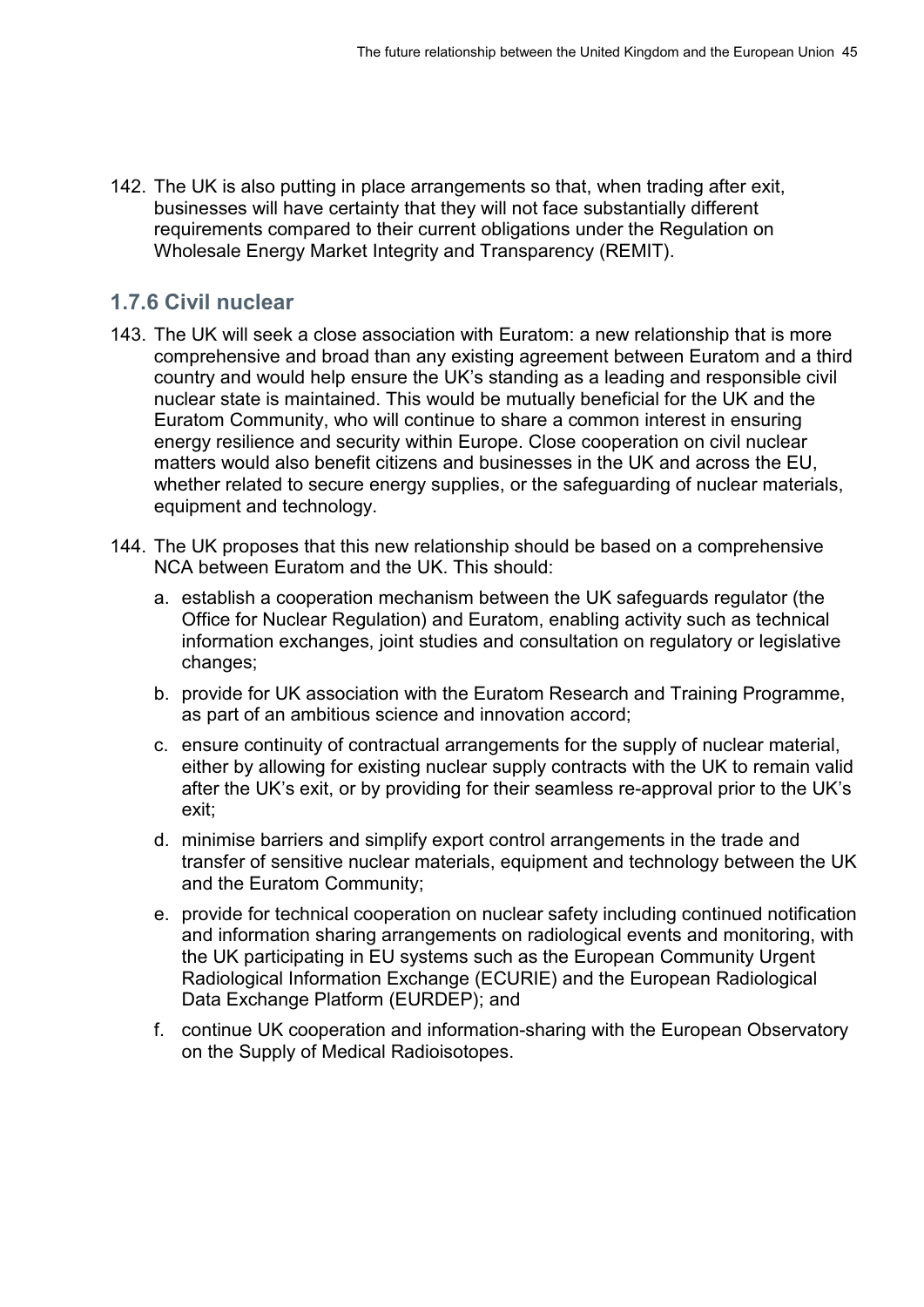142. The UK is also putting in place arrangements so that, when trading after exit, businesses will have certainty that they will not face substantially different requirements compared to their current obligations under the Regulation on Wholesale Energy Market Integrity and Transparency (REMIT).

### 1.7.6 Civil nuclear

143. The UK will seek a close association with Euratom: a new relationship that is more comprehensive and broad than any existing agreement between Euratom and a third country and would help ensure the UK's standing as a leading and responsible civil nuclear state is maintained. This would be mutually beneficial for the UK and the Euratom Community, who will continue to share a common interest in ensuring energy resilience and security within Europe. Close cooperation on civil nuclear matters would also benefit citizens and businesses in the UK and across the EU, whether related to secure energy supplies, or the safeguarding of nuclear materials, equipment and technology.

144. The UK proposes that this new relationship should be based on a comprehensive NCA between Euratom and the UK. This should:

    a. establish a cooperation mechanism between the UK safeguards regulator (the Office for Nuclear Regulation) and Euratom, enabling activity such as technical information exchanges, joint studies and consultation on regulatory or legislative changes;

    b. provide for UK association with the Euratom Research and Training Programme, as part of an ambitious science and innovation accord;

    c. ensure continuity of contractual arrangements for the supply of nuclear material, either by allowing for existing nuclear supply contracts with the UK to remain valid after the UK's exit, or by providing for their seamless re-approval prior to the UK's exit;

    d. minimise barriers and simplify export control arrangements in the trade and transfer of sensitive nuclear materials, equipment and technology between the UK and the Euratom Community;

    e. provide for technical cooperation on nuclear safety including continued notification and information sharing arrangements on radiological events and monitoring, with the UK participating in EU systems such as the European Community Urgent Radiological Information Exchange (ECURIE) and the European Radiological Data Exchange Platform (EURDEP); and

    f. continue UK cooperation and information-sharing with the European Observatory on the Supply of Medical Radioisotopes.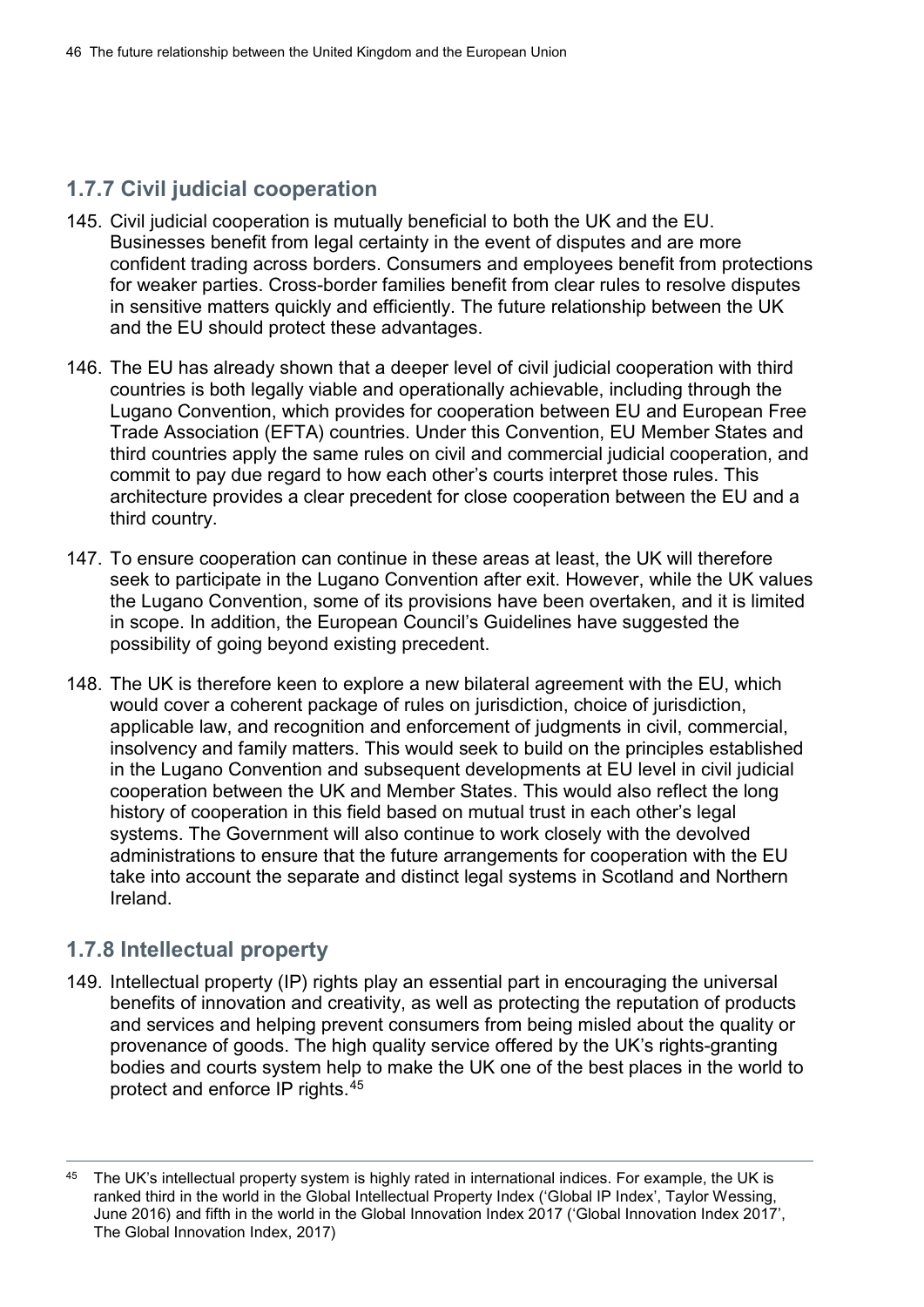### 1.7.7 Civil judicial cooperation

145. Civil judicial cooperation is mutually beneficial to both the UK and the EU. Businesses benefit from legal certainty in the event of disputes and are more confident trading across borders. Consumers and employees benefit from protections for weaker parties. Cross-border families benefit from clear rules to resolve disputes in sensitive matters quickly and efficiently. The future relationship between the UK and the EU should protect these advantages.

146. The EU has already shown that a deeper level of civil judicial cooperation with third countries is both legally viable and operationally achievable, including through the Lugano Convention, which provides for cooperation between EU and European Free Trade Association (EFTA) countries. Under this Convention, EU Member States and third countries apply the same rules on civil and commercial judicial cooperation, and commit to pay due regard to how each other's courts interpret those rules. This architecture provides a clear precedent for close cooperation between the EU and a third country.

147. To ensure cooperation can continue in these areas at least, the UK will therefore seek to participate in the Lugano Convention after exit. However, while the UK values the Lugano Convention, some of its provisions have been overtaken, and it is limited in scope. In addition, the European Council's Guidelines have suggested the possibility of going beyond existing precedent.

148. The UK is therefore keen to explore a new bilateral agreement with the EU, which would cover a coherent package of rules on jurisdiction, choice of jurisdiction, applicable law, and recognition and enforcement of judgments in civil, commercial, insolvency and family matters. This would seek to build on the principles established in the Lugano Convention and subsequent developments at EU level in civil judicial cooperation between the UK and Member States. This would also reflect the long history of cooperation in this field based on mutual trust in each other's legal systems. The Government will also continue to work closely with the devolved administrations to ensure that the future arrangements for cooperation with the EU take into account the separate and distinct legal systems in Scotland and Northern Ireland.

### 1.7.8 Intellectual property

149. Intellectual property (IP) rights play an essential part in encouraging the universal benefits of innovation and creativity, as well as protecting the reputation of products and services and helping prevent consumers from being misled about the quality or provenance of goods. The high quality service offered by the UK's rights-granting bodies and courts system help to make the UK one of the best places in the world to protect and enforce IP rights.[45]

---

[45] The UK's intellectual property system is highly rated in international indices. For example, the UK is ranked third in the world in the Global Intellectual Property Index ('Global IP Index', Taylor Wessing, June 2016) and fifth in the world in the Global Innovation Index 2017 ('Global Innovation Index 2017', The Global Innovation Index, 2017)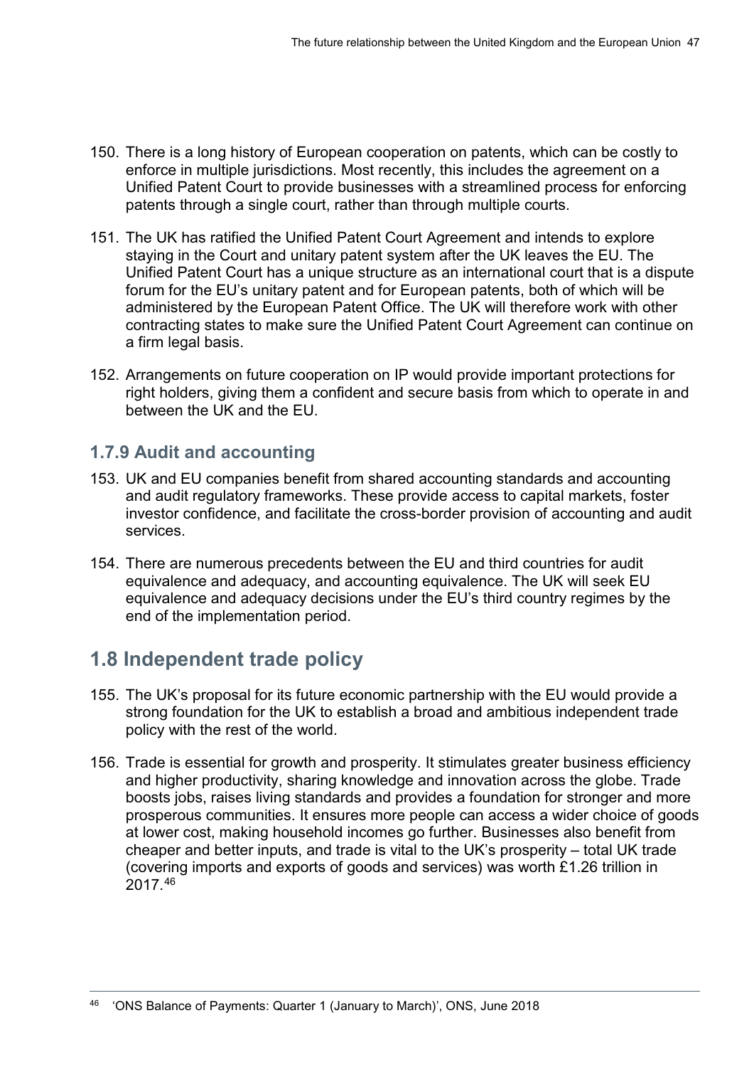150. There is a long history of European cooperation on patents, which can be costly to enforce in multiple jurisdictions. Most recently, this includes the agreement on a Unified Patent Court to provide businesses with a streamlined process for enforcing patents through a single court, rather than through multiple courts.

151. The UK has ratified the Unified Patent Court Agreement and intends to explore staying in the Court and unitary patent system after the UK leaves the EU. The Unified Patent Court has a unique structure as an international court that is a dispute forum for the EU's unitary patent and for European patents, both of which will be administered by the European Patent Office. The UK will therefore work with other contracting states to make sure the Unified Patent Court Agreement can continue on a firm legal basis.

152. Arrangements on future cooperation on IP would provide important protections for right holders, giving them a confident and secure basis from which to operate in and between the UK and the EU.

### 1.7.9 Audit and accounting

153. UK and EU companies benefit from shared accounting standards and accounting and audit regulatory frameworks. These provide access to capital markets, foster investor confidence, and facilitate the cross-border provision of accounting and audit services.

154. There are numerous precedents between the EU and third countries for audit equivalence and adequacy, and accounting equivalence. The UK will seek EU equivalence and adequacy decisions under the EU's third country regimes by the end of the implementation period.

## 1.8 Independent trade policy

155. The UK's proposal for its future economic partnership with the EU would provide a strong foundation for the UK to establish a broad and ambitious independent trade policy with the rest of the world.

156. Trade is essential for growth and prosperity. It stimulates greater business efficiency and higher productivity, sharing knowledge and innovation across the globe. Trade boosts jobs, raises living standards and provides a foundation for stronger and more prosperous communities. It ensures more people can access a wider choice of goods at lower cost, making household incomes go further. Businesses also benefit from cheaper and better inputs, and trade is vital to the UK's prosperity – total UK trade (covering imports and exports of goods and services) was worth £1.26 trillion in 2017.[46]

---

[46] 'ONS Balance of Payments: Quarter 1 (January to March)', ONS, June 2018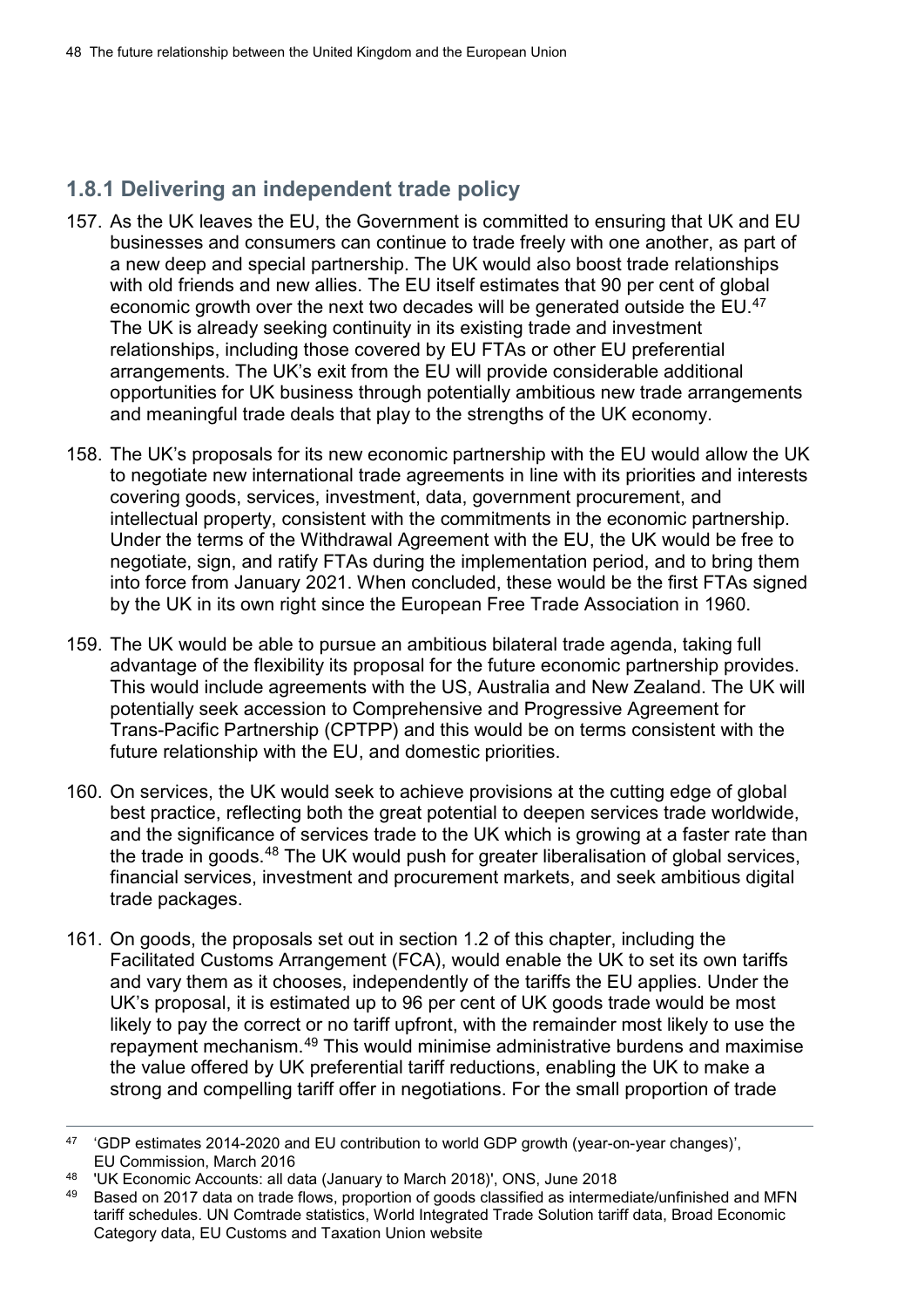### 1.8.1 Delivering an independent trade policy

157. As the UK leaves the EU, the Government is committed to ensuring that UK and EU businesses and consumers can continue to trade freely with one another, as part of a new deep and special partnership. The UK would also boost trade relationships with old friends and new allies. The EU itself estimates that 90 per cent of global economic growth over the next two decades will be generated outside the EU.[47] The UK is already seeking continuity in its existing trade and investment relationships, including those covered by EU FTAs or other EU preferential arrangements. The UK's exit from the EU will provide considerable additional opportunities for UK business through potentially ambitious new trade arrangements and meaningful trade deals that play to the strengths of the UK economy.

158. The UK's proposals for its new economic partnership with the EU would allow the UK to negotiate new international trade agreements in line with its priorities and interests covering goods, services, investment, data, government procurement, and intellectual property, consistent with the commitments in the economic partnership. Under the terms of the Withdrawal Agreement with the EU, the UK would be free to negotiate, sign, and ratify FTAs during the implementation period, and to bring them into force from January 2021. When concluded, these would be the first FTAs signed by the UK in its own right since the European Free Trade Association in 1960.

159. The UK would be able to pursue an ambitious bilateral trade agenda, taking full advantage of the flexibility its proposal for the future economic partnership provides. This would include agreements with the US, Australia and New Zealand. The UK will potentially seek accession to Comprehensive and Progressive Agreement for Trans-Pacific Partnership (CPTPP) and this would be on terms consistent with the future relationship with the EU, and domestic priorities.

160. On services, the UK would seek to achieve provisions at the cutting edge of global best practice, reflecting both the great potential to deepen services trade worldwide, and the significance of services trade to the UK which is growing at a faster rate than the trade in goods.[48] The UK would push for greater liberalisation of global services, financial services, investment and procurement markets, and seek ambitious digital trade packages.

161. On goods, the proposals set out in section 1.2 of this chapter, including the Facilitated Customs Arrangement (FCA), would enable the UK to set its own tariffs and vary them as it chooses, independently of the tariffs the EU applies. Under the UK's proposal, it is estimated up to 96 per cent of UK goods trade would be most likely to pay the correct or no tariff upfront, with the remainder most likely to use the repayment mechanism.[49] This would minimise administrative burdens and maximise the value offered by UK preferential tariff reductions, enabling the UK to make a strong and compelling tariff offer in negotiations. For the small proportion of trade

---

[47] 'GDP estimates 2014-2020 and EU contribution to world GDP growth (year-on-year changes)', EU Commission, March 2016

[48] 'UK Economic Accounts: all data (January to March 2018)', ONS, June 2018

[49] Based on 2017 data on trade flows, proportion of goods classified as intermediate/unfinished and MFN tariff schedules. UN Comtrade statistics, World Integrated Trade Solution tariff data, Broad Economic Category data, EU Customs and Taxation Union website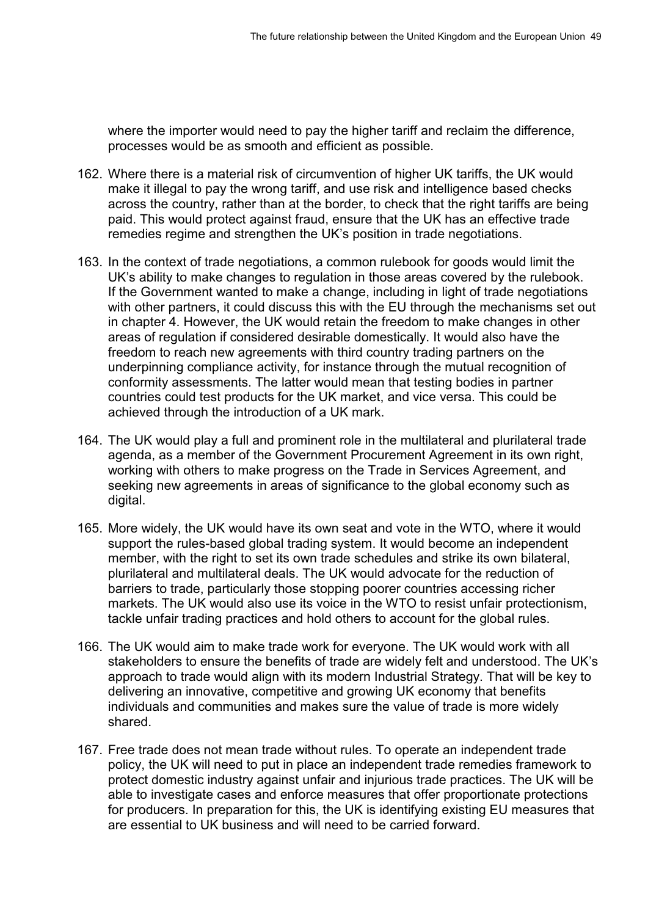where the importer would need to pay the higher tariff and reclaim the difference, processes would be as smooth and efficient as possible.

162. Where there is a material risk of circumvention of higher UK tariffs, the UK would make it illegal to pay the wrong tariff, and use risk and intelligence based checks across the country, rather than at the border, to check that the right tariffs are being paid. This would protect against fraud, ensure that the UK has an effective trade remedies regime and strengthen the UK's position in trade negotiations.

163. In the context of trade negotiations, a common rulebook for goods would limit the UK's ability to make changes to regulation in those areas covered by the rulebook. If the Government wanted to make a change, including in light of trade negotiations with other partners, it could discuss this with the EU through the mechanisms set out in chapter 4. However, the UK would retain the freedom to make changes in other areas of regulation if considered desirable domestically. It would also have the freedom to reach new agreements with third country trading partners on the underpinning compliance activity, for instance through the mutual recognition of conformity assessments. The latter would mean that testing bodies in partner countries could test products for the UK market, and vice versa. This could be achieved through the introduction of a UK mark.

164. The UK would play a full and prominent role in the multilateral and plurilateral trade agenda, as a member of the Government Procurement Agreement in its own right, working with others to make progress on the Trade in Services Agreement, and seeking new agreements in areas of significance to the global economy such as digital.

165. More widely, the UK would have its own seat and vote in the WTO, where it would support the rules-based global trading system. It would become an independent member, with the right to set its own trade schedules and strike its own bilateral, plurilateral and multilateral deals. The UK would advocate for the reduction of barriers to trade, particularly those stopping poorer countries accessing richer markets. The UK would also use its voice in the WTO to resist unfair protectionism, tackle unfair trading practices and hold others to account for the global rules.

166. The UK would aim to make trade work for everyone. The UK would work with all stakeholders to ensure the benefits of trade are widely felt and understood. The UK's approach to trade would align with its modern Industrial Strategy. That will be key to delivering an innovative, competitive and growing UK economy that benefits individuals and communities and makes sure the value of trade is more widely shared.

167. Free trade does not mean trade without rules. To operate an independent trade policy, the UK will need to put in place an independent trade remedies framework to protect domestic industry against unfair and injurious trade practices. The UK will be able to investigate cases and enforce measures that offer proportionate protections for producers. In preparation for this, the UK is identifying existing EU measures that are essential to UK business and will need to be carried forward.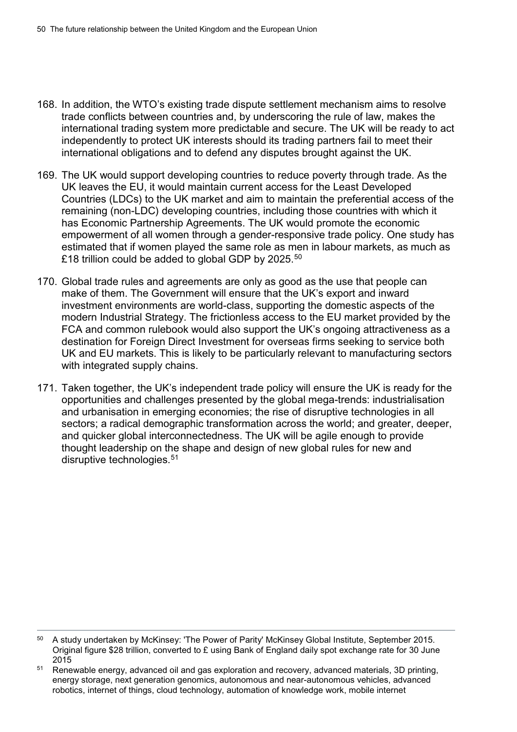168. In addition, the WTO's existing trade dispute settlement mechanism aims to resolve trade conflicts between countries and, by underscoring the rule of law, makes the international trading system more predictable and secure. The UK will be ready to act independently to protect UK interests should its trading partners fail to meet their international obligations and to defend any disputes brought against the UK.

169. The UK would support developing countries to reduce poverty through trade. As the UK leaves the EU, it would maintain current access for the Least Developed Countries (LDCs) to the UK market and aim to maintain the preferential access of the remaining (non-LDC) developing countries, including those countries with which it has Economic Partnership Agreements. The UK would promote the economic empowerment of all women through a gender-responsive trade policy. One study has estimated that if women played the same role as men in labour markets, as much as £18 trillion could be added to global GDP by 2025.[50]

170. Global trade rules and agreements are only as good as the use that people can make of them. The Government will ensure that the UK's export and inward investment environments are world-class, supporting the domestic aspects of the modern Industrial Strategy. The frictionless access to the EU market provided by the FCA and common rulebook would also support the UK's ongoing attractiveness as a destination for Foreign Direct Investment for overseas firms seeking to service both UK and EU markets. This is likely to be particularly relevant to manufacturing sectors with integrated supply chains.

171. Taken together, the UK's independent trade policy will ensure the UK is ready for the opportunities and challenges presented by the global mega-trends: industrialisation and urbanisation in emerging economies; the rise of disruptive technologies in all sectors; a radical demographic transformation across the world; and greater, deeper, and quicker global interconnectedness. The UK will be agile enough to provide thought leadership on the shape and design of new global rules for new and disruptive technologies.[51]

---

[50] A study undertaken by McKinsey: 'The Power of Parity' McKinsey Global Institute, September 2015. Original figure $28 trillion, converted to £ using Bank of England daily spot exchange rate for 30 June 2015

[51] Renewable energy, advanced oil and gas exploration and recovery, advanced materials, 3D printing, energy storage, next generation genomics, autonomous and near-autonomous vehicles, advanced robotics, internet of things, cloud technology, automation of knowledge work, mobile internet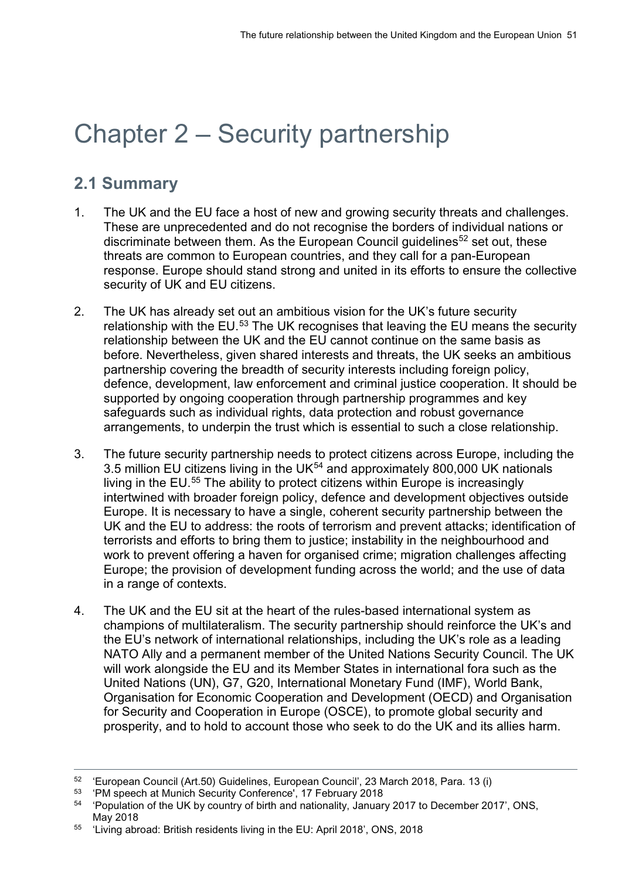# Chapter 2 – Security partnership

## 2.1 Summary

1. The UK and the EU face a host of new and growing security threats and challenges. These are unprecedented and do not recognise the borders of individual nations or discriminate between them. As the European Council guidelines[52] set out, these threats are common to European countries, and they call for a pan-European response. Europe should stand strong and united in its efforts to ensure the collective security of UK and EU citizens.

2. The UK has already set out an ambitious vision for the UK's future security relationship with the EU.[53] The UK recognises that leaving the EU means the security relationship between the UK and the EU cannot continue on the same basis as before. Nevertheless, given shared interests and threats, the UK seeks an ambitious partnership covering the breadth of security interests including foreign policy, defence, development, law enforcement and criminal justice cooperation. It should be supported by ongoing cooperation through partnership programmes and key safeguards such as individual rights, data protection and robust governance arrangements, to underpin the trust which is essential to such a close relationship.

3. The future security partnership needs to protect citizens across Europe, including the 3.5 million EU citizens living in the UK[54] and approximately 800,000 UK nationals living in the EU.[55] The ability to protect citizens within Europe is increasingly intertwined with broader foreign policy, defence and development objectives outside Europe. It is necessary to have a single, coherent security partnership between the UK and the EU to address: the roots of terrorism and prevent attacks; identification of terrorists and efforts to bring them to justice; instability in the neighbourhood and work to prevent offering a haven for organised crime; migration challenges affecting Europe; the provision of development funding across the world; and the use of data in a range of contexts.

4. The UK and the EU sit at the heart of the rules-based international system as champions of multilateralism. The security partnership should reinforce the UK's and the EU's network of international relationships, including the UK's role as a leading NATO Ally and a permanent member of the United Nations Security Council. The UK will work alongside the EU and its Member States in international fora such as the United Nations (UN), G7, G20, International Monetary Fund (IMF), World Bank, Organisation for Economic Cooperation and Development (OECD) and Organisation for Security and Cooperation in Europe (OSCE), to promote global security and prosperity, and to hold to account those who seek to do the UK and its allies harm.

---

[52] 'European Council (Art.50) Guidelines, European Council', 23 March 2018, Para. 13 (i)

[53] 'PM speech at Munich Security Conference', 17 February 2018

[54] 'Population of the UK by country of birth and nationality, January 2017 to December 2017', ONS, May 2018

[55] 'Living abroad: British residents living in the EU: April 2018', ONS, 2018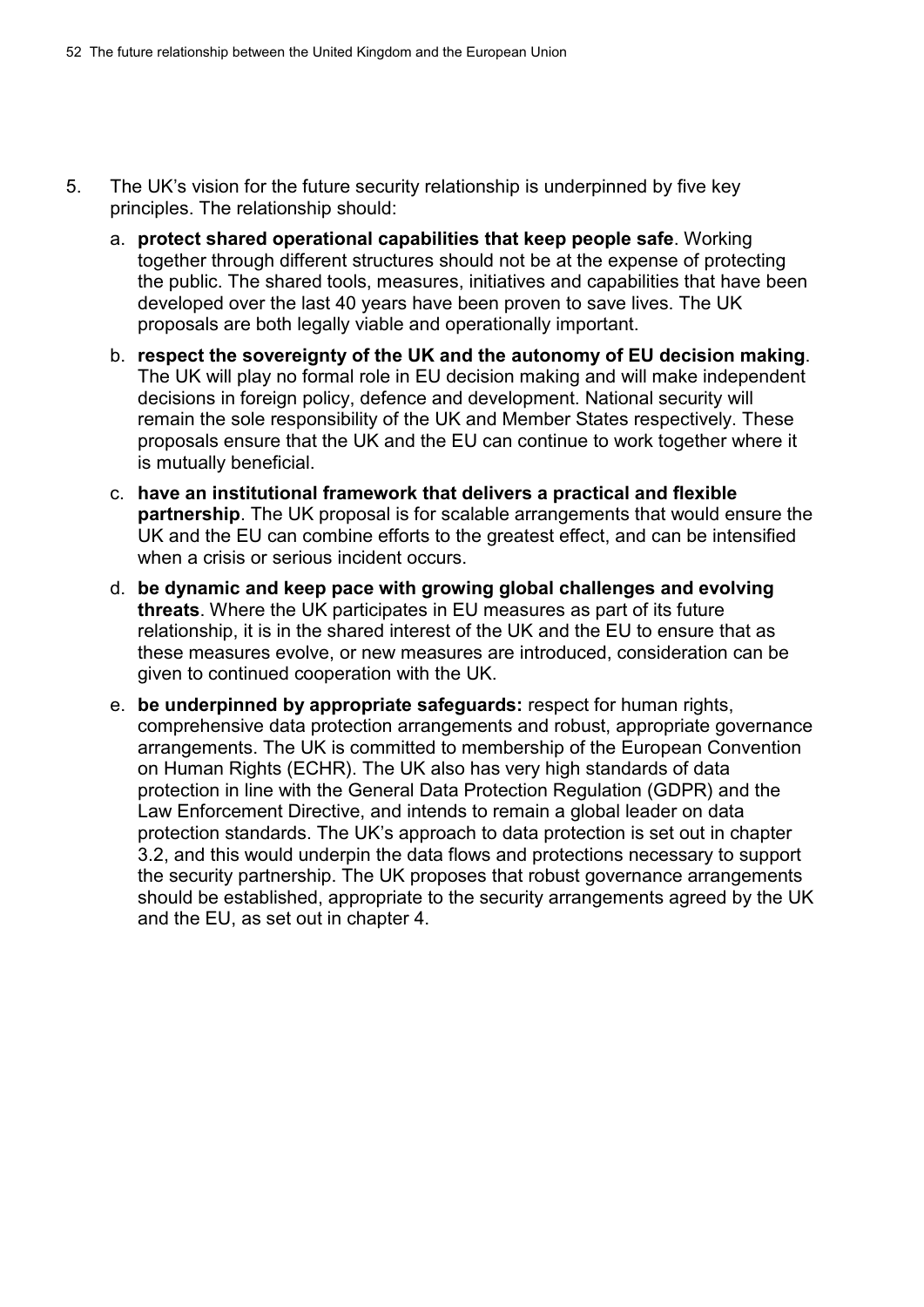5. The UK's vision for the future security relationship is underpinned by five key principles. The relationship should:

    a. **protect shared operational capabilities that keep people safe**. Working together through different structures should not be at the expense of protecting the public. The shared tools, measures, initiatives and capabilities that have been developed over the last 40 years have been proven to save lives. The UK proposals are both legally viable and operationally important.

    b. **respect the sovereignty of the UK and the autonomy of EU decision making**. The UK will play no formal role in EU decision making and will make independent decisions in foreign policy, defence and development. National security will remain the sole responsibility of the UK and Member States respectively. These proposals ensure that the UK and the EU can continue to work together where it is mutually beneficial.

    c. **have an institutional framework that delivers a practical and flexible partnership**. The UK proposal is for scalable arrangements that would ensure the UK and the EU can combine efforts to the greatest effect, and can be intensified when a crisis or serious incident occurs.

    d. **be dynamic and keep pace with growing global challenges and evolving threats**. Where the UK participates in EU measures as part of its future relationship, it is in the shared interest of the UK and the EU to ensure that as these measures evolve, or new measures are introduced, consideration can be given to continued cooperation with the UK.

    e. **be underpinned by appropriate safeguards:** respect for human rights, comprehensive data protection arrangements and robust, appropriate governance arrangements. The UK is committed to membership of the European Convention on Human Rights (ECHR). The UK also has very high standards of data protection in line with the General Data Protection Regulation (GDPR) and the Law Enforcement Directive, and intends to remain a global leader on data protection standards. The UK's approach to data protection is set out in chapter 3.2, and this would underpin the data flows and protections necessary to support the security partnership. The UK proposes that robust governance arrangements should be established, appropriate to the security arrangements agreed by the UK and the EU, as set out in chapter 4.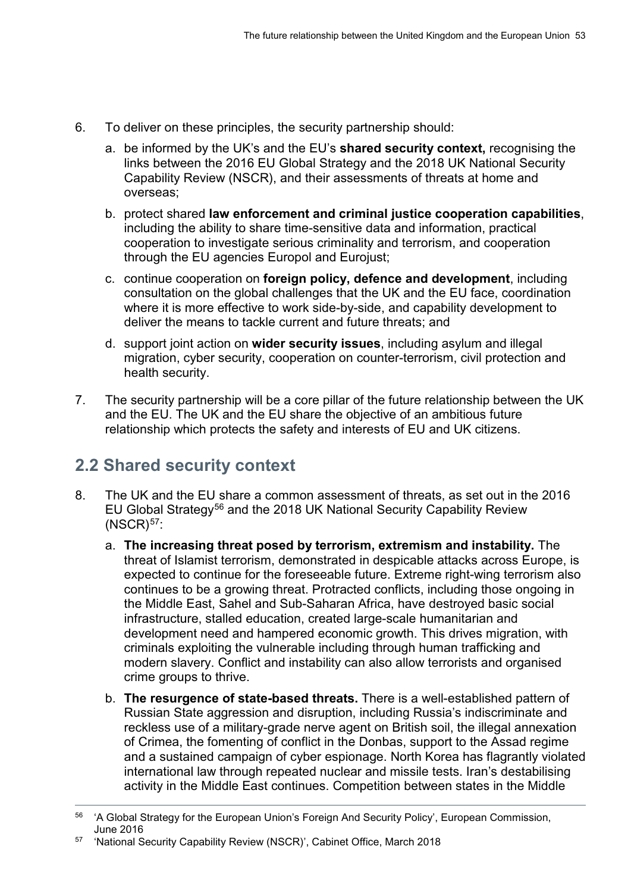6. To deliver on these principles, the security partnership should:

   a. be informed by the UK's and the EU's **shared security context,** recognising the links between the 2016 EU Global Strategy and the 2018 UK National Security Capability Review (NSCR), and their assessments of threats at home and overseas;

   b. protect shared **law enforcement and criminal justice cooperation capabilities**, including the ability to share time-sensitive data and information, practical cooperation to investigate serious criminality and terrorism, and cooperation through the EU agencies Europol and Eurojust;

   c. continue cooperation on **foreign policy, defence and development**, including consultation on the global challenges that the UK and the EU face, coordination where it is more effective to work side-by-side, and capability development to deliver the means to tackle current and future threats; and

   d. support joint action on **wider security issues**, including asylum and illegal migration, cyber security, cooperation on counter-terrorism, civil protection and health security.

7. The security partnership will be a core pillar of the future relationship between the UK and the EU. The UK and the EU share the objective of an ambitious future relationship which protects the safety and interests of EU and UK citizens.

## 2.2 Shared security context

8. The UK and the EU share a common assessment of threats, as set out in the 2016 EU Global Strategy[56] and the 2018 UK National Security Capability Review (NSCR)[57]:

   a. **The increasing threat posed by terrorism, extremism and instability.** The threat of Islamist terrorism, demonstrated in despicable attacks across Europe, is expected to continue for the foreseeable future. Extreme right-wing terrorism also continues to be a growing threat. Protracted conflicts, including those ongoing in the Middle East, Sahel and Sub-Saharan Africa, have destroyed basic social infrastructure, stalled education, created large-scale humanitarian and development need and hampered economic growth. This drives migration, with criminals exploiting the vulnerable including through human trafficking and modern slavery. Conflict and instability can also allow terrorists and organised crime groups to thrive.

   b. **The resurgence of state-based threats.** There is a well-established pattern of Russian State aggression and disruption, including Russia's indiscriminate and reckless use of a military-grade nerve agent on British soil, the illegal annexation of Crimea, the fomenting of conflict in the Donbas, support to the Assad regime and a sustained campaign of cyber espionage. North Korea has flagrantly violated international law through repeated nuclear and missile tests. Iran's destabilising activity in the Middle East continues. Competition between states in the Middle

---

[56] 'A Global Strategy for the European Union's Foreign And Security Policy', European Commission, June 2016

[57] 'National Security Capability Review (NSCR)', Cabinet Office, March 2018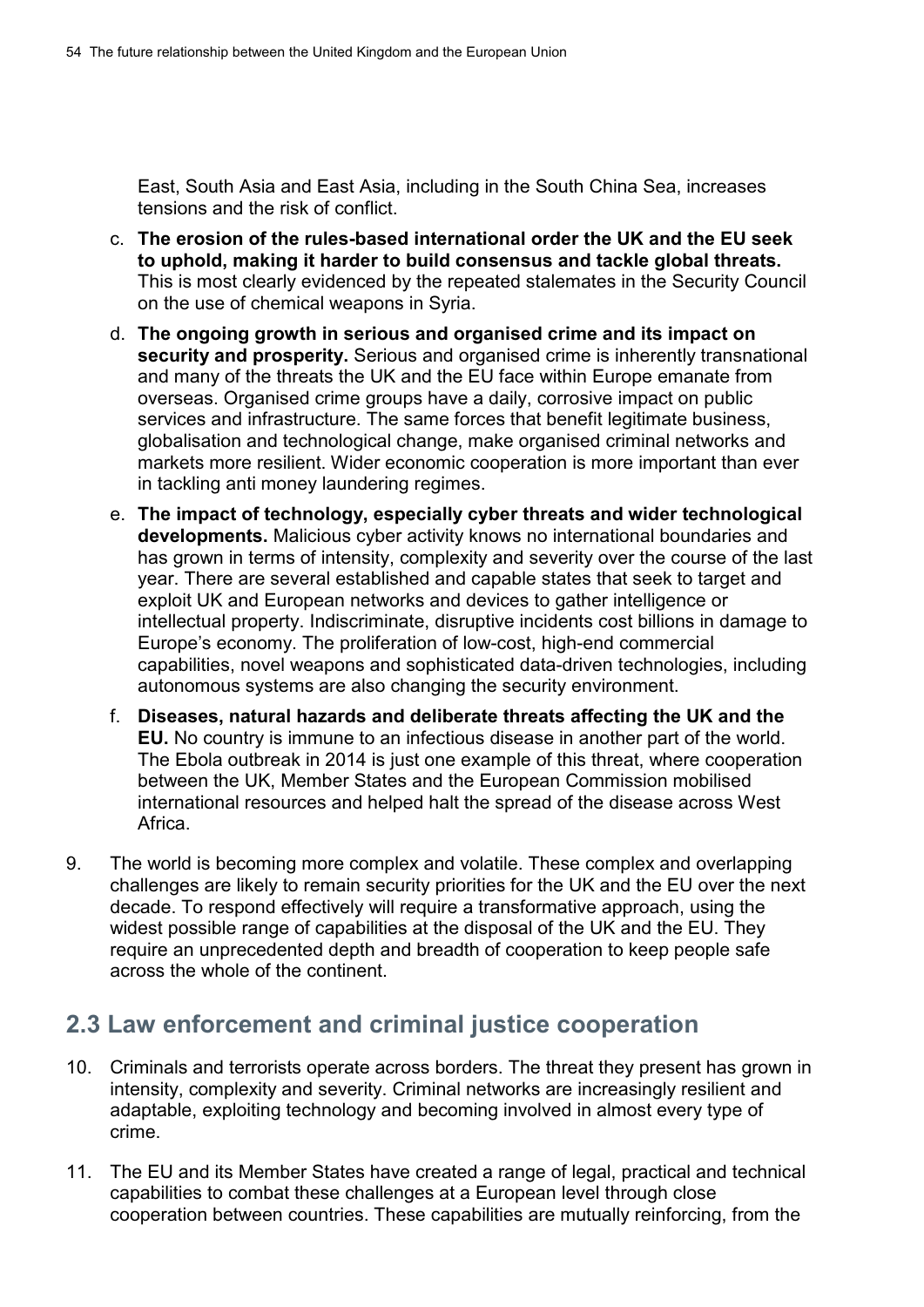East, South Asia and East Asia, including in the South China Sea, increases tensions and the risk of conflict.

c. **The erosion of the rules-based international order the UK and the EU seek to uphold, making it harder to build consensus and tackle global threats.** This is most clearly evidenced by the repeated stalemates in the Security Council on the use of chemical weapons in Syria.

d. **The ongoing growth in serious and organised crime and its impact on security and prosperity.** Serious and organised crime is inherently transnational and many of the threats the UK and the EU face within Europe emanate from overseas. Organised crime groups have a daily, corrosive impact on public services and infrastructure. The same forces that benefit legitimate business, globalisation and technological change, make organised criminal networks and markets more resilient. Wider economic cooperation is more important than ever in tackling anti money laundering regimes.

e. **The impact of technology, especially cyber threats and wider technological developments.** Malicious cyber activity knows no international boundaries and has grown in terms of intensity, complexity and severity over the course of the last year. There are several established and capable states that seek to target and exploit UK and European networks and devices to gather intelligence or intellectual property. Indiscriminate, disruptive incidents cost billions in damage to Europe's economy. The proliferation of low-cost, high-end commercial capabilities, novel weapons and sophisticated data-driven technologies, including autonomous systems are also changing the security environment.

f. **Diseases, natural hazards and deliberate threats affecting the UK and the EU.** No country is immune to an infectious disease in another part of the world. The Ebola outbreak in 2014 is just one example of this threat, where cooperation between the UK, Member States and the European Commission mobilised international resources and helped halt the spread of the disease across West Africa.

9. The world is becoming more complex and volatile. These complex and overlapping challenges are likely to remain security priorities for the UK and the EU over the next decade. To respond effectively will require a transformative approach, using the widest possible range of capabilities at the disposal of the UK and the EU. They require an unprecedented depth and breadth of cooperation to keep people safe across the whole of the continent.

## 2.3 Law enforcement and criminal justice cooperation

10. Criminals and terrorists operate across borders. The threat they present has grown in intensity, complexity and severity. Criminal networks are increasingly resilient and adaptable, exploiting technology and becoming involved in almost every type of crime.

11. The EU and its Member States have created a range of legal, practical and technical capabilities to combat these challenges at a European level through close cooperation between countries. These capabilities are mutually reinforcing, from the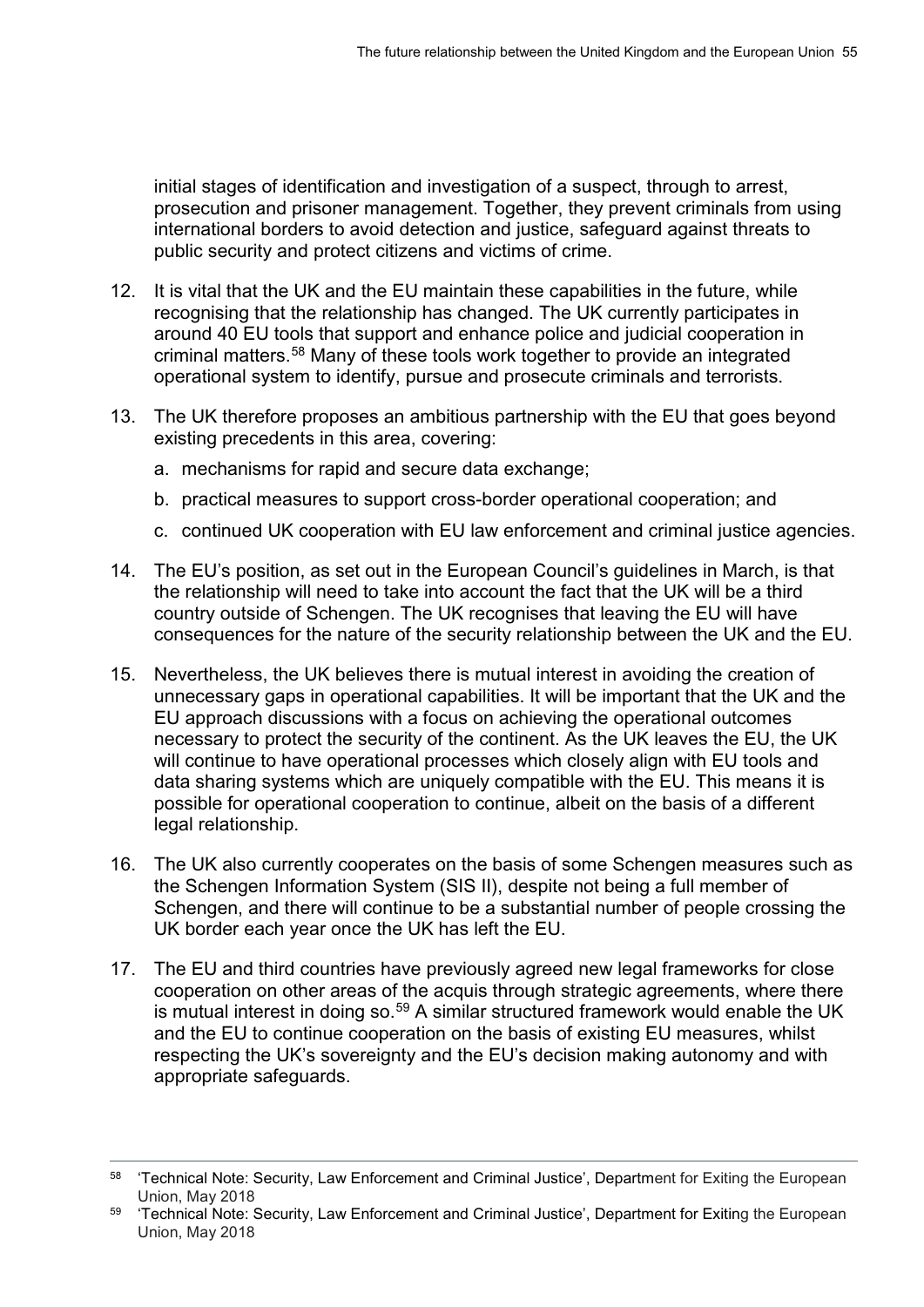initial stages of identification and investigation of a suspect, through to arrest, prosecution and prisoner management. Together, they prevent criminals from using international borders to avoid detection and justice, safeguard against threats to public security and protect citizens and victims of crime.

12. It is vital that the UK and the EU maintain these capabilities in the future, while recognising that the relationship has changed. The UK currently participates in around 40 EU tools that support and enhance police and judicial cooperation in criminal matters.[58] Many of these tools work together to provide an integrated operational system to identify, pursue and prosecute criminals and terrorists.

13. The UK therefore proposes an ambitious partnership with the EU that goes beyond existing precedents in this area, covering:

    a. mechanisms for rapid and secure data exchange;

    b. practical measures to support cross-border operational cooperation; and

    c. continued UK cooperation with EU law enforcement and criminal justice agencies.

14. The EU's position, as set out in the European Council's guidelines in March, is that the relationship will need to take into account the fact that the UK will be a third country outside of Schengen. The UK recognises that leaving the EU will have consequences for the nature of the security relationship between the UK and the EU.

15. Nevertheless, the UK believes there is mutual interest in avoiding the creation of unnecessary gaps in operational capabilities. It will be important that the UK and the EU approach discussions with a focus on achieving the operational outcomes necessary to protect the security of the continent. As the UK leaves the EU, the UK will continue to have operational processes which closely align with EU tools and data sharing systems which are uniquely compatible with the EU. This means it is possible for operational cooperation to continue, albeit on the basis of a different legal relationship.

16. The UK also currently cooperates on the basis of some Schengen measures such as the Schengen Information System (SIS II), despite not being a full member of Schengen, and there will continue to be a substantial number of people crossing the UK border each year once the UK has left the EU.

17. The EU and third countries have previously agreed new legal frameworks for close cooperation on other areas of the acquis through strategic agreements, where there is mutual interest in doing so.[59] A similar structured framework would enable the UK and the EU to continue cooperation on the basis of existing EU measures, whilst respecting the UK's sovereignty and the EU's decision making autonomy and with appropriate safeguards.

---

[58] 'Technical Note: Security, Law Enforcement and Criminal Justice', Department for Exiting the European Union, May 2018

[59] 'Technical Note: Security, Law Enforcement and Criminal Justice', Department for Exiting the European Union, May 2018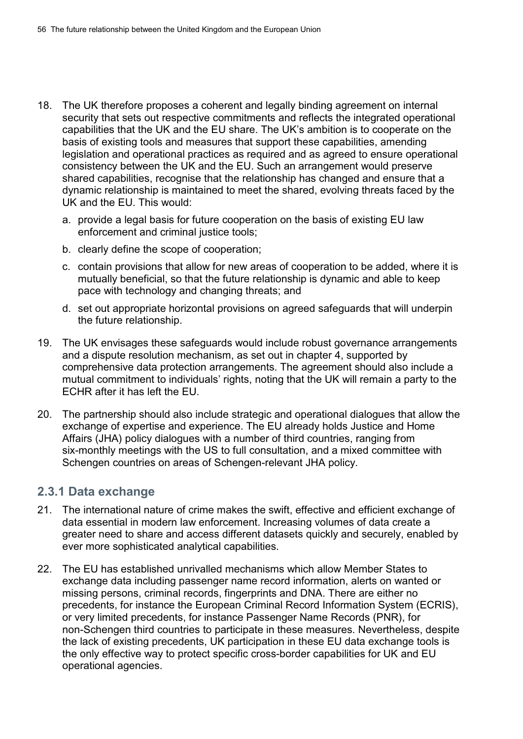18. The UK therefore proposes a coherent and legally binding agreement on internal security that sets out respective commitments and reflects the integrated operational capabilities that the UK and the EU share. The UK's ambition is to cooperate on the basis of existing tools and measures that support these capabilities, amending legislation and operational practices as required and as agreed to ensure operational consistency between the UK and the EU. Such an arrangement would preserve shared capabilities, recognise that the relationship has changed and ensure that a dynamic relationship is maintained to meet the shared, evolving threats faced by the UK and the EU. This would:

    a. provide a legal basis for future cooperation on the basis of existing EU law enforcement and criminal justice tools;

    b. clearly define the scope of cooperation;

    c. contain provisions that allow for new areas of cooperation to be added, where it is mutually beneficial, so that the future relationship is dynamic and able to keep pace with technology and changing threats; and

    d. set out appropriate horizontal provisions on agreed safeguards that will underpin the future relationship.

19. The UK envisages these safeguards would include robust governance arrangements and a dispute resolution mechanism, as set out in chapter 4, supported by comprehensive data protection arrangements. The agreement should also include a mutual commitment to individuals' rights, noting that the UK will remain a party to the ECHR after it has left the EU.

20. The partnership should also include strategic and operational dialogues that allow the exchange of expertise and experience. The EU already holds Justice and Home Affairs (JHA) policy dialogues with a number of third countries, ranging from six-monthly meetings with the US to full consultation, and a mixed committee with Schengen countries on areas of Schengen-relevant JHA policy.

### 2.3.1 Data exchange

21. The international nature of crime makes the swift, effective and efficient exchange of data essential in modern law enforcement. Increasing volumes of data create a greater need to share and access different datasets quickly and securely, enabled by ever more sophisticated analytical capabilities.

22. The EU has established unrivalled mechanisms which allow Member States to exchange data including passenger name record information, alerts on wanted or missing persons, criminal records, fingerprints and DNA. There are either no precedents, for instance the European Criminal Record Information System (ECRIS), or very limited precedents, for instance Passenger Name Records (PNR), for non-Schengen third countries to participate in these measures. Nevertheless, despite the lack of existing precedents, UK participation in these EU data exchange tools is the only effective way to protect specific cross-border capabilities for UK and EU operational agencies.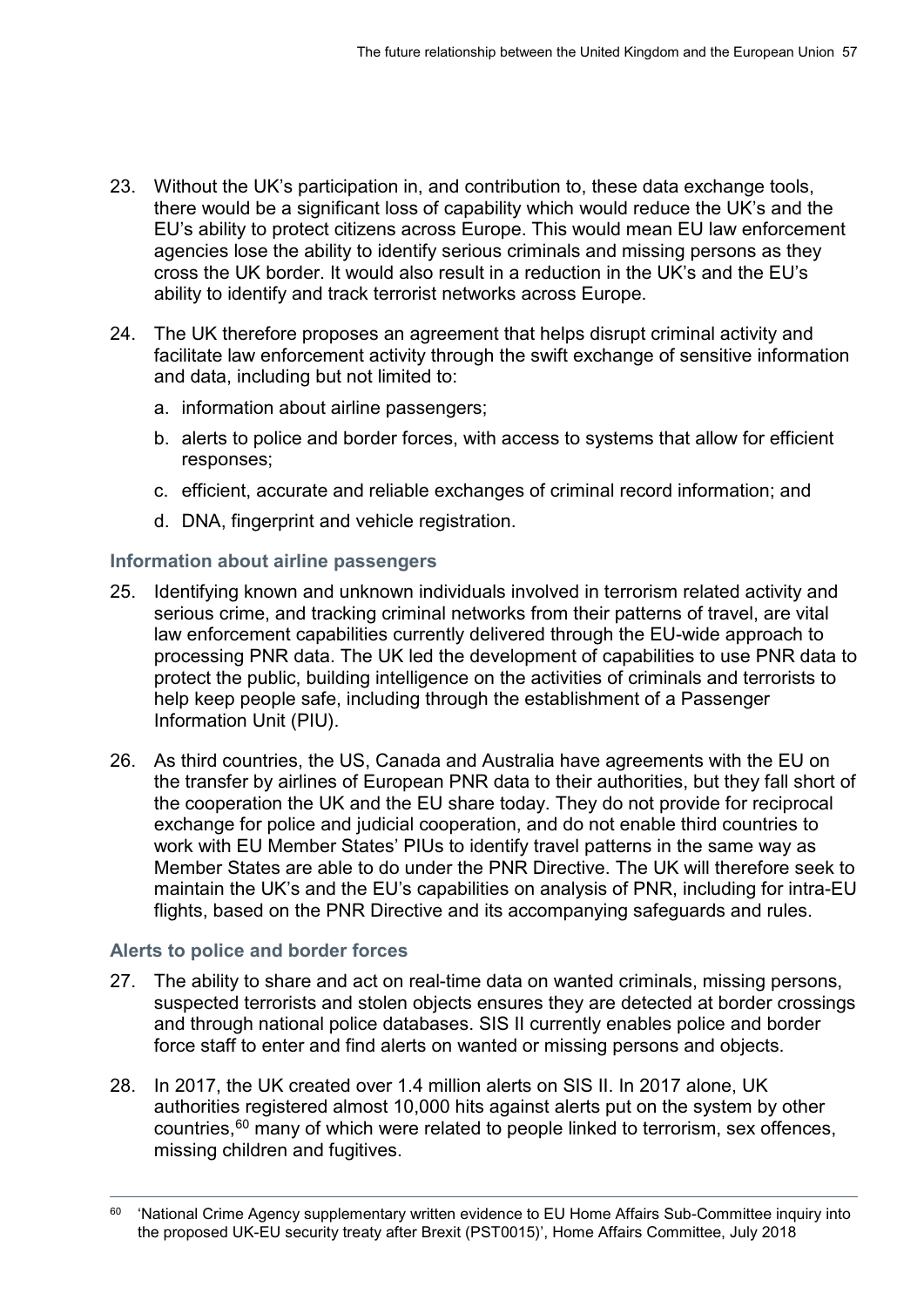23. Without the UK's participation in, and contribution to, these data exchange tools, there would be a significant loss of capability which would reduce the UK's and the EU's ability to protect citizens across Europe. This would mean EU law enforcement agencies lose the ability to identify serious criminals and missing persons as they cross the UK border. It would also result in a reduction in the UK's and the EU's ability to identify and track terrorist networks across Europe.

24. The UK therefore proposes an agreement that helps disrupt criminal activity and facilitate law enforcement activity through the swift exchange of sensitive information and data, including but not limited to:

    a. information about airline passengers;

    b. alerts to police and border forces, with access to systems that allow for efficient responses;

    c. efficient, accurate and reliable exchanges of criminal record information; and

    d. DNA, fingerprint and vehicle registration.

### Information about airline passengers

25. Identifying known and unknown individuals involved in terrorism related activity and serious crime, and tracking criminal networks from their patterns of travel, are vital law enforcement capabilities currently delivered through the EU-wide approach to processing PNR data. The UK led the development of capabilities to use PNR data to protect the public, building intelligence on the activities of criminals and terrorists to help keep people safe, including through the establishment of a Passenger Information Unit (PIU).

26. As third countries, the US, Canada and Australia have agreements with the EU on the transfer by airlines of European PNR data to their authorities, but they fall short of the cooperation the UK and the EU share today. They do not provide for reciprocal exchange for police and judicial cooperation, and do not enable third countries to work with EU Member States' PIUs to identify travel patterns in the same way as Member States are able to do under the PNR Directive. The UK will therefore seek to maintain the UK's and the EU's capabilities on analysis of PNR, including for intra-EU flights, based on the PNR Directive and its accompanying safeguards and rules.

### Alerts to police and border forces

27. The ability to share and act on real-time data on wanted criminals, missing persons, suspected terrorists and stolen objects ensures they are detected at border crossings and through national police databases. SIS II currently enables police and border force staff to enter and find alerts on wanted or missing persons and objects.

28. In 2017, the UK created over 1.4 million alerts on SIS II. In 2017 alone, UK authorities registered almost 10,000 hits against alerts put on the system by other countries,[60] many of which were related to people linked to terrorism, sex offences, missing children and fugitives.

---

[60] 'National Crime Agency supplementary written evidence to EU Home Affairs Sub-Committee inquiry into the proposed UK-EU security treaty after Brexit (PST0015)', Home Affairs Committee, July 2018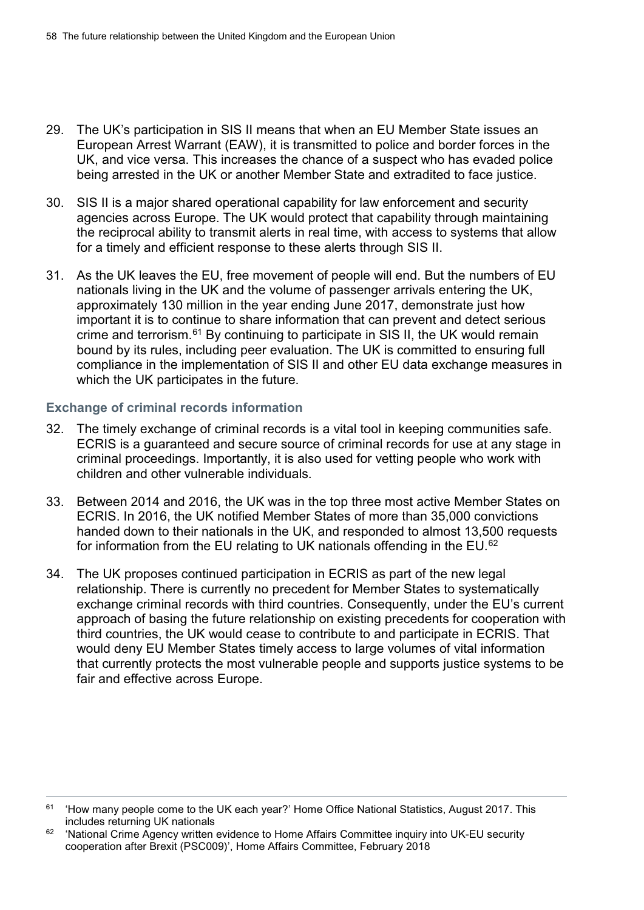29. The UK's participation in SIS II means that when an EU Member State issues an European Arrest Warrant (EAW), it is transmitted to police and border forces in the UK, and vice versa. This increases the chance of a suspect who has evaded police being arrested in the UK or another Member State and extradited to face justice.

30. SIS II is a major shared operational capability for law enforcement and security agencies across Europe. The UK would protect that capability through maintaining the reciprocal ability to transmit alerts in real time, with access to systems that allow for a timely and efficient response to these alerts through SIS II.

31. As the UK leaves the EU, free movement of people will end. But the numbers of EU nationals living in the UK and the volume of passenger arrivals entering the UK, approximately 130 million in the year ending June 2017, demonstrate just how important it is to continue to share information that can prevent and detect serious crime and terrorism.[61] By continuing to participate in SIS II, the UK would remain bound by its rules, including peer evaluation. The UK is committed to ensuring full compliance in the implementation of SIS II and other EU data exchange measures in which the UK participates in the future.

### Exchange of criminal records information

32. The timely exchange of criminal records is a vital tool in keeping communities safe. ECRIS is a guaranteed and secure source of criminal records for use at any stage in criminal proceedings. Importantly, it is also used for vetting people who work with children and other vulnerable individuals.

33. Between 2014 and 2016, the UK was in the top three most active Member States on ECRIS. In 2016, the UK notified Member States of more than 35,000 convictions handed down to their nationals in the UK, and responded to almost 13,500 requests for information from the EU relating to UK nationals offending in the EU.[62]

34. The UK proposes continued participation in ECRIS as part of the new legal relationship. There is currently no precedent for Member States to systematically exchange criminal records with third countries. Consequently, under the EU's current approach of basing the future relationship on existing precedents for cooperation with third countries, the UK would cease to contribute to and participate in ECRIS. That would deny EU Member States timely access to large volumes of vital information that currently protects the most vulnerable people and supports justice systems to be fair and effective across Europe.

---

[61] 'How many people come to the UK each year?' Home Office National Statistics, August 2017. This includes returning UK nationals

[62] 'National Crime Agency written evidence to Home Affairs Committee inquiry into UK-EU security cooperation after Brexit (PSC009)', Home Affairs Committee, February 2018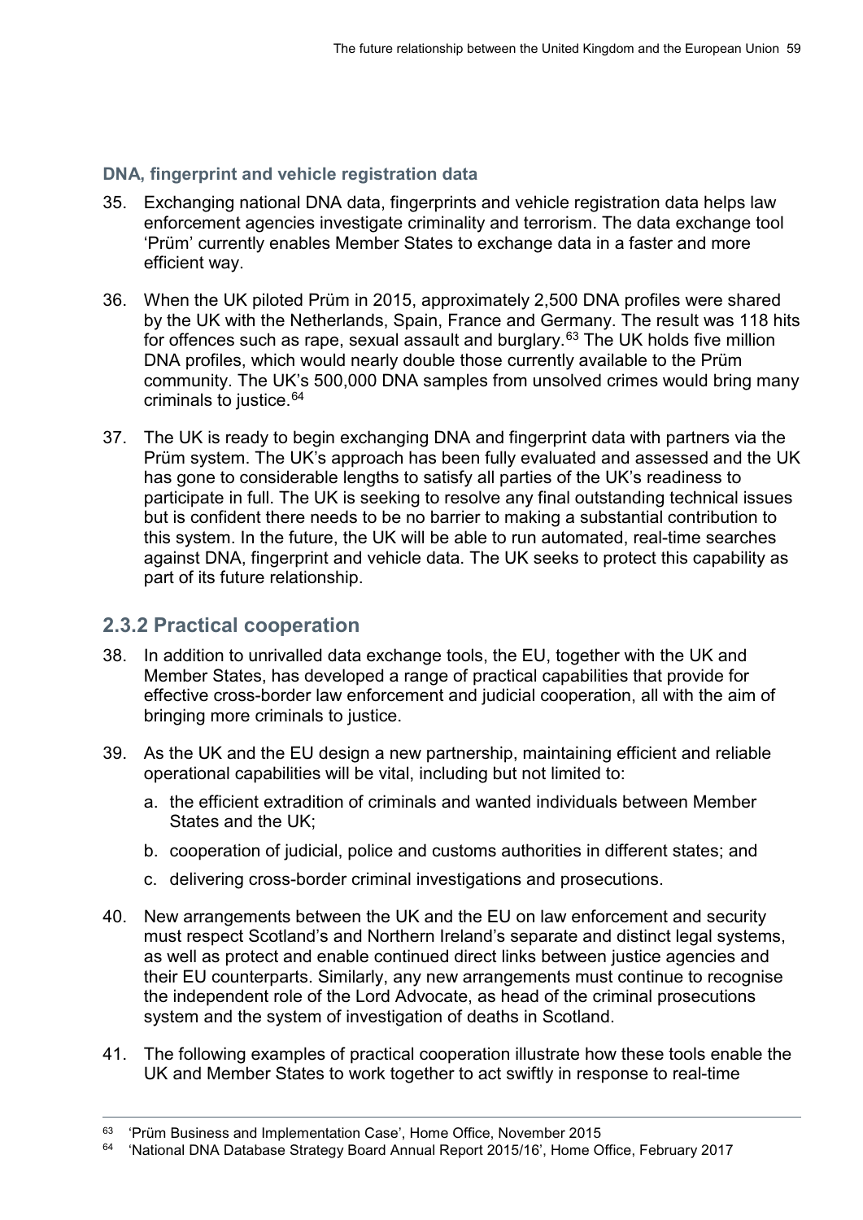### DNA, fingerprint and vehicle registration data

35. Exchanging national DNA data, fingerprints and vehicle registration data helps law enforcement agencies investigate criminality and terrorism. The data exchange tool 'Prüm' currently enables Member States to exchange data in a faster and more efficient way.

36. When the UK piloted Prüm in 2015, approximately 2,500 DNA profiles were shared by the UK with the Netherlands, Spain, France and Germany. The result was 118 hits for offences such as rape, sexual assault and burglary.[63] The UK holds five million DNA profiles, which would nearly double those currently available to the Prüm community. The UK's 500,000 DNA samples from unsolved crimes would bring many criminals to justice.[64]

37. The UK is ready to begin exchanging DNA and fingerprint data with partners via the Prüm system. The UK's approach has been fully evaluated and assessed and the UK has gone to considerable lengths to satisfy all parties of the UK's readiness to participate in full. The UK is seeking to resolve any final outstanding technical issues but is confident there needs to be no barrier to making a substantial contribution to this system. In the future, the UK will be able to run automated, real-time searches against DNA, fingerprint and vehicle data. The UK seeks to protect this capability as part of its future relationship.

## 2.3.2 Practical cooperation

38. In addition to unrivalled data exchange tools, the EU, together with the UK and Member States, has developed a range of practical capabilities that provide for effective cross-border law enforcement and judicial cooperation, all with the aim of bringing more criminals to justice.

39. As the UK and the EU design a new partnership, maintaining efficient and reliable operational capabilities will be vital, including but not limited to:

    a. the efficient extradition of criminals and wanted individuals between Member States and the UK;

    b. cooperation of judicial, police and customs authorities in different states; and

    c. delivering cross-border criminal investigations and prosecutions.

40. New arrangements between the UK and the EU on law enforcement and security must respect Scotland's and Northern Ireland's separate and distinct legal systems, as well as protect and enable continued direct links between justice agencies and their EU counterparts. Similarly, any new arrangements must continue to recognise the independent role of the Lord Advocate, as head of the criminal prosecutions system and the system of investigation of deaths in Scotland.

41. The following examples of practical cooperation illustrate how these tools enable the UK and Member States to work together to act swiftly in response to real-time

---

[63] 'Prüm Business and Implementation Case', Home Office, November 2015

[64] 'National DNA Database Strategy Board Annual Report 2015/16', Home Office, February 2017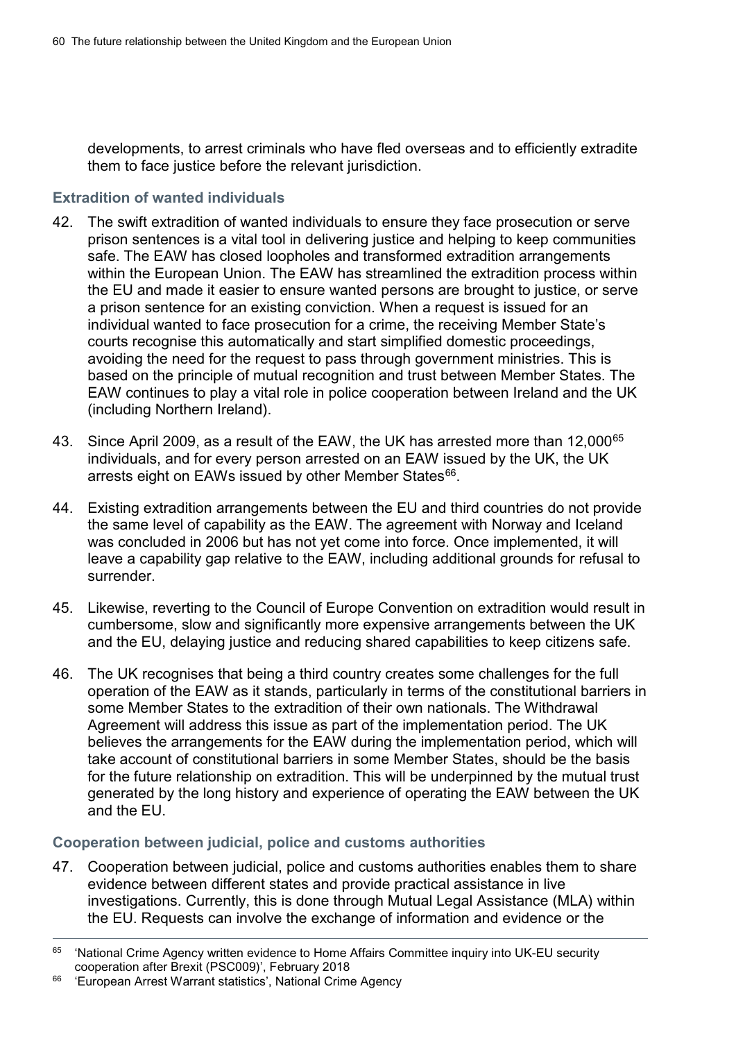developments, to arrest criminals who have fled overseas and to efficiently extradite them to face justice before the relevant jurisdiction.

### Extradition of wanted individuals

42. The swift extradition of wanted individuals to ensure they face prosecution or serve prison sentences is a vital tool in delivering justice and helping to keep communities safe. The EAW has closed loopholes and transformed extradition arrangements within the European Union. The EAW has streamlined the extradition process within the EU and made it easier to ensure wanted persons are brought to justice, or serve a prison sentence for an existing conviction. When a request is issued for an individual wanted to face prosecution for a crime, the receiving Member State's courts recognise this automatically and start simplified domestic proceedings, avoiding the need for the request to pass through government ministries. This is based on the principle of mutual recognition and trust between Member States. The EAW continues to play a vital role in police cooperation between Ireland and the UK (including Northern Ireland).

43. Since April 2009, as a result of the EAW, the UK has arrested more than 12,000[65] individuals, and for every person arrested on an EAW issued by the UK, the UK arrests eight on EAWs issued by other Member States[66].

44. Existing extradition arrangements between the EU and third countries do not provide the same level of capability as the EAW. The agreement with Norway and Iceland was concluded in 2006 but has not yet come into force. Once implemented, it will leave a capability gap relative to the EAW, including additional grounds for refusal to surrender.

45. Likewise, reverting to the Council of Europe Convention on extradition would result in cumbersome, slow and significantly more expensive arrangements between the UK and the EU, delaying justice and reducing shared capabilities to keep citizens safe.

46. The UK recognises that being a third country creates some challenges for the full operation of the EAW as it stands, particularly in terms of the constitutional barriers in some Member States to the extradition of their own nationals. The Withdrawal Agreement will address this issue as part of the implementation period. The UK believes the arrangements for the EAW during the implementation period, which will take account of constitutional barriers in some Member States, should be the basis for the future relationship on extradition. This will be underpinned by the mutual trust generated by the long history and experience of operating the EAW between the UK and the EU.

### Cooperation between judicial, police and customs authorities

47. Cooperation between judicial, police and customs authorities enables them to share evidence between different states and provide practical assistance in live investigations. Currently, this is done through Mutual Legal Assistance (MLA) within the EU. Requests can involve the exchange of information and evidence or the

---

[65] 'National Crime Agency written evidence to Home Affairs Committee inquiry into UK-EU security cooperation after Brexit (PSC009)', February 2018

[66] 'European Arrest Warrant statistics', National Crime Agency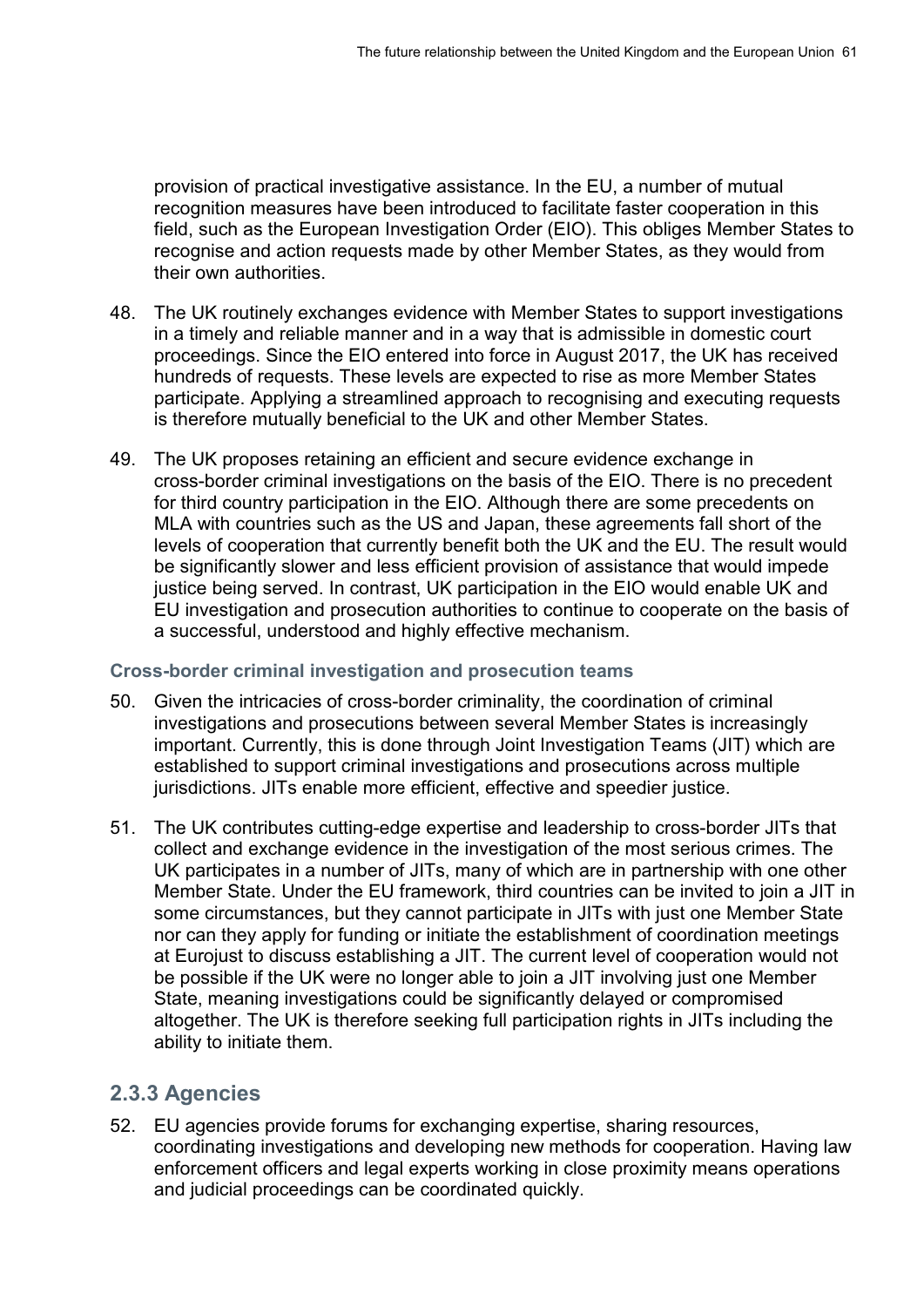provision of practical investigative assistance. In the EU, a number of mutual recognition measures have been introduced to facilitate faster cooperation in this field, such as the European Investigation Order (EIO). This obliges Member States to recognise and action requests made by other Member States, as they would from their own authorities.

48. The UK routinely exchanges evidence with Member States to support investigations in a timely and reliable manner and in a way that is admissible in domestic court proceedings. Since the EIO entered into force in August 2017, the UK has received hundreds of requests. These levels are expected to rise as more Member States participate. Applying a streamlined approach to recognising and executing requests is therefore mutually beneficial to the UK and other Member States.

49. The UK proposes retaining an efficient and secure evidence exchange in cross-border criminal investigations on the basis of the EIO. There is no precedent for third country participation in the EIO. Although there are some precedents on MLA with countries such as the US and Japan, these agreements fall short of the levels of cooperation that currently benefit both the UK and the EU. The result would be significantly slower and less efficient provision of assistance that would impede justice being served. In contrast, UK participation in the EIO would enable UK and EU investigation and prosecution authorities to continue to cooperate on the basis of a successful, understood and highly effective mechanism.

#### Cross-border criminal investigation and prosecution teams

50. Given the intricacies of cross-border criminality, the coordination of criminal investigations and prosecutions between several Member States is increasingly important. Currently, this is done through Joint Investigation Teams (JIT) which are established to support criminal investigations and prosecutions across multiple jurisdictions. JITs enable more efficient, effective and speedier justice.

51. The UK contributes cutting-edge expertise and leadership to cross-border JITs that collect and exchange evidence in the investigation of the most serious crimes. The UK participates in a number of JITs, many of which are in partnership with one other Member State. Under the EU framework, third countries can be invited to join a JIT in some circumstances, but they cannot participate in JITs with just one Member State nor can they apply for funding or initiate the establishment of coordination meetings at Eurojust to discuss establishing a JIT. The current level of cooperation would not be possible if the UK were no longer able to join a JIT involving just one Member State, meaning investigations could be significantly delayed or compromised altogether. The UK is therefore seeking full participation rights in JITs including the ability to initiate them.

### 2.3.3 Agencies

52. EU agencies provide forums for exchanging expertise, sharing resources, coordinating investigations and developing new methods for cooperation. Having law enforcement officers and legal experts working in close proximity means operations and judicial proceedings can be coordinated quickly.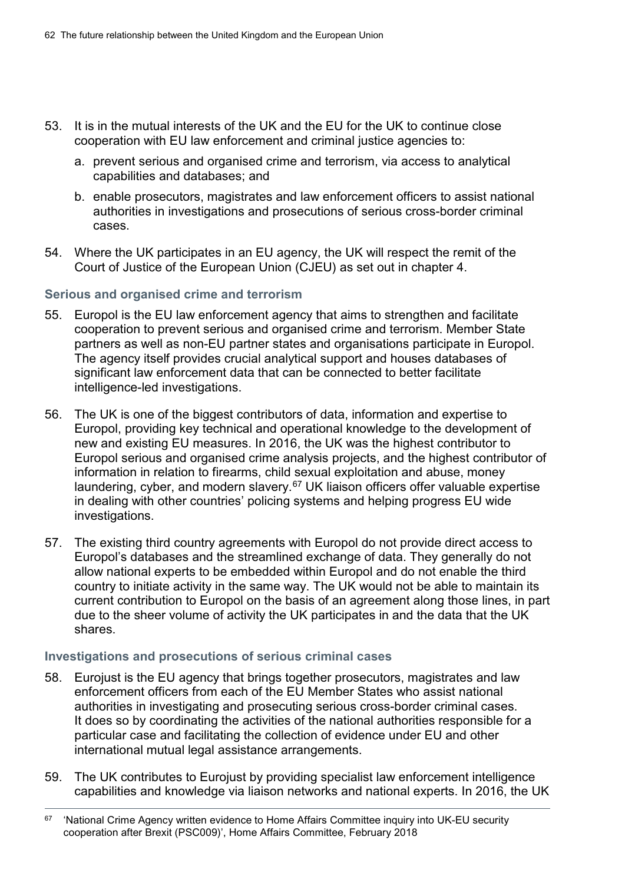53. It is in the mutual interests of the UK and the EU for the UK to continue close cooperation with EU law enforcement and criminal justice agencies to:

    a. prevent serious and organised crime and terrorism, via access to analytical capabilities and databases; and

    b. enable prosecutors, magistrates and law enforcement officers to assist national authorities in investigations and prosecutions of serious cross-border criminal cases.

54. Where the UK participates in an EU agency, the UK will respect the remit of the Court of Justice of the European Union (CJEU) as set out in chapter 4.

### Serious and organised crime and terrorism

55. Europol is the EU law enforcement agency that aims to strengthen and facilitate cooperation to prevent serious and organised crime and terrorism. Member State partners as well as non-EU partner states and organisations participate in Europol. The agency itself provides crucial analytical support and houses databases of significant law enforcement data that can be connected to better facilitate intelligence-led investigations.

56. The UK is one of the biggest contributors of data, information and expertise to Europol, providing key technical and operational knowledge to the development of new and existing EU measures. In 2016, the UK was the highest contributor to Europol serious and organised crime analysis projects, and the highest contributor of information in relation to firearms, child sexual exploitation and abuse, money laundering, cyber, and modern slavery.[67] UK liaison officers offer valuable expertise in dealing with other countries' policing systems and helping progress EU wide investigations.

57. The existing third country agreements with Europol do not provide direct access to Europol's databases and the streamlined exchange of data. They generally do not allow national experts to be embedded within Europol and do not enable the third country to initiate activity in the same way. The UK would not be able to maintain its current contribution to Europol on the basis of an agreement along those lines, in part due to the sheer volume of activity the UK participates in and the data that the UK shares.

### Investigations and prosecutions of serious criminal cases

58. Eurojust is the EU agency that brings together prosecutors, magistrates and law enforcement officers from each of the EU Member States who assist national authorities in investigating and prosecuting serious cross-border criminal cases. It does so by coordinating the activities of the national authorities responsible for a particular case and facilitating the collection of evidence under EU and other international mutual legal assistance arrangements.

59. The UK contributes to Eurojust by providing specialist law enforcement intelligence capabilities and knowledge via liaison networks and national experts. In 2016, the UK

---

[67] 'National Crime Agency written evidence to Home Affairs Committee inquiry into UK-EU security cooperation after Brexit (PSC009)', Home Affairs Committee, February 2018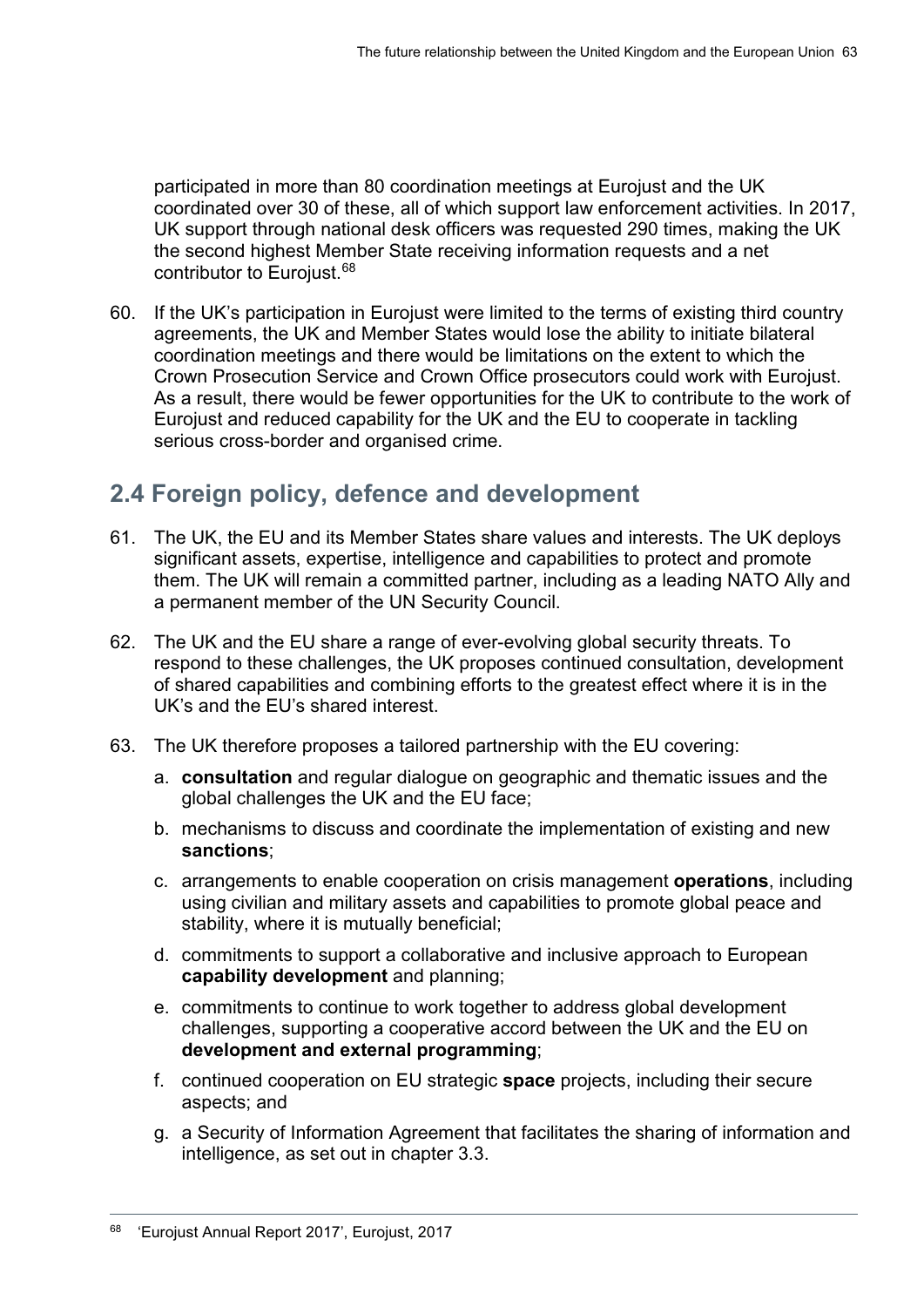participated in more than 80 coordination meetings at Eurojust and the UK coordinated over 30 of these, all of which support law enforcement activities. In 2017, UK support through national desk officers was requested 290 times, making the UK the second highest Member State receiving information requests and a net contributor to Eurojust.[68]

60. If the UK's participation in Eurojust were limited to the terms of existing third country agreements, the UK and Member States would lose the ability to initiate bilateral coordination meetings and there would be limitations on the extent to which the Crown Prosecution Service and Crown Office prosecutors could work with Eurojust. As a result, there would be fewer opportunities for the UK to contribute to the work of Eurojust and reduced capability for the UK and the EU to cooperate in tackling serious cross-border and organised crime.

## 2.4 Foreign policy, defence and development

61. The UK, the EU and its Member States share values and interests. The UK deploys significant assets, expertise, intelligence and capabilities to protect and promote them. The UK will remain a committed partner, including as a leading NATO Ally and a permanent member of the UN Security Council.

62. The UK and the EU share a range of ever-evolving global security threats. To respond to these challenges, the UK proposes continued consultation, development of shared capabilities and combining efforts to the greatest effect where it is in the UK's and the EU's shared interest.

63. The UK therefore proposes a tailored partnership with the EU covering:

    a. **consultation** and regular dialogue on geographic and thematic issues and the global challenges the UK and the EU face;

    b. mechanisms to discuss and coordinate the implementation of existing and new **sanctions**;

    c. arrangements to enable cooperation on crisis management **operations**, including using civilian and military assets and capabilities to promote global peace and stability, where it is mutually beneficial;

    d. commitments to support a collaborative and inclusive approach to European **capability development** and planning;

    e. commitments to continue to work together to address global development challenges, supporting a cooperative accord between the UK and the EU on **development and external programming**;

    f. continued cooperation on EU strategic **space** projects, including their secure aspects; and

    g. a Security of Information Agreement that facilitates the sharing of information and intelligence, as set out in chapter 3.3.

[68] 'Eurojust Annual Report 2017', Eurojust, 2017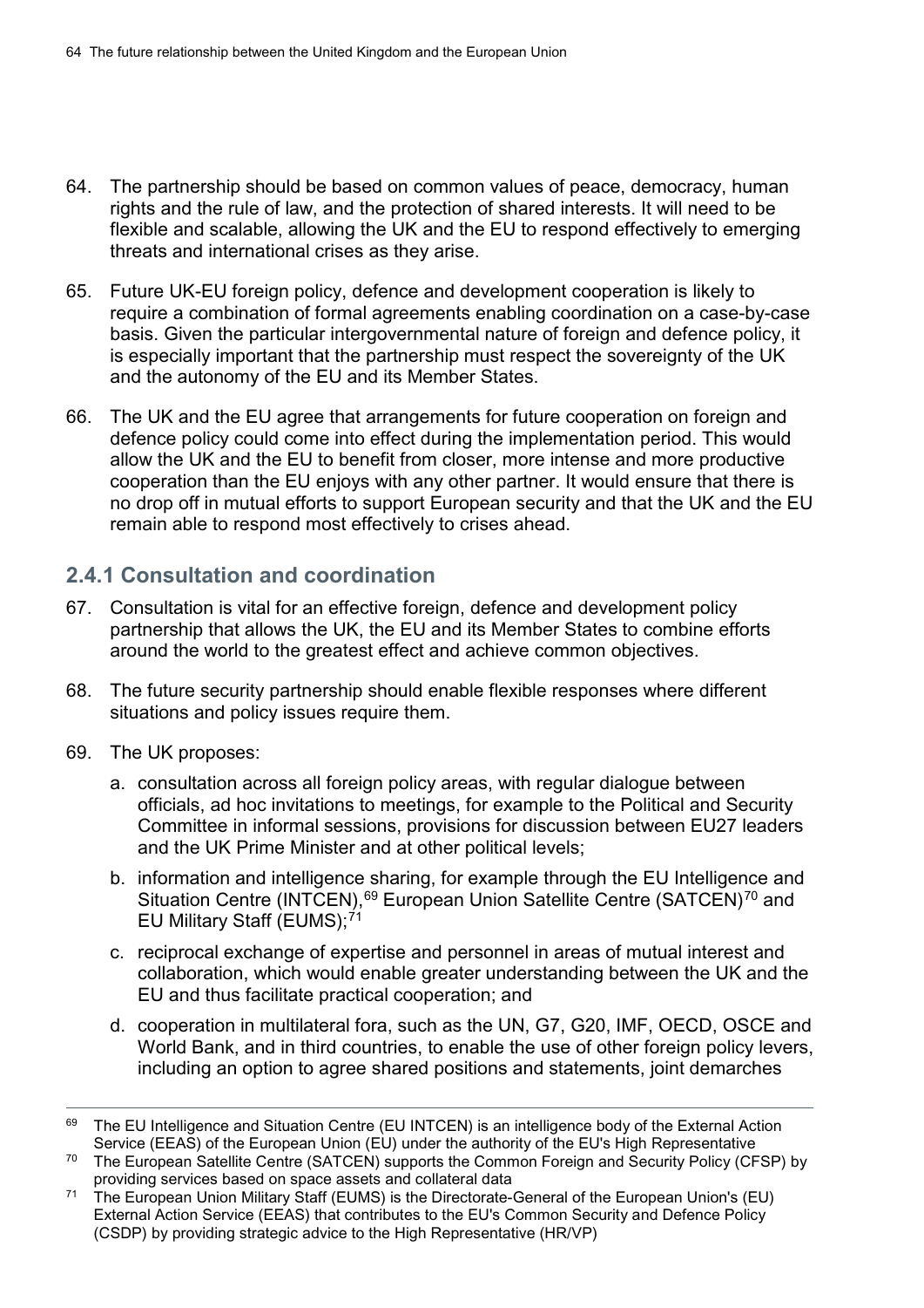64. The partnership should be based on common values of peace, democracy, human rights and the rule of law, and the protection of shared interests. It will need to be flexible and scalable, allowing the UK and the EU to respond effectively to emerging threats and international crises as they arise.

65. Future UK-EU foreign policy, defence and development cooperation is likely to require a combination of formal agreements enabling coordination on a case-by-case basis. Given the particular intergovernmental nature of foreign and defence policy, it is especially important that the partnership must respect the sovereignty of the UK and the autonomy of the EU and its Member States.

66. The UK and the EU agree that arrangements for future cooperation on foreign and defence policy could come into effect during the implementation period. This would allow the UK and the EU to benefit from closer, more intense and more productive cooperation than the EU enjoys with any other partner. It would ensure that there is no drop off in mutual efforts to support European security and that the UK and the EU remain able to respond most effectively to crises ahead.

### 2.4.1 Consultation and coordination

67. Consultation is vital for an effective foreign, defence and development policy partnership that allows the UK, the EU and its Member States to combine efforts around the world to the greatest effect and achieve common objectives.

68. The future security partnership should enable flexible responses where different situations and policy issues require them.

69. The UK proposes:

    a. consultation across all foreign policy areas, with regular dialogue between officials, ad hoc invitations to meetings, for example to the Political and Security Committee in informal sessions, provisions for discussion between EU27 leaders and the UK Prime Minister and at other political levels;

    b. information and intelligence sharing, for example through the EU Intelligence and Situation Centre (INTCEN),[69] European Union Satellite Centre (SATCEN)[70] and EU Military Staff (EUMS);[71]

    c. reciprocal exchange of expertise and personnel in areas of mutual interest and collaboration, which would enable greater understanding between the UK and the EU and thus facilitate practical cooperation; and

    d. cooperation in multilateral fora, such as the UN, G7, G20, IMF, OECD, OSCE and World Bank, and in third countries, to enable the use of other foreign policy levers, including an option to agree shared positions and statements, joint demarches

---

[69] The EU Intelligence and Situation Centre (EU INTCEN) is an intelligence body of the External Action Service (EEAS) of the European Union (EU) under the authority of the EU's High Representative

[70] The European Satellite Centre (SATCEN) supports the Common Foreign and Security Policy (CFSP) by providing services based on space assets and collateral data

[71] The European Union Military Staff (EUMS) is the Directorate-General of the European Union's (EU) External Action Service (EEAS) that contributes to the EU's Common Security and Defence Policy (CSDP) by providing strategic advice to the High Representative (HR/VP)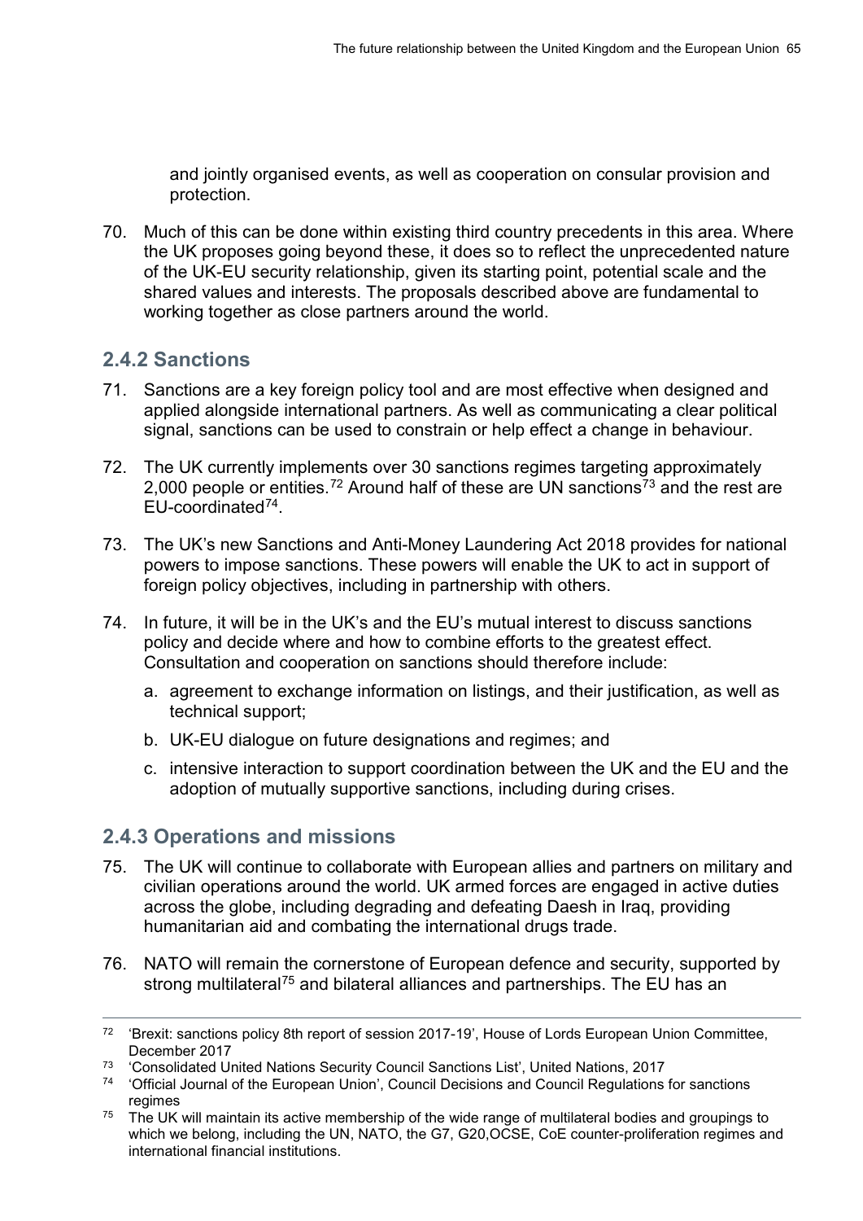and jointly organised events, as well as cooperation on consular provision and protection.

70. Much of this can be done within existing third country precedents in this area. Where the UK proposes going beyond these, it does so to reflect the unprecedented nature of the UK-EU security relationship, given its starting point, potential scale and the shared values and interests. The proposals described above are fundamental to working together as close partners around the world.

### 2.4.2 Sanctions

71. Sanctions are a key foreign policy tool and are most effective when designed and applied alongside international partners. As well as communicating a clear political signal, sanctions can be used to constrain or help effect a change in behaviour.

72. The UK currently implements over 30 sanctions regimes targeting approximately 2,000 people or entities.[72] Around half of these are UN sanctions[73] and the rest are EU-coordinated[74].

73. The UK's new Sanctions and Anti-Money Laundering Act 2018 provides for national powers to impose sanctions. These powers will enable the UK to act in support of foreign policy objectives, including in partnership with others.

74. In future, it will be in the UK's and the EU's mutual interest to discuss sanctions policy and decide where and how to combine efforts to the greatest effect. Consultation and cooperation on sanctions should therefore include:

    a. agreement to exchange information on listings, and their justification, as well as technical support;

    b. UK-EU dialogue on future designations and regimes; and

    c. intensive interaction to support coordination between the UK and the EU and the adoption of mutually supportive sanctions, including during crises.

### 2.4.3 Operations and missions

75. The UK will continue to collaborate with European allies and partners on military and civilian operations around the world. UK armed forces are engaged in active duties across the globe, including degrading and defeating Daesh in Iraq, providing humanitarian aid and combating the international drugs trade.

76. NATO will remain the cornerstone of European defence and security, supported by strong multilateral[75] and bilateral alliances and partnerships. The EU has an

---

[72] 'Brexit: sanctions policy 8th report of session 2017-19', House of Lords European Union Committee, December 2017

[73] 'Consolidated United Nations Security Council Sanctions List', United Nations, 2017

[74] 'Official Journal of the European Union', Council Decisions and Council Regulations for sanctions regimes

[75] The UK will maintain its active membership of the wide range of multilateral bodies and groupings to which we belong, including the UN, NATO, the G7, G20,OCSE, CoE counter-proliferation regimes and international financial institutions.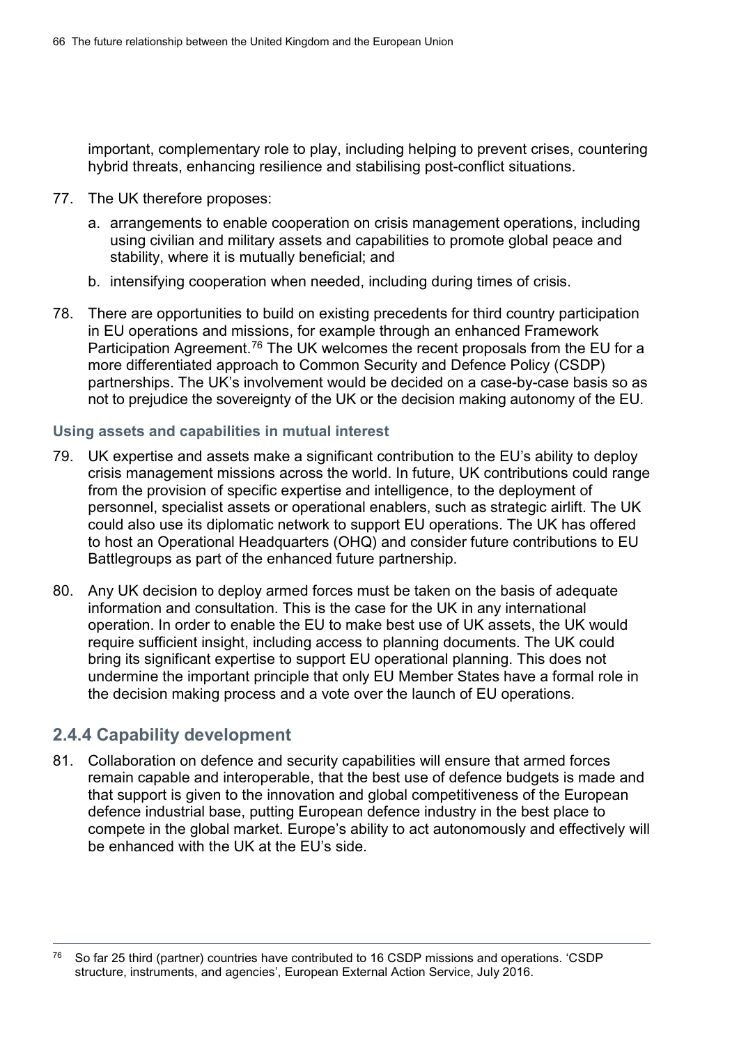important, complementary role to play, including helping to prevent crises, countering hybrid threats, enhancing resilience and stabilising post-conflict situations.

77. The UK therefore proposes:

    a. arrangements to enable cooperation on crisis management operations, including using civilian and military assets and capabilities to promote global peace and stability, where it is mutually beneficial; and

    b. intensifying cooperation when needed, including during times of crisis.

78. There are opportunities to build on existing precedents for third country participation in EU operations and missions, for example through an enhanced Framework Participation Agreement.[76] The UK welcomes the recent proposals from the EU for a more differentiated approach to Common Security and Defence Policy (CSDP) partnerships. The UK's involvement would be decided on a case-by-case basis so as not to prejudice the sovereignty of the UK or the decision making autonomy of the EU.

#### Using assets and capabilities in mutual interest

79. UK expertise and assets make a significant contribution to the EU's ability to deploy crisis management missions across the world. In future, UK contributions could range from the provision of specific expertise and intelligence, to the deployment of personnel, specialist assets or operational enablers, such as strategic airlift. The UK could also use its diplomatic network to support EU operations. The UK has offered to host an Operational Headquarters (OHQ) and consider future contributions to EU Battlegroups as part of the enhanced future partnership.

80. Any UK decision to deploy armed forces must be taken on the basis of adequate information and consultation. This is the case for the UK in any international operation. In order to enable the EU to make best use of UK assets, the UK would require sufficient insight, including access to planning documents. The UK could bring its significant expertise to support EU operational planning. This does not undermine the important principle that only EU Member States have a formal role in the decision making process and a vote over the launch of EU operations.

### 2.4.4 Capability development

81. Collaboration on defence and security capabilities will ensure that armed forces remain capable and interoperable, that the best use of defence budgets is made and that support is given to the innovation and global competitiveness of the European defence industrial base, putting European defence industry in the best place to compete in the global market. Europe's ability to act autonomously and effectively will be enhanced with the UK at the EU's side.

---

[76] So far 25 third (partner) countries have contributed to 16 CSDP missions and operations. 'CSDP structure, instruments, and agencies', European External Action Service, July 2016.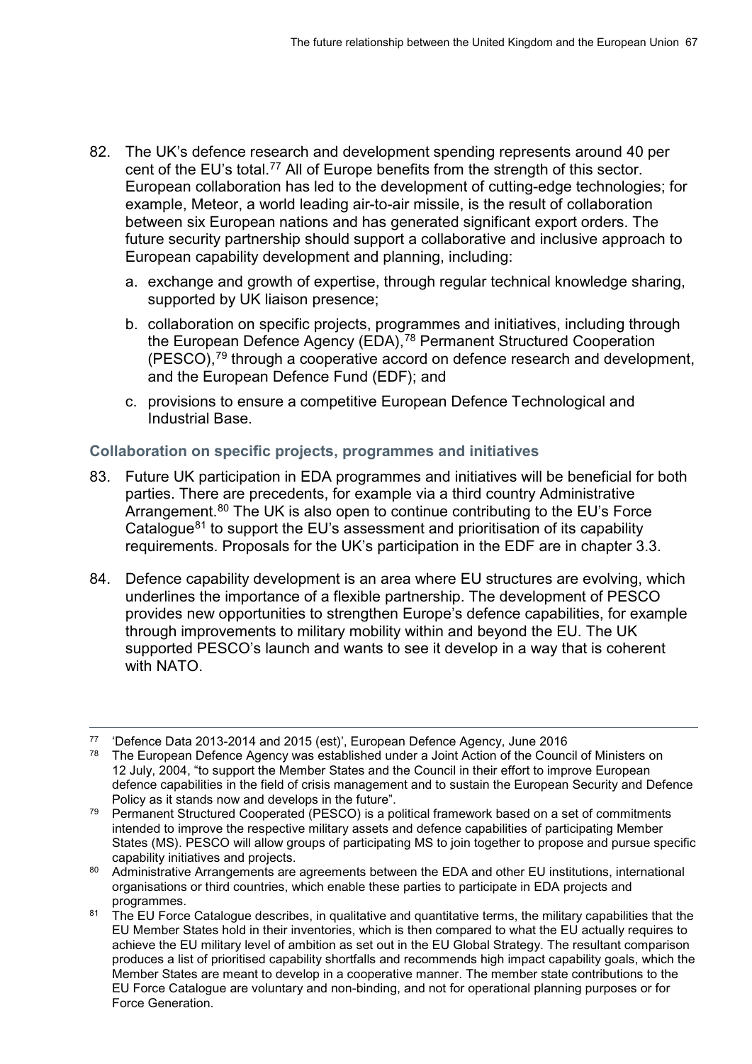82. The UK's defence research and development spending represents around 40 per cent of the EU's total.[77] All of Europe benefits from the strength of this sector. European collaboration has led to the development of cutting-edge technologies; for example, Meteor, a world leading air-to-air missile, is the result of collaboration between six European nations and has generated significant export orders. The future security partnership should support a collaborative and inclusive approach to European capability development and planning, including:

    a. exchange and growth of expertise, through regular technical knowledge sharing, supported by UK liaison presence;

    b. collaboration on specific projects, programmes and initiatives, including through the European Defence Agency (EDA),[78] Permanent Structured Cooperation (PESCO),[79] through a cooperative accord on defence research and development, and the European Defence Fund (EDF); and

    c. provisions to ensure a competitive European Defence Technological and Industrial Base.

### Collaboration on specific projects, programmes and initiatives

83. Future UK participation in EDA programmes and initiatives will be beneficial for both parties. There are precedents, for example via a third country Administrative Arrangement.[80] The UK is also open to continue contributing to the EU's Force Catalogue[81] to support the EU's assessment and prioritisation of its capability requirements. Proposals for the UK's participation in the EDF are in chapter 3.3.

84. Defence capability development is an area where EU structures are evolving, which underlines the importance of a flexible partnership. The development of PESCO provides new opportunities to strengthen Europe's defence capabilities, for example through improvements to military mobility within and beyond the EU. The UK supported PESCO's launch and wants to see it develop in a way that is coherent with NATO.

---

[77] 'Defence Data 2013-2014 and 2015 (est)', European Defence Agency, June 2016

[78] The European Defence Agency was established under a Joint Action of the Council of Ministers on 12 July, 2004, "to support the Member States and the Council in their effort to improve European defence capabilities in the field of crisis management and to sustain the European Security and Defence Policy as it stands now and develops in the future".

[79] Permanent Structured Cooperated (PESCO) is a political framework based on a set of commitments intended to improve the respective military assets and defence capabilities of participating Member States (MS). PESCO will allow groups of participating MS to join together to propose and pursue specific capability initiatives and projects.

[80] Administrative Arrangements are agreements between the EDA and other EU institutions, international organisations or third countries, which enable these parties to participate in EDA projects and programmes.

[81] The EU Force Catalogue describes, in qualitative and quantitative terms, the military capabilities that the EU Member States hold in their inventories, which is then compared to what the EU actually requires to achieve the EU military level of ambition as set out in the EU Global Strategy. The resultant comparison produces a list of prioritised capability shortfalls and recommends high impact capability goals, which the Member States are meant to develop in a cooperative manner. The member state contributions to the EU Force Catalogue are voluntary and non-binding, and not for operational planning purposes or for Force Generation.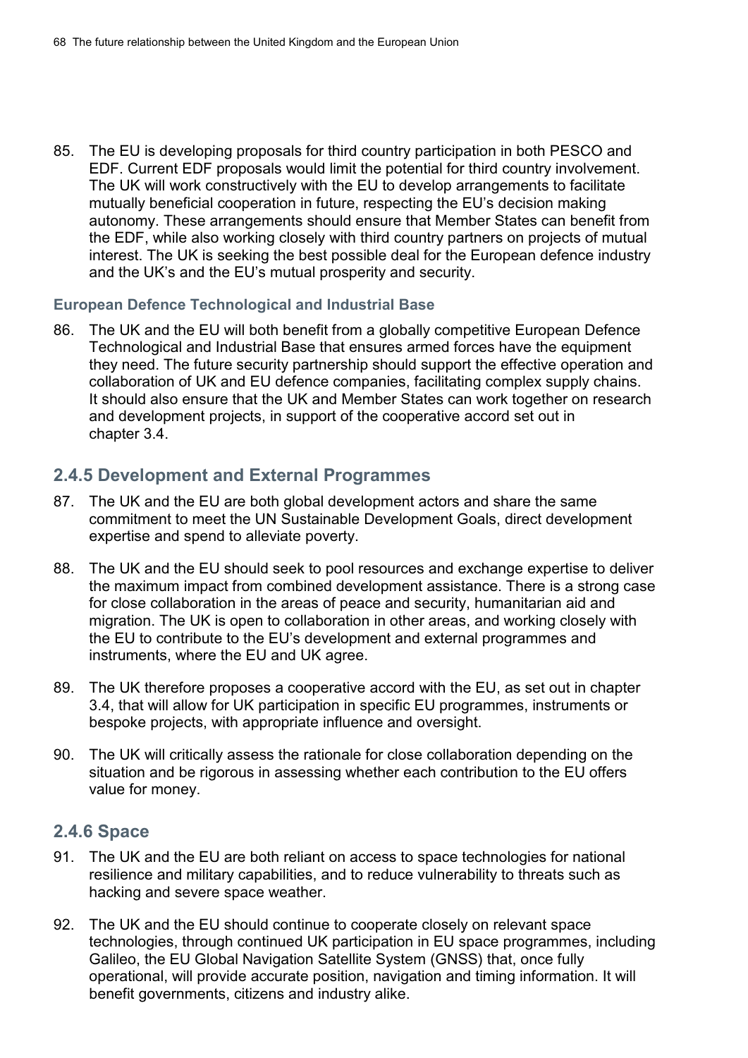85. The EU is developing proposals for third country participation in both PESCO and EDF. Current EDF proposals would limit the potential for third country involvement. The UK will work constructively with the EU to develop arrangements to facilitate mutually beneficial cooperation in future, respecting the EU's decision making autonomy. These arrangements should ensure that Member States can benefit from the EDF, while also working closely with third country partners on projects of mutual interest. The UK is seeking the best possible deal for the European defence industry and the UK's and the EU's mutual prosperity and security.

#### European Defence Technological and Industrial Base

86. The UK and the EU will both benefit from a globally competitive European Defence Technological and Industrial Base that ensures armed forces have the equipment they need. The future security partnership should support the effective operation and collaboration of UK and EU defence companies, facilitating complex supply chains. It should also ensure that the UK and Member States can work together on research and development projects, in support of the cooperative accord set out in chapter 3.4.

### 2.4.5 Development and External Programmes

87. The UK and the EU are both global development actors and share the same commitment to meet the UN Sustainable Development Goals, direct development expertise and spend to alleviate poverty.

88. The UK and the EU should seek to pool resources and exchange expertise to deliver the maximum impact from combined development assistance. There is a strong case for close collaboration in the areas of peace and security, humanitarian aid and migration. The UK is open to collaboration in other areas, and working closely with the EU to contribute to the EU's development and external programmes and instruments, where the EU and UK agree.

89. The UK therefore proposes a cooperative accord with the EU, as set out in chapter 3.4, that will allow for UK participation in specific EU programmes, instruments or bespoke projects, with appropriate influence and oversight.

90. The UK will critically assess the rationale for close collaboration depending on the situation and be rigorous in assessing whether each contribution to the EU offers value for money.

### 2.4.6 Space

91. The UK and the EU are both reliant on access to space technologies for national resilience and military capabilities, and to reduce vulnerability to threats such as hacking and severe space weather.

92. The UK and the EU should continue to cooperate closely on relevant space technologies, through continued UK participation in EU space programmes, including Galileo, the EU Global Navigation Satellite System (GNSS) that, once fully operational, will provide accurate position, navigation and timing information. It will benefit governments, citizens and industry alike.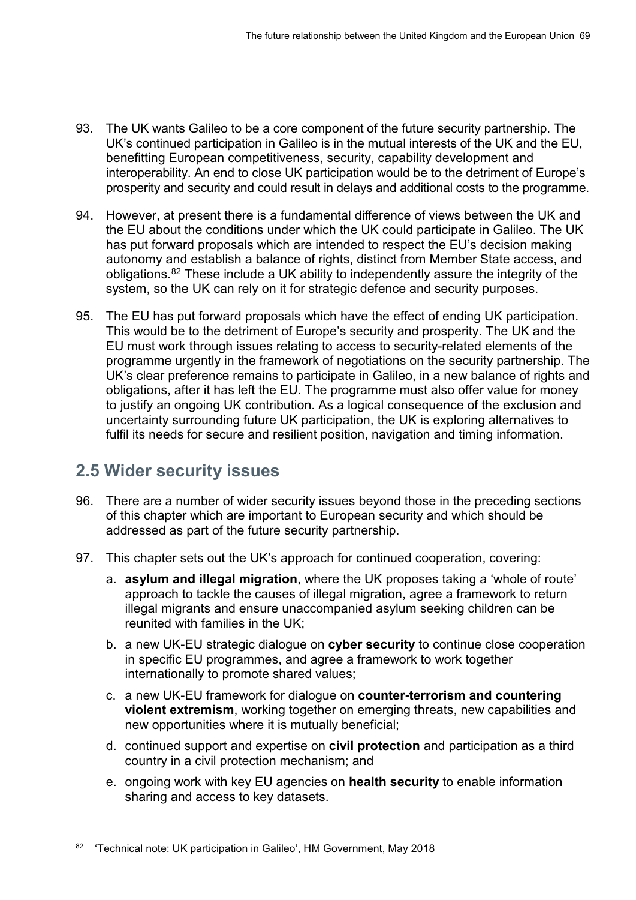93. The UK wants Galileo to be a core component of the future security partnership. The UK's continued participation in Galileo is in the mutual interests of the UK and the EU, benefitting European competitiveness, security, capability development and interoperability. An end to close UK participation would be to the detriment of Europe's prosperity and security and could result in delays and additional costs to the programme.

94. However, at present there is a fundamental difference of views between the UK and the EU about the conditions under which the UK could participate in Galileo. The UK has put forward proposals which are intended to respect the EU's decision making autonomy and establish a balance of rights, distinct from Member State access, and obligations.[82] These include a UK ability to independently assure the integrity of the system, so the UK can rely on it for strategic defence and security purposes.

95. The EU has put forward proposals which have the effect of ending UK participation. This would be to the detriment of Europe's security and prosperity. The UK and the EU must work through issues relating to access to security-related elements of the programme urgently in the framework of negotiations on the security partnership. The UK's clear preference remains to participate in Galileo, in a new balance of rights and obligations, after it has left the EU. The programme must also offer value for money to justify an ongoing UK contribution. As a logical consequence of the exclusion and uncertainty surrounding future UK participation, the UK is exploring alternatives to fulfil its needs for secure and resilient position, navigation and timing information.

## 2.5 Wider security issues

96. There are a number of wider security issues beyond those in the preceding sections of this chapter which are important to European security and which should be addressed as part of the future security partnership.

97. This chapter sets out the UK's approach for continued cooperation, covering:

    a. **asylum and illegal migration**, where the UK proposes taking a 'whole of route' approach to tackle the causes of illegal migration, agree a framework to return illegal migrants and ensure unaccompanied asylum seeking children can be reunited with families in the UK;

    b. a new UK-EU strategic dialogue on **cyber security** to continue close cooperation in specific EU programmes, and agree a framework to work together internationally to promote shared values;

    c. a new UK-EU framework for dialogue on **counter-terrorism and countering violent extremism**, working together on emerging threats, new capabilities and new opportunities where it is mutually beneficial;

    d. continued support and expertise on **civil protection** and participation as a third country in a civil protection mechanism; and

    e. ongoing work with key EU agencies on **health security** to enable information sharing and access to key datasets.

---

[82] 'Technical note: UK participation in Galileo', HM Government, May 2018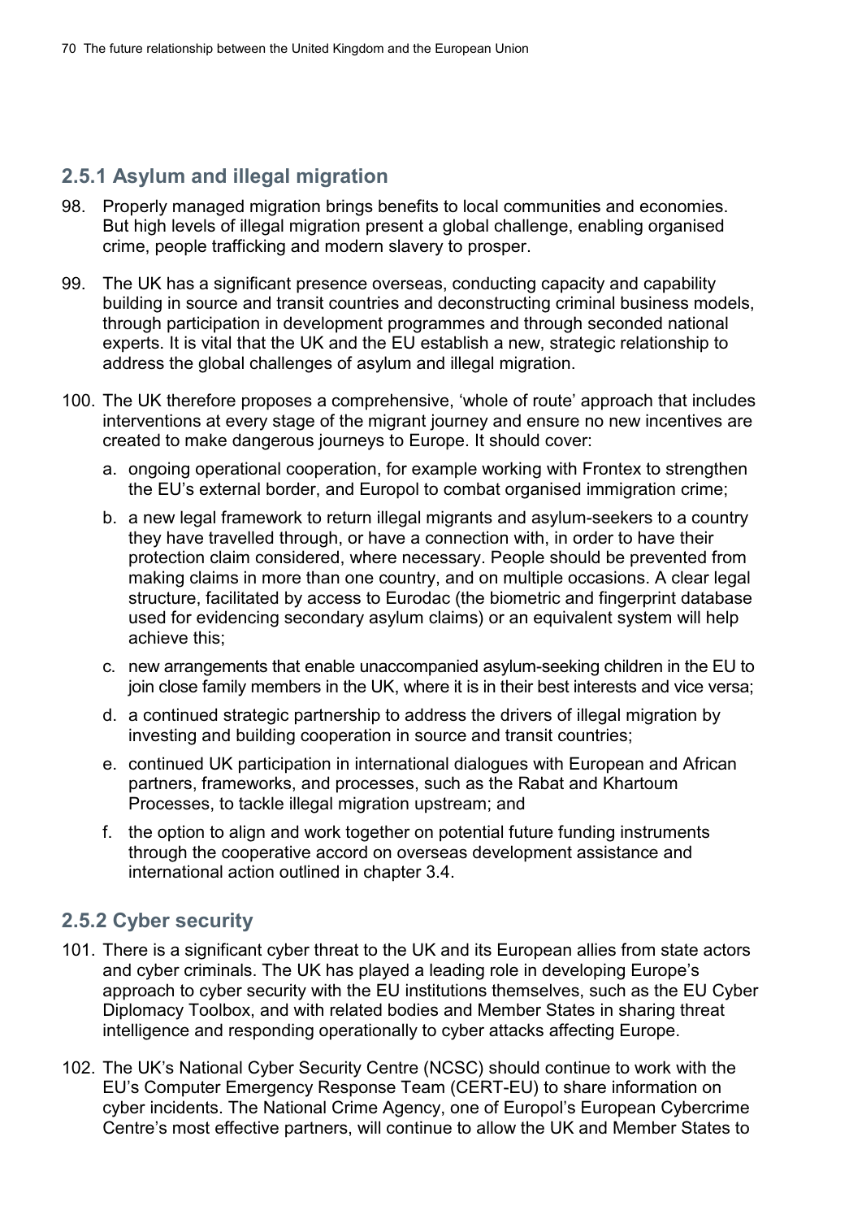### 2.5.1 Asylum and illegal migration

98. Properly managed migration brings benefits to local communities and economies. But high levels of illegal migration present a global challenge, enabling organised crime, people trafficking and modern slavery to prosper.

99. The UK has a significant presence overseas, conducting capacity and capability building in source and transit countries and deconstructing criminal business models, through participation in development programmes and through seconded national experts. It is vital that the UK and the EU establish a new, strategic relationship to address the global challenges of asylum and illegal migration.

100. The UK therefore proposes a comprehensive, 'whole of route' approach that includes interventions at every stage of the migrant journey and ensure no new incentives are created to make dangerous journeys to Europe. It should cover:

    a. ongoing operational cooperation, for example working with Frontex to strengthen the EU's external border, and Europol to combat organised immigration crime;

    b. a new legal framework to return illegal migrants and asylum-seekers to a country they have travelled through, or have a connection with, in order to have their protection claim considered, where necessary. People should be prevented from making claims in more than one country, and on multiple occasions. A clear legal structure, facilitated by access to Eurodac (the biometric and fingerprint database used for evidencing secondary asylum claims) or an equivalent system will help achieve this;

    c. new arrangements that enable unaccompanied asylum-seeking children in the EU to join close family members in the UK, where it is in their best interests and vice versa;

    d. a continued strategic partnership to address the drivers of illegal migration by investing and building cooperation in source and transit countries;

    e. continued UK participation in international dialogues with European and African partners, frameworks, and processes, such as the Rabat and Khartoum Processes, to tackle illegal migration upstream; and

    f. the option to align and work together on potential future funding instruments through the cooperative accord on overseas development assistance and international action outlined in chapter 3.4.

### 2.5.2 Cyber security

101. There is a significant cyber threat to the UK and its European allies from state actors and cyber criminals. The UK has played a leading role in developing Europe's approach to cyber security with the EU institutions themselves, such as the EU Cyber Diplomacy Toolbox, and with related bodies and Member States in sharing threat intelligence and responding operationally to cyber attacks affecting Europe.

102. The UK's National Cyber Security Centre (NCSC) should continue to work with the EU's Computer Emergency Response Team (CERT-EU) to share information on cyber incidents. The National Crime Agency, one of Europol's European Cybercrime Centre's most effective partners, will continue to allow the UK and Member States to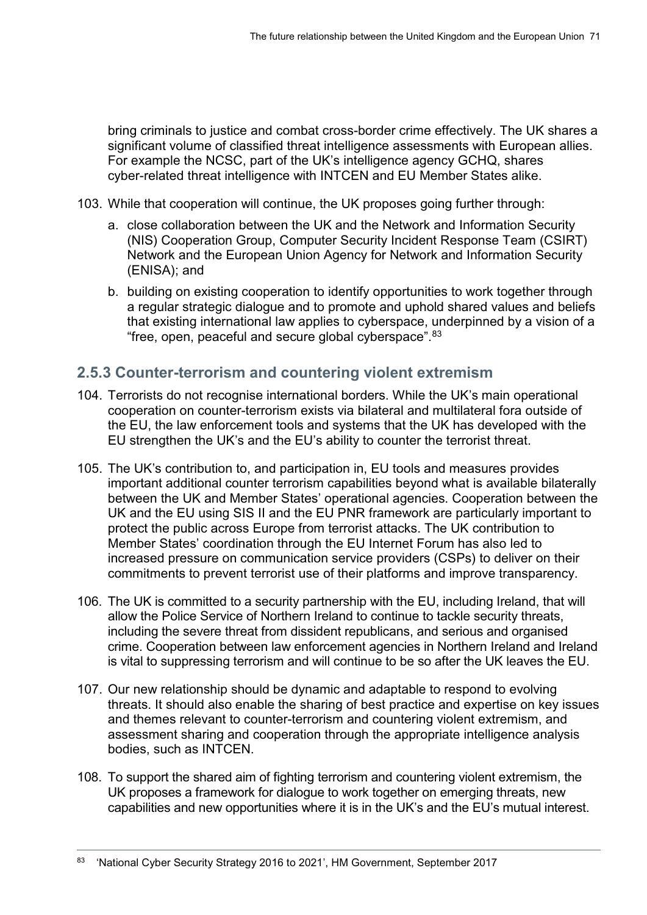bring criminals to justice and combat cross-border crime effectively. The UK shares a significant volume of classified threat intelligence assessments with European allies. For example the NCSC, part of the UK's intelligence agency GCHQ, shares cyber-related threat intelligence with INTCEN and EU Member States alike.

103. While that cooperation will continue, the UK proposes going further through:

    a. close collaboration between the UK and the Network and Information Security (NIS) Cooperation Group, Computer Security Incident Response Team (CSIRT) Network and the European Union Agency for Network and Information Security (ENISA); and

    b. building on existing cooperation to identify opportunities to work together through a regular strategic dialogue and to promote and uphold shared values and beliefs that existing international law applies to cyberspace, underpinned by a vision of a "free, open, peaceful and secure global cyberspace".[83]

### 2.5.3 Counter-terrorism and countering violent extremism

104. Terrorists do not recognise international borders. While the UK's main operational cooperation on counter-terrorism exists via bilateral and multilateral fora outside of the EU, the law enforcement tools and systems that the UK has developed with the EU strengthen the UK's and the EU's ability to counter the terrorist threat.

105. The UK's contribution to, and participation in, EU tools and measures provides important additional counter terrorism capabilities beyond what is available bilaterally between the UK and Member States' operational agencies. Cooperation between the UK and the EU using SIS II and the EU PNR framework are particularly important to protect the public across Europe from terrorist attacks. The UK contribution to Member States' coordination through the EU Internet Forum has also led to increased pressure on communication service providers (CSPs) to deliver on their commitments to prevent terrorist use of their platforms and improve transparency.

106. The UK is committed to a security partnership with the EU, including Ireland, that will allow the Police Service of Northern Ireland to continue to tackle security threats, including the severe threat from dissident republicans, and serious and organised crime. Cooperation between law enforcement agencies in Northern Ireland and Ireland is vital to suppressing terrorism and will continue to be so after the UK leaves the EU.

107. Our new relationship should be dynamic and adaptable to respond to evolving threats. It should also enable the sharing of best practice and expertise on key issues and themes relevant to counter-terrorism and countering violent extremism, and assessment sharing and cooperation through the appropriate intelligence analysis bodies, such as INTCEN.

108. To support the shared aim of fighting terrorism and countering violent extremism, the UK proposes a framework for dialogue to work together on emerging threats, new capabilities and new opportunities where it is in the UK's and the EU's mutual interest.

---

[83] 'National Cyber Security Strategy 2016 to 2021', HM Government, September 2017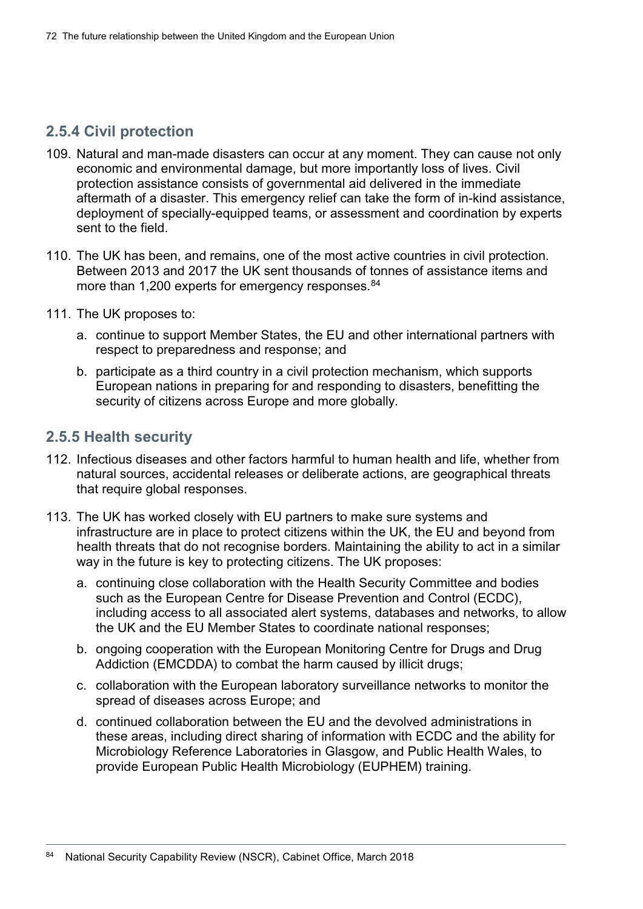### 2.5.4 Civil protection

109. Natural and man-made disasters can occur at any moment. They can cause not only economic and environmental damage, but more importantly loss of lives. Civil protection assistance consists of governmental aid delivered in the immediate aftermath of a disaster. This emergency relief can take the form of in-kind assistance, deployment of specially-equipped teams, or assessment and coordination by experts sent to the field.

110. The UK has been, and remains, one of the most active countries in civil protection. Between 2013 and 2017 the UK sent thousands of tonnes of assistance items and more than 1,200 experts for emergency responses.[84]

111. The UK proposes to:

    a. continue to support Member States, the EU and other international partners with respect to preparedness and response; and

    b. participate as a third country in a civil protection mechanism, which supports European nations in preparing for and responding to disasters, benefitting the security of citizens across Europe and more globally.

### 2.5.5 Health security

112. Infectious diseases and other factors harmful to human health and life, whether from natural sources, accidental releases or deliberate actions, are geographical threats that require global responses.

113. The UK has worked closely with EU partners to make sure systems and infrastructure are in place to protect citizens within the UK, the EU and beyond from health threats that do not recognise borders. Maintaining the ability to act in a similar way in the future is key to protecting citizens. The UK proposes:

    a. continuing close collaboration with the Health Security Committee and bodies such as the European Centre for Disease Prevention and Control (ECDC), including access to all associated alert systems, databases and networks, to allow the UK and the EU Member States to coordinate national responses;

    b. ongoing cooperation with the European Monitoring Centre for Drugs and Drug Addiction (EMCDDA) to combat the harm caused by illicit drugs;

    c. collaboration with the European laboratory surveillance networks to monitor the spread of diseases across Europe; and

    d. continued collaboration between the EU and the devolved administrations in these areas, including direct sharing of information with ECDC and the ability for Microbiology Reference Laboratories in Glasgow, and Public Health Wales, to provide European Public Health Microbiology (EUPHEM) training.

---

[84] National Security Capability Review (NSCR), Cabinet Office, March 2018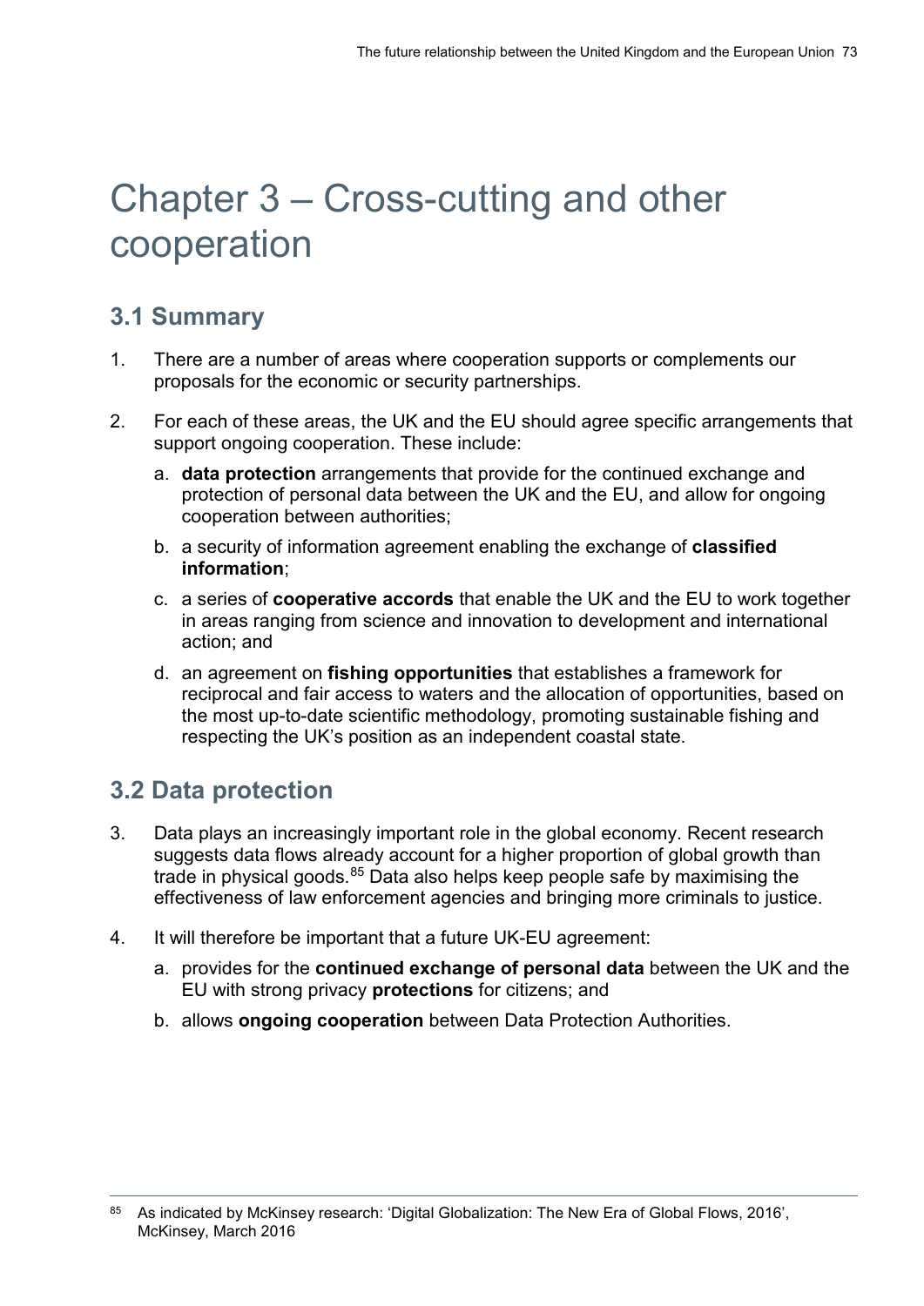# Chapter 3 – Cross-cutting and other cooperation

## 3.1 Summary

1. There are a number of areas where cooperation supports or complements our proposals for the economic or security partnerships.

2. For each of these areas, the UK and the EU should agree specific arrangements that support ongoing cooperation. These include:

   a. **data protection** arrangements that provide for the continued exchange and protection of personal data between the UK and the EU, and allow for ongoing cooperation between authorities;

   b. a security of information agreement enabling the exchange of **classified information**;

   c. a series of **cooperative accords** that enable the UK and the EU to work together in areas ranging from science and innovation to development and international action; and

   d. an agreement on **fishing opportunities** that establishes a framework for reciprocal and fair access to waters and the allocation of opportunities, based on the most up-to-date scientific methodology, promoting sustainable fishing and respecting the UK's position as an independent coastal state.

## 3.2 Data protection

3. Data plays an increasingly important role in the global economy. Recent research suggests data flows already account for a higher proportion of global growth than trade in physical goods.[85] Data also helps keep people safe by maximising the effectiveness of law enforcement agencies and bringing more criminals to justice.

4. It will therefore be important that a future UK-EU agreement:

   a. provides for the **continued exchange of personal data** between the UK and the EU with strong privacy **protections** for citizens; and

   b. allows **ongoing cooperation** between Data Protection Authorities.

---

[85] As indicated by McKinsey research: 'Digital Globalization: The New Era of Global Flows, 2016', McKinsey, March 2016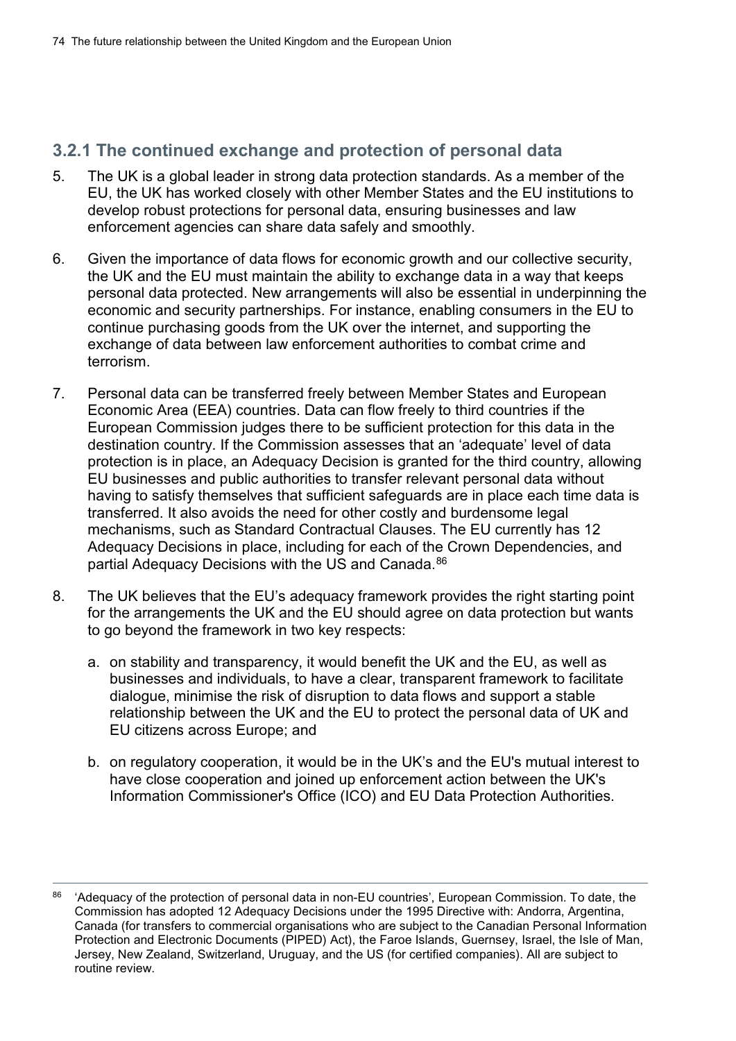### 3.2.1 The continued exchange and protection of personal data

5. The UK is a global leader in strong data protection standards. As a member of the EU, the UK has worked closely with other Member States and the EU institutions to develop robust protections for personal data, ensuring businesses and law enforcement agencies can share data safely and smoothly.

6. Given the importance of data flows for economic growth and our collective security, the UK and the EU must maintain the ability to exchange data in a way that keeps personal data protected. New arrangements will also be essential in underpinning the economic and security partnerships. For instance, enabling consumers in the EU to continue purchasing goods from the UK over the internet, and supporting the exchange of data between law enforcement authorities to combat crime and terrorism.

7. Personal data can be transferred freely between Member States and European Economic Area (EEA) countries. Data can flow freely to third countries if the European Commission judges there to be sufficient protection for this data in the destination country. If the Commission assesses that an 'adequate' level of data protection is in place, an Adequacy Decision is granted for the third country, allowing EU businesses and public authorities to transfer relevant personal data without having to satisfy themselves that sufficient safeguards are in place each time data is transferred. It also avoids the need for other costly and burdensome legal mechanisms, such as Standard Contractual Clauses. The EU currently has 12 Adequacy Decisions in place, including for each of the Crown Dependencies, and partial Adequacy Decisions with the US and Canada.[86]

8. The UK believes that the EU's adequacy framework provides the right starting point for the arrangements the UK and the EU should agree on data protection but wants to go beyond the framework in two key respects:

   a. on stability and transparency, it would benefit the UK and the EU, as well as businesses and individuals, to have a clear, transparent framework to facilitate dialogue, minimise the risk of disruption to data flows and support a stable relationship between the UK and the EU to protect the personal data of UK and EU citizens across Europe; and

   b. on regulatory cooperation, it would be in the UK's and the EU's mutual interest to have close cooperation and joined up enforcement action between the UK's Information Commissioner's Office (ICO) and EU Data Protection Authorities.

---

[86] 'Adequacy of the protection of personal data in non-EU countries', European Commission. To date, the Commission has adopted 12 Adequacy Decisions under the 1995 Directive with: Andorra, Argentina, Canada (for transfers to commercial organisations who are subject to the Canadian Personal Information Protection and Electronic Documents (PIPED) Act), the Faroe Islands, Guernsey, Israel, the Isle of Man, Jersey, New Zealand, Switzerland, Uruguay, and the US (for certified companies). All are subject to routine review.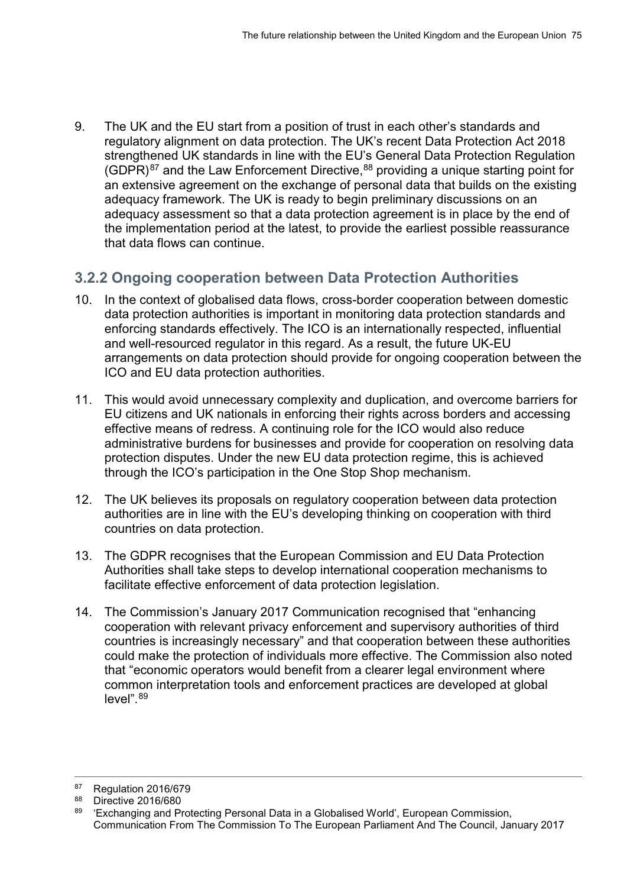9. The UK and the EU start from a position of trust in each other's standards and regulatory alignment on data protection. The UK's recent Data Protection Act 2018 strengthened UK standards in line with the EU's General Data Protection Regulation (GDPR)[87] and the Law Enforcement Directive,[88] providing a unique starting point for an extensive agreement on the exchange of personal data that builds on the existing adequacy framework. The UK is ready to begin preliminary discussions on an adequacy assessment so that a data protection agreement is in place by the end of the implementation period at the latest, to provide the earliest possible reassurance that data flows can continue.

### 3.2.2 Ongoing cooperation between Data Protection Authorities

10. In the context of globalised data flows, cross-border cooperation between domestic data protection authorities is important in monitoring data protection standards and enforcing standards effectively. The ICO is an internationally respected, influential and well-resourced regulator in this regard. As a result, the future UK-EU arrangements on data protection should provide for ongoing cooperation between the ICO and EU data protection authorities.

11. This would avoid unnecessary complexity and duplication, and overcome barriers for EU citizens and UK nationals in enforcing their rights across borders and accessing effective means of redress. A continuing role for the ICO would also reduce administrative burdens for businesses and provide for cooperation on resolving data protection disputes. Under the new EU data protection regime, this is achieved through the ICO's participation in the One Stop Shop mechanism.

12. The UK believes its proposals on regulatory cooperation between data protection authorities are in line with the EU's developing thinking on cooperation with third countries on data protection.

13. The GDPR recognises that the European Commission and EU Data Protection Authorities shall take steps to develop international cooperation mechanisms to facilitate effective enforcement of data protection legislation.

14. The Commission's January 2017 Communication recognised that "enhancing cooperation with relevant privacy enforcement and supervisory authorities of third countries is increasingly necessary" and that cooperation between these authorities could make the protection of individuals more effective. The Commission also noted that "economic operators would benefit from a clearer legal environment where common interpretation tools and enforcement practices are developed at global level".[89]

---

[87] Regulation 2016/679

[88] Directive 2016/680

[89] 'Exchanging and Protecting Personal Data in a Globalised World', European Commission, Communication From The Commission To The European Parliament And The Council, January 2017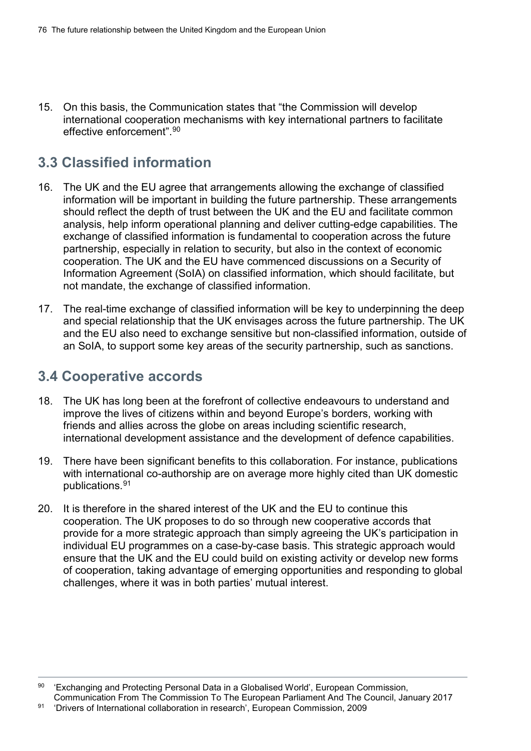15. On this basis, the Communication states that "the Commission will develop international cooperation mechanisms with key international partners to facilitate effective enforcement".[90]

## 3.3 Classified information

16. The UK and the EU agree that arrangements allowing the exchange of classified information will be important in building the future partnership. These arrangements should reflect the depth of trust between the UK and the EU and facilitate common analysis, help inform operational planning and deliver cutting-edge capabilities. The exchange of classified information is fundamental to cooperation across the future partnership, especially in relation to security, but also in the context of economic cooperation. The UK and the EU have commenced discussions on a Security of Information Agreement (SoIA) on classified information, which should facilitate, but not mandate, the exchange of classified information.

17. The real-time exchange of classified information will be key to underpinning the deep and special relationship that the UK envisages across the future partnership. The UK and the EU also need to exchange sensitive but non-classified information, outside of an SoIA, to support some key areas of the security partnership, such as sanctions.

## 3.4 Cooperative accords

18. The UK has long been at the forefront of collective endeavours to understand and improve the lives of citizens within and beyond Europe's borders, working with friends and allies across the globe on areas including scientific research, international development assistance and the development of defence capabilities.

19. There have been significant benefits to this collaboration. For instance, publications with international co-authorship are on average more highly cited than UK domestic publications.[91]

20. It is therefore in the shared interest of the UK and the EU to continue this cooperation. The UK proposes to do so through new cooperative accords that provide for a more strategic approach than simply agreeing the UK's participation in individual EU programmes on a case-by-case basis. This strategic approach would ensure that the UK and the EU could build on existing activity or develop new forms of cooperation, taking advantage of emerging opportunities and responding to global challenges, where it was in both parties' mutual interest.

[90] 'Exchanging and Protecting Personal Data in a Globalised World', European Commission, Communication From The Commission To The European Parliament And The Council, January 2017

[91] 'Drivers of International collaboration in research', European Commission, 2009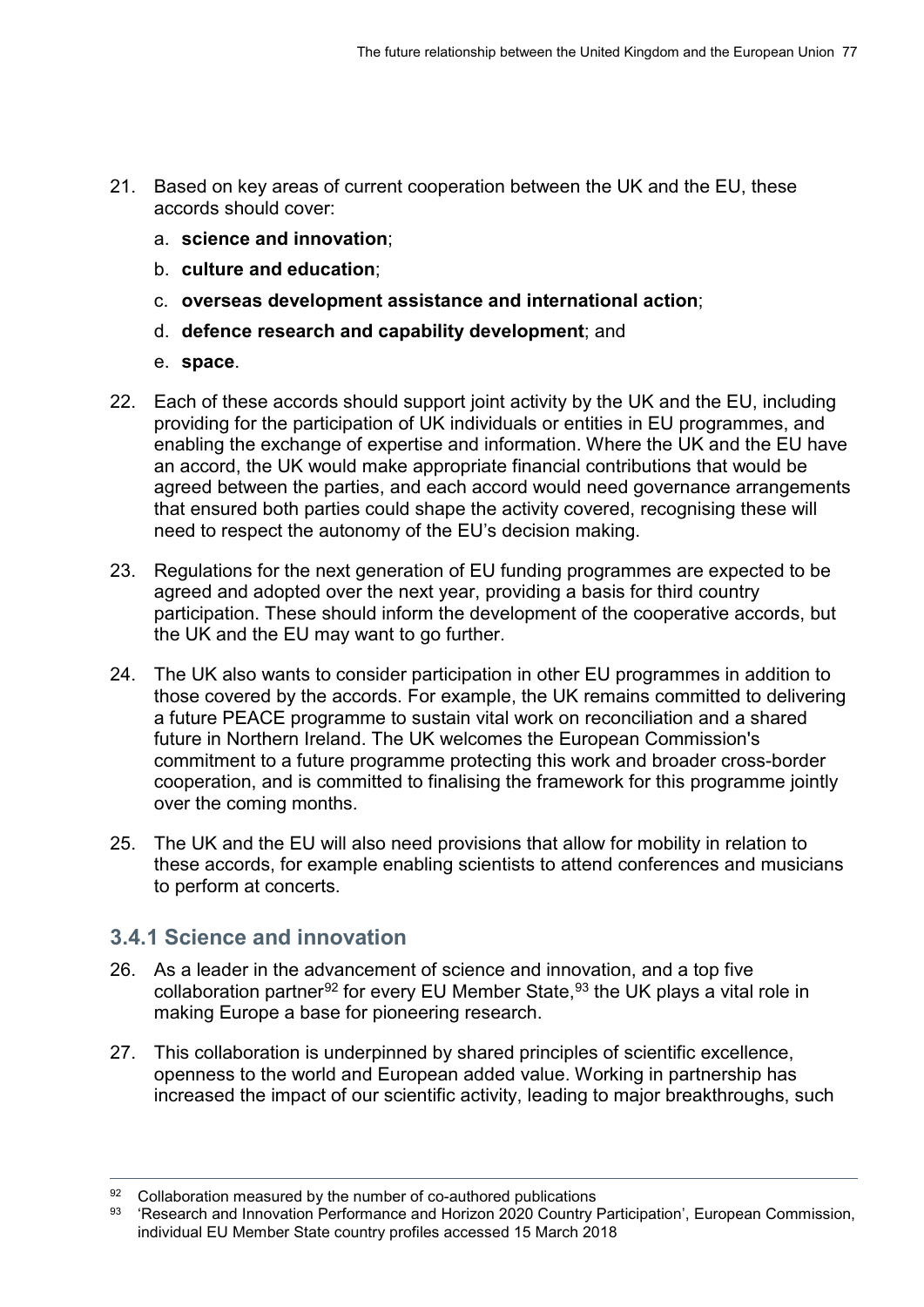21. Based on key areas of current cooperation between the UK and the EU, these accords should cover:

    a. **science and innovation**;

    b. **culture and education**;

    c. **overseas development assistance and international action**;

    d. **defence research and capability development**; and

    e. **space**.

22. Each of these accords should support joint activity by the UK and the EU, including providing for the participation of UK individuals or entities in EU programmes, and enabling the exchange of expertise and information. Where the UK and the EU have an accord, the UK would make appropriate financial contributions that would be agreed between the parties, and each accord would need governance arrangements that ensured both parties could shape the activity covered, recognising these will need to respect the autonomy of the EU's decision making.

23. Regulations for the next generation of EU funding programmes are expected to be agreed and adopted over the next year, providing a basis for third country participation. These should inform the development of the cooperative accords, but the UK and the EU may want to go further.

24. The UK also wants to consider participation in other EU programmes in addition to those covered by the accords. For example, the UK remains committed to delivering a future PEACE programme to sustain vital work on reconciliation and a shared future in Northern Ireland. The UK welcomes the European Commission's commitment to a future programme protecting this work and broader cross-border cooperation, and is committed to finalising the framework for this programme jointly over the coming months.

25. The UK and the EU will also need provisions that allow for mobility in relation to these accords, for example enabling scientists to attend conferences and musicians to perform at concerts.

### 3.4.1 Science and innovation

26. As a leader in the advancement of science and innovation, and a top five collaboration partner[92] for every EU Member State,[93] the UK plays a vital role in making Europe a base for pioneering research.

27. This collaboration is underpinned by shared principles of scientific excellence, openness to the world and European added value. Working in partnership has increased the impact of our scientific activity, leading to major breakthroughs, such

---

[92] Collaboration measured by the number of co-authored publications

[93] 'Research and Innovation Performance and Horizon 2020 Country Participation', European Commission, individual EU Member State country profiles accessed 15 March 2018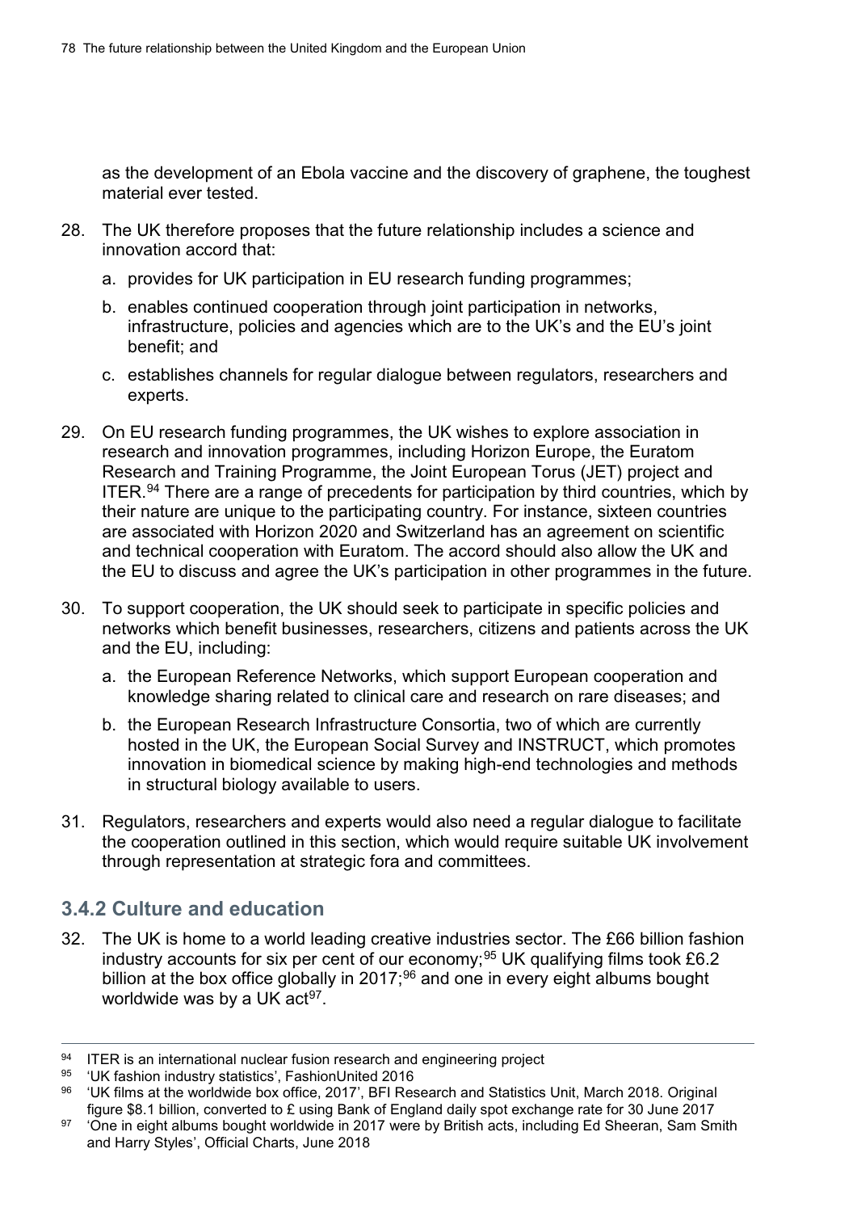as the development of an Ebola vaccine and the discovery of graphene, the toughest material ever tested.

28. The UK therefore proposes that the future relationship includes a science and innovation accord that:

    a. provides for UK participation in EU research funding programmes;

    b. enables continued cooperation through joint participation in networks, infrastructure, policies and agencies which are to the UK's and the EU's joint benefit; and

    c. establishes channels for regular dialogue between regulators, researchers and experts.

29. On EU research funding programmes, the UK wishes to explore association in research and innovation programmes, including Horizon Europe, the Euratom Research and Training Programme, the Joint European Torus (JET) project and ITER.[94] There are a range of precedents for participation by third countries, which by their nature are unique to the participating country. For instance, sixteen countries are associated with Horizon 2020 and Switzerland has an agreement on scientific and technical cooperation with Euratom. The accord should also allow the UK and the EU to discuss and agree the UK's participation in other programmes in the future.

30. To support cooperation, the UK should seek to participate in specific policies and networks which benefit businesses, researchers, citizens and patients across the UK and the EU, including:

    a. the European Reference Networks, which support European cooperation and knowledge sharing related to clinical care and research on rare diseases; and

    b. the European Research Infrastructure Consortia, two of which are currently hosted in the UK, the European Social Survey and INSTRUCT, which promotes innovation in biomedical science by making high-end technologies and methods in structural biology available to users.

31. Regulators, researchers and experts would also need a regular dialogue to facilitate the cooperation outlined in this section, which would require suitable UK involvement through representation at strategic fora and committees.

### 3.4.2 Culture and education

32. The UK is home to a world leading creative industries sector. The £66 billion fashion industry accounts for six per cent of our economy;[95] UK qualifying films took £6.2 billion at the box office globally in 2017;[96] and one in every eight albums bought worldwide was by a UK act[97].

---

[94] ITER is an international nuclear fusion research and engineering project

[95] 'UK fashion industry statistics', FashionUnited 2016

[96] 'UK films at the worldwide box office, 2017', BFI Research and Statistics Unit, March 2018. Original figure $8.1 billion, converted to £ using Bank of England daily spot exchange rate for 30 June 2017

[97] 'One in eight albums bought worldwide in 2017 were by British acts, including Ed Sheeran, Sam Smith and Harry Styles', Official Charts, June 2018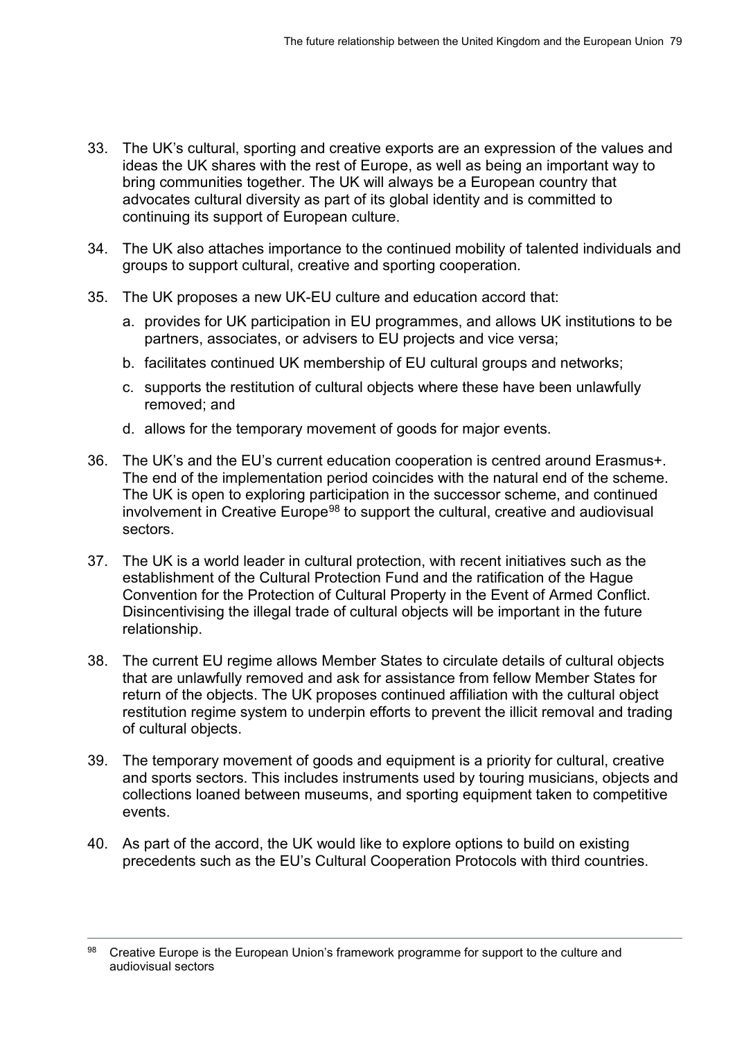33. The UK's cultural, sporting and creative exports are an expression of the values and ideas the UK shares with the rest of Europe, as well as being an important way to bring communities together. The UK will always be a European country that advocates cultural diversity as part of its global identity and is committed to continuing its support of European culture.

34. The UK also attaches importance to the continued mobility of talented individuals and groups to support cultural, creative and sporting cooperation.

35. The UK proposes a new UK-EU culture and education accord that:

    a. provides for UK participation in EU programmes, and allows UK institutions to be partners, associates, or advisers to EU projects and vice versa;

    b. facilitates continued UK membership of EU cultural groups and networks;

    c. supports the restitution of cultural objects where these have been unlawfully removed; and

    d. allows for the temporary movement of goods for major events.

36. The UK's and the EU's current education cooperation is centred around Erasmus+. The end of the implementation period coincides with the natural end of the scheme. The UK is open to exploring participation in the successor scheme, and continued involvement in Creative Europe[98] to support the cultural, creative and audiovisual sectors.

37. The UK is a world leader in cultural protection, with recent initiatives such as the establishment of the Cultural Protection Fund and the ratification of the Hague Convention for the Protection of Cultural Property in the Event of Armed Conflict. Disincentivising the illegal trade of cultural objects will be important in the future relationship.

38. The current EU regime allows Member States to circulate details of cultural objects that are unlawfully removed and ask for assistance from fellow Member States for return of the objects. The UK proposes continued affiliation with the cultural object restitution regime system to underpin efforts to prevent the illicit removal and trading of cultural objects.

39. The temporary movement of goods and equipment is a priority for cultural, creative and sports sectors. This includes instruments used by touring musicians, objects and collections loaned between museums, and sporting equipment taken to competitive events.

40. As part of the accord, the UK would like to explore options to build on existing precedents such as the EU's Cultural Cooperation Protocols with third countries.

---

[98] Creative Europe is the European Union's framework programme for support to the culture and audiovisual sectors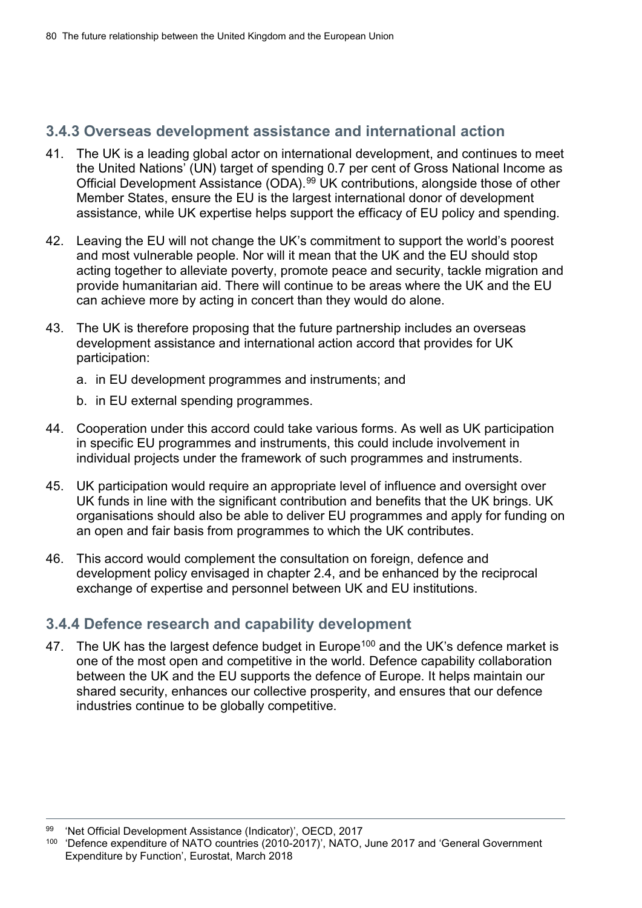### 3.4.3 Overseas development assistance and international action

41. The UK is a leading global actor on international development, and continues to meet the United Nations' (UN) target of spending 0.7 per cent of Gross National Income as Official Development Assistance (ODA).[99] UK contributions, alongside those of other Member States, ensure the EU is the largest international donor of development assistance, while UK expertise helps support the efficacy of EU policy and spending.

42. Leaving the EU will not change the UK's commitment to support the world's poorest and most vulnerable people. Nor will it mean that the UK and the EU should stop acting together to alleviate poverty, promote peace and security, tackle migration and provide humanitarian aid. There will continue to be areas where the UK and the EU can achieve more by acting in concert than they would do alone.

43. The UK is therefore proposing that the future partnership includes an overseas development assistance and international action accord that provides for UK participation:
    a. in EU development programmes and instruments; and
    b. in EU external spending programmes.

44. Cooperation under this accord could take various forms. As well as UK participation in specific EU programmes and instruments, this could include involvement in individual projects under the framework of such programmes and instruments.

45. UK participation would require an appropriate level of influence and oversight over UK funds in line with the significant contribution and benefits that the UK brings. UK organisations should also be able to deliver EU programmes and apply for funding on an open and fair basis from programmes to which the UK contributes.

46. This accord would complement the consultation on foreign, defence and development policy envisaged in chapter 2.4, and be enhanced by the reciprocal exchange of expertise and personnel between UK and EU institutions.

### 3.4.4 Defence research and capability development

47. The UK has the largest defence budget in Europe[100] and the UK's defence market is one of the most open and competitive in the world. Defence capability collaboration between the UK and the EU supports the defence of Europe. It helps maintain our shared security, enhances our collective prosperity, and ensures that our defence industries continue to be globally competitive.

---

[99] 'Net Official Development Assistance (Indicator)', OECD, 2017

[100] 'Defence expenditure of NATO countries (2010-2017)', NATO, June 2017 and 'General Government Expenditure by Function', Eurostat, March 2018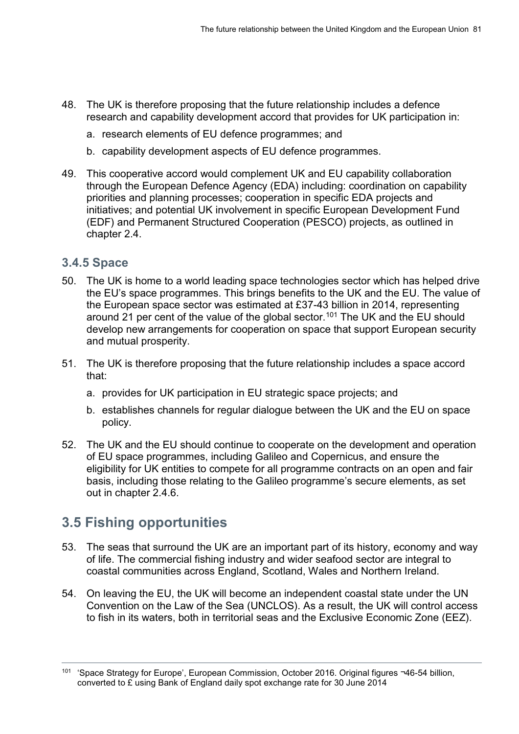48. The UK is therefore proposing that the future relationship includes a defence research and capability development accord that provides for UK participation in:

    a. research elements of EU defence programmes; and

    b. capability development aspects of EU defence programmes.

49. This cooperative accord would complement UK and EU capability collaboration through the European Defence Agency (EDA) including: coordination on capability priorities and planning processes; cooperation in specific EDA projects and initiatives; and potential UK involvement in specific European Development Fund (EDF) and Permanent Structured Cooperation (PESCO) projects, as outlined in chapter 2.4.

### 3.4.5 Space

50. The UK is home to a world leading space technologies sector which has helped drive the EU's space programmes. This brings benefits to the UK and the EU. The value of the European space sector was estimated at £37-43 billion in 2014, representing around 21 per cent of the value of the global sector.[101] The UK and the EU should develop new arrangements for cooperation on space that support European security and mutual prosperity.

51. The UK is therefore proposing that the future relationship includes a space accord that:

    a. provides for UK participation in EU strategic space projects; and

    b. establishes channels for regular dialogue between the UK and the EU on space policy.

52. The UK and the EU should continue to cooperate on the development and operation of EU space programmes, including Galileo and Copernicus, and ensure the eligibility for UK entities to compete for all programme contracts on an open and fair basis, including those relating to the Galileo programme's secure elements, as set out in chapter 2.4.6.

## 3.5 Fishing opportunities

53. The seas that surround the UK are an important part of its history, economy and way of life. The commercial fishing industry and wider seafood sector are integral to coastal communities across England, Scotland, Wales and Northern Ireland.

54. On leaving the EU, the UK will become an independent coastal state under the UN Convention on the Law of the Sea (UNCLOS). As a result, the UK will control access to fish in its waters, both in territorial seas and the Exclusive Economic Zone (EEZ).

---

[101] 'Space Strategy for Europe', European Commission, October 2016. Original figures ¬46-54 billion, converted to £ using Bank of England daily spot exchange rate for 30 June 2014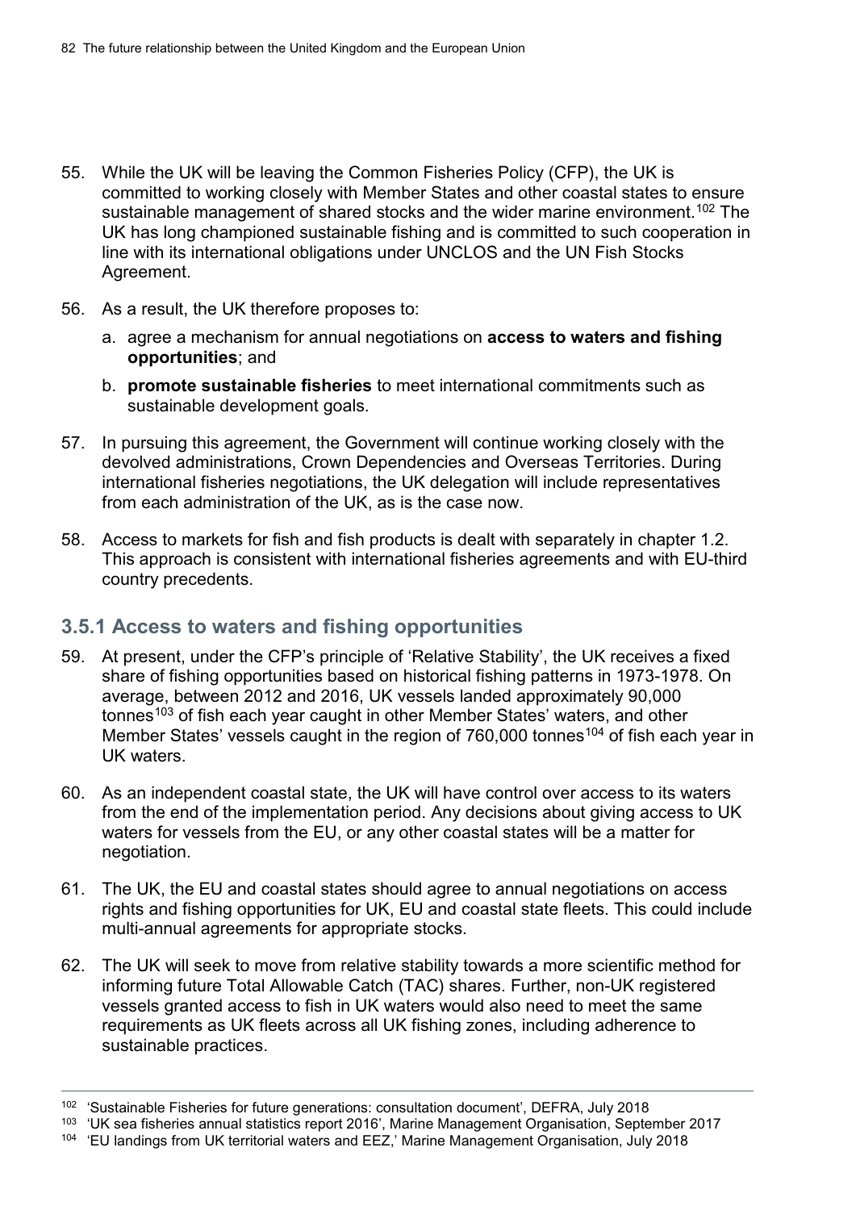55. While the UK will be leaving the Common Fisheries Policy (CFP), the UK is committed to working closely with Member States and other coastal states to ensure sustainable management of shared stocks and the wider marine environment.[102] The UK has long championed sustainable fishing and is committed to such cooperation in line with its international obligations under UNCLOS and the UN Fish Stocks Agreement.

56. As a result, the UK therefore proposes to:

    a. agree a mechanism for annual negotiations on **access to waters and fishing opportunities**; and

    b. **promote sustainable fisheries** to meet international commitments such as sustainable development goals.

57. In pursuing this agreement, the Government will continue working closely with the devolved administrations, Crown Dependencies and Overseas Territories. During international fisheries negotiations, the UK delegation will include representatives from each administration of the UK, as is the case now.

58. Access to markets for fish and fish products is dealt with separately in chapter 1.2. This approach is consistent with international fisheries agreements and with EU-third country precedents.

### 3.5.1 Access to waters and fishing opportunities

59. At present, under the CFP's principle of 'Relative Stability', the UK receives a fixed share of fishing opportunities based on historical fishing patterns in 1973-1978. On average, between 2012 and 2016, UK vessels landed approximately 90,000 tonnes[103] of fish each year caught in other Member States' waters, and other Member States' vessels caught in the region of 760,000 tonnes[104] of fish each year in UK waters.

60. As an independent coastal state, the UK will have control over access to its waters from the end of the implementation period. Any decisions about giving access to UK waters for vessels from the EU, or any other coastal states will be a matter for negotiation.

61. The UK, the EU and coastal states should agree to annual negotiations on access rights and fishing opportunities for UK, EU and coastal state fleets. This could include multi-annual agreements for appropriate stocks.

62. The UK will seek to move from relative stability towards a more scientific method for informing future Total Allowable Catch (TAC) shares. Further, non-UK registered vessels granted access to fish in UK waters would also need to meet the same requirements as UK fleets across all UK fishing zones, including adherence to sustainable practices.

---

[102] 'Sustainable Fisheries for future generations: consultation document', DEFRA, July 2018

[103] 'UK sea fisheries annual statistics report 2016', Marine Management Organisation, September 2017

[104] 'EU landings from UK territorial waters and EEZ,' Marine Management Organisation, July 2018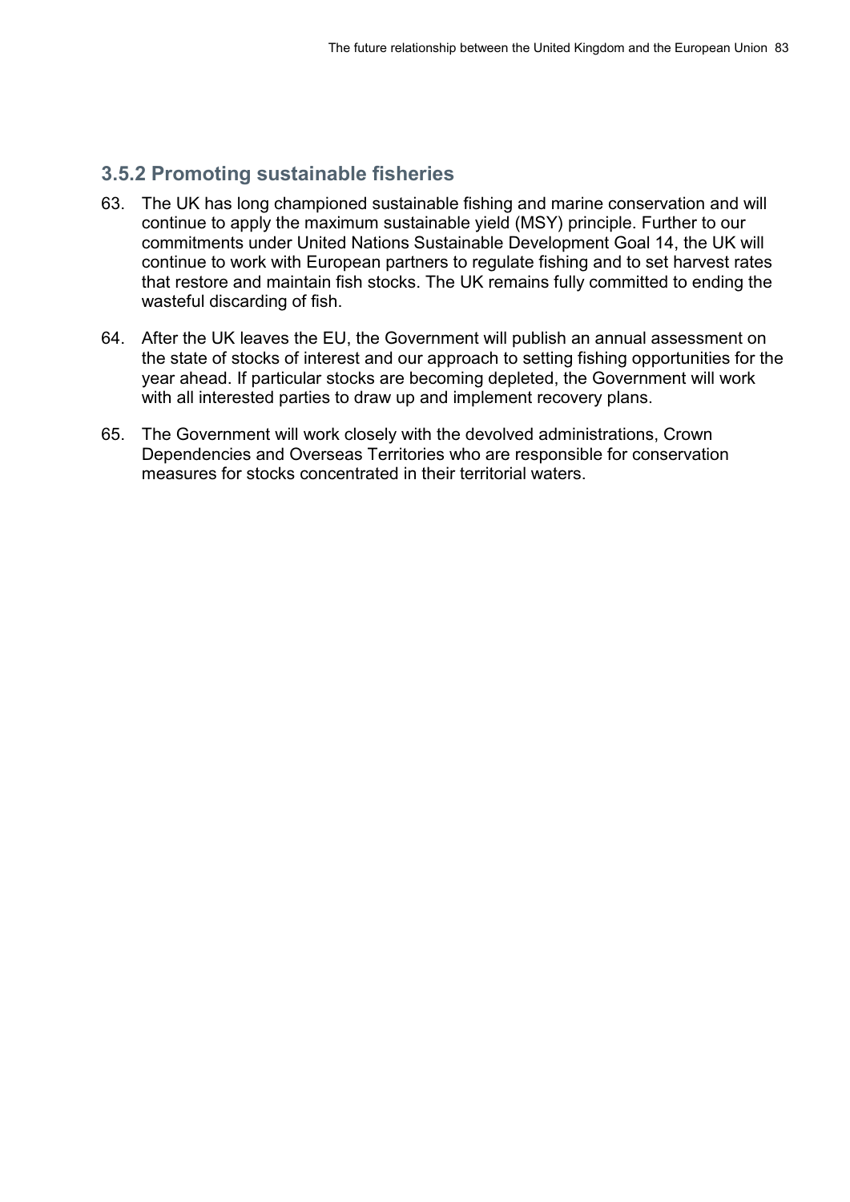### 3.5.2 Promoting sustainable fisheries

63. The UK has long championed sustainable fishing and marine conservation and will continue to apply the maximum sustainable yield (MSY) principle. Further to our commitments under United Nations Sustainable Development Goal 14, the UK will continue to work with European partners to regulate fishing and to set harvest rates that restore and maintain fish stocks. The UK remains fully committed to ending the wasteful discarding of fish.

64. After the UK leaves the EU, the Government will publish an annual assessment on the state of stocks of interest and our approach to setting fishing opportunities for the year ahead. If particular stocks are becoming depleted, the Government will work with all interested parties to draw up and implement recovery plans.

65. The Government will work closely with the devolved administrations, Crown Dependencies and Overseas Territories who are responsible for conservation measures for stocks concentrated in their territorial waters.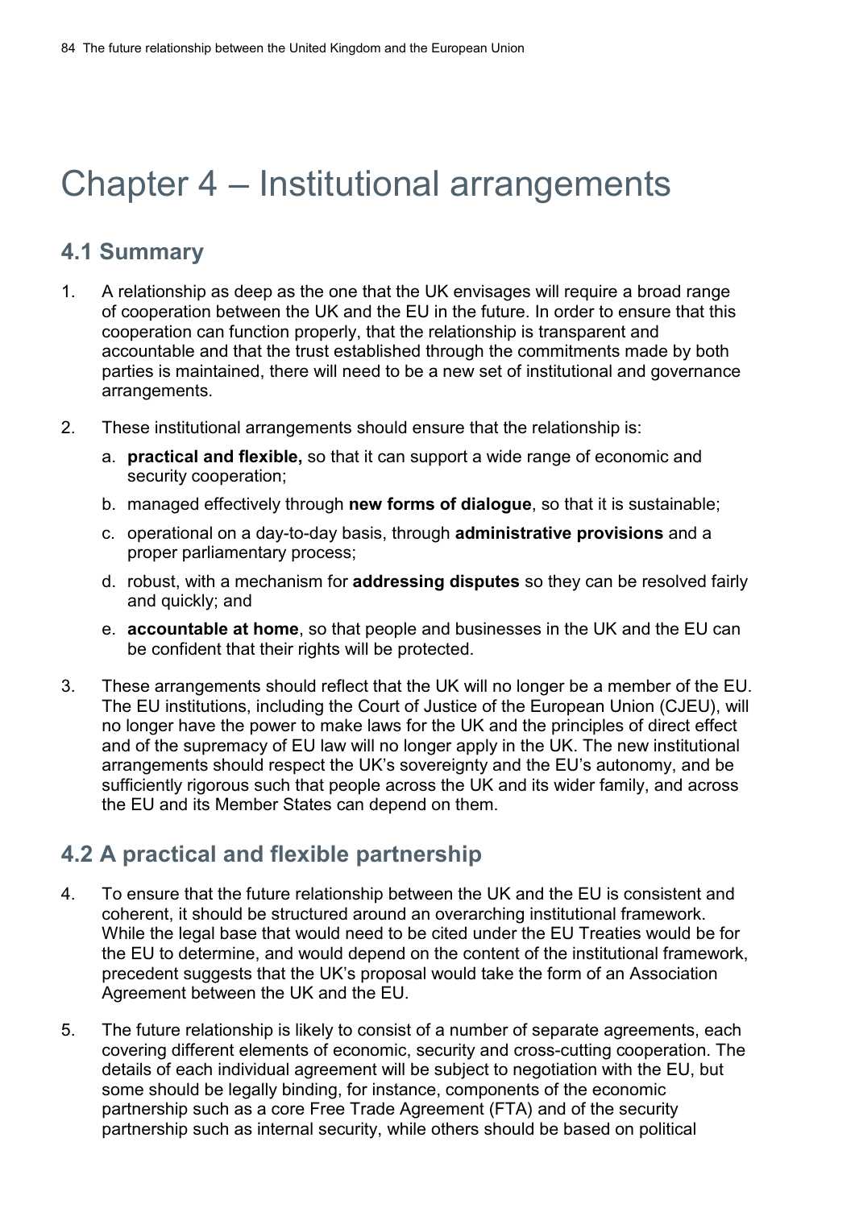# Chapter 4 – Institutional arrangements

## 4.1 Summary

1. A relationship as deep as the one that the UK envisages will require a broad range of cooperation between the UK and the EU in the future. In order to ensure that this cooperation can function properly, that the relationship is transparent and accountable and that the trust established through the commitments made by both parties is maintained, there will need to be a new set of institutional and governance arrangements.

2. These institutional arrangements should ensure that the relationship is:

   a. **practical and flexible,** so that it can support a wide range of economic and security cooperation;

   b. managed effectively through **new forms of dialogue**, so that it is sustainable;

   c. operational on a day-to-day basis, through **administrative provisions** and a proper parliamentary process;

   d. robust, with a mechanism for **addressing disputes** so they can be resolved fairly and quickly; and

   e. **accountable at home**, so that people and businesses in the UK and the EU can be confident that their rights will be protected.

3. These arrangements should reflect that the UK will no longer be a member of the EU. The EU institutions, including the Court of Justice of the European Union (CJEU), will no longer have the power to make laws for the UK and the principles of direct effect and of the supremacy of EU law will no longer apply in the UK. The new institutional arrangements should respect the UK's sovereignty and the EU's autonomy, and be sufficiently rigorous such that people across the UK and its wider family, and across the EU and its Member States can depend on them.

## 4.2 A practical and flexible partnership

4. To ensure that the future relationship between the UK and the EU is consistent and coherent, it should be structured around an overarching institutional framework. While the legal base that would need to be cited under the EU Treaties would be for the EU to determine, and would depend on the content of the institutional framework, precedent suggests that the UK's proposal would take the form of an Association Agreement between the UK and the EU.

5. The future relationship is likely to consist of a number of separate agreements, each covering different elements of economic, security and cross-cutting cooperation. The details of each individual agreement will be subject to negotiation with the EU, but some should be legally binding, for instance, components of the economic partnership such as a core Free Trade Agreement (FTA) and of the security partnership such as internal security, while others should be based on political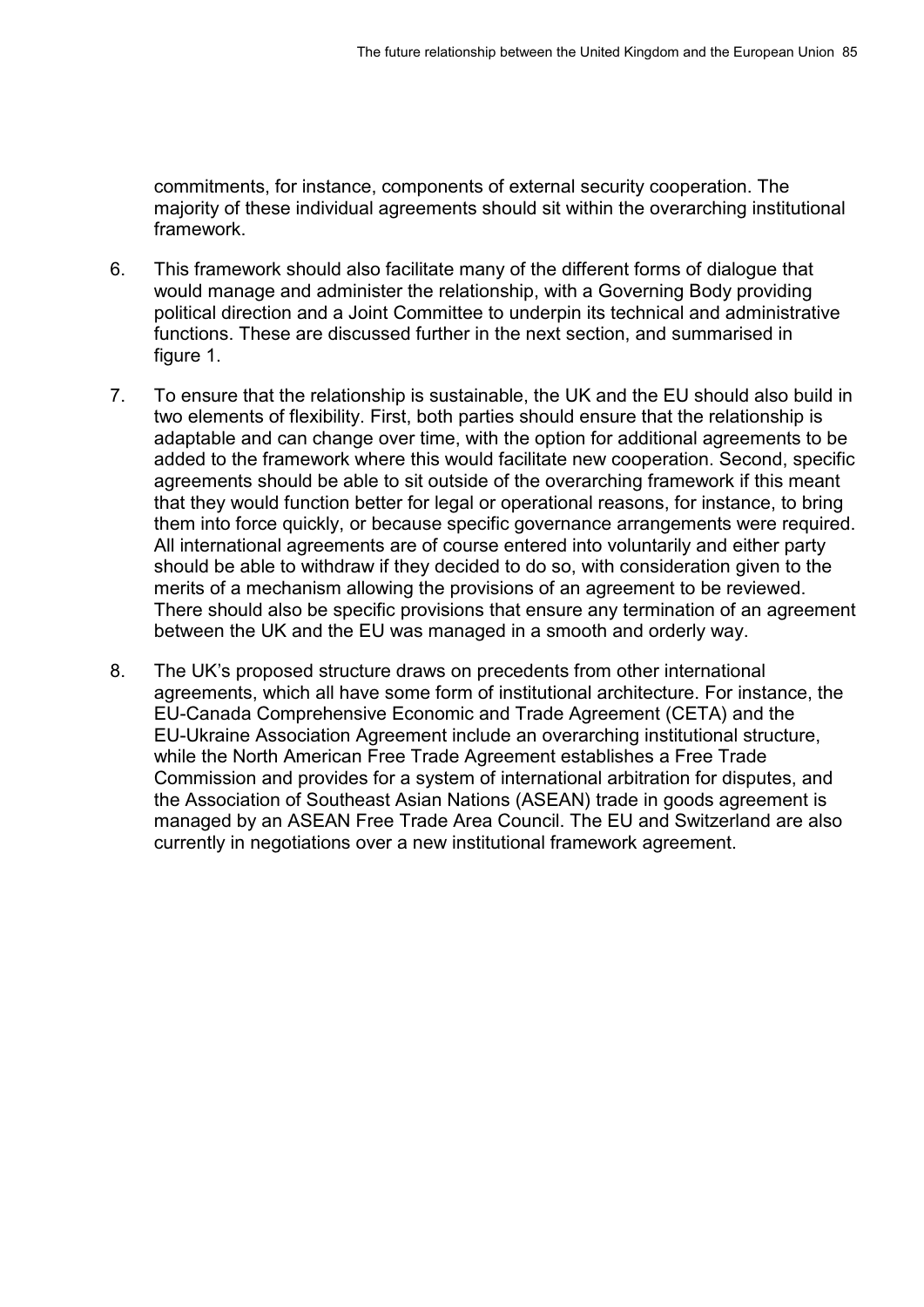commitments, for instance, components of external security cooperation. The majority of these individual agreements should sit within the overarching institutional framework.

6. This framework should also facilitate many of the different forms of dialogue that would manage and administer the relationship, with a Governing Body providing political direction and a Joint Committee to underpin its technical and administrative functions. These are discussed further in the next section, and summarised in figure 1.

7. To ensure that the relationship is sustainable, the UK and the EU should also build in two elements of flexibility. First, both parties should ensure that the relationship is adaptable and can change over time, with the option for additional agreements to be added to the framework where this would facilitate new cooperation. Second, specific agreements should be able to sit outside of the overarching framework if this meant that they would function better for legal or operational reasons, for instance, to bring them into force quickly, or because specific governance arrangements were required. All international agreements are of course entered into voluntarily and either party should be able to withdraw if they decided to do so, with consideration given to the merits of a mechanism allowing the provisions of an agreement to be reviewed. There should also be specific provisions that ensure any termination of an agreement between the UK and the EU was managed in a smooth and orderly way.

8. The UK's proposed structure draws on precedents from other international agreements, which all have some form of institutional architecture. For instance, the EU-Canada Comprehensive Economic and Trade Agreement (CETA) and the EU-Ukraine Association Agreement include an overarching institutional structure, while the North American Free Trade Agreement establishes a Free Trade Commission and provides for a system of international arbitration for disputes, and the Association of Southeast Asian Nations (ASEAN) trade in goods agreement is managed by an ASEAN Free Trade Area Council. The EU and Switzerland are also currently in negotiations over a new institutional framework agreement.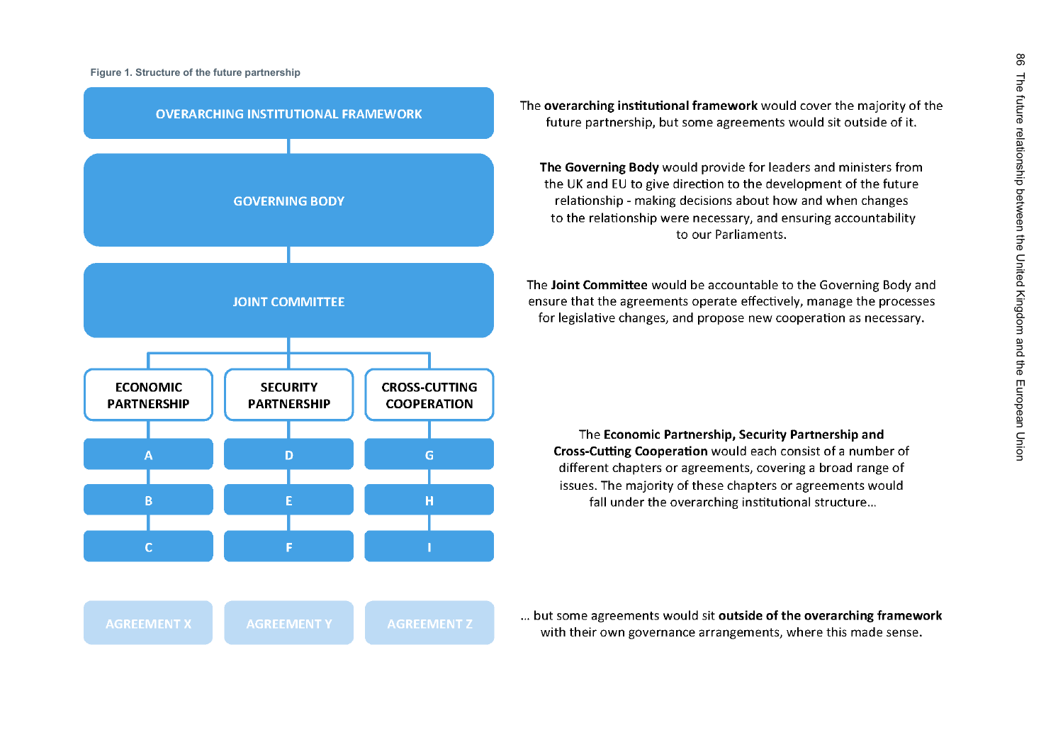**Figure 1. Structure of the future partnership**

OVERARCHING INSTITUTIONAL FRAMEWORK

GOVERNING BODY

JOINT COMMITTEE

| ECONOMIC PARTNERSHIP | SECURITY PARTNERSHIP | CROSS-CUTTING COOPERATION |
|---|---|---|
| A | D | G |
| B | E | H |
| C | F | I |

AGREEMENT X — AGREEMENT Y — AGREEMENT Z

The **overarching institutional framework** would cover the majority of the future partnership, but some agreements would sit outside of it.

**The Governing Body** would provide for leaders and ministers from the UK and EU to give direction to the development of the future relationship - making decisions about how and when changes to the relationship were necessary, and ensuring accountability to our Parliaments.

The **Joint Committee** would be accountable to the Governing Body and ensure that the agreements operate effectively, manage the processes for legislative changes, and propose new cooperation as necessary.

The **Economic Partnership, Security Partnership and Cross-Cutting Cooperation** would each consist of a number of different chapters or agreements, covering a broad range of issues. The majority of these chapters or agreements would fall under the overarching institutional structure…

… but some agreements would sit **outside of the overarching framework** with their own governance arrangements, where this made sense.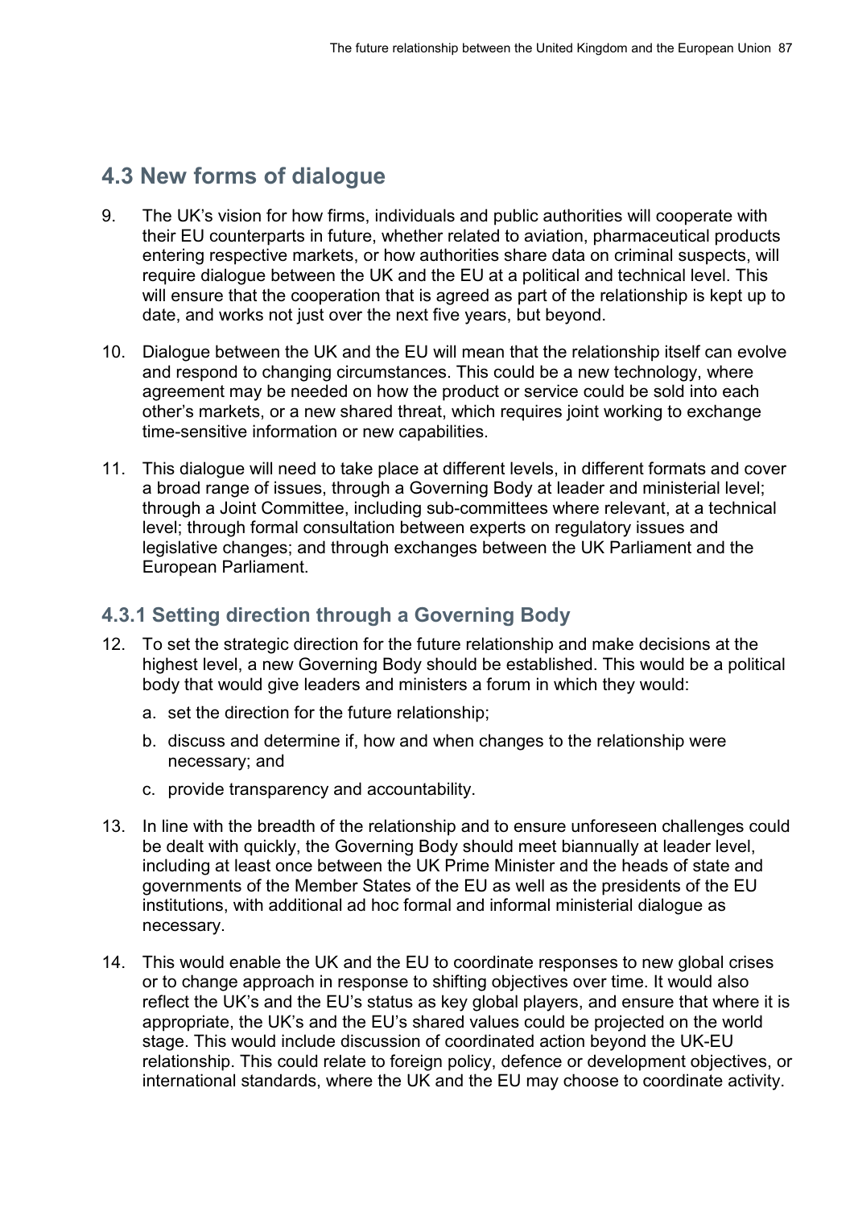## 4.3 New forms of dialogue

9. The UK's vision for how firms, individuals and public authorities will cooperate with their EU counterparts in future, whether related to aviation, pharmaceutical products entering respective markets, or how authorities share data on criminal suspects, will require dialogue between the UK and the EU at a political and technical level. This will ensure that the cooperation that is agreed as part of the relationship is kept up to date, and works not just over the next five years, but beyond.

10. Dialogue between the UK and the EU will mean that the relationship itself can evolve and respond to changing circumstances. This could be a new technology, where agreement may be needed on how the product or service could be sold into each other's markets, or a new shared threat, which requires joint working to exchange time-sensitive information or new capabilities.

11. This dialogue will need to take place at different levels, in different formats and cover a broad range of issues, through a Governing Body at leader and ministerial level; through a Joint Committee, including sub-committees where relevant, at a technical level; through formal consultation between experts on regulatory issues and legislative changes; and through exchanges between the UK Parliament and the European Parliament.

### 4.3.1 Setting direction through a Governing Body

12. To set the strategic direction for the future relationship and make decisions at the highest level, a new Governing Body should be established. This would be a political body that would give leaders and ministers a forum in which they would:

    a. set the direction for the future relationship;

    b. discuss and determine if, how and when changes to the relationship were necessary; and

    c. provide transparency and accountability.

13. In line with the breadth of the relationship and to ensure unforeseen challenges could be dealt with quickly, the Governing Body should meet biannually at leader level, including at least once between the UK Prime Minister and the heads of state and governments of the Member States of the EU as well as the presidents of the EU institutions, with additional ad hoc formal and informal ministerial dialogue as necessary.

14. This would enable the UK and the EU to coordinate responses to new global crises or to change approach in response to shifting objectives over time. It would also reflect the UK's and the EU's status as key global players, and ensure that where it is appropriate, the UK's and the EU's shared values could be projected on the world stage. This would include discussion of coordinated action beyond the UK-EU relationship. This could relate to foreign policy, defence or development objectives, or international standards, where the UK and the EU may choose to coordinate activity.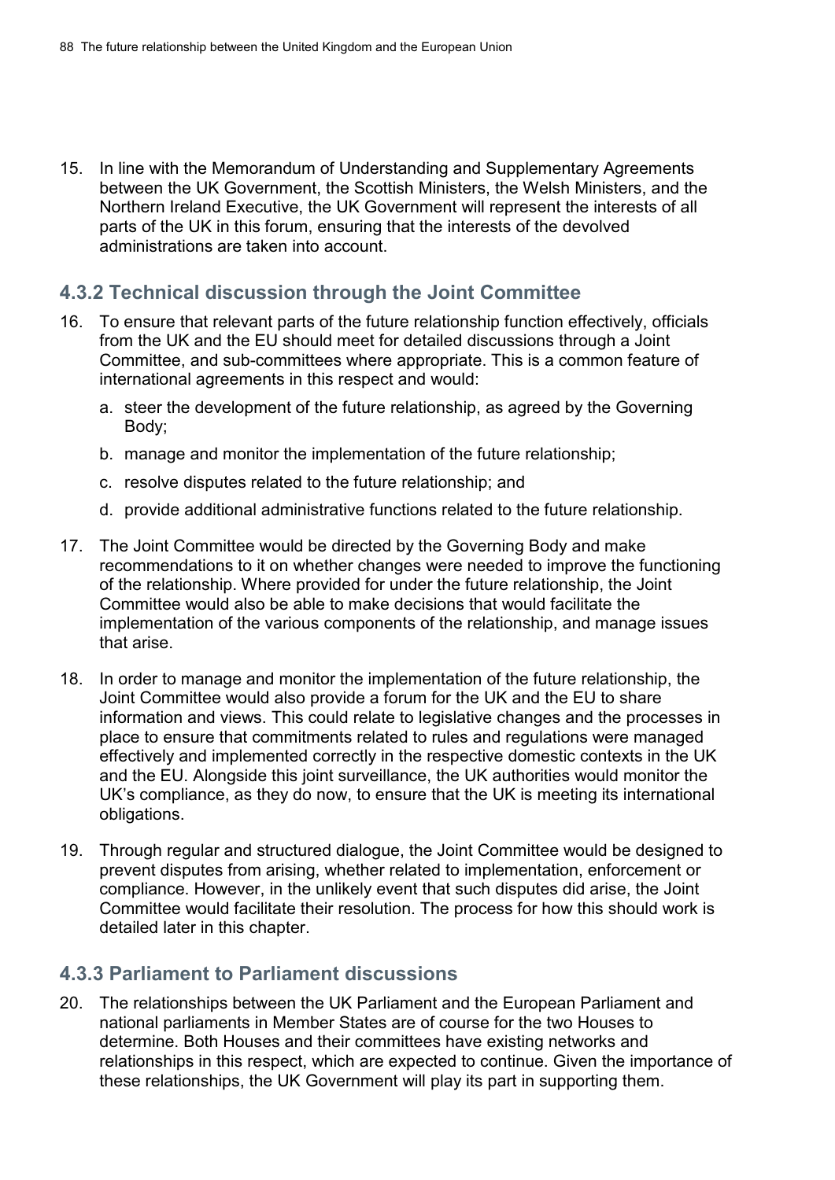15. In line with the Memorandum of Understanding and Supplementary Agreements between the UK Government, the Scottish Ministers, the Welsh Ministers, and the Northern Ireland Executive, the UK Government will represent the interests of all parts of the UK in this forum, ensuring that the interests of the devolved administrations are taken into account.

### 4.3.2 Technical discussion through the Joint Committee

16. To ensure that relevant parts of the future relationship function effectively, officials from the UK and the EU should meet for detailed discussions through a Joint Committee, and sub-committees where appropriate. This is a common feature of international agreements in this respect and would:
    a. steer the development of the future relationship, as agreed by the Governing Body;
    b. manage and monitor the implementation of the future relationship;
    c. resolve disputes related to the future relationship; and
    d. provide additional administrative functions related to the future relationship.

17. The Joint Committee would be directed by the Governing Body and make recommendations to it on whether changes were needed to improve the functioning of the relationship. Where provided for under the future relationship, the Joint Committee would also be able to make decisions that would facilitate the implementation of the various components of the relationship, and manage issues that arise.

18. In order to manage and monitor the implementation of the future relationship, the Joint Committee would also provide a forum for the UK and the EU to share information and views. This could relate to legislative changes and the processes in place to ensure that commitments related to rules and regulations were managed effectively and implemented correctly in the respective domestic contexts in the UK and the EU. Alongside this joint surveillance, the UK authorities would monitor the UK's compliance, as they do now, to ensure that the UK is meeting its international obligations.

19. Through regular and structured dialogue, the Joint Committee would be designed to prevent disputes from arising, whether related to implementation, enforcement or compliance. However, in the unlikely event that such disputes did arise, the Joint Committee would facilitate their resolution. The process for how this should work is detailed later in this chapter.

### 4.3.3 Parliament to Parliament discussions

20. The relationships between the UK Parliament and the European Parliament and national parliaments in Member States are of course for the two Houses to determine. Both Houses and their committees have existing networks and relationships in this respect, which are expected to continue. Given the importance of these relationships, the UK Government will play its part in supporting them.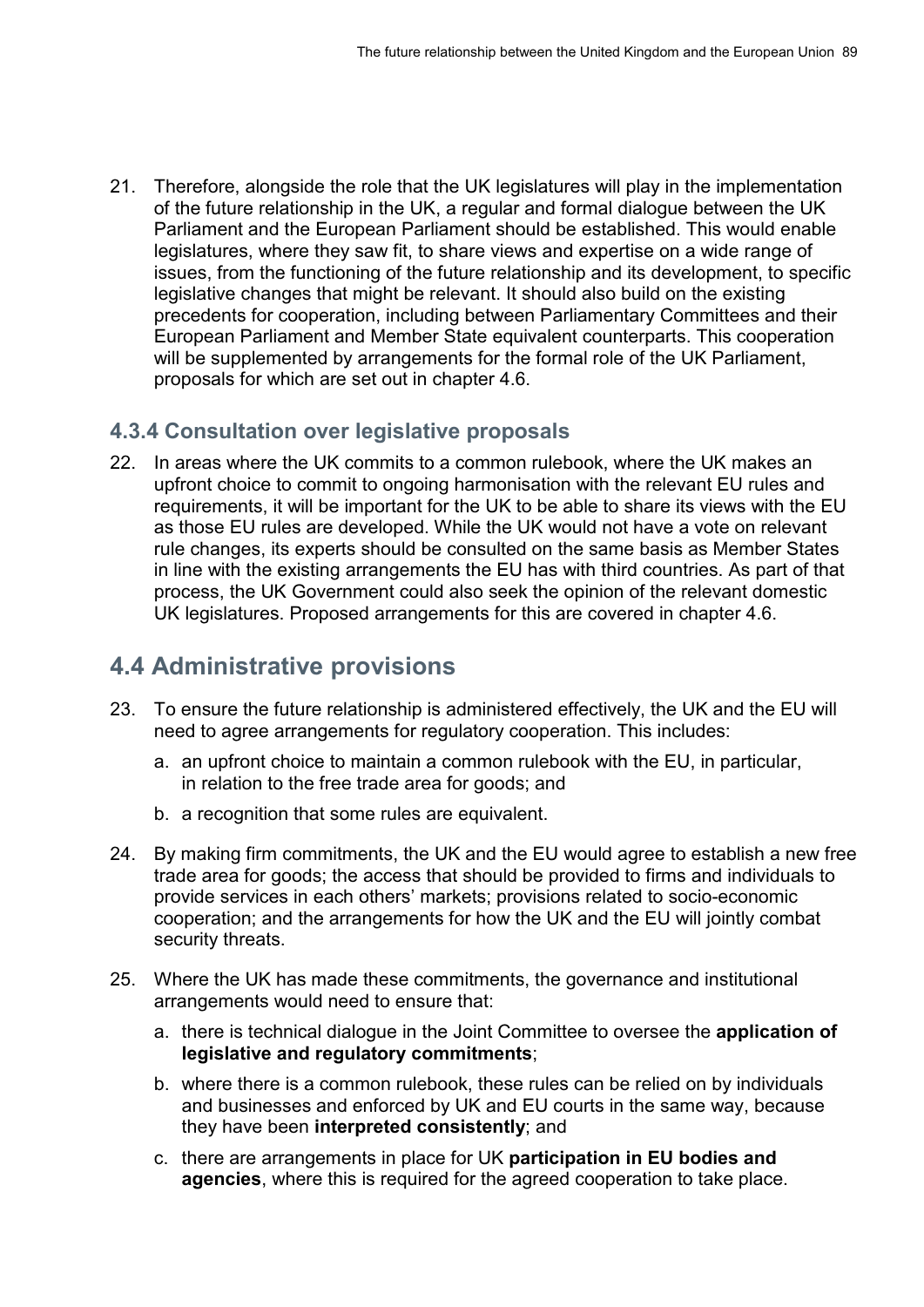21. Therefore, alongside the role that the UK legislatures will play in the implementation of the future relationship in the UK, a regular and formal dialogue between the UK Parliament and the European Parliament should be established. This would enable legislatures, where they saw fit, to share views and expertise on a wide range of issues, from the functioning of the future relationship and its development, to specific legislative changes that might be relevant. It should also build on the existing precedents for cooperation, including between Parliamentary Committees and their European Parliament and Member State equivalent counterparts. This cooperation will be supplemented by arrangements for the formal role of the UK Parliament, proposals for which are set out in chapter 4.6.

### 4.3.4 Consultation over legislative proposals

22. In areas where the UK commits to a common rulebook, where the UK makes an upfront choice to commit to ongoing harmonisation with the relevant EU rules and requirements, it will be important for the UK to be able to share its views with the EU as those EU rules are developed. While the UK would not have a vote on relevant rule changes, its experts should be consulted on the same basis as Member States in line with the existing arrangements the EU has with third countries. As part of that process, the UK Government could also seek the opinion of the relevant domestic UK legislatures. Proposed arrangements for this are covered in chapter 4.6.

## 4.4 Administrative provisions

23. To ensure the future relationship is administered effectively, the UK and the EU will need to agree arrangements for regulatory cooperation. This includes:
    a. an upfront choice to maintain a common rulebook with the EU, in particular, in relation to the free trade area for goods; and
    b. a recognition that some rules are equivalent.

24. By making firm commitments, the UK and the EU would agree to establish a new free trade area for goods; the access that should be provided to firms and individuals to provide services in each others' markets; provisions related to socio-economic cooperation; and the arrangements for how the UK and the EU will jointly combat security threats.

25. Where the UK has made these commitments, the governance and institutional arrangements would need to ensure that:
    a. there is technical dialogue in the Joint Committee to oversee the **application of legislative and regulatory commitments**;
    b. where there is a common rulebook, these rules can be relied on by individuals and businesses and enforced by UK and EU courts in the same way, because they have been **interpreted consistently**; and
    c. there are arrangements in place for UK **participation in EU bodies and agencies**, where this is required for the agreed cooperation to take place.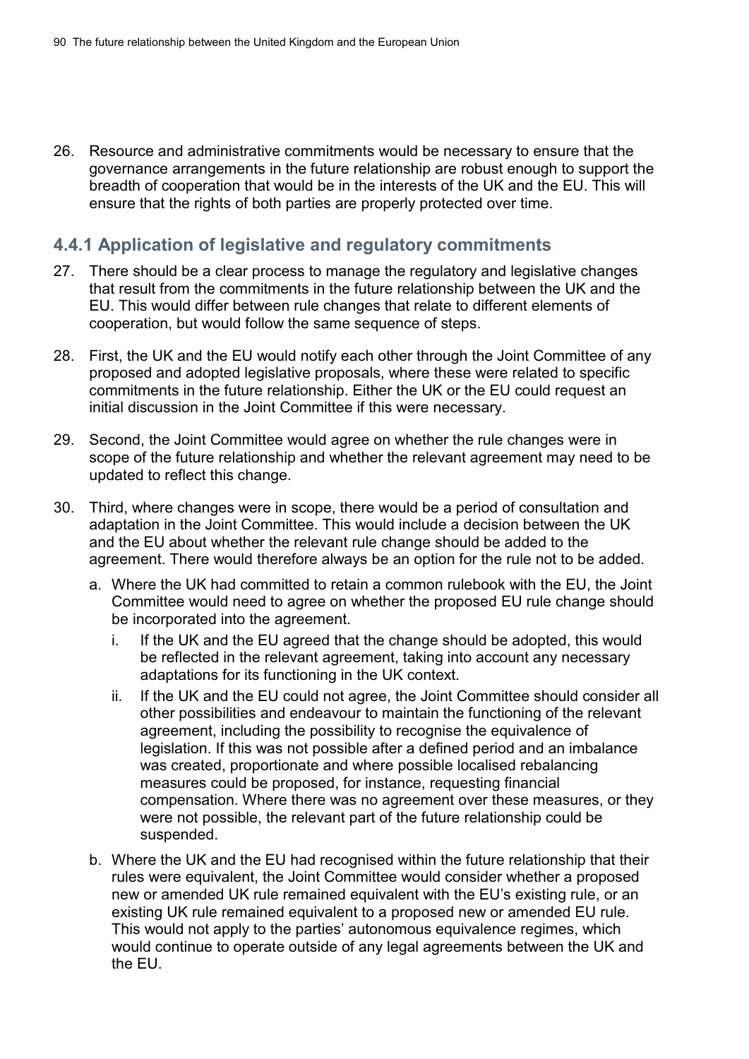26. Resource and administrative commitments would be necessary to ensure that the governance arrangements in the future relationship are robust enough to support the breadth of cooperation that would be in the interests of the UK and the EU. This will ensure that the rights of both parties are properly protected over time.

### 4.4.1 Application of legislative and regulatory commitments

27. There should be a clear process to manage the regulatory and legislative changes that result from the commitments in the future relationship between the UK and the EU. This would differ between rule changes that relate to different elements of cooperation, but would follow the same sequence of steps.

28. First, the UK and the EU would notify each other through the Joint Committee of any proposed and adopted legislative proposals, where these were related to specific commitments in the future relationship. Either the UK or the EU could request an initial discussion in the Joint Committee if this were necessary.

29. Second, the Joint Committee would agree on whether the rule changes were in scope of the future relationship and whether the relevant agreement may need to be updated to reflect this change.

30. Third, where changes were in scope, there would be a period of consultation and adaptation in the Joint Committee. This would include a decision between the UK and the EU about whether the relevant rule change should be added to the agreement. There would therefore always be an option for the rule not to be added.
    a. Where the UK had committed to retain a common rulebook with the EU, the Joint Committee would need to agree on whether the proposed EU rule change should be incorporated into the agreement.
        i. If the UK and the EU agreed that the change should be adopted, this would be reflected in the relevant agreement, taking into account any necessary adaptations for its functioning in the UK context.
        ii. If the UK and the EU could not agree, the Joint Committee should consider all other possibilities and endeavour to maintain the functioning of the relevant agreement, including the possibility to recognise the equivalence of legislation. If this was not possible after a defined period and an imbalance was created, proportionate and where possible localised rebalancing measures could be proposed, for instance, requesting financial compensation. Where there was no agreement over these measures, or they were not possible, the relevant part of the future relationship could be suspended.
    b. Where the UK and the EU had recognised within the future relationship that their rules were equivalent, the Joint Committee would consider whether a proposed new or amended UK rule remained equivalent with the EU's existing rule, or an existing UK rule remained equivalent to a proposed new or amended EU rule. This would not apply to the parties' autonomous equivalence regimes, which would continue to operate outside of any legal agreements between the UK and the EU.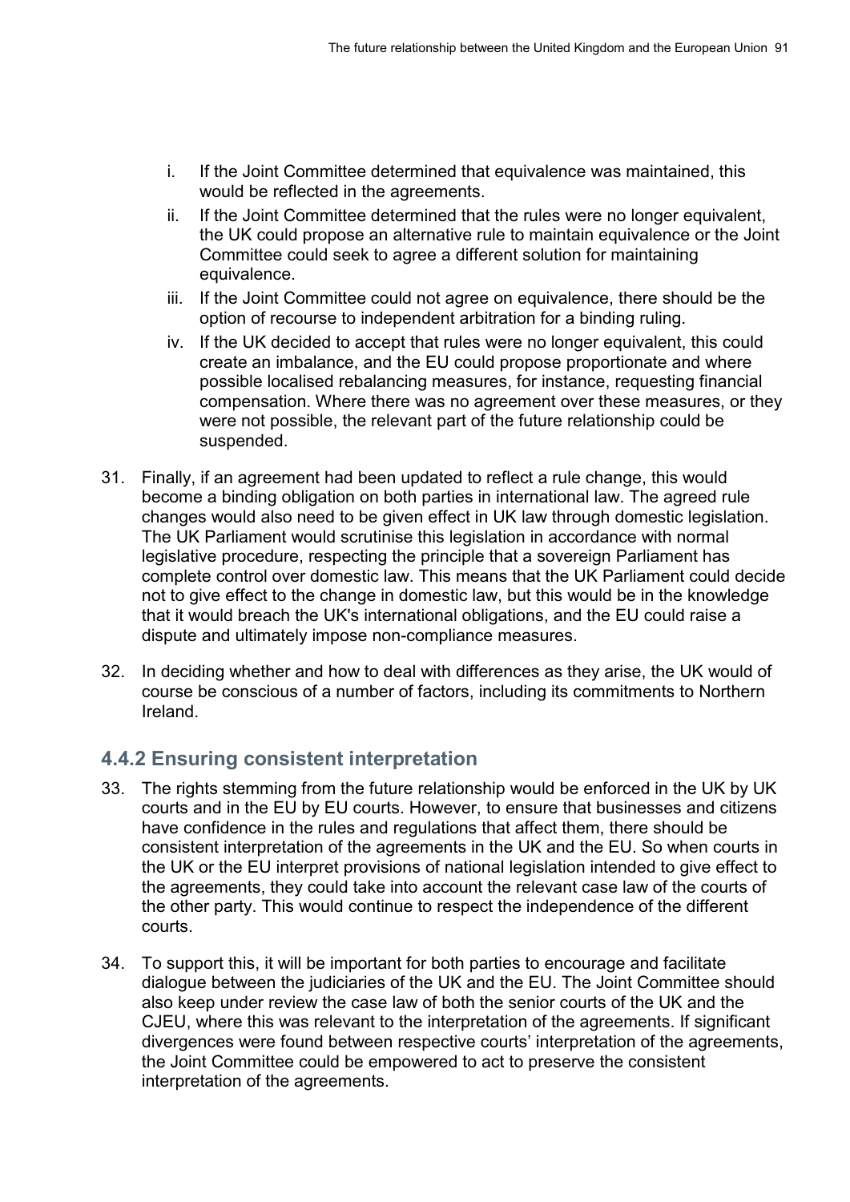i. If the Joint Committee determined that equivalence was maintained, this would be reflected in the agreements.
ii. If the Joint Committee determined that the rules were no longer equivalent, the UK could propose an alternative rule to maintain equivalence or the Joint Committee could seek to agree a different solution for maintaining equivalence.
iii. If the Joint Committee could not agree on equivalence, there should be the option of recourse to independent arbitration for a binding ruling.
iv. If the UK decided to accept that rules were no longer equivalent, this could create an imbalance, and the EU could propose proportionate and where possible localised rebalancing measures, for instance, requesting financial compensation. Where there was no agreement over these measures, or they were not possible, the relevant part of the future relationship could be suspended.

31. Finally, if an agreement had been updated to reflect a rule change, this would become a binding obligation on both parties in international law. The agreed rule changes would also need to be given effect in UK law through domestic legislation. The UK Parliament would scrutinise this legislation in accordance with normal legislative procedure, respecting the principle that a sovereign Parliament has complete control over domestic law. This means that the UK Parliament could decide not to give effect to the change in domestic law, but this would be in the knowledge that it would breach the UK's international obligations, and the EU could raise a dispute and ultimately impose non-compliance measures.

32. In deciding whether and how to deal with differences as they arise, the UK would of course be conscious of a number of factors, including its commitments to Northern Ireland.

### 4.4.2 Ensuring consistent interpretation

33. The rights stemming from the future relationship would be enforced in the UK by UK courts and in the EU by EU courts. However, to ensure that businesses and citizens have confidence in the rules and regulations that affect them, there should be consistent interpretation of the agreements in the UK and the EU. So when courts in the UK or the EU interpret provisions of national legislation intended to give effect to the agreements, they could take into account the relevant case law of the courts of the other party. This would continue to respect the independence of the different courts.

34. To support this, it will be important for both parties to encourage and facilitate dialogue between the judiciaries of the UK and the EU. The Joint Committee should also keep under review the case law of both the senior courts of the UK and the CJEU, where this was relevant to the interpretation of the agreements. If significant divergences were found between respective courts' interpretation of the agreements, the Joint Committee could be empowered to act to preserve the consistent interpretation of the agreements.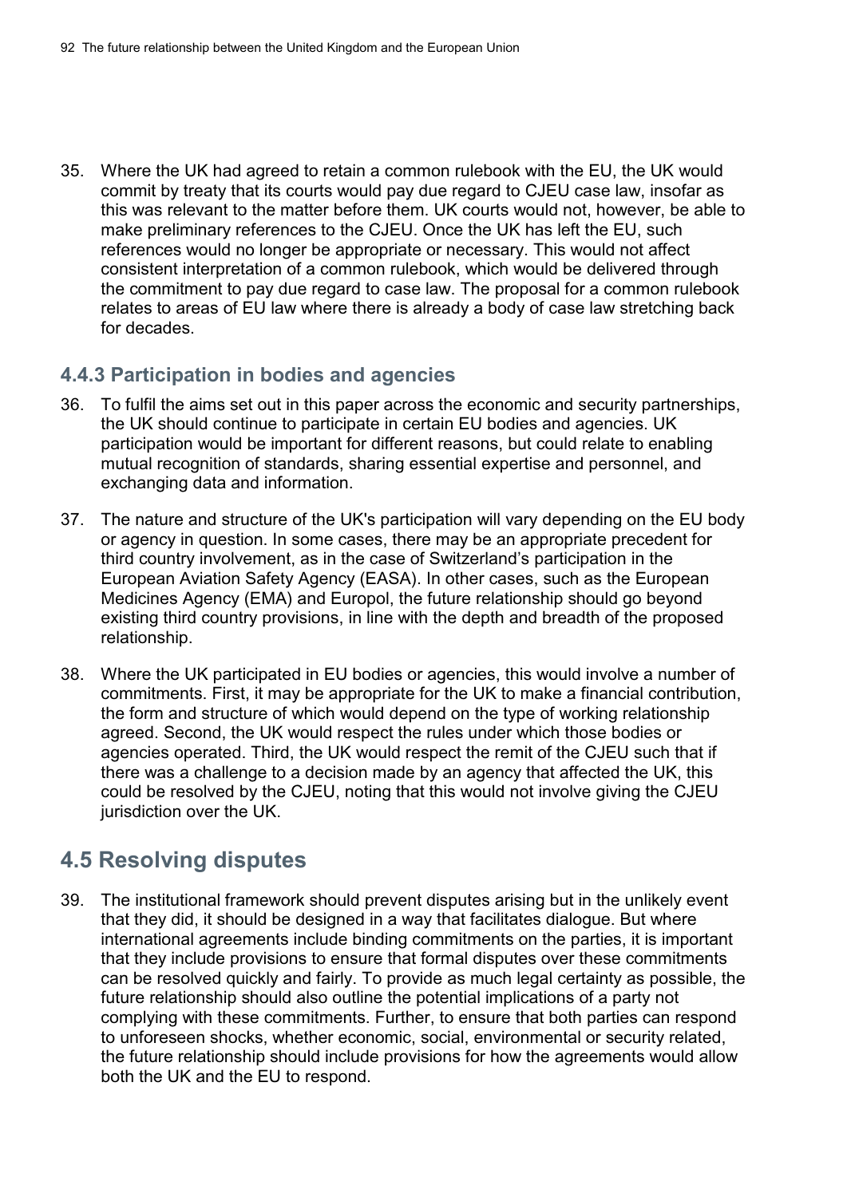35. Where the UK had agreed to retain a common rulebook with the EU, the UK would commit by treaty that its courts would pay due regard to CJEU case law, insofar as this was relevant to the matter before them. UK courts would not, however, be able to make preliminary references to the CJEU. Once the UK has left the EU, such references would no longer be appropriate or necessary. This would not affect consistent interpretation of a common rulebook, which would be delivered through the commitment to pay due regard to case law. The proposal for a common rulebook relates to areas of EU law where there is already a body of case law stretching back for decades.

### 4.4.3 Participation in bodies and agencies

36. To fulfil the aims set out in this paper across the economic and security partnerships, the UK should continue to participate in certain EU bodies and agencies. UK participation would be important for different reasons, but could relate to enabling mutual recognition of standards, sharing essential expertise and personnel, and exchanging data and information.

37. The nature and structure of the UK's participation will vary depending on the EU body or agency in question. In some cases, there may be an appropriate precedent for third country involvement, as in the case of Switzerland's participation in the European Aviation Safety Agency (EASA). In other cases, such as the European Medicines Agency (EMA) and Europol, the future relationship should go beyond existing third country provisions, in line with the depth and breadth of the proposed relationship.

38. Where the UK participated in EU bodies or agencies, this would involve a number of commitments. First, it may be appropriate for the UK to make a financial contribution, the form and structure of which would depend on the type of working relationship agreed. Second, the UK would respect the rules under which those bodies or agencies operated. Third, the UK would respect the remit of the CJEU such that if there was a challenge to a decision made by an agency that affected the UK, this could be resolved by the CJEU, noting that this would not involve giving the CJEU jurisdiction over the UK.

## 4.5 Resolving disputes

39. The institutional framework should prevent disputes arising but in the unlikely event that they did, it should be designed in a way that facilitates dialogue. But where international agreements include binding commitments on the parties, it is important that they include provisions to ensure that formal disputes over these commitments can be resolved quickly and fairly. To provide as much legal certainty as possible, the future relationship should also outline the potential implications of a party not complying with these commitments. Further, to ensure that both parties can respond to unforeseen shocks, whether economic, social, environmental or security related, the future relationship should include provisions for how the agreements would allow both the UK and the EU to respond.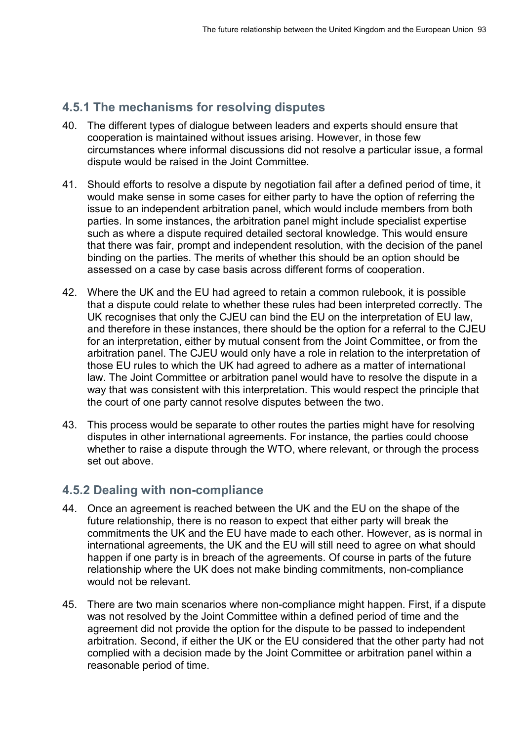### 4.5.1 The mechanisms for resolving disputes

40. The different types of dialogue between leaders and experts should ensure that cooperation is maintained without issues arising. However, in those few circumstances where informal discussions did not resolve a particular issue, a formal dispute would be raised in the Joint Committee.

41. Should efforts to resolve a dispute by negotiation fail after a defined period of time, it would make sense in some cases for either party to have the option of referring the issue to an independent arbitration panel, which would include members from both parties. In some instances, the arbitration panel might include specialist expertise such as where a dispute required detailed sectoral knowledge. This would ensure that there was fair, prompt and independent resolution, with the decision of the panel binding on the parties. The merits of whether this should be an option should be assessed on a case by case basis across different forms of cooperation.

42. Where the UK and the EU had agreed to retain a common rulebook, it is possible that a dispute could relate to whether these rules had been interpreted correctly. The UK recognises that only the CJEU can bind the EU on the interpretation of EU law, and therefore in these instances, there should be the option for a referral to the CJEU for an interpretation, either by mutual consent from the Joint Committee, or from the arbitration panel. The CJEU would only have a role in relation to the interpretation of those EU rules to which the UK had agreed to adhere as a matter of international law. The Joint Committee or arbitration panel would have to resolve the dispute in a way that was consistent with this interpretation. This would respect the principle that the court of one party cannot resolve disputes between the two.

43. This process would be separate to other routes the parties might have for resolving disputes in other international agreements. For instance, the parties could choose whether to raise a dispute through the WTO, where relevant, or through the process set out above.

### 4.5.2 Dealing with non-compliance

44. Once an agreement is reached between the UK and the EU on the shape of the future relationship, there is no reason to expect that either party will break the commitments the UK and the EU have made to each other. However, as is normal in international agreements, the UK and the EU will still need to agree on what should happen if one party is in breach of the agreements. Of course in parts of the future relationship where the UK does not make binding commitments, non-compliance would not be relevant.

45. There are two main scenarios where non-compliance might happen. First, if a dispute was not resolved by the Joint Committee within a defined period of time and the agreement did not provide the option for the dispute to be passed to independent arbitration. Second, if either the UK or the EU considered that the other party had not complied with a decision made by the Joint Committee or arbitration panel within a reasonable period of time.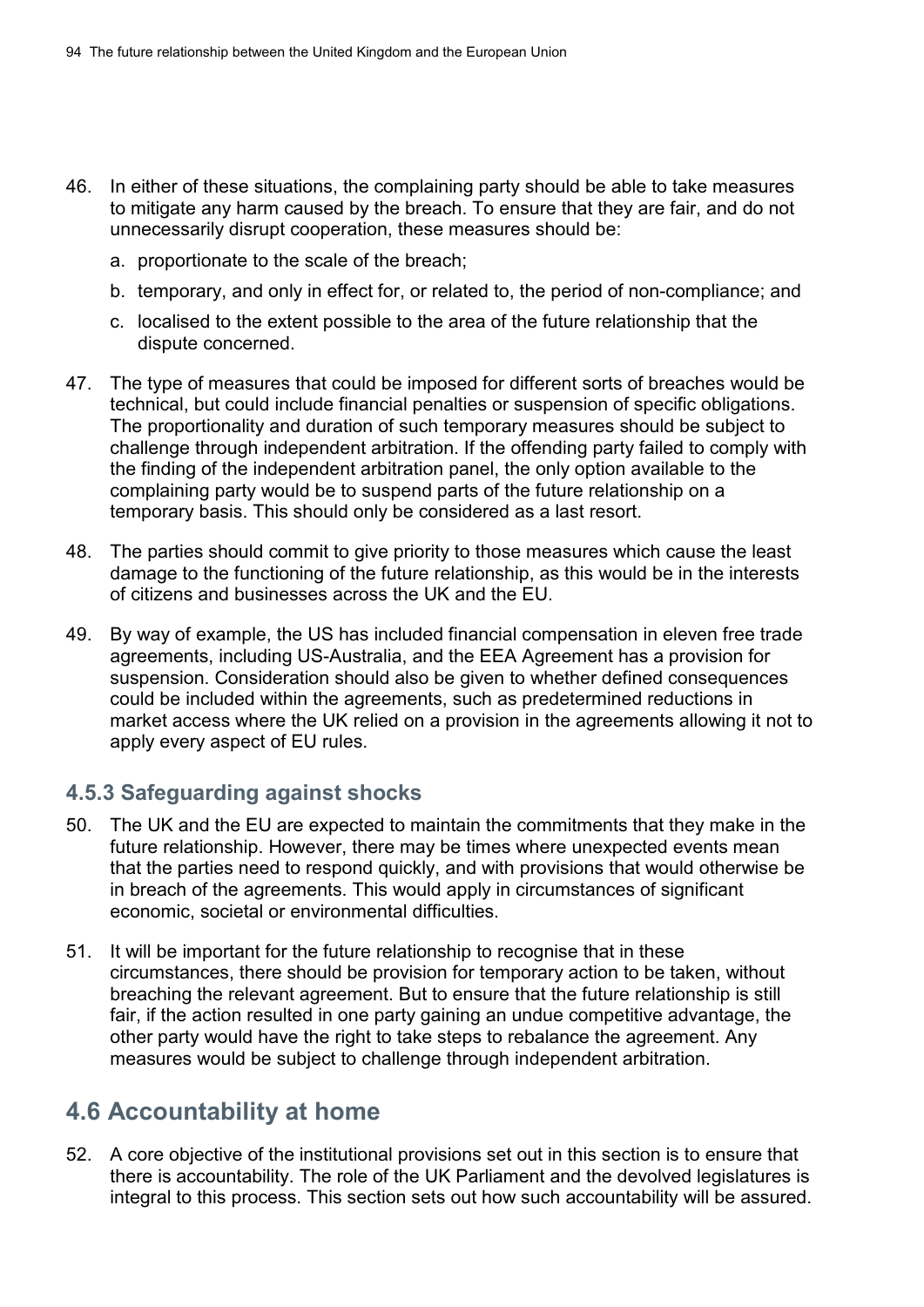46. In either of these situations, the complaining party should be able to take measures to mitigate any harm caused by the breach. To ensure that they are fair, and do not unnecessarily disrupt cooperation, these measures should be:

    a. proportionate to the scale of the breach;

    b. temporary, and only in effect for, or related to, the period of non-compliance; and

    c. localised to the extent possible to the area of the future relationship that the dispute concerned.

47. The type of measures that could be imposed for different sorts of breaches would be technical, but could include financial penalties or suspension of specific obligations. The proportionality and duration of such temporary measures should be subject to challenge through independent arbitration. If the offending party failed to comply with the finding of the independent arbitration panel, the only option available to the complaining party would be to suspend parts of the future relationship on a temporary basis. This should only be considered as a last resort.

48. The parties should commit to give priority to those measures which cause the least damage to the functioning of the future relationship, as this would be in the interests of citizens and businesses across the UK and the EU.

49. By way of example, the US has included financial compensation in eleven free trade agreements, including US-Australia, and the EEA Agreement has a provision for suspension. Consideration should also be given to whether defined consequences could be included within the agreements, such as predetermined reductions in market access where the UK relied on a provision in the agreements allowing it not to apply every aspect of EU rules.

### 4.5.3 Safeguarding against shocks

50. The UK and the EU are expected to maintain the commitments that they make in the future relationship. However, there may be times where unexpected events mean that the parties need to respond quickly, and with provisions that would otherwise be in breach of the agreements. This would apply in circumstances of significant economic, societal or environmental difficulties.

51. It will be important for the future relationship to recognise that in these circumstances, there should be provision for temporary action to be taken, without breaching the relevant agreement. But to ensure that the future relationship is still fair, if the action resulted in one party gaining an undue competitive advantage, the other party would have the right to take steps to rebalance the agreement. Any measures would be subject to challenge through independent arbitration.

## 4.6 Accountability at home

52. A core objective of the institutional provisions set out in this section is to ensure that there is accountability. The role of the UK Parliament and the devolved legislatures is integral to this process. This section sets out how such accountability will be assured.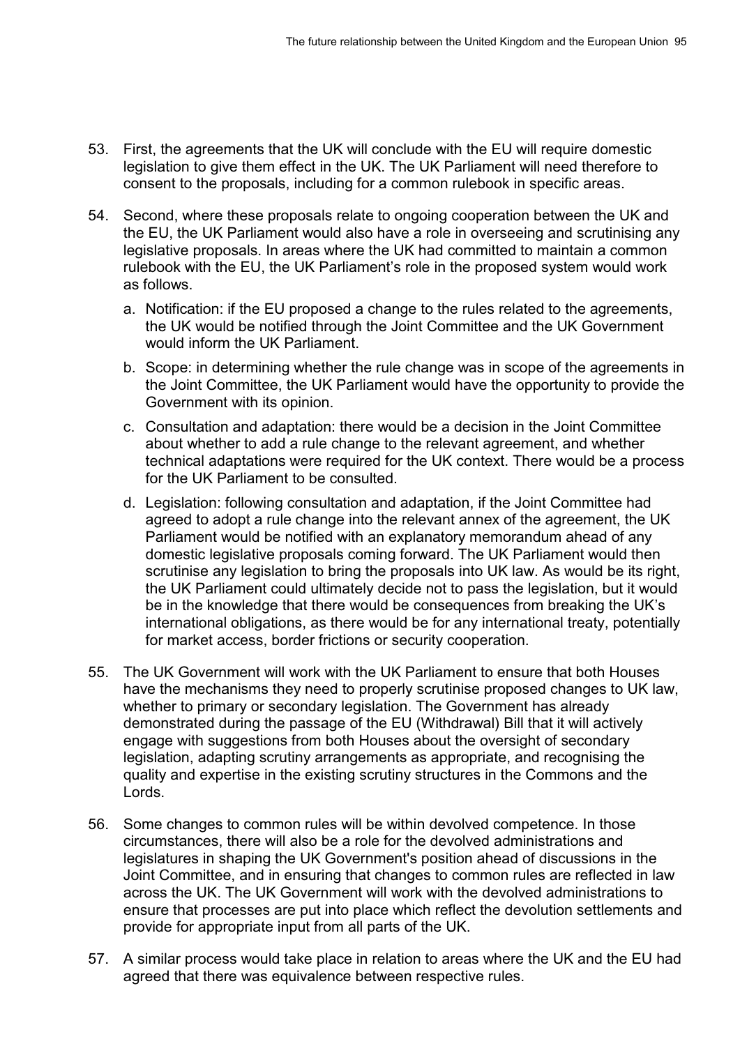53. First, the agreements that the UK will conclude with the EU will require domestic legislation to give them effect in the UK. The UK Parliament will need therefore to consent to the proposals, including for a common rulebook in specific areas.

54. Second, where these proposals relate to ongoing cooperation between the UK and the EU, the UK Parliament would also have a role in overseeing and scrutinising any legislative proposals. In areas where the UK had committed to maintain a common rulebook with the EU, the UK Parliament's role in the proposed system would work as follows.

    a. Notification: if the EU proposed a change to the rules related to the agreements, the UK would be notified through the Joint Committee and the UK Government would inform the UK Parliament.

    b. Scope: in determining whether the rule change was in scope of the agreements in the Joint Committee, the UK Parliament would have the opportunity to provide the Government with its opinion.

    c. Consultation and adaptation: there would be a decision in the Joint Committee about whether to add a rule change to the relevant agreement, and whether technical adaptations were required for the UK context. There would be a process for the UK Parliament to be consulted.

    d. Legislation: following consultation and adaptation, if the Joint Committee had agreed to adopt a rule change into the relevant annex of the agreement, the UK Parliament would be notified with an explanatory memorandum ahead of any domestic legislative proposals coming forward. The UK Parliament would then scrutinise any legislation to bring the proposals into UK law. As would be its right, the UK Parliament could ultimately decide not to pass the legislation, but it would be in the knowledge that there would be consequences from breaking the UK's international obligations, as there would be for any international treaty, potentially for market access, border frictions or security cooperation.

55. The UK Government will work with the UK Parliament to ensure that both Houses have the mechanisms they need to properly scrutinise proposed changes to UK law, whether to primary or secondary legislation. The Government has already demonstrated during the passage of the EU (Withdrawal) Bill that it will actively engage with suggestions from both Houses about the oversight of secondary legislation, adapting scrutiny arrangements as appropriate, and recognising the quality and expertise in the existing scrutiny structures in the Commons and the Lords.

56. Some changes to common rules will be within devolved competence. In those circumstances, there will also be a role for the devolved administrations and legislatures in shaping the UK Government's position ahead of discussions in the Joint Committee, and in ensuring that changes to common rules are reflected in law across the UK. The UK Government will work with the devolved administrations to ensure that processes are put into place which reflect the devolution settlements and provide for appropriate input from all parts of the UK.

57. A similar process would take place in relation to areas where the UK and the EU had agreed that there was equivalence between respective rules.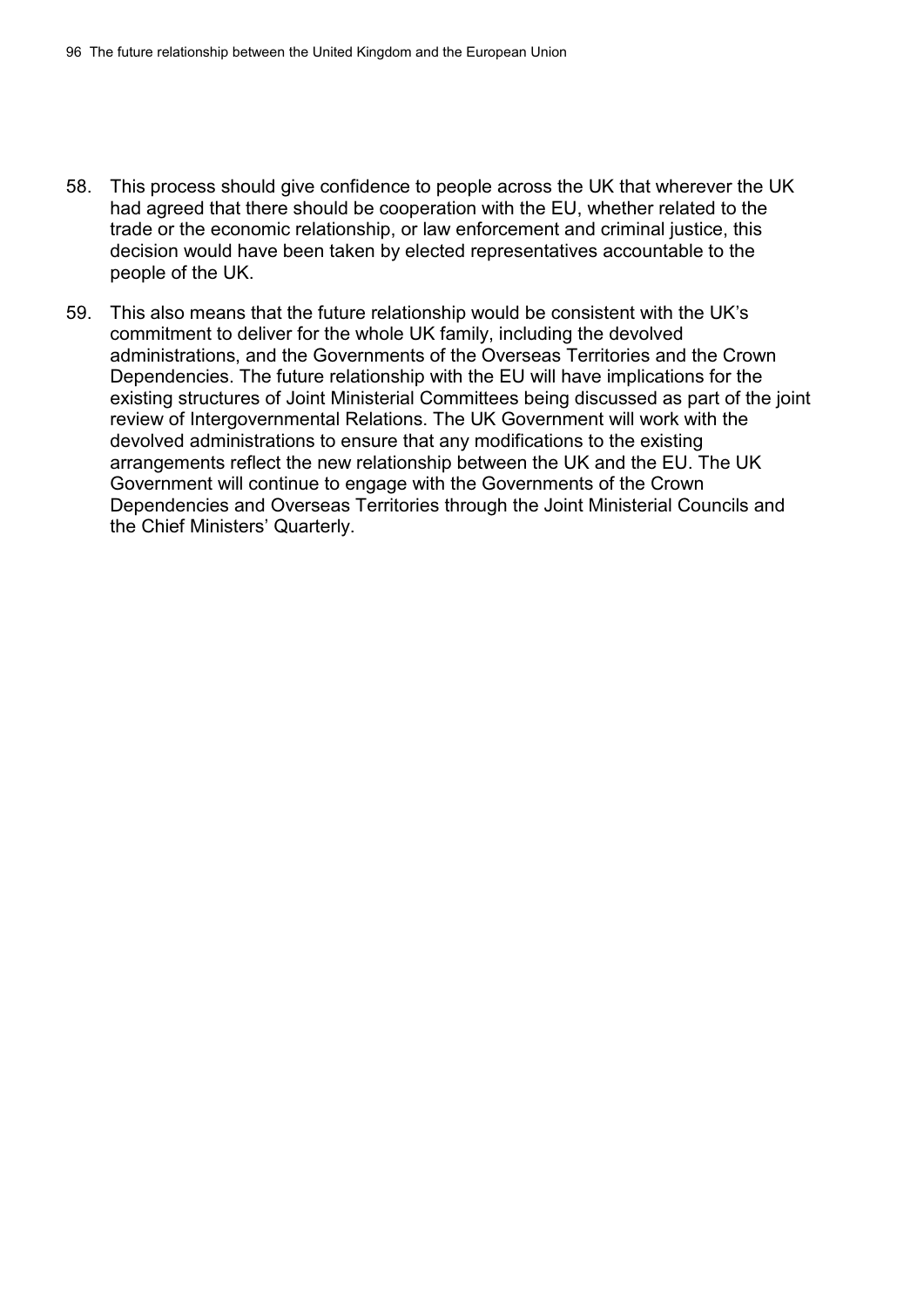58. This process should give confidence to people across the UK that wherever the UK had agreed that there should be cooperation with the EU, whether related to the trade or the economic relationship, or law enforcement and criminal justice, this decision would have been taken by elected representatives accountable to the people of the UK.

59. This also means that the future relationship would be consistent with the UK's commitment to deliver for the whole UK family, including the devolved administrations, and the Governments of the Overseas Territories and the Crown Dependencies. The future relationship with the EU will have implications for the existing structures of Joint Ministerial Committees being discussed as part of the joint review of Intergovernmental Relations. The UK Government will work with the devolved administrations to ensure that any modifications to the existing arrangements reflect the new relationship between the UK and the EU. The UK Government will continue to engage with the Governments of the Crown Dependencies and Overseas Territories through the Joint Ministerial Councils and the Chief Ministers' Quarterly.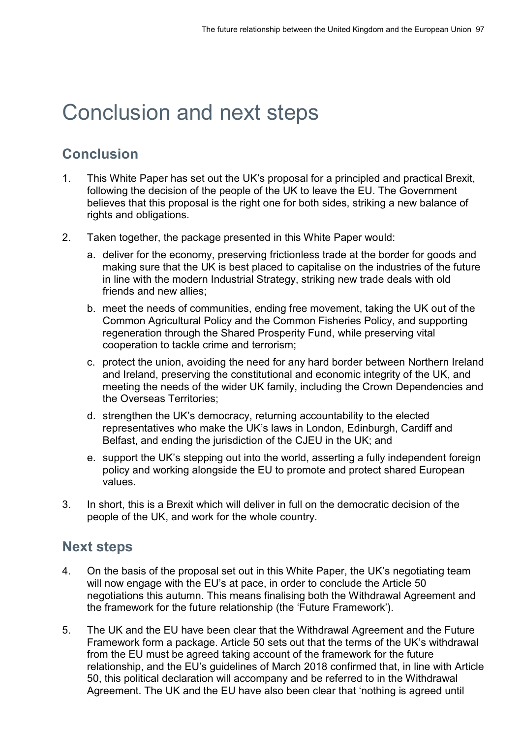# Conclusion and next steps

## Conclusion

1. This White Paper has set out the UK's proposal for a principled and practical Brexit, following the decision of the people of the UK to leave the EU. The Government believes that this proposal is the right one for both sides, striking a new balance of rights and obligations.

2. Taken together, the package presented in this White Paper would:

   a. deliver for the economy, preserving frictionless trade at the border for goods and making sure that the UK is best placed to capitalise on the industries of the future in line with the modern Industrial Strategy, striking new trade deals with old friends and new allies;

   b. meet the needs of communities, ending free movement, taking the UK out of the Common Agricultural Policy and the Common Fisheries Policy, and supporting regeneration through the Shared Prosperity Fund, while preserving vital cooperation to tackle crime and terrorism;

   c. protect the union, avoiding the need for any hard border between Northern Ireland and Ireland, preserving the constitutional and economic integrity of the UK, and meeting the needs of the wider UK family, including the Crown Dependencies and the Overseas Territories;

   d. strengthen the UK's democracy, returning accountability to the elected representatives who make the UK's laws in London, Edinburgh, Cardiff and Belfast, and ending the jurisdiction of the CJEU in the UK; and

   e. support the UK's stepping out into the world, asserting a fully independent foreign policy and working alongside the EU to promote and protect shared European values.

3. In short, this is a Brexit which will deliver in full on the democratic decision of the people of the UK, and work for the whole country.

## Next steps

4. On the basis of the proposal set out in this White Paper, the UK's negotiating team will now engage with the EU's at pace, in order to conclude the Article 50 negotiations this autumn. This means finalising both the Withdrawal Agreement and the framework for the future relationship (the 'Future Framework').

5. The UK and the EU have been clear that the Withdrawal Agreement and the Future Framework form a package. Article 50 sets out that the terms of the UK's withdrawal from the EU must be agreed taking account of the framework for the future relationship, and the EU's guidelines of March 2018 confirmed that, in line with Article 50, this political declaration will accompany and be referred to in the Withdrawal Agreement. The UK and the EU have also been clear that 'nothing is agreed until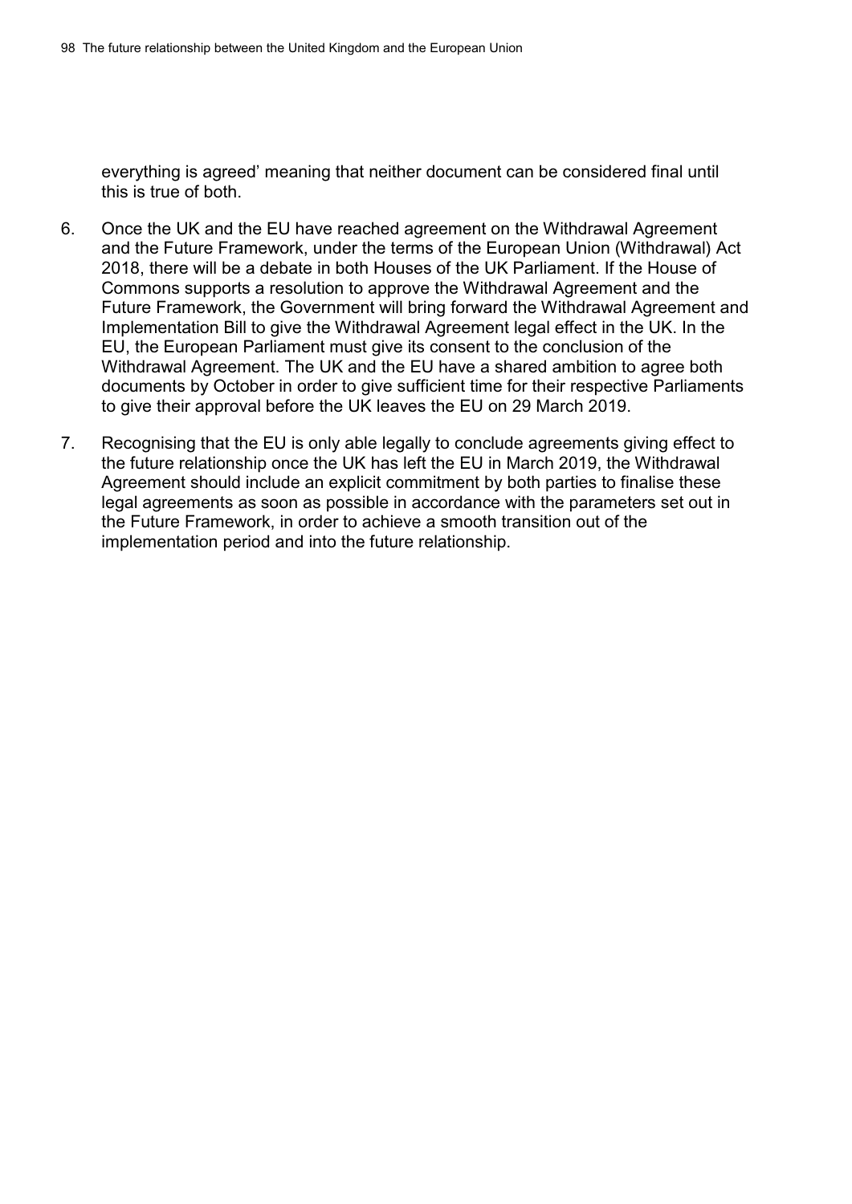everything is agreed' meaning that neither document can be considered final until this is true of both.

6. Once the UK and the EU have reached agreement on the Withdrawal Agreement and the Future Framework, under the terms of the European Union (Withdrawal) Act 2018, there will be a debate in both Houses of the UK Parliament. If the House of Commons supports a resolution to approve the Withdrawal Agreement and the Future Framework, the Government will bring forward the Withdrawal Agreement and Implementation Bill to give the Withdrawal Agreement legal effect in the UK. In the EU, the European Parliament must give its consent to the conclusion of the Withdrawal Agreement. The UK and the EU have a shared ambition to agree both documents by October in order to give sufficient time for their respective Parliaments to give their approval before the UK leaves the EU on 29 March 2019.

7. Recognising that the EU is only able legally to conclude agreements giving effect to the future relationship once the UK has left the EU in March 2019, the Withdrawal Agreement should include an explicit commitment by both parties to finalise these legal agreements as soon as possible in accordance with the parameters set out in the Future Framework, in order to achieve a smooth transition out of the implementation period and into the future relationship.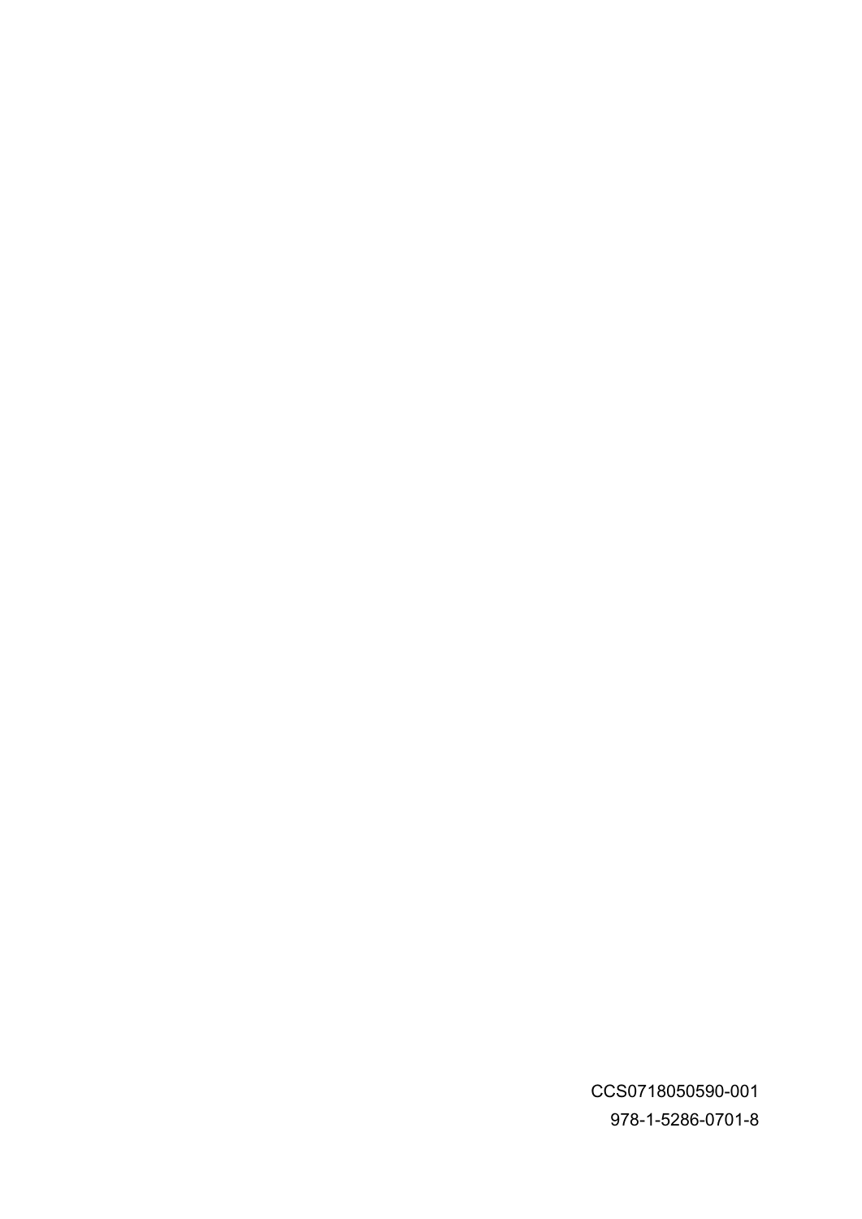CCS0718050590-001
978-1-5286-0701-8